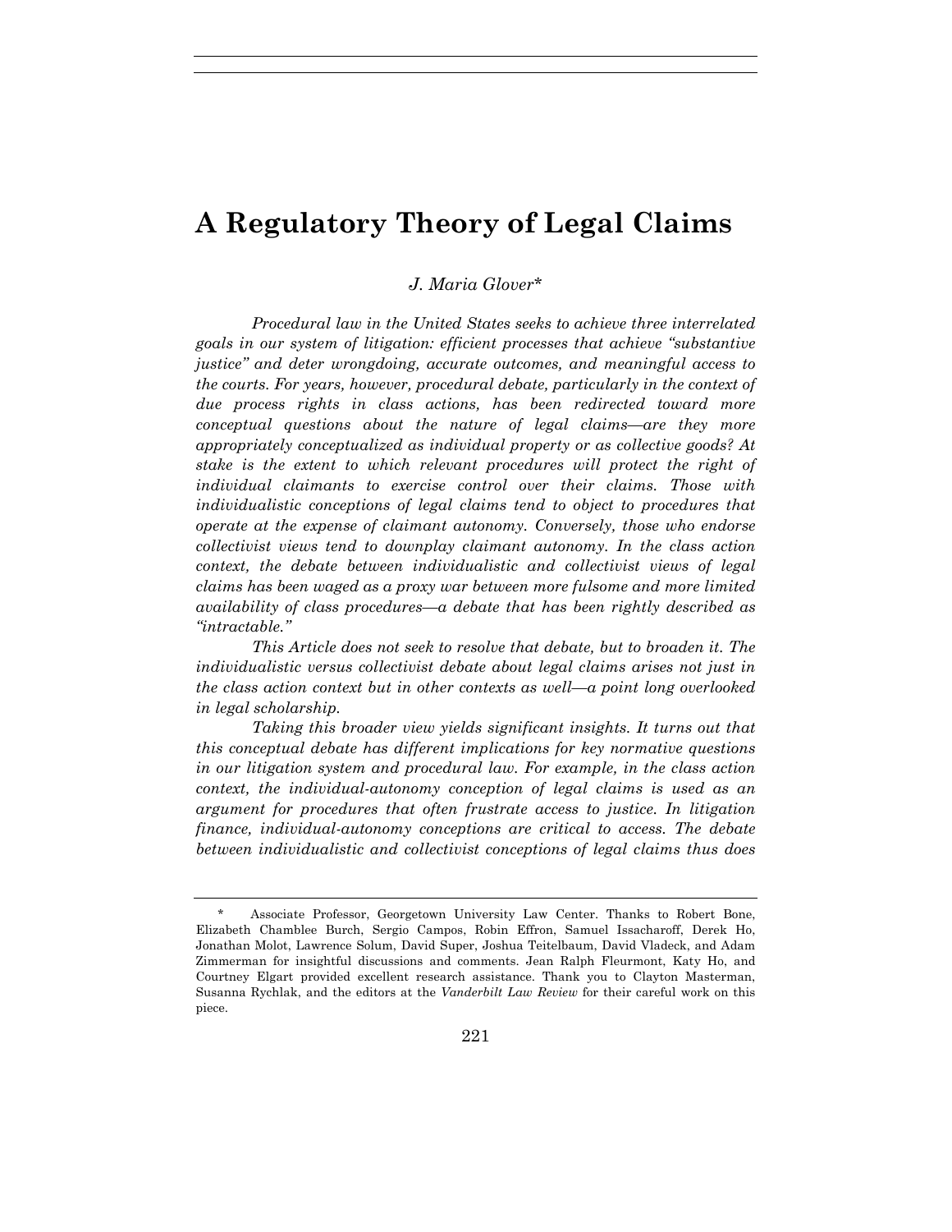# A Regulatory Theory of Legal Claims

*J. Maria Glover\**

*Procedural law in the United States seeks to achieve three interrelated goals in our system of litigation: efficient processes that achieve "substantive justice" and deter wrongdoing, accurate outcomes, and meaningful access to the courts. For years, however, procedural debate, particularly in the context of due process rights in class actions, has been redirected toward more conceptual questions about the nature of legal claims—are they more appropriately conceptualized as individual property or as collective goods? At stake is the extent to which relevant procedures will protect the right of individual claimants to exercise control over their claims. Those with individualistic conceptions of legal claims tend to object to procedures that operate at the expense of claimant autonomy. Conversely, those who endorse collectivist views tend to downplay claimant autonomy. In the class action context, the debate between individualistic and collectivist views of legal claims has been waged as a proxy war between more fulsome and more limited availability of class procedures—a debate that has been rightly described as "intractable."*

*This Article does not seek to resolve that debate, but to broaden it. The individualistic versus collectivist debate about legal claims arises not just in the class action context but in other contexts as well—a point long overlooked in legal scholarship.*

*Taking this broader view yields significant insights. It turns out that this conceptual debate has different implications for key normative questions in our litigation system and procedural law. For example, in the class action context, the individual-autonomy conception of legal claims is used as an argument for procedures that often frustrate access to justice. In litigation finance, individual-autonomy conceptions are critical to access. The debate between individualistic and collectivist conceptions of legal claims thus does*

---

\* Associate Professor, Georgetown University Law Center. Thanks to Robert Bone, Elizabeth Chamblee Burch, Sergio Campos, Robin Effron, Samuel Issacharoff, Derek Ho, Jonathan Molot, Lawrence Solum, David Super, Joshua Teitelbaum, David Vladeck, and Adam Zimmerman for insightful discussions and comments. Jean Ralph Fleurmont, Katy Ho, and Courtney Elgart provided excellent research assistance. Thank you to Clayton Masterman, Susanna Rychlak, and the editors at the *Vanderbilt Law Review* for their careful work on this piece.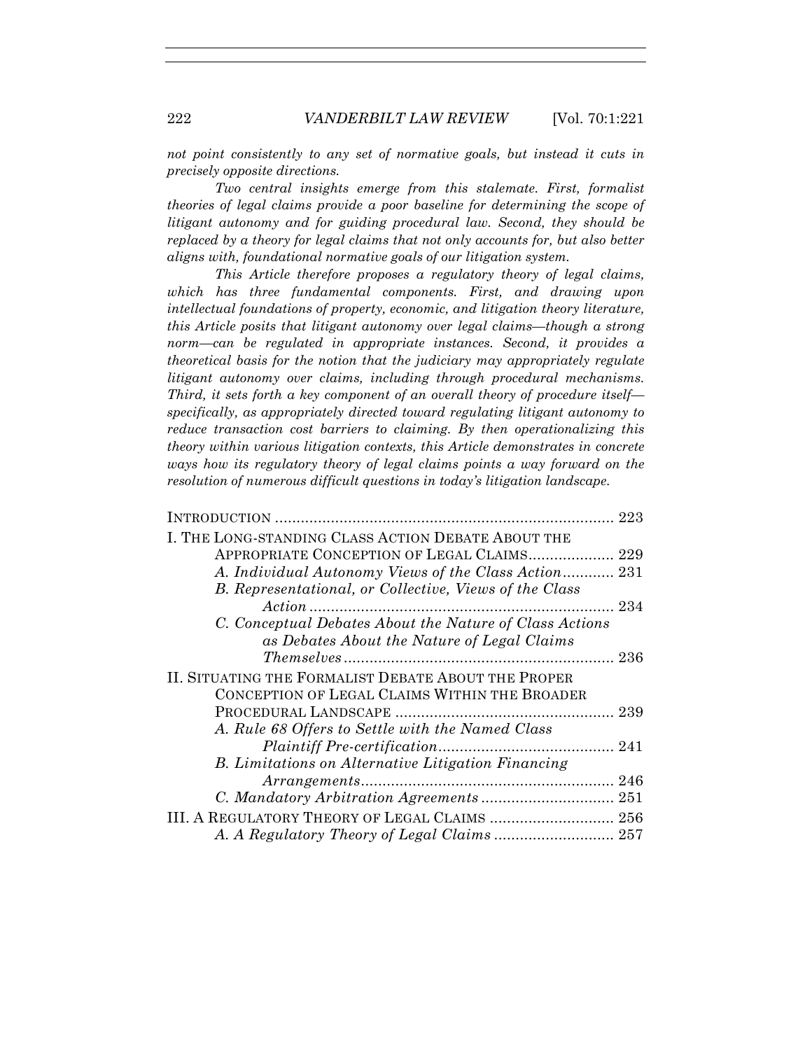*not point consistently to any set of normative goals, but instead it cuts in precisely opposite directions.*

*Two central insights emerge from this stalemate. First, formalist theories of legal claims provide a poor baseline for determining the scope of litigant autonomy and for guiding procedural law. Second, they should be replaced by a theory for legal claims that not only accounts for, but also better aligns with, foundational normative goals of our litigation system.*

*This Article therefore proposes a regulatory theory of legal claims, which has three fundamental components. First, and drawing upon intellectual foundations of property, economic, and litigation theory literature, this Article posits that litigant autonomy over legal claims—though a strong norm—can be regulated in appropriate instances. Second, it provides a theoretical basis for the notion that the judiciary may appropriately regulate litigant autonomy over claims, including through procedural mechanisms. Third, it sets forth a key component of an overall theory of procedure itself—specifically, as appropriately directed toward regulating litigant autonomy to reduce transaction cost barriers to claiming. By then operationalizing this theory within various litigation contexts, this Article demonstrates in concrete ways how its regulatory theory of legal claims points a way forward on the resolution of numerous difficult questions in today's litigation landscape.*

| | |
|---|---|
| INTRODUCTION | 223 |
| I. THE LONG-STANDING CLASS ACTION DEBATE ABOUT THE APPROPRIATE CONCEPTION OF LEGAL CLAIMS | 229 |
| *A. Individual Autonomy Views of the Class Action* | 231 |
| *B. Representational, or Collective, Views of the Class Action* | 234 |
| *C. Conceptual Debates About the Nature of Class Actions as Debates About the Nature of Legal Claims Themselves* | 236 |
| II. SITUATING THE FORMALIST DEBATE ABOUT THE PROPER CONCEPTION OF LEGAL CLAIMS WITHIN THE BROADER PROCEDURAL LANDSCAPE | 239 |
| *A. Rule 68 Offers to Settle with the Named Class Plaintiff Pre-certification* | 241 |
| *B. Limitations on Alternative Litigation Financing Arrangements* | 246 |
| *C. Mandatory Arbitration Agreements* | 251 |
| III. A REGULATORY THEORY OF LEGAL CLAIMS | 256 |
| *A. A Regulatory Theory of Legal Claims* | 257 |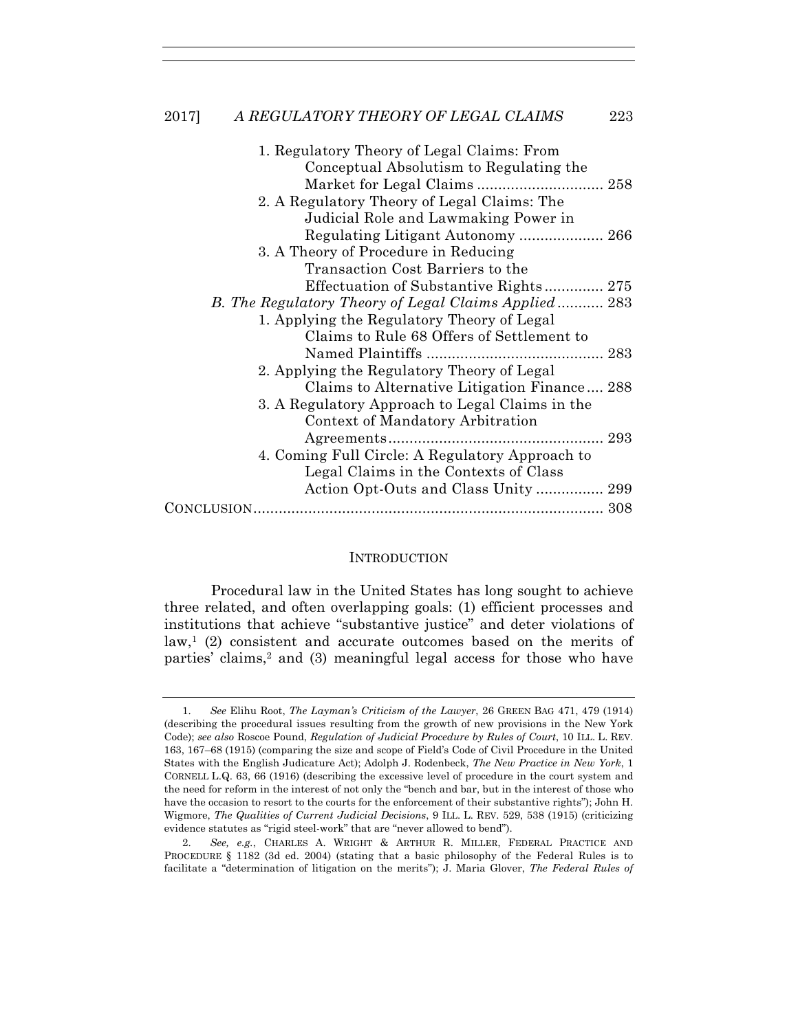1. Regulatory Theory of Legal Claims: From Conceptual Absolutism to Regulating the Market for Legal Claims .............................. 258
2. A Regulatory Theory of Legal Claims: The Judicial Role and Lawmaking Power in Regulating Litigant Autonomy .................... 266
3. A Theory of Procedure in Reducing Transaction Cost Barriers to the Effectuation of Substantive Rights.............. 275

*B. The Regulatory Theory of Legal Claims Applied* ........... 283

1. Applying the Regulatory Theory of Legal Claims to Rule 68 Offers of Settlement to Named Plaintiffs .......................................... 283
2. Applying the Regulatory Theory of Legal Claims to Alternative Litigation Finance .... 288
3. A Regulatory Approach to Legal Claims in the Context of Mandatory Arbitration Agreements.................................................. 293
4. Coming Full Circle: A Regulatory Approach to Legal Claims in the Contexts of Class Action Opt-Outs and Class Unity ................ 299

CONCLUSION.................................................................................. 308

## INTRODUCTION

Procedural law in the United States has long sought to achieve three related, and often overlapping goals: (1) efficient processes and institutions that achieve "substantive justice" and deter violations of law,[1] (2) consistent and accurate outcomes based on the merits of parties' claims,[2] and (3) meaningful legal access for those who have

---

1. *See* Elihu Root, *The Layman's Criticism of the Lawyer*, 26 GREEN BAG 471, 479 (1914) (describing the procedural issues resulting from the growth of new provisions in the New York Code); *see also* Roscoe Pound, *Regulation of Judicial Procedure by Rules of Court*, 10 ILL. L. REV. 163, 167–68 (1915) (comparing the size and scope of Field's Code of Civil Procedure in the United States with the English Judicature Act); Adolph J. Rodenbeck, *The New Practice in New York*, 1 CORNELL L.Q. 63, 66 (1916) (describing the excessive level of procedure in the court system and the need for reform in the interest of not only the "bench and bar, but in the interest of those who have the occasion to resort to the courts for the enforcement of their substantive rights"); John H. Wigmore, *The Qualities of Current Judicial Decisions*, 9 ILL. L. REV. 529, 538 (1915) (criticizing evidence statutes as "rigid steel-work" that are "never allowed to bend").

2. *See, e.g.*, CHARLES A. WRIGHT & ARTHUR R. MILLER, FEDERAL PRACTICE AND PROCEDURE § 1182 (3d ed. 2004) (stating that a basic philosophy of the Federal Rules is to facilitate a "determination of litigation on the merits"); J. Maria Glover, *The Federal Rules of*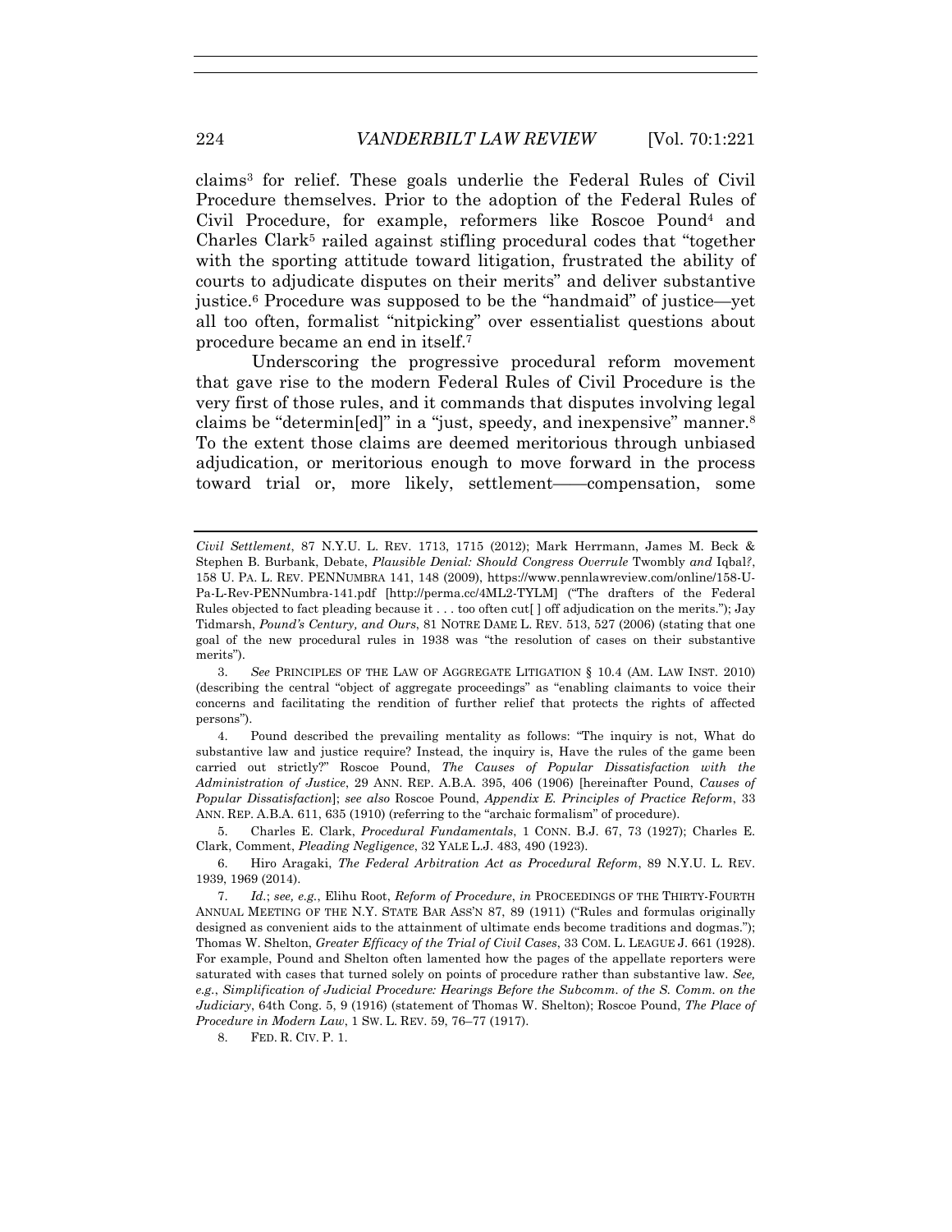claims[3] for relief. These goals underlie the Federal Rules of Civil Procedure themselves. Prior to the adoption of the Federal Rules of Civil Procedure, for example, reformers like Roscoe Pound[4] and Charles Clark[5] railed against stifling procedural codes that "together with the sporting attitude toward litigation, frustrated the ability of courts to adjudicate disputes on their merits" and deliver substantive justice.[6] Procedure was supposed to be the "handmaid" of justice—yet all too often, formalist "nitpicking" over essentialist questions about procedure became an end in itself.[7]

Underscoring the progressive procedural reform movement that gave rise to the modern Federal Rules of Civil Procedure is the very first of those rules, and it commands that disputes involving legal claims be "determin[ed]" in a "just, speedy, and inexpensive" manner.[8] To the extent those claims are deemed meritorious through unbiased adjudication, or meritorious enough to move forward in the process toward trial or, more likely, settlement——compensation, some

---

*Civil Settlement*, 87 N.Y.U. L. REV. 1713, 1715 (2012); Mark Herrmann, James M. Beck & Stephen B. Burbank, Debate, *Plausible Denial: Should Congress Overrule* Twombly *and* Iqbal*?*, 158 U. PA. L. REV. PENNUMBRA 141, 148 (2009), https://www.pennlawreview.com/online/158-U-Pa-L-Rev-PENNumbra-141.pdf [http://perma.cc/4ML2-TYLM] ("The drafters of the Federal Rules objected to fact pleading because it . . . too often cut[ ] off adjudication on the merits."); Jay Tidmarsh, *Pound's Century, and Ours*, 81 NOTRE DAME L. REV. 513, 527 (2006) (stating that one goal of the new procedural rules in 1938 was "the resolution of cases on their substantive merits").

3. *See* PRINCIPLES OF THE LAW OF AGGREGATE LITIGATION § 10.4 (AM. LAW INST. 2010) (describing the central "object of aggregate proceedings" as "enabling claimants to voice their concerns and facilitating the rendition of further relief that protects the rights of affected persons").

4. Pound described the prevailing mentality as follows: "The inquiry is not, What do substantive law and justice require? Instead, the inquiry is, Have the rules of the game been carried out strictly?" Roscoe Pound, *The Causes of Popular Dissatisfaction with the Administration of Justice*, 29 ANN. REP. A.B.A. 395, 406 (1906) [hereinafter Pound, *Causes of Popular Dissatisfaction*]; *see also* Roscoe Pound, *Appendix E. Principles of Practice Reform*, 33 ANN. REP. A.B.A. 611, 635 (1910) (referring to the "archaic formalism" of procedure).

5. Charles E. Clark, *Procedural Fundamentals*, 1 CONN. B.J. 67, 73 (1927); Charles E. Clark, Comment, *Pleading Negligence*, 32 YALE L.J. 483, 490 (1923).

6. Hiro Aragaki, *The Federal Arbitration Act as Procedural Reform*, 89 N.Y.U. L. REV. 1939, 1969 (2014).

7. *Id.*; *see, e.g.*, Elihu Root, *Reform of Procedure*, *in* PROCEEDINGS OF THE THIRTY-FOURTH ANNUAL MEETING OF THE N.Y. STATE BAR ASS'N 87, 89 (1911) ("Rules and formulas originally designed as convenient aids to the attainment of ultimate ends become traditions and dogmas."); Thomas W. Shelton, *Greater Efficacy of the Trial of Civil Cases*, 33 COM. L. LEAGUE J. 661 (1928). For example, Pound and Shelton often lamented how the pages of the appellate reporters were saturated with cases that turned solely on points of procedure rather than substantive law. *See, e.g.*, *Simplification of Judicial Procedure: Hearings Before the Subcomm. of the S. Comm. on the Judiciary*, 64th Cong. 5, 9 (1916) (statement of Thomas W. Shelton); Roscoe Pound, *The Place of Procedure in Modern Law*, 1 SW. L. REV. 59, 76–77 (1917).

8. FED. R. CIV. P. 1.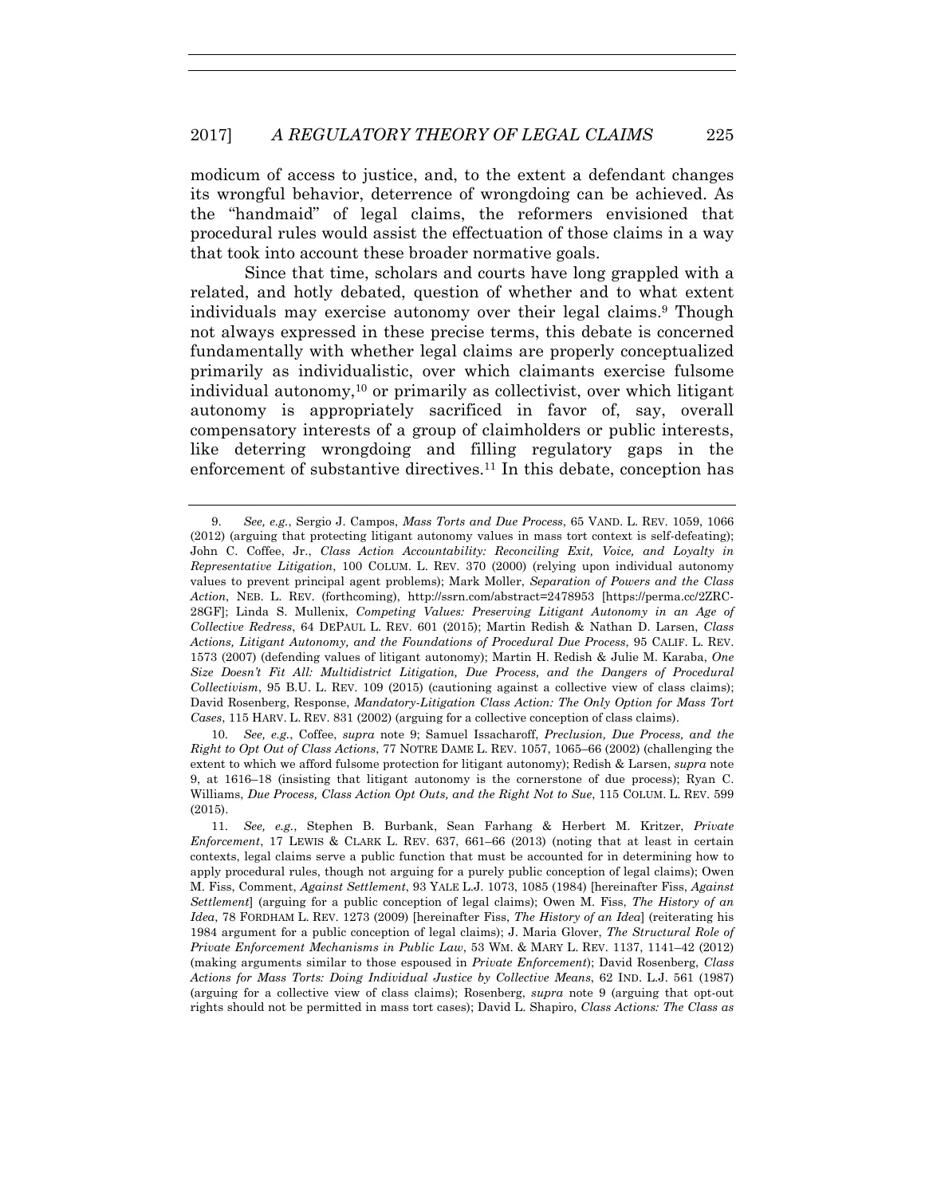modicum of access to justice, and, to the extent a defendant changes its wrongful behavior, deterrence of wrongdoing can be achieved. As the "handmaid" of legal claims, the reformers envisioned that procedural rules would assist the effectuation of those claims in a way that took into account these broader normative goals.

Since that time, scholars and courts have long grappled with a related, and hotly debated, question of whether and to what extent individuals may exercise autonomy over their legal claims.[9] Though not always expressed in these precise terms, this debate is concerned fundamentally with whether legal claims are properly conceptualized primarily as individualistic, over which claimants exercise fulsome individual autonomy,[10] or primarily as collectivist, over which litigant autonomy is appropriately sacrificed in favor of, say, overall compensatory interests of a group of claimholders or public interests, like deterring wrongdoing and filling regulatory gaps in the enforcement of substantive directives.[11] In this debate, conception has

---

9. *See, e.g.*, Sergio J. Campos, *Mass Torts and Due Process*, 65 VAND. L. REV. 1059, 1066 (2012) (arguing that protecting litigant autonomy values in mass tort context is self-defeating); John C. Coffee, Jr., *Class Action Accountability: Reconciling Exit, Voice, and Loyalty in Representative Litigation*, 100 COLUM. L. REV. 370 (2000) (relying upon individual autonomy values to prevent principal agent problems); Mark Moller, *Separation of Powers and the Class Action*, NEB. L. REV. (forthcoming), http://ssrn.com/abstract=2478953 [https://perma.cc/2ZRC-28GF]; Linda S. Mullenix, *Competing Values: Preserving Litigant Autonomy in an Age of Collective Redress*, 64 DEPAUL L. REV. 601 (2015); Martin Redish & Nathan D. Larsen, *Class Actions, Litigant Autonomy, and the Foundations of Procedural Due Process*, 95 CALIF. L. REV. 1573 (2007) (defending values of litigant autonomy); Martin H. Redish & Julie M. Karaba, *One Size Doesn't Fit All: Multidistrict Litigation, Due Process, and the Dangers of Procedural Collectivism*, 95 B.U. L. REV. 109 (2015) (cautioning against a collective view of class claims); David Rosenberg, Response, *Mandatory-Litigation Class Action: The Only Option for Mass Tort Cases*, 115 HARV. L. REV. 831 (2002) (arguing for a collective conception of class claims).

10. *See, e.g.*, Coffee, *supra* note 9; Samuel Issacharoff, *Preclusion, Due Process, and the Right to Opt Out of Class Actions*, 77 NOTRE DAME L. REV. 1057, 1065–66 (2002) (challenging the extent to which we afford fulsome protection for litigant autonomy); Redish & Larsen, *supra* note 9, at 1616–18 (insisting that litigant autonomy is the cornerstone of due process); Ryan C. Williams, *Due Process, Class Action Opt Outs, and the Right Not to Sue*, 115 COLUM. L. REV. 599 (2015).

11. *See, e.g.*, Stephen B. Burbank, Sean Farhang & Herbert M. Kritzer, *Private Enforcement*, 17 LEWIS & CLARK L. REV. 637, 661–66 (2013) (noting that at least in certain contexts, legal claims serve a public function that must be accounted for in determining how to apply procedural rules, though not arguing for a purely public conception of legal claims); Owen M. Fiss, Comment, *Against Settlement*, 93 YALE L.J. 1073, 1085 (1984) [hereinafter Fiss, *Against Settlement*] (arguing for a public conception of legal claims); Owen M. Fiss, *The History of an Idea*, 78 FORDHAM L. REV. 1273 (2009) [hereinafter Fiss, *The History of an Idea*] (reiterating his 1984 argument for a public conception of legal claims); J. Maria Glover, *The Structural Role of Private Enforcement Mechanisms in Public Law*, 53 WM. & MARY L. REV. 1137, 1141–42 (2012) (making arguments similar to those espoused in *Private Enforcement*); David Rosenberg, *Class Actions for Mass Torts: Doing Individual Justice by Collective Means*, 62 IND. L.J. 561 (1987) (arguing for a collective view of class claims); Rosenberg, *supra* note 9 (arguing that opt-out rights should not be permitted in mass tort cases); David L. Shapiro, *Class Actions: The Class as*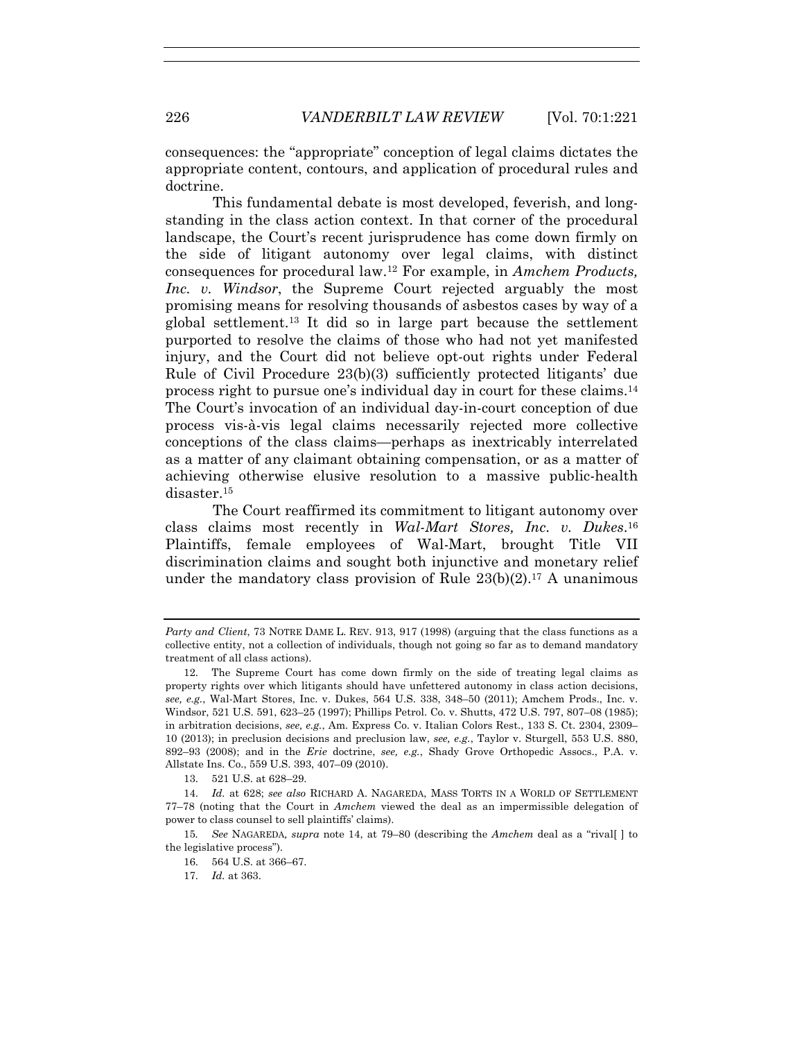consequences: the "appropriate" conception of legal claims dictates the appropriate content, contours, and application of procedural rules and doctrine.

This fundamental debate is most developed, feverish, and long-standing in the class action context. In that corner of the procedural landscape, the Court's recent jurisprudence has come down firmly on the side of litigant autonomy over legal claims, with distinct consequences for procedural law.[12] For example, in *Amchem Products, Inc. v. Windsor*, the Supreme Court rejected arguably the most promising means for resolving thousands of asbestos cases by way of a global settlement.[13] It did so in large part because the settlement purported to resolve the claims of those who had not yet manifested injury, and the Court did not believe opt-out rights under Federal Rule of Civil Procedure 23(b)(3) sufficiently protected litigants' due process right to pursue one's individual day in court for these claims.[14] The Court's invocation of an individual day-in-court conception of due process vis-à-vis legal claims necessarily rejected more collective conceptions of the class claims—perhaps as inextricably interrelated as a matter of any claimant obtaining compensation, or as a matter of achieving otherwise elusive resolution to a massive public-health disaster.[15]

The Court reaffirmed its commitment to litigant autonomy over class claims most recently in *Wal-Mart Stores, Inc. v. Dukes*.[16] Plaintiffs, female employees of Wal-Mart, brought Title VII discrimination claims and sought both injunctive and monetary relief under the mandatory class provision of Rule 23(b)(2).[17] A unanimous

---

*Party and Client*, 73 NOTRE DAME L. REV. 913, 917 (1998) (arguing that the class functions as a collective entity, not a collection of individuals, though not going so far as to demand mandatory treatment of all class actions).

12. The Supreme Court has come down firmly on the side of treating legal claims as property rights over which litigants should have unfettered autonomy in class action decisions, *see, e.g.*, Wal-Mart Stores, Inc. v. Dukes, 564 U.S. 338, 348–50 (2011); Amchem Prods., Inc. v. Windsor, 521 U.S. 591, 623–25 (1997); Phillips Petrol. Co. v. Shutts, 472 U.S. 797, 807–08 (1985); in arbitration decisions, *see, e.g.*, Am. Express Co. v. Italian Colors Rest., 133 S. Ct. 2304, 2309–10 (2013); in preclusion decisions and preclusion law, *see, e.g.*, Taylor v. Sturgell, 553 U.S. 880, 892–93 (2008); and in the *Erie* doctrine, *see, e.g.*, Shady Grove Orthopedic Assocs., P.A. v. Allstate Ins. Co., 559 U.S. 393, 407–09 (2010).

13. 521 U.S. at 628–29.

14. *Id.* at 628; *see also* RICHARD A. NAGAREDA, MASS TORTS IN A WORLD OF SETTLEMENT 77–78 (noting that the Court in *Amchem* viewed the deal as an impermissible delegation of power to class counsel to sell plaintiffs' claims).

15. *See* NAGAREDA, *supra* note 14, at 79–80 (describing the *Amchem* deal as a "rival[ ] to the legislative process").

16. 564 U.S. at 366–67.

17. *Id.* at 363.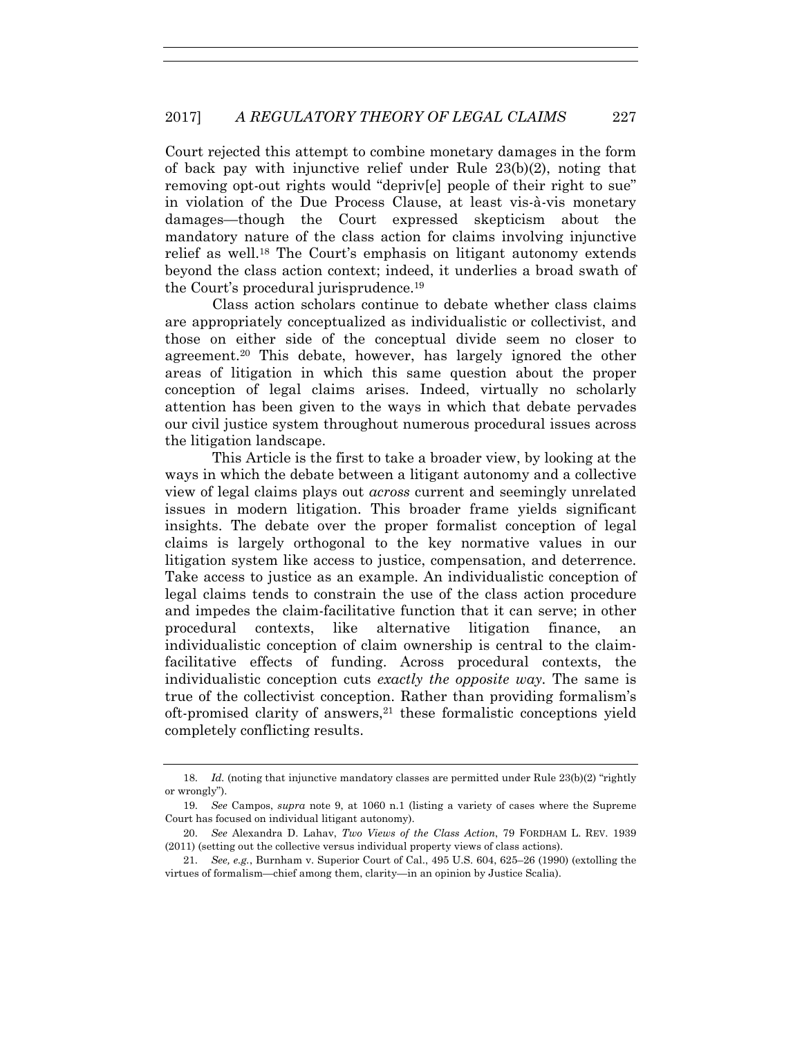Court rejected this attempt to combine monetary damages in the form of back pay with injunctive relief under Rule 23(b)(2), noting that removing opt-out rights would "depriv[e] people of their right to sue" in violation of the Due Process Clause, at least vis-à-vis monetary damages—though the Court expressed skepticism about the mandatory nature of the class action for claims involving injunctive relief as well.[18] The Court's emphasis on litigant autonomy extends beyond the class action context; indeed, it underlies a broad swath of the Court's procedural jurisprudence.[19]

Class action scholars continue to debate whether class claims are appropriately conceptualized as individualistic or collectivist, and those on either side of the conceptual divide seem no closer to agreement.[20] This debate, however, has largely ignored the other areas of litigation in which this same question about the proper conception of legal claims arises. Indeed, virtually no scholarly attention has been given to the ways in which that debate pervades our civil justice system throughout numerous procedural issues across the litigation landscape.

This Article is the first to take a broader view, by looking at the ways in which the debate between a litigant autonomy and a collective view of legal claims plays out *across* current and seemingly unrelated issues in modern litigation. This broader frame yields significant insights. The debate over the proper formalist conception of legal claims is largely orthogonal to the key normative values in our litigation system like access to justice, compensation, and deterrence. Take access to justice as an example. An individualistic conception of legal claims tends to constrain the use of the class action procedure and impedes the claim-facilitative function that it can serve; in other procedural contexts, like alternative litigation finance, an individualistic conception of claim ownership is central to the claim-facilitative effects of funding. Across procedural contexts, the individualistic conception cuts *exactly the opposite way*. The same is true of the collectivist conception. Rather than providing formalism's oft-promised clarity of answers,[21] these formalistic conceptions yield completely conflicting results.

---

18. *Id.* (noting that injunctive mandatory classes are permitted under Rule 23(b)(2) "rightly or wrongly").

19. *See* Campos, *supra* note 9, at 1060 n.1 (listing a variety of cases where the Supreme Court has focused on individual litigant autonomy).

20. *See* Alexandra D. Lahav, *Two Views of the Class Action*, 79 FORDHAM L. REV. 1939 (2011) (setting out the collective versus individual property views of class actions).

21. *See, e.g.*, Burnham v. Superior Court of Cal., 495 U.S. 604, 625–26 (1990) (extolling the virtues of formalism—chief among them, clarity—in an opinion by Justice Scalia).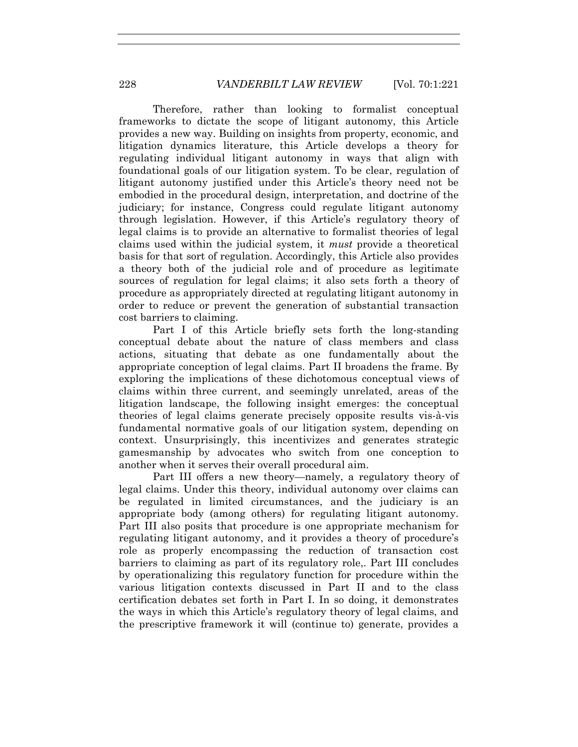Therefore, rather than looking to formalist conceptual frameworks to dictate the scope of litigant autonomy, this Article provides a new way. Building on insights from property, economic, and litigation dynamics literature, this Article develops a theory for regulating individual litigant autonomy in ways that align with foundational goals of our litigation system. To be clear, regulation of litigant autonomy justified under this Article's theory need not be embodied in the procedural design, interpretation, and doctrine of the judiciary; for instance, Congress could regulate litigant autonomy through legislation. However, if this Article's regulatory theory of legal claims is to provide an alternative to formalist theories of legal claims used within the judicial system, it *must* provide a theoretical basis for that sort of regulation. Accordingly, this Article also provides a theory both of the judicial role and of procedure as legitimate sources of regulation for legal claims; it also sets forth a theory of procedure as appropriately directed at regulating litigant autonomy in order to reduce or prevent the generation of substantial transaction cost barriers to claiming.

Part I of this Article briefly sets forth the long-standing conceptual debate about the nature of class members and class actions, situating that debate as one fundamentally about the appropriate conception of legal claims. Part II broadens the frame. By exploring the implications of these dichotomous conceptual views of claims within three current, and seemingly unrelated, areas of the litigation landscape, the following insight emerges: the conceptual theories of legal claims generate precisely opposite results vis-à-vis fundamental normative goals of our litigation system, depending on context. Unsurprisingly, this incentivizes and generates strategic gamesmanship by advocates who switch from one conception to another when it serves their overall procedural aim.

Part III offers a new theory—namely, a regulatory theory of legal claims. Under this theory, individual autonomy over claims can be regulated in limited circumstances, and the judiciary is an appropriate body (among others) for regulating litigant autonomy. Part III also posits that procedure is one appropriate mechanism for regulating litigant autonomy, and it provides a theory of procedure's role as properly encompassing the reduction of transaction cost barriers to claiming as part of its regulatory role,. Part III concludes by operationalizing this regulatory function for procedure within the various litigation contexts discussed in Part II and to the class certification debates set forth in Part I. In so doing, it demonstrates the ways in which this Article's regulatory theory of legal claims, and the prescriptive framework it will (continue to) generate, provides a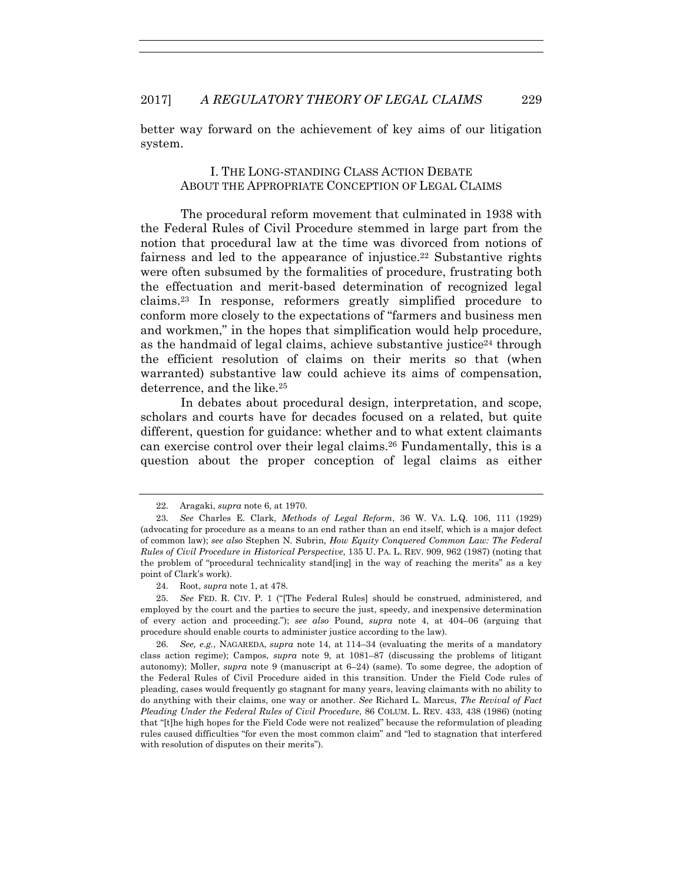better way forward on the achievement of key aims of our litigation system.

## I. THE LONG-STANDING CLASS ACTION DEBATE ABOUT THE APPROPRIATE CONCEPTION OF LEGAL CLAIMS

The procedural reform movement that culminated in 1938 with the Federal Rules of Civil Procedure stemmed in large part from the notion that procedural law at the time was divorced from notions of fairness and led to the appearance of injustice.[22] Substantive rights were often subsumed by the formalities of procedure, frustrating both the effectuation and merit-based determination of recognized legal claims.[23] In response, reformers greatly simplified procedure to conform more closely to the expectations of "farmers and business men and workmen," in the hopes that simplification would help procedure, as the handmaid of legal claims, achieve substantive justice[24] through the efficient resolution of claims on their merits so that (when warranted) substantive law could achieve its aims of compensation, deterrence, and the like.[25]

In debates about procedural design, interpretation, and scope, scholars and courts have for decades focused on a related, but quite different, question for guidance: whether and to what extent claimants can exercise control over their legal claims.[26] Fundamentally, this is a question about the proper conception of legal claims as either

---

22. Aragaki, *supra* note 6, at 1970.

23. *See* Charles E. Clark, *Methods of Legal Reform*, 36 W. VA. L.Q. 106, 111 (1929) (advocating for procedure as a means to an end rather than an end itself, which is a major defect of common law); *see also* Stephen N. Subrin, *How Equity Conquered Common Law: The Federal Rules of Civil Procedure in Historical Perspective*, 135 U. PA. L. REV. 909, 962 (1987) (noting that the problem of "procedural technicality stand[ing] in the way of reaching the merits" as a key point of Clark's work).

24. Root, *supra* note 1, at 478.

25. *See* FED. R. CIV. P. 1 ("[The Federal Rules] should be construed, administered, and employed by the court and the parties to secure the just, speedy, and inexpensive determination of every action and proceeding."); *see also* Pound, *supra* note 4, at 404–06 (arguing that procedure should enable courts to administer justice according to the law).

26. *See, e.g.*, NAGAREDA, *supra* note 14, at 114–34 (evaluating the merits of a mandatory class action regime); Campos, *supra* note 9, at 1081–87 (discussing the problems of litigant autonomy); Moller, *supra* note 9 (manuscript at 6–24) (same). To some degree, the adoption of the Federal Rules of Civil Procedure aided in this transition. Under the Field Code rules of pleading, cases would frequently go stagnant for many years, leaving claimants with no ability to do anything with their claims, one way or another. *See* Richard L. Marcus, *The Revival of Fact Pleading Under the Federal Rules of Civil Procedure*, 86 COLUM. L. REV. 433, 438 (1986) (noting that "[t]he high hopes for the Field Code were not realized" because the reformulation of pleading rules caused difficulties "for even the most common claim" and "led to stagnation that interfered with resolution of disputes on their merits").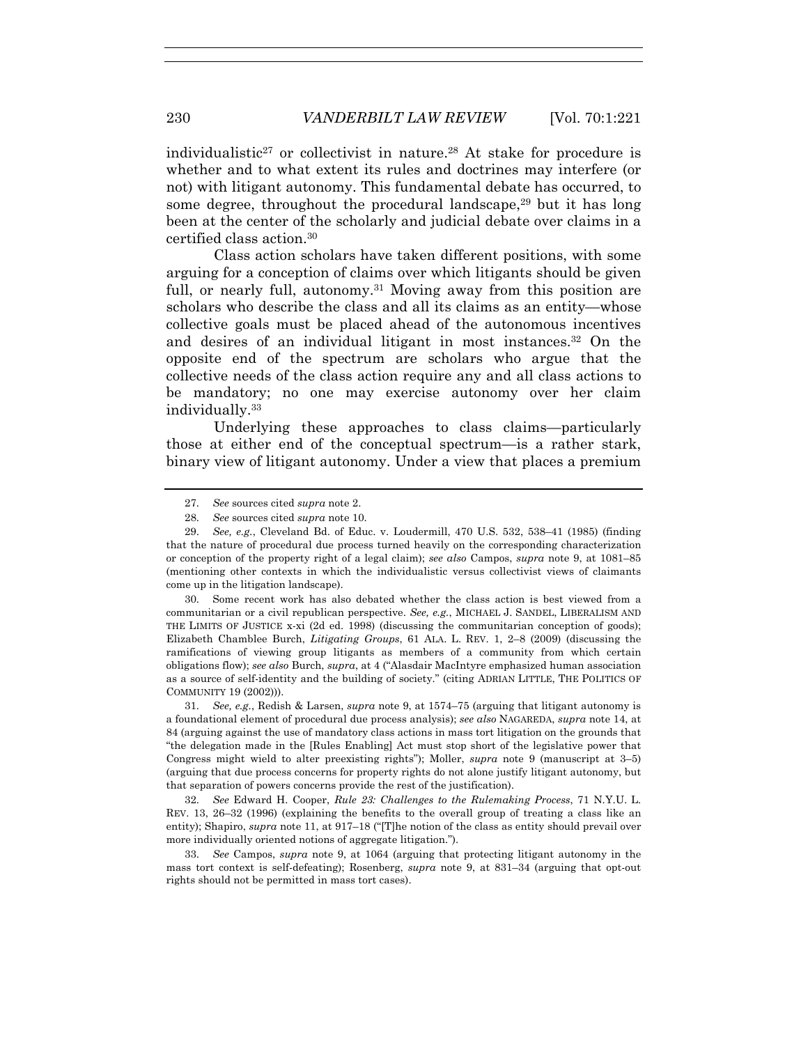individualistic[27] or collectivist in nature.[28] At stake for procedure is whether and to what extent its rules and doctrines may interfere (or not) with litigant autonomy. This fundamental debate has occurred, to some degree, throughout the procedural landscape,[29] but it has long been at the center of the scholarly and judicial debate over claims in a certified class action.[30]

Class action scholars have taken different positions, with some arguing for a conception of claims over which litigants should be given full, or nearly full, autonomy.[31] Moving away from this position are scholars who describe the class and all its claims as an entity—whose collective goals must be placed ahead of the autonomous incentives and desires of an individual litigant in most instances.[32] On the opposite end of the spectrum are scholars who argue that the collective needs of the class action require any and all class actions to be mandatory; no one may exercise autonomy over her claim individually.[33]

Underlying these approaches to class claims—particularly those at either end of the conceptual spectrum—is a rather stark, binary view of litigant autonomy. Under a view that places a premium

---

27. *See* sources cited *supra* note 2.

28. *See* sources cited *supra* note 10.

29. *See, e.g.*, Cleveland Bd. of Educ. v. Loudermill, 470 U.S. 532, 538–41 (1985) (finding that the nature of procedural due process turned heavily on the corresponding characterization or conception of the property right of a legal claim); *see also* Campos, *supra* note 9, at 1081–85 (mentioning other contexts in which the individualistic versus collectivist views of claimants come up in the litigation landscape).

30. Some recent work has also debated whether the class action is best viewed from a communitarian or a civil republican perspective. *See, e.g.*, MICHAEL J. SANDEL, LIBERALISM AND THE LIMITS OF JUSTICE x-xi (2d ed. 1998) (discussing the communitarian conception of goods); Elizabeth Chamblee Burch, *Litigating Groups*, 61 ALA. L. REV. 1, 2–8 (2009) (discussing the ramifications of viewing group litigants as members of a community from which certain obligations flow); *see also* Burch, *supra*, at 4 ("Alasdair MacIntyre emphasized human association as a source of self-identity and the building of society." (citing ADRIAN LITTLE, THE POLITICS OF COMMUNITY 19 (2002))).

31. *See, e.g.*, Redish & Larsen, *supra* note 9, at 1574–75 (arguing that litigant autonomy is a foundational element of procedural due process analysis); *see also* NAGAREDA, *supra* note 14, at 84 (arguing against the use of mandatory class actions in mass tort litigation on the grounds that "the delegation made in the [Rules Enabling] Act must stop short of the legislative power that Congress might wield to alter preexisting rights"); Moller, *supra* note 9 (manuscript at 3–5) (arguing that due process concerns for property rights do not alone justify litigant autonomy, but that separation of powers concerns provide the rest of the justification).

32. *See* Edward H. Cooper, *Rule 23: Challenges to the Rulemaking Process*, 71 N.Y.U. L. REV. 13, 26–32 (1996) (explaining the benefits to the overall group of treating a class like an entity); Shapiro, *supra* note 11, at 917–18 ("[T]he notion of the class as entity should prevail over more individually oriented notions of aggregate litigation.").

33. *See* Campos, *supra* note 9, at 1064 (arguing that protecting litigant autonomy in the mass tort context is self-defeating); Rosenberg, *supra* note 9, at 831–34 (arguing that opt-out rights should not be permitted in mass tort cases).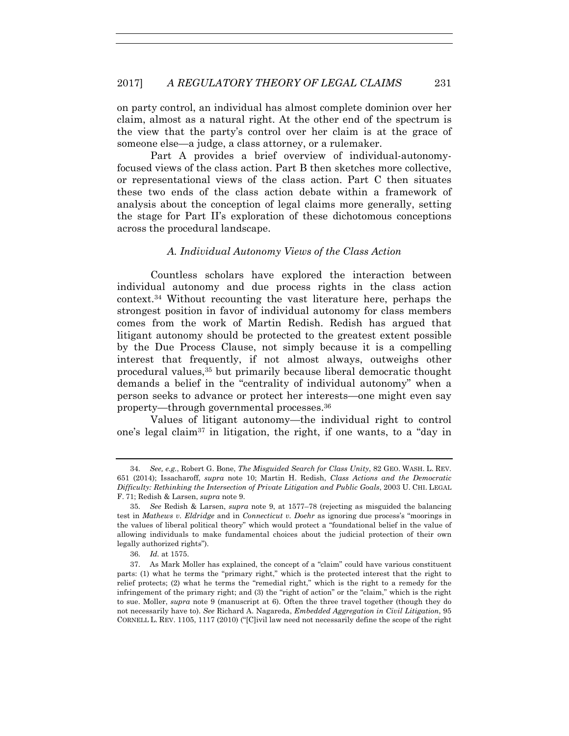on party control, an individual has almost complete dominion over her claim, almost as a natural right. At the other end of the spectrum is the view that the party's control over her claim is at the grace of someone else—a judge, a class attorney, or a rulemaker.

Part A provides a brief overview of individual-autonomy-focused views of the class action. Part B then sketches more collective, or representational views of the class action. Part C then situates these two ends of the class action debate within a framework of analysis about the conception of legal claims more generally, setting the stage for Part II's exploration of these dichotomous conceptions across the procedural landscape.

### *A. Individual Autonomy Views of the Class Action*

Countless scholars have explored the interaction between individual autonomy and due process rights in the class action context.[34] Without recounting the vast literature here, perhaps the strongest position in favor of individual autonomy for class members comes from the work of Martin Redish. Redish has argued that litigant autonomy should be protected to the greatest extent possible by the Due Process Clause, not simply because it is a compelling interest that frequently, if not almost always, outweighs other procedural values,[35] but primarily because liberal democratic thought demands a belief in the "centrality of individual autonomy" when a person seeks to advance or protect her interests—one might even say property—through governmental processes.[36]

Values of litigant autonomy—the individual right to control one's legal claim[37] in litigation, the right, if one wants, to a "day in

---

34. *See, e.g.*, Robert G. Bone, *The Misguided Search for Class Unity*, 82 GEO. WASH. L. REV. 651 (2014); Issacharoff, *supra* note 10; Martin H. Redish, *Class Actions and the Democratic Difficulty: Rethinking the Intersection of Private Litigation and Public Goals*, 2003 U. CHI. LEGAL F. 71; Redish & Larsen, *supra* note 9.

35. *See* Redish & Larsen, *supra* note 9, at 1577–78 (rejecting as misguided the balancing test in *Mathews v. Eldridge* and in *Connecticut v. Doehr* as ignoring due process's "moorings in the values of liberal political theory" which would protect a "foundational belief in the value of allowing individuals to make fundamental choices about the judicial protection of their own legally authorized rights").

36. *Id.* at 1575.

37. As Mark Moller has explained, the concept of a "claim" could have various constituent parts: (1) what he terms the "primary right," which is the protected interest that the right to relief protects; (2) what he terms the "remedial right," which is the right to a remedy for the infringement of the primary right; and (3) the "right of action" or the "claim," which is the right to sue. Moller, *supra* note 9 (manuscript at 6). Often the three travel together (though they do not necessarily have to). *See* Richard A. Nagareda, *Embedded Aggregation in Civil Litigation*, 95 CORNELL L. REV. 1105, 1117 (2010) ("[C]ivil law need not necessarily define the scope of the right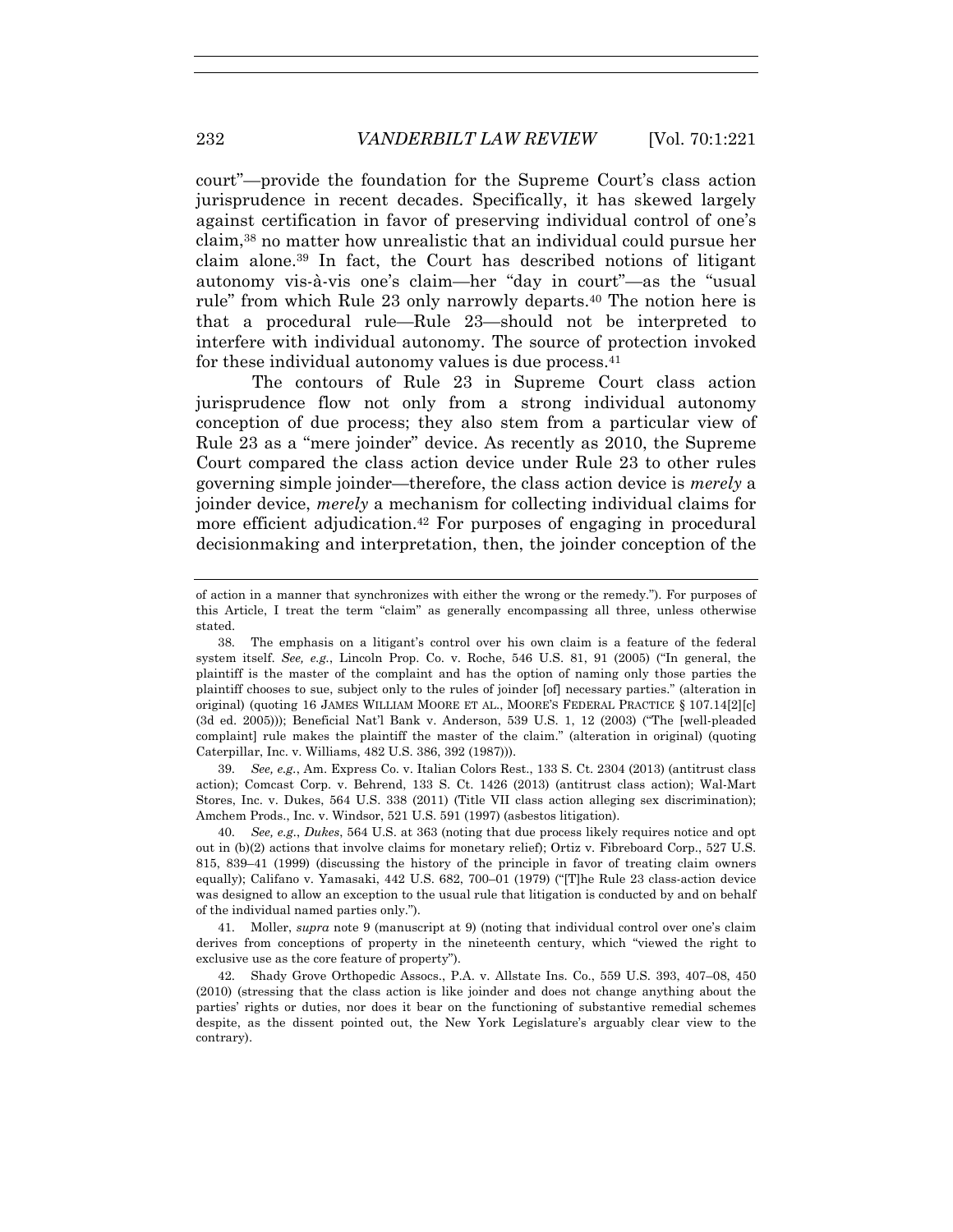court"—provide the foundation for the Supreme Court's class action jurisprudence in recent decades. Specifically, it has skewed largely against certification in favor of preserving individual control of one's claim,[38] no matter how unrealistic that an individual could pursue her claim alone.[39] In fact, the Court has described notions of litigant autonomy vis-à-vis one's claim—her "day in court"—as the "usual rule" from which Rule 23 only narrowly departs.[40] The notion here is that a procedural rule—Rule 23—should not be interpreted to interfere with individual autonomy. The source of protection invoked for these individual autonomy values is due process.[41]

The contours of Rule 23 in Supreme Court class action jurisprudence flow not only from a strong individual autonomy conception of due process; they also stem from a particular view of Rule 23 as a "mere joinder" device. As recently as 2010, the Supreme Court compared the class action device under Rule 23 to other rules governing simple joinder—therefore, the class action device is *merely* a joinder device, *merely* a mechanism for collecting individual claims for more efficient adjudication.[42] For purposes of engaging in procedural decisionmaking and interpretation, then, the joinder conception of the

---

of action in a manner that synchronizes with either the wrong or the remedy."). For purposes of this Article, I treat the term "claim" as generally encompassing all three, unless otherwise stated.

38. The emphasis on a litigant's control over his own claim is a feature of the federal system itself. *See, e.g.*, Lincoln Prop. Co. v. Roche, 546 U.S. 81, 91 (2005) ("In general, the plaintiff is the master of the complaint and has the option of naming only those parties the plaintiff chooses to sue, subject only to the rules of joinder [of] necessary parties." (alteration in original) (quoting 16 JAMES WILLIAM MOORE ET AL., MOORE'S FEDERAL PRACTICE § 107.14[2][c] (3d ed. 2005))); Beneficial Nat'l Bank v. Anderson, 539 U.S. 1, 12 (2003) ("The [well-pleaded complaint] rule makes the plaintiff the master of the claim." (alteration in original) (quoting Caterpillar, Inc. v. Williams, 482 U.S. 386, 392 (1987))).

39. *See, e.g.*, Am. Express Co. v. Italian Colors Rest., 133 S. Ct. 2304 (2013) (antitrust class action); Comcast Corp. v. Behrend, 133 S. Ct. 1426 (2013) (antitrust class action); Wal-Mart Stores, Inc. v. Dukes, 564 U.S. 338 (2011) (Title VII class action alleging sex discrimination); Amchem Prods., Inc. v. Windsor, 521 U.S. 591 (1997) (asbestos litigation).

40. *See, e.g.*, *Dukes*, 564 U.S. at 363 (noting that due process likely requires notice and opt out in (b)(2) actions that involve claims for monetary relief); Ortiz v. Fibreboard Corp., 527 U.S. 815, 839–41 (1999) (discussing the history of the principle in favor of treating claim owners equally); Califano v. Yamasaki, 442 U.S. 682, 700–01 (1979) ("[T]he Rule 23 class-action device was designed to allow an exception to the usual rule that litigation is conducted by and on behalf of the individual named parties only.").

41. Moller, *supra* note 9 (manuscript at 9) (noting that individual control over one's claim derives from conceptions of property in the nineteenth century, which "viewed the right to exclusive use as the core feature of property").

42. Shady Grove Orthopedic Assocs., P.A. v. Allstate Ins. Co., 559 U.S. 393, 407–08, 450 (2010) (stressing that the class action is like joinder and does not change anything about the parties' rights or duties, nor does it bear on the functioning of substantive remedial schemes despite, as the dissent pointed out, the New York Legislature's arguably clear view to the contrary).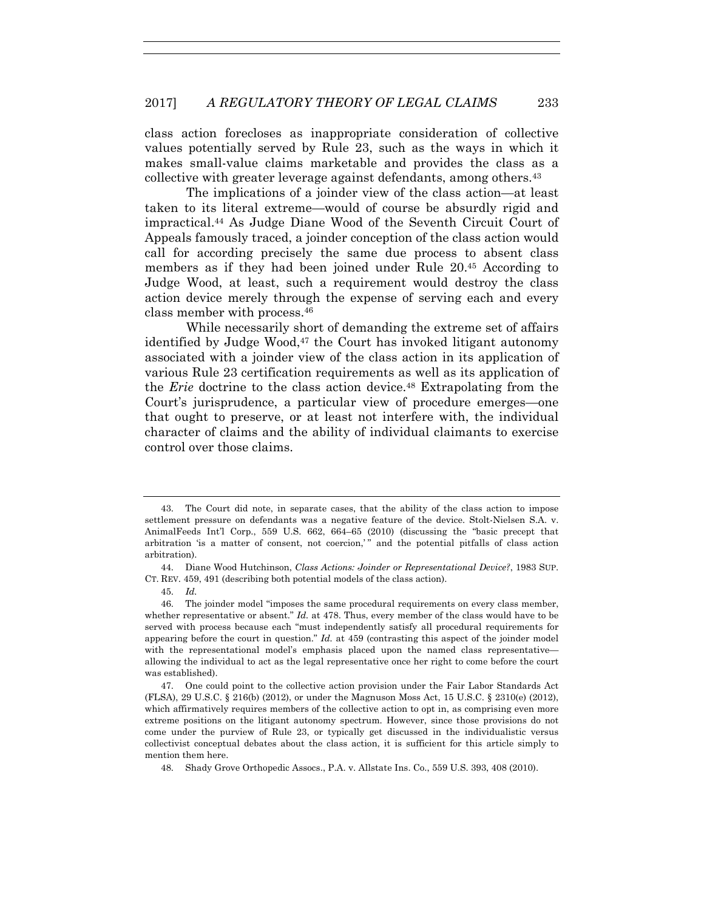class action forecloses as inappropriate consideration of collective values potentially served by Rule 23, such as the ways in which it makes small-value claims marketable and provides the class as a collective with greater leverage against defendants, among others.[43]

The implications of a joinder view of the class action—at least taken to its literal extreme—would of course be absurdly rigid and impractical.[44] As Judge Diane Wood of the Seventh Circuit Court of Appeals famously traced, a joinder conception of the class action would call for according precisely the same due process to absent class members as if they had been joined under Rule 20.[45] According to Judge Wood, at least, such a requirement would destroy the class action device merely through the expense of serving each and every class member with process.[46]

While necessarily short of demanding the extreme set of affairs identified by Judge Wood,[47] the Court has invoked litigant autonomy associated with a joinder view of the class action in its application of various Rule 23 certification requirements as well as its application of the *Erie* doctrine to the class action device.[48] Extrapolating from the Court's jurisprudence, a particular view of procedure emerges—one that ought to preserve, or at least not interfere with, the individual character of claims and the ability of individual claimants to exercise control over those claims.

---

43. The Court did note, in separate cases, that the ability of the class action to impose settlement pressure on defendants was a negative feature of the device. Stolt-Nielsen S.A. v. AnimalFeeds Int'l Corp., 559 U.S. 662, 664–65 (2010) (discussing the "basic precept that arbitration 'is a matter of consent, not coercion,'" and the potential pitfalls of class action arbitration).

44. Diane Wood Hutchinson, *Class Actions: Joinder or Representational Device?*, 1983 SUP. CT. REV. 459, 491 (describing both potential models of the class action).

45. *Id.*

46. The joinder model "imposes the same procedural requirements on every class member, whether representative or absent." *Id.* at 478. Thus, every member of the class would have to be served with process because each "must independently satisfy all procedural requirements for appearing before the court in question." *Id.* at 459 (contrasting this aspect of the joinder model with the representational model's emphasis placed upon the named class representative—allowing the individual to act as the legal representative once her right to come before the court was established).

47. One could point to the collective action provision under the Fair Labor Standards Act (FLSA), 29 U.S.C. § 216(b) (2012), or under the Magnuson Moss Act, 15 U.S.C. § 2310(e) (2012), which affirmatively requires members of the collective action to opt in, as comprising even more extreme positions on the litigant autonomy spectrum. However, since those provisions do not come under the purview of Rule 23, or typically get discussed in the individualistic versus collectivist conceptual debates about the class action, it is sufficient for this article simply to mention them here.

48. Shady Grove Orthopedic Assocs., P.A. v. Allstate Ins. Co., 559 U.S. 393, 408 (2010).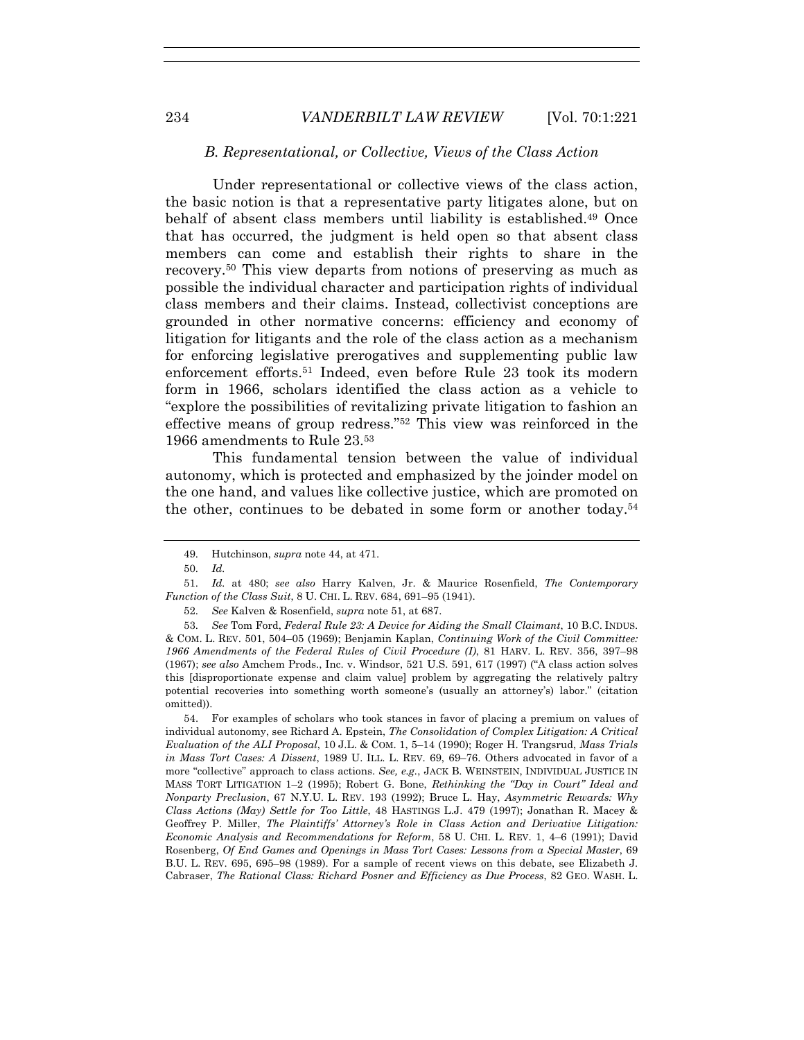### *B. Representational, or Collective, Views of the Class Action*

Under representational or collective views of the class action, the basic notion is that a representative party litigates alone, but on behalf of absent class members until liability is established.[49] Once that has occurred, the judgment is held open so that absent class members can come and establish their rights to share in the recovery.[50] This view departs from notions of preserving as much as possible the individual character and participation rights of individual class members and their claims. Instead, collectivist conceptions are grounded in other normative concerns: efficiency and economy of litigation for litigants and the role of the class action as a mechanism for enforcing legislative prerogatives and supplementing public law enforcement efforts.[51] Indeed, even before Rule 23 took its modern form in 1966, scholars identified the class action as a vehicle to "explore the possibilities of revitalizing private litigation to fashion an effective means of group redress."[52] This view was reinforced in the 1966 amendments to Rule 23.[53]

This fundamental tension between the value of individual autonomy, which is protected and emphasized by the joinder model on the one hand, and values like collective justice, which are promoted on the other, continues to be debated in some form or another today.[54]

---

49. Hutchinson, *supra* note 44, at 471.

50. *Id.*

51. *Id.* at 480; *see also* Harry Kalven, Jr. & Maurice Rosenfield, *The Contemporary Function of the Class Suit*, 8 U. CHI. L. REV. 684, 691–95 (1941).

52. *See* Kalven & Rosenfield, *supra* note 51, at 687.

53. *See* Tom Ford, *Federal Rule 23: A Device for Aiding the Small Claimant*, 10 B.C. INDUS. & COM. L. REV. 501, 504–05 (1969); Benjamin Kaplan, *Continuing Work of the Civil Committee: 1966 Amendments of the Federal Rules of Civil Procedure (I)*, 81 HARV. L. REV. 356, 397–98 (1967); *see also* Amchem Prods., Inc. v. Windsor, 521 U.S. 591, 617 (1997) ("A class action solves this [disproportionate expense and claim value] problem by aggregating the relatively paltry potential recoveries into something worth someone's (usually an attorney's) labor." (citation omitted)).

54. For examples of scholars who took stances in favor of placing a premium on values of individual autonomy, see Richard A. Epstein, *The Consolidation of Complex Litigation: A Critical Evaluation of the ALI Proposal*, 10 J.L. & COM. 1, 5–14 (1990); Roger H. Trangsrud, *Mass Trials in Mass Tort Cases: A Dissent*, 1989 U. ILL. L. REV. 69, 69–76. Others advocated in favor of a more "collective" approach to class actions. *See, e.g.*, JACK B. WEINSTEIN, INDIVIDUAL JUSTICE IN MASS TORT LITIGATION 1–2 (1995); Robert G. Bone, *Rethinking the "Day in Court" Ideal and Nonparty Preclusion*, 67 N.Y.U. L. REV. 193 (1992); Bruce L. Hay, *Asymmetric Rewards: Why Class Actions (May) Settle for Too Little*, 48 HASTINGS L.J. 479 (1997); Jonathan R. Macey & Geoffrey P. Miller, *The Plaintiffs' Attorney's Role in Class Action and Derivative Litigation: Economic Analysis and Recommendations for Reform*, 58 U. CHI. L. REV. 1, 4–6 (1991); David Rosenberg, *Of End Games and Openings in Mass Tort Cases: Lessons from a Special Master*, 69 B.U. L. REV. 695, 695–98 (1989). For a sample of recent views on this debate, see Elizabeth J. Cabraser, *The Rational Class: Richard Posner and Efficiency as Due Process*, 82 GEO. WASH. L.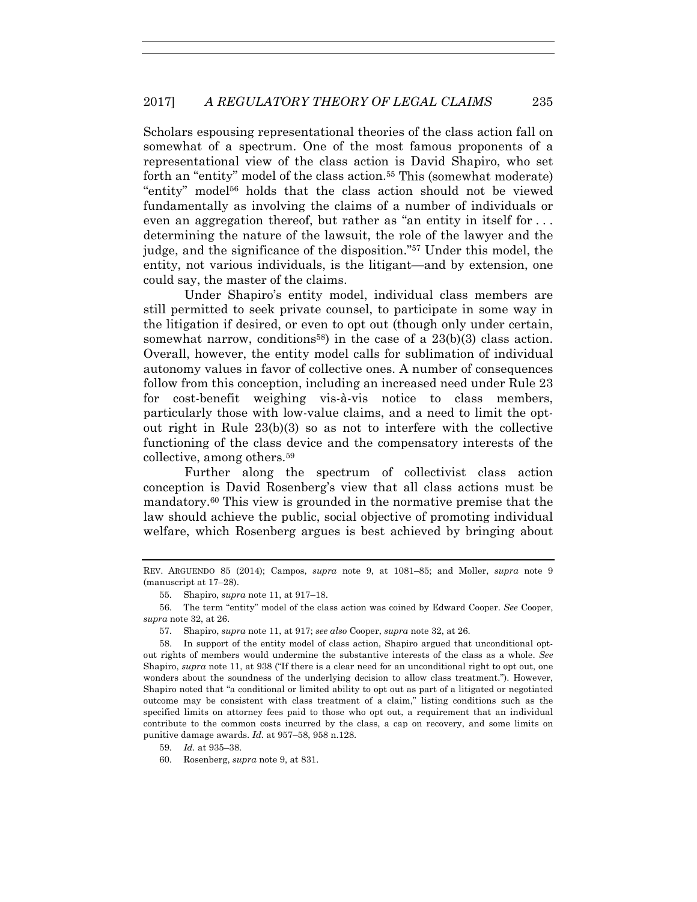Scholars espousing representational theories of the class action fall on somewhat of a spectrum. One of the most famous proponents of a representational view of the class action is David Shapiro, who set forth an "entity" model of the class action.[55] This (somewhat moderate) "entity" model[56] holds that the class action should not be viewed fundamentally as involving the claims of a number of individuals or even an aggregation thereof, but rather as "an entity in itself for . . . determining the nature of the lawsuit, the role of the lawyer and the judge, and the significance of the disposition."[57] Under this model, the entity, not various individuals, is the litigant—and by extension, one could say, the master of the claims.

Under Shapiro's entity model, individual class members are still permitted to seek private counsel, to participate in some way in the litigation if desired, or even to opt out (though only under certain, somewhat narrow, conditions[58]) in the case of a 23(b)(3) class action. Overall, however, the entity model calls for sublimation of individual autonomy values in favor of collective ones. A number of consequences follow from this conception, including an increased need under Rule 23 for cost-benefit weighing vis-à-vis notice to class members, particularly those with low-value claims, and a need to limit the opt-out right in Rule 23(b)(3) so as not to interfere with the collective functioning of the class device and the compensatory interests of the collective, among others.[59]

Further along the spectrum of collectivist class action conception is David Rosenberg's view that all class actions must be mandatory.[60] This view is grounded in the normative premise that the law should achieve the public, social objective of promoting individual welfare, which Rosenberg argues is best achieved by bringing about

---

REV. ARGUENDO 85 (2014); Campos, *supra* note 9, at 1081–85; and Moller, *supra* note 9 (manuscript at 17–28).

55. Shapiro, *supra* note 11, at 917–18.

56. The term "entity" model of the class action was coined by Edward Cooper. *See* Cooper, *supra* note 32, at 26.

57. Shapiro, *supra* note 11, at 917; *see also* Cooper, *supra* note 32, at 26.

58. In support of the entity model of class action, Shapiro argued that unconditional opt-out rights of members would undermine the substantive interests of the class as a whole. *See* Shapiro, *supra* note 11, at 938 ("If there is a clear need for an unconditional right to opt out, one wonders about the soundness of the underlying decision to allow class treatment."). However, Shapiro noted that "a conditional or limited ability to opt out as part of a litigated or negotiated outcome may be consistent with class treatment of a claim," listing conditions such as the specified limits on attorney fees paid to those who opt out, a requirement that an individual contribute to the common costs incurred by the class, a cap on recovery, and some limits on punitive damage awards. *Id.* at 957–58, 958 n.128.

59. *Id.* at 935–38.

60. Rosenberg, *supra* note 9, at 831.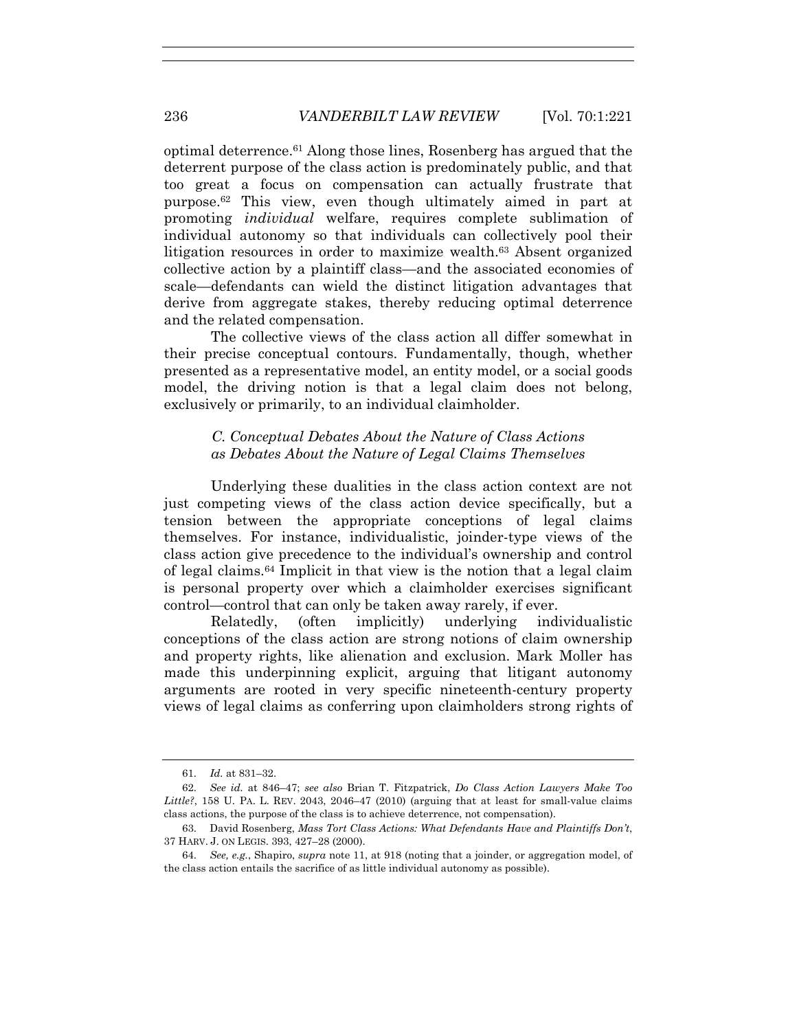optimal deterrence.[61] Along those lines, Rosenberg has argued that the deterrent purpose of the class action is predominately public, and that too great a focus on compensation can actually frustrate that purpose.[62] This view, even though ultimately aimed in part at promoting *individual* welfare, requires complete sublimation of individual autonomy so that individuals can collectively pool their litigation resources in order to maximize wealth.[63] Absent organized collective action by a plaintiff class—and the associated economies of scale—defendants can wield the distinct litigation advantages that derive from aggregate stakes, thereby reducing optimal deterrence and the related compensation.

The collective views of the class action all differ somewhat in their precise conceptual contours. Fundamentally, though, whether presented as a representative model, an entity model, or a social goods model, the driving notion is that a legal claim does not belong, exclusively or primarily, to an individual claimholder.

### *C. Conceptual Debates About the Nature of Class Actions as Debates About the Nature of Legal Claims Themselves*

Underlying these dualities in the class action context are not just competing views of the class action device specifically, but a tension between the appropriate conceptions of legal claims themselves. For instance, individualistic, joinder-type views of the class action give precedence to the individual's ownership and control of legal claims.[64] Implicit in that view is the notion that a legal claim is personal property over which a claimholder exercises significant control—control that can only be taken away rarely, if ever.

Relatedly, (often implicitly) underlying individualistic conceptions of the class action are strong notions of claim ownership and property rights, like alienation and exclusion. Mark Moller has made this underpinning explicit, arguing that litigant autonomy arguments are rooted in very specific nineteenth-century property views of legal claims as conferring upon claimholders strong rights of

---

61. *Id.* at 831–32.

62. *See id.* at 846–47; *see also* Brian T. Fitzpatrick, *Do Class Action Lawyers Make Too Little?*, 158 U. PA. L. REV. 2043, 2046–47 (2010) (arguing that at least for small-value claims class actions, the purpose of the class is to achieve deterrence, not compensation).

63. David Rosenberg, *Mass Tort Class Actions: What Defendants Have and Plaintiffs Don't*, 37 HARV. J. ON LEGIS. 393, 427–28 (2000).

64. *See, e.g.*, Shapiro, *supra* note 11, at 918 (noting that a joinder, or aggregation model, of the class action entails the sacrifice of as little individual autonomy as possible).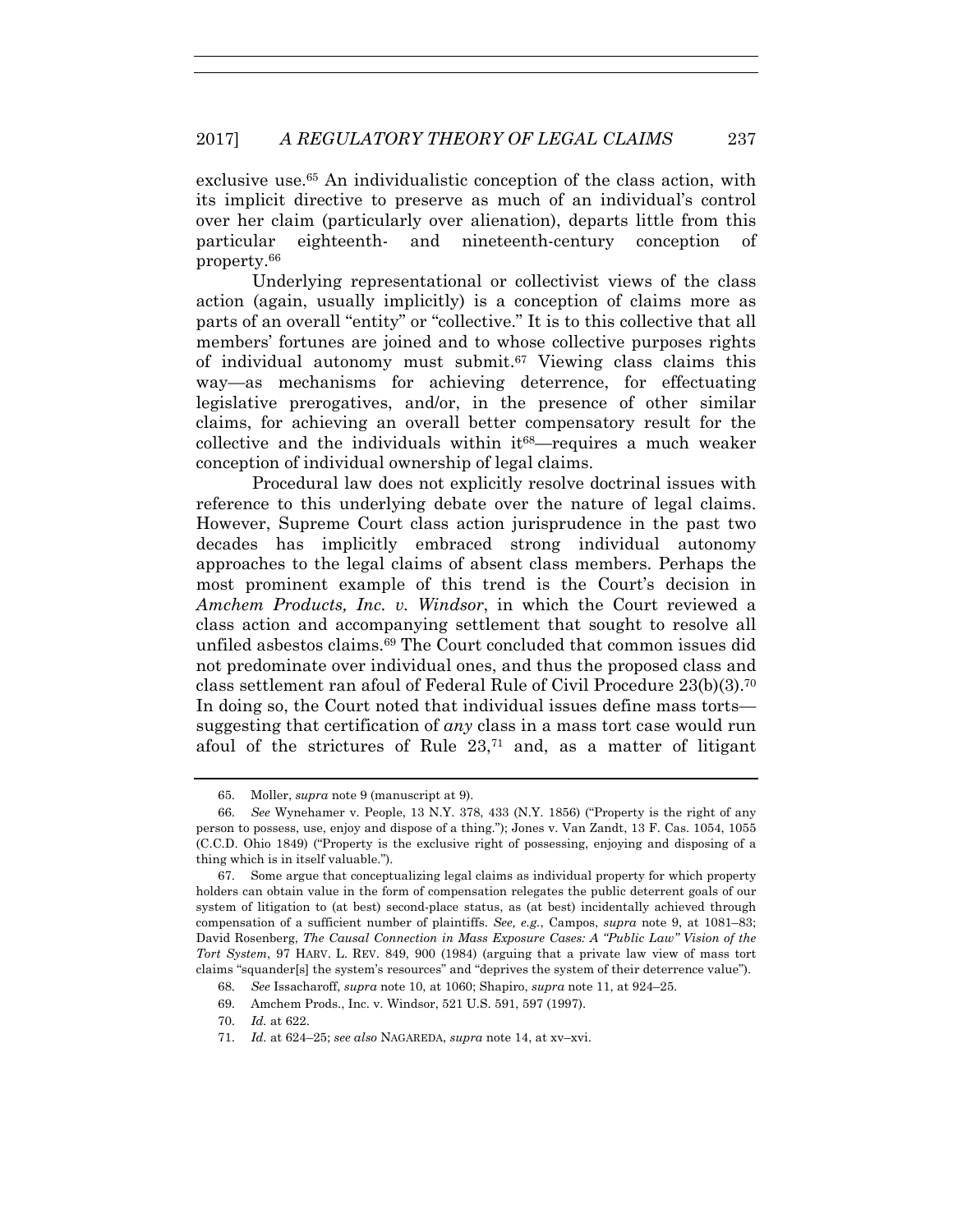exclusive use.[65] An individualistic conception of the class action, with its implicit directive to preserve as much of an individual's control over her claim (particularly over alienation), departs little from this particular eighteenth- and nineteenth-century conception of property.[66]

Underlying representational or collectivist views of the class action (again, usually implicitly) is a conception of claims more as parts of an overall "entity" or "collective." It is to this collective that all members' fortunes are joined and to whose collective purposes rights of individual autonomy must submit.[67] Viewing class claims this way—as mechanisms for achieving deterrence, for effectuating legislative prerogatives, and/or, in the presence of other similar claims, for achieving an overall better compensatory result for the collective and the individuals within it[68]—requires a much weaker conception of individual ownership of legal claims.

Procedural law does not explicitly resolve doctrinal issues with reference to this underlying debate over the nature of legal claims. However, Supreme Court class action jurisprudence in the past two decades has implicitly embraced strong individual autonomy approaches to the legal claims of absent class members. Perhaps the most prominent example of this trend is the Court's decision in *Amchem Products, Inc. v. Windsor*, in which the Court reviewed a class action and accompanying settlement that sought to resolve all unfiled asbestos claims.[69] The Court concluded that common issues did not predominate over individual ones, and thus the proposed class and class settlement ran afoul of Federal Rule of Civil Procedure 23(b)(3).[70] In doing so, the Court noted that individual issues define mass torts—suggesting that certification of *any* class in a mass tort case would run afoul of the strictures of Rule 23,[71] and, as a matter of litigant

---

65. Moller, *supra* note 9 (manuscript at 9).

66. *See* Wynehamer v. People, 13 N.Y. 378, 433 (N.Y. 1856) ("Property is the right of any person to possess, use, enjoy and dispose of a thing."); Jones v. Van Zandt, 13 F. Cas. 1054, 1055 (C.C.D. Ohio 1849) ("Property is the exclusive right of possessing, enjoying and disposing of a thing which is in itself valuable.").

67. Some argue that conceptualizing legal claims as individual property for which property holders can obtain value in the form of compensation relegates the public deterrent goals of our system of litigation to (at best) second-place status, as (at best) incidentally achieved through compensation of a sufficient number of plaintiffs. *See, e.g.*, Campos, *supra* note 9, at 1081–83; David Rosenberg, *The Causal Connection in Mass Exposure Cases: A "Public Law" Vision of the Tort System*, 97 HARV. L. REV. 849, 900 (1984) (arguing that a private law view of mass tort claims "squander[s] the system's resources" and "deprives the system of their deterrence value").

68. *See* Issacharoff, *supra* note 10, at 1060; Shapiro, *supra* note 11, at 924–25.

69. Amchem Prods., Inc. v. Windsor, 521 U.S. 591, 597 (1997).

70. *Id.* at 622.

71. *Id.* at 624–25; *see also* NAGAREDA, *supra* note 14, at xv–xvi.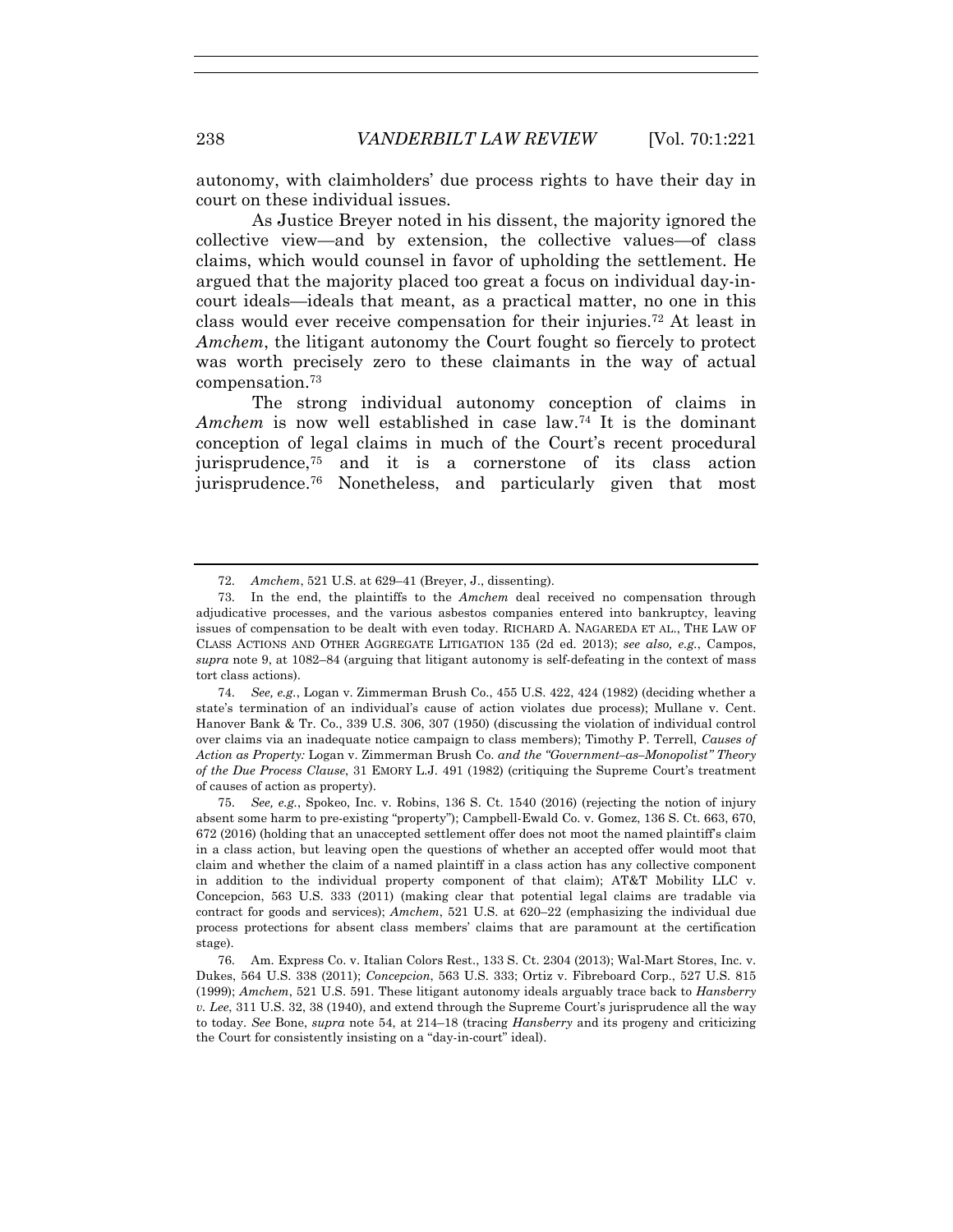autonomy, with claimholders' due process rights to have their day in court on these individual issues.

As Justice Breyer noted in his dissent, the majority ignored the collective view—and by extension, the collective values—of class claims, which would counsel in favor of upholding the settlement. He argued that the majority placed too great a focus on individual day-in-court ideals—ideals that meant, as a practical matter, no one in this class would ever receive compensation for their injuries.[72] At least in *Amchem*, the litigant autonomy the Court fought so fiercely to protect was worth precisely zero to these claimants in the way of actual compensation.[73]

The strong individual autonomy conception of claims in *Amchem* is now well established in case law.[74] It is the dominant conception of legal claims in much of the Court's recent procedural jurisprudence,[75] and it is a cornerstone of its class action jurisprudence.[76] Nonetheless, and particularly given that most

---

72. *Amchem*, 521 U.S. at 629–41 (Breyer, J., dissenting).

73. In the end, the plaintiffs to the *Amchem* deal received no compensation through adjudicative processes, and the various asbestos companies entered into bankruptcy, leaving issues of compensation to be dealt with even today. RICHARD A. NAGAREDA ET AL., THE LAW OF CLASS ACTIONS AND OTHER AGGREGATE LITIGATION 135 (2d ed. 2013); *see also, e.g.*, Campos, *supra* note 9, at 1082–84 (arguing that litigant autonomy is self-defeating in the context of mass tort class actions).

74. *See, e.g.*, Logan v. Zimmerman Brush Co., 455 U.S. 422, 424 (1982) (deciding whether a state's termination of an individual's cause of action violates due process); Mullane v. Cent. Hanover Bank & Tr. Co., 339 U.S. 306, 307 (1950) (discussing the violation of individual control over claims via an inadequate notice campaign to class members); Timothy P. Terrell, *Causes of Action as Property:* Logan v. Zimmerman Brush Co. *and the "Government–as–Monopolist" Theory of the Due Process Clause*, 31 EMORY L.J. 491 (1982) (critiquing the Supreme Court's treatment of causes of action as property).

75. *See, e.g.*, Spokeo, Inc. v. Robins, 136 S. Ct. 1540 (2016) (rejecting the notion of injury absent some harm to pre-existing "property"); Campbell-Ewald Co. v. Gomez, 136 S. Ct. 663, 670, 672 (2016) (holding that an unaccepted settlement offer does not moot the named plaintiff's claim in a class action, but leaving open the questions of whether an accepted offer would moot that claim and whether the claim of a named plaintiff in a class action has any collective component in addition to the individual property component of that claim); AT&T Mobility LLC v. Concepcion, 563 U.S. 333 (2011) (making clear that potential legal claims are tradable via contract for goods and services); *Amchem*, 521 U.S. at 620–22 (emphasizing the individual due process protections for absent class members' claims that are paramount at the certification stage).

76. Am. Express Co. v. Italian Colors Rest., 133 S. Ct. 2304 (2013); Wal-Mart Stores, Inc. v. Dukes, 564 U.S. 338 (2011); *Concepcion*, 563 U.S. 333; Ortiz v. Fibreboard Corp., 527 U.S. 815 (1999); *Amchem*, 521 U.S. 591. These litigant autonomy ideals arguably trace back to *Hansberry v. Lee*, 311 U.S. 32, 38 (1940), and extend through the Supreme Court's jurisprudence all the way to today. *See* Bone, *supra* note 54, at 214–18 (tracing *Hansberry* and its progeny and criticizing the Court for consistently insisting on a "day-in-court" ideal).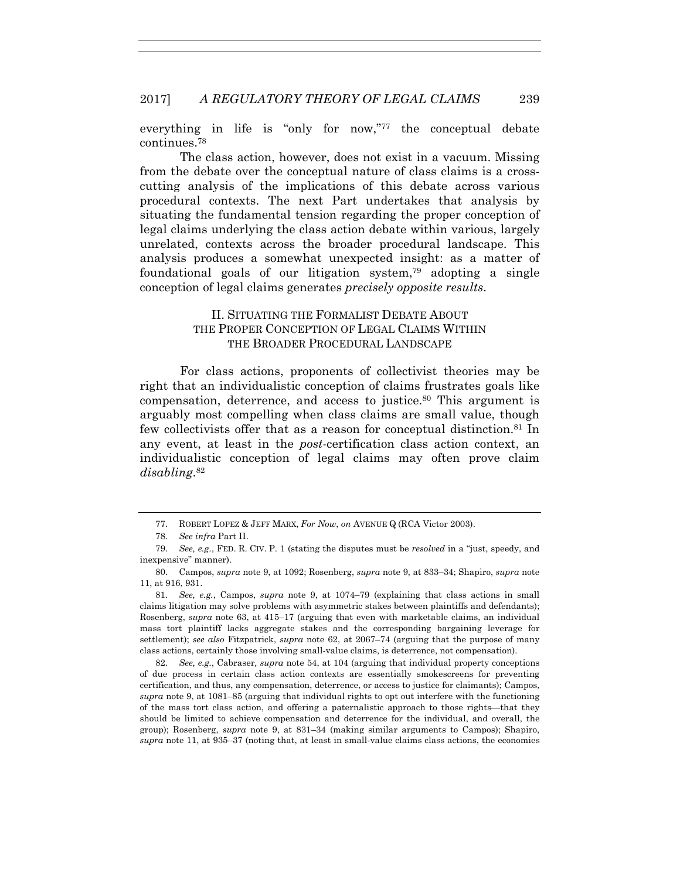everything in life is "only for now,"[77] the conceptual debate continues.[78]

The class action, however, does not exist in a vacuum. Missing from the debate over the conceptual nature of class claims is a cross-cutting analysis of the implications of this debate across various procedural contexts. The next Part undertakes that analysis by situating the fundamental tension regarding the proper conception of legal claims underlying the class action debate within various, largely unrelated, contexts across the broader procedural landscape. This analysis produces a somewhat unexpected insight: as a matter of foundational goals of our litigation system,[79] adopting a single conception of legal claims generates *precisely opposite results*.

## II. Situating the Formalist Debate About the Proper Conception of Legal Claims Within the Broader Procedural Landscape

For class actions, proponents of collectivist theories may be right that an individualistic conception of claims frustrates goals like compensation, deterrence, and access to justice.[80] This argument is arguably most compelling when class claims are small value, though few collectivists offer that as a reason for conceptual distinction.[81] In any event, at least in the *post*-certification class action context, an individualistic conception of legal claims may often prove claim *disabling*.[82]

---

77. ROBERT LOPEZ & JEFF MARX, *For Now*, *on* AVENUE Q (RCA Victor 2003).

78. *See infra* Part II.

79. *See, e.g.*, FED. R. CIV. P. 1 (stating the disputes must be *resolved* in a "just, speedy, and inexpensive" manner).

80. Campos, *supra* note 9, at 1092; Rosenberg, *supra* note 9, at 833–34; Shapiro, *supra* note 11, at 916, 931.

81. *See, e.g.*, Campos, *supra* note 9, at 1074–79 (explaining that class actions in small claims litigation may solve problems with asymmetric stakes between plaintiffs and defendants); Rosenberg, *supra* note 63, at 415–17 (arguing that even with marketable claims, an individual mass tort plaintiff lacks aggregate stakes and the corresponding bargaining leverage for settlement); *see also* Fitzpatrick, *supra* note 62, at 2067–74 (arguing that the purpose of many class actions, certainly those involving small-value claims, is deterrence, not compensation).

82. *See, e.g.*, Cabraser, *supra* note 54, at 104 (arguing that individual property conceptions of due process in certain class action contexts are essentially smokescreens for preventing certification, and thus, any compensation, deterrence, or access to justice for claimants); Campos, *supra* note 9, at 1081–85 (arguing that individual rights to opt out interfere with the functioning of the mass tort class action, and offering a paternalistic approach to those rights—that they should be limited to achieve compensation and deterrence for the individual, and overall, the group); Rosenberg, *supra* note 9, at 831–34 (making similar arguments to Campos); Shapiro, *supra* note 11, at 935–37 (noting that, at least in small-value claims class actions, the economies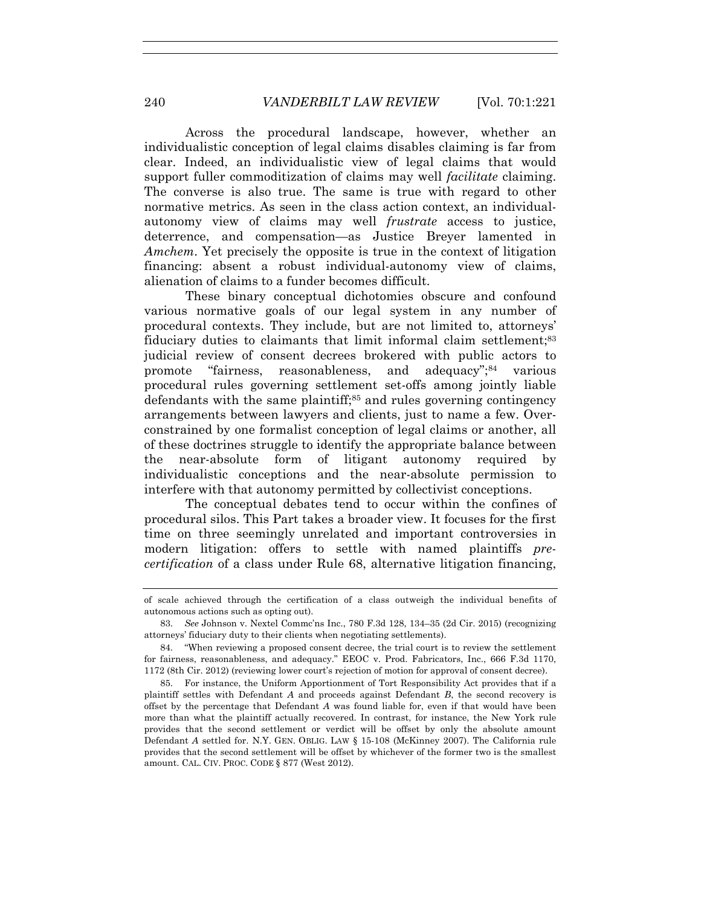Across the procedural landscape, however, whether an individualistic conception of legal claims disables claiming is far from clear. Indeed, an individualistic view of legal claims that would support fuller commoditization of claims may well *facilitate* claiming. The converse is also true. The same is true with regard to other normative metrics. As seen in the class action context, an individual-autonomy view of claims may well *frustrate* access to justice, deterrence, and compensation—as Justice Breyer lamented in *Amchem*. Yet precisely the opposite is true in the context of litigation financing: absent a robust individual-autonomy view of claims, alienation of claims to a funder becomes difficult.

These binary conceptual dichotomies obscure and confound various normative goals of our legal system in any number of procedural contexts. They include, but are not limited to, attorneys' fiduciary duties to claimants that limit informal claim settlement;[83] judicial review of consent decrees brokered with public actors to promote "fairness, reasonableness, and adequacy";[84] various procedural rules governing settlement set-offs among jointly liable defendants with the same plaintiff;[85] and rules governing contingency arrangements between lawyers and clients, just to name a few. Over-constrained by one formalist conception of legal claims or another, all of these doctrines struggle to identify the appropriate balance between the near-absolute form of litigant autonomy required by individualistic conceptions and the near-absolute permission to interfere with that autonomy permitted by collectivist conceptions.

The conceptual debates tend to occur within the confines of procedural silos. This Part takes a broader view. It focuses for the first time on three seemingly unrelated and important controversies in modern litigation: offers to settle with named plaintiffs *pre-certification* of a class under Rule 68, alternative litigation financing,

---

of scale achieved through the certification of a class outweigh the individual benefits of autonomous actions such as opting out).

83. *See* Johnson v. Nextel Commc'ns Inc., 780 F.3d 128, 134–35 (2d Cir. 2015) (recognizing attorneys' fiduciary duty to their clients when negotiating settlements).

84. "When reviewing a proposed consent decree, the trial court is to review the settlement for fairness, reasonableness, and adequacy." EEOC v. Prod. Fabricators, Inc., 666 F.3d 1170, 1172 (8th Cir. 2012) (reviewing lower court's rejection of motion for approval of consent decree).

85. For instance, the Uniform Apportionment of Tort Responsibility Act provides that if a plaintiff settles with Defendant *A* and proceeds against Defendant *B*, the second recovery is offset by the percentage that Defendant *A* was found liable for, even if that would have been more than what the plaintiff actually recovered. In contrast, for instance, the New York rule provides that the second settlement or verdict will be offset by only the absolute amount Defendant *A* settled for. N.Y. GEN. OBLIG. LAW § 15-108 (McKinney 2007). The California rule provides that the second settlement will be offset by whichever of the former two is the smallest amount. CAL. CIV. PROC. CODE § 877 (West 2012).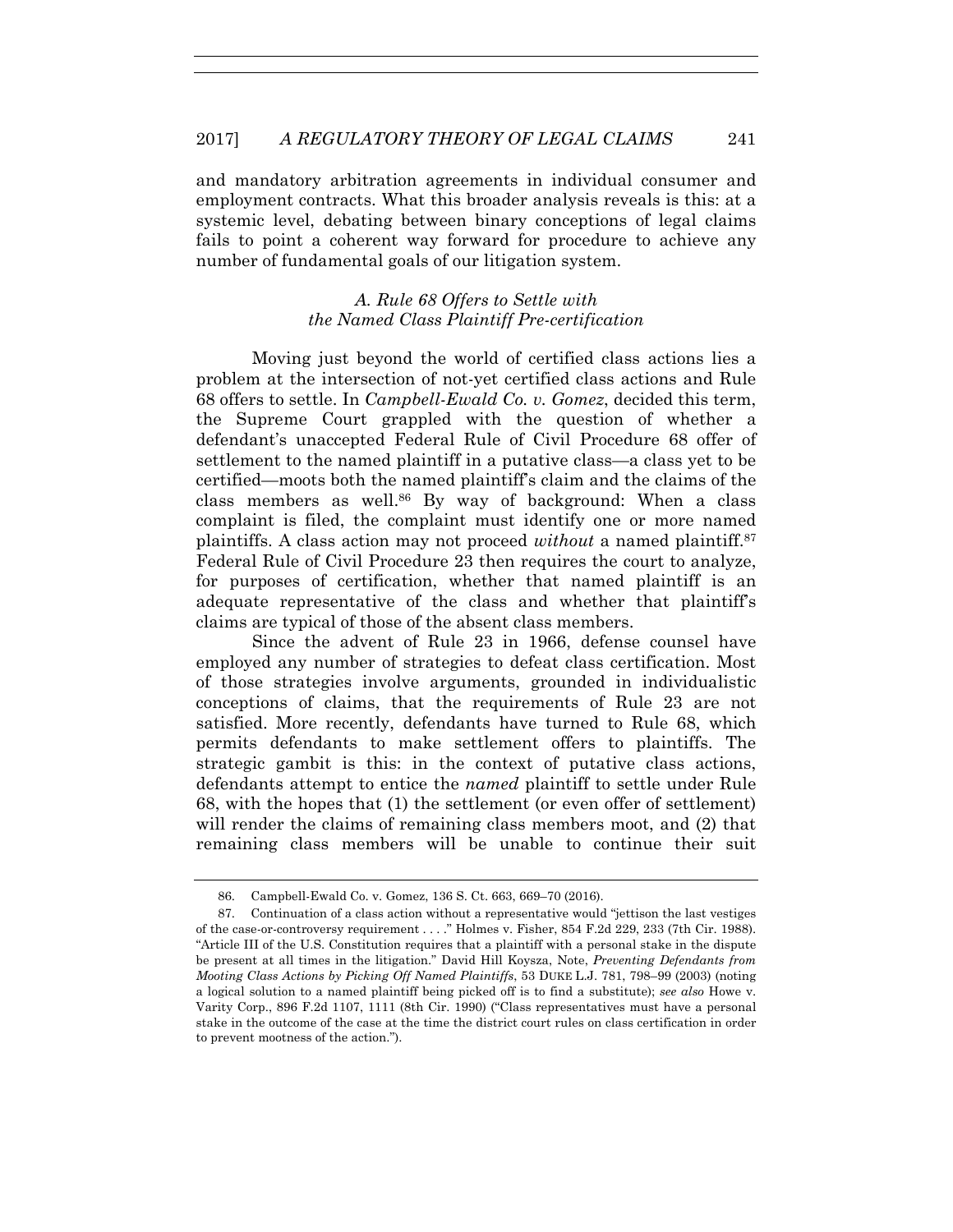and mandatory arbitration agreements in individual consumer and employment contracts. What this broader analysis reveals is this: at a systemic level, debating between binary conceptions of legal claims fails to point a coherent way forward for procedure to achieve any number of fundamental goals of our litigation system.

### *A. Rule 68 Offers to Settle with the Named Class Plaintiff Pre-certification*

Moving just beyond the world of certified class actions lies a problem at the intersection of not-yet certified class actions and Rule 68 offers to settle. In *Campbell-Ewald Co. v. Gomez*, decided this term, the Supreme Court grappled with the question of whether a defendant's unaccepted Federal Rule of Civil Procedure 68 offer of settlement to the named plaintiff in a putative class—a class yet to be certified—moots both the named plaintiff's claim and the claims of the class members as well.[86] By way of background: When a class complaint is filed, the complaint must identify one or more named plaintiffs. A class action may not proceed *without* a named plaintiff.[87] Federal Rule of Civil Procedure 23 then requires the court to analyze, for purposes of certification, whether that named plaintiff is an adequate representative of the class and whether that plaintiff's claims are typical of those of the absent class members.

Since the advent of Rule 23 in 1966, defense counsel have employed any number of strategies to defeat class certification. Most of those strategies involve arguments, grounded in individualistic conceptions of claims, that the requirements of Rule 23 are not satisfied. More recently, defendants have turned to Rule 68, which permits defendants to make settlement offers to plaintiffs. The strategic gambit is this: in the context of putative class actions, defendants attempt to entice the *named* plaintiff to settle under Rule 68, with the hopes that (1) the settlement (or even offer of settlement) will render the claims of remaining class members moot, and (2) that remaining class members will be unable to continue their suit

---

86. Campbell-Ewald Co. v. Gomez, 136 S. Ct. 663, 669–70 (2016).

87. Continuation of a class action without a representative would "jettison the last vestiges of the case-or-controversy requirement . . . ." Holmes v. Fisher, 854 F.2d 229, 233 (7th Cir. 1988). "Article III of the U.S. Constitution requires that a plaintiff with a personal stake in the dispute be present at all times in the litigation." David Hill Koysza, Note, *Preventing Defendants from Mooting Class Actions by Picking Off Named Plaintiffs*, 53 DUKE L.J. 781, 798–99 (2003) (noting a logical solution to a named plaintiff being picked off is to find a substitute); *see also* Howe v. Varity Corp., 896 F.2d 1107, 1111 (8th Cir. 1990) ("Class representatives must have a personal stake in the outcome of the case at the time the district court rules on class certification in order to prevent mootness of the action.").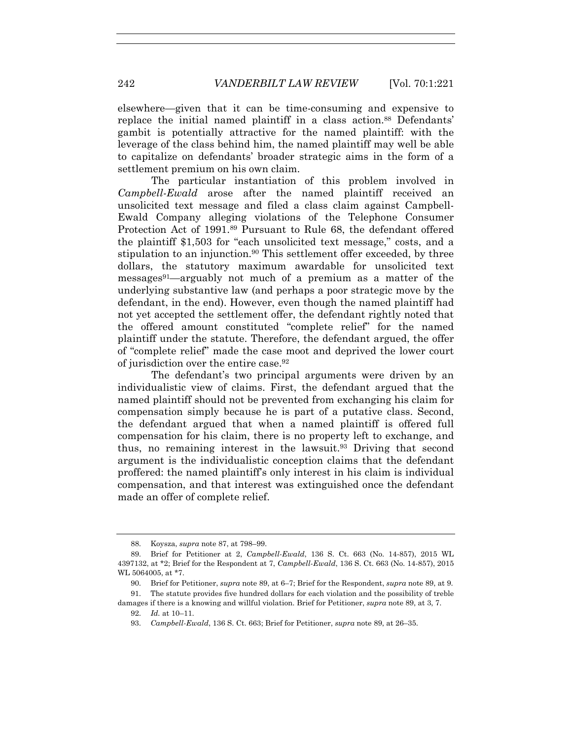elsewhere—given that it can be time-consuming and expensive to replace the initial named plaintiff in a class action.[88] Defendants' gambit is potentially attractive for the named plaintiff: with the leverage of the class behind him, the named plaintiff may well be able to capitalize on defendants' broader strategic aims in the form of a settlement premium on his own claim.

The particular instantiation of this problem involved in *Campbell-Ewald* arose after the named plaintiff received an unsolicited text message and filed a class claim against Campbell-Ewald Company alleging violations of the Telephone Consumer Protection Act of 1991.[89] Pursuant to Rule 68, the defendant offered the plaintiff $1,503 for "each unsolicited text message," costs, and a stipulation to an injunction.[90] This settlement offer exceeded, by three dollars, the statutory maximum awardable for unsolicited text messages[91]—arguably not much of a premium as a matter of the underlying substantive law (and perhaps a poor strategic move by the defendant, in the end). However, even though the named plaintiff had not yet accepted the settlement offer, the defendant rightly noted that the offered amount constituted "complete relief" for the named plaintiff under the statute. Therefore, the defendant argued, the offer of "complete relief" made the case moot and deprived the lower court of jurisdiction over the entire case.[92]

The defendant's two principal arguments were driven by an individualistic view of claims. First, the defendant argued that the named plaintiff should not be prevented from exchanging his claim for compensation simply because he is part of a putative class. Second, the defendant argued that when a named plaintiff is offered full compensation for his claim, there is no property left to exchange, and thus, no remaining interest in the lawsuit.[93] Driving that second argument is the individualistic conception claims that the defendant proffered: the named plaintiff's only interest in his claim is individual compensation, and that interest was extinguished once the defendant made an offer of complete relief.

---

88. Koysza, *supra* note 87, at 798–99.

89. Brief for Petitioner at 2, *Campbell-Ewald*, 136 S. Ct. 663 (No. 14-857), 2015 WL 4397132, at *2; Brief for the Respondent at 7, *Campbell-Ewald*, 136 S. Ct. 663 (No. 14-857), 2015 WL 5064005, at *7.

90. Brief for Petitioner, *supra* note 89, at 6–7; Brief for the Respondent, *supra* note 89, at 9.

91. The statute provides five hundred dollars for each violation and the possibility of treble damages if there is a knowing and willful violation. Brief for Petitioner, *supra* note 89, at 3, 7.

92. *Id.* at 10–11.

93. *Campbell-Ewald*, 136 S. Ct. 663; Brief for Petitioner, *supra* note 89, at 26–35.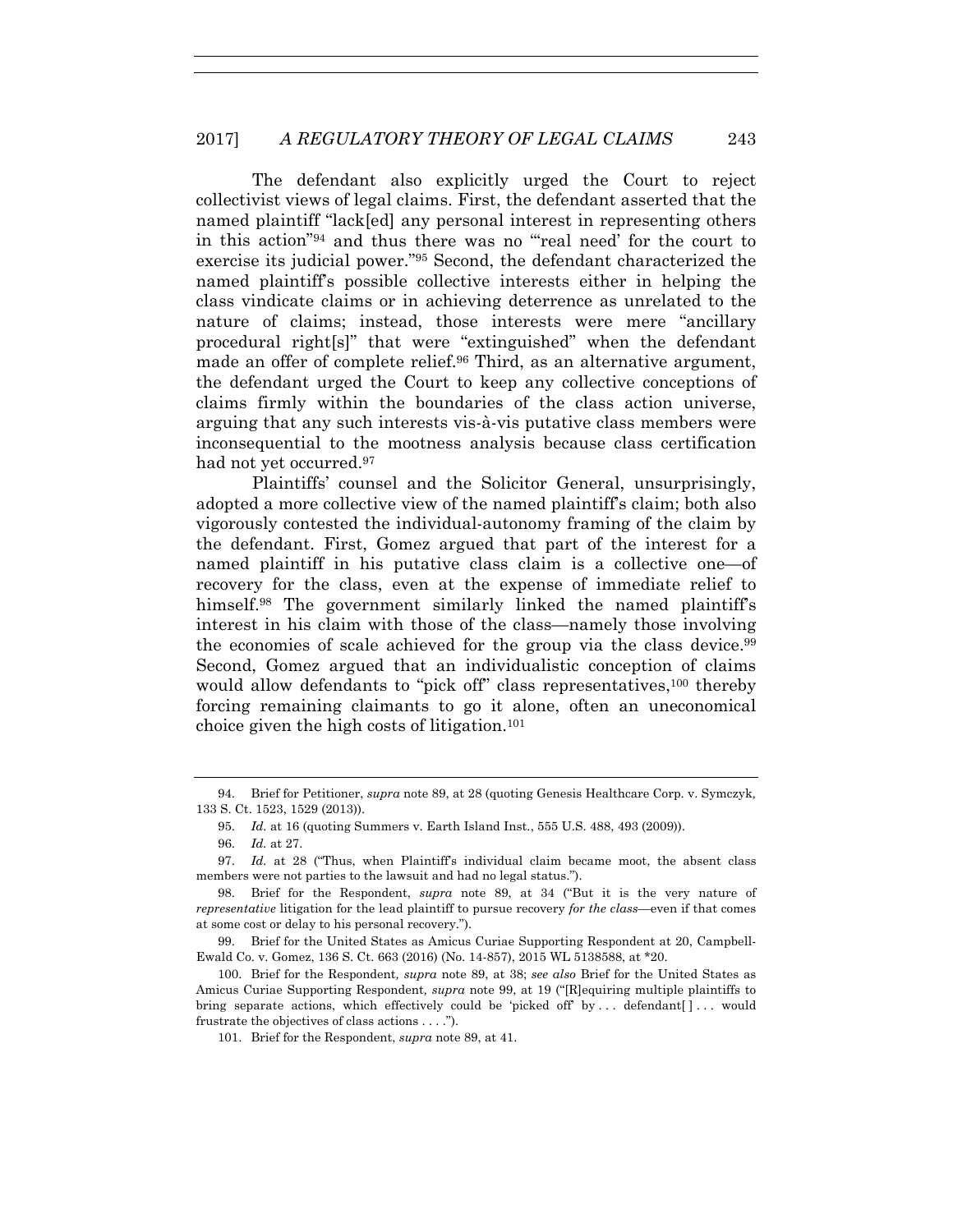The defendant also explicitly urged the Court to reject collectivist views of legal claims. First, the defendant asserted that the named plaintiff "lack[ed] any personal interest in representing others in this action"[94] and thus there was no "'real need' for the court to exercise its judicial power."[95] Second, the defendant characterized the named plaintiff's possible collective interests either in helping the class vindicate claims or in achieving deterrence as unrelated to the nature of claims; instead, those interests were mere "ancillary procedural right[s]" that were "extinguished" when the defendant made an offer of complete relief.[96] Third, as an alternative argument, the defendant urged the Court to keep any collective conceptions of claims firmly within the boundaries of the class action universe, arguing that any such interests vis-à-vis putative class members were inconsequential to the mootness analysis because class certification had not yet occurred.[97]

Plaintiffs' counsel and the Solicitor General, unsurprisingly, adopted a more collective view of the named plaintiff's claim; both also vigorously contested the individual-autonomy framing of the claim by the defendant. First, Gomez argued that part of the interest for a named plaintiff in his putative class claim is a collective one—of recovery for the class, even at the expense of immediate relief to himself.[98] The government similarly linked the named plaintiff's interest in his claim with those of the class—namely those involving the economies of scale achieved for the group via the class device.[99] Second, Gomez argued that an individualistic conception of claims would allow defendants to "pick off" class representatives,[100] thereby forcing remaining claimants to go it alone, often an uneconomical choice given the high costs of litigation.[101]

---

94. Brief for Petitioner, *supra* note 89, at 28 (quoting Genesis Healthcare Corp. v. Symczyk, 133 S. Ct. 1523, 1529 (2013)).

95. *Id.* at 16 (quoting Summers v. Earth Island Inst., 555 U.S. 488, 493 (2009)).

96. *Id.* at 27.

97. *Id.* at 28 ("Thus, when Plaintiff's individual claim became moot, the absent class members were not parties to the lawsuit and had no legal status.").

98. Brief for the Respondent, *supra* note 89, at 34 ("But it is the very nature of *representative* litigation for the lead plaintiff to pursue recovery *for the class*—even if that comes at some cost or delay to his personal recovery.").

99. Brief for the United States as Amicus Curiae Supporting Respondent at 20, Campbell-Ewald Co. v. Gomez, 136 S. Ct. 663 (2016) (No. 14-857), 2015 WL 5138588, at *20.

100. Brief for the Respondent, *supra* note 89, at 38; *see also* Brief for the United States as Amicus Curiae Supporting Respondent, *supra* note 99, at 19 ("[R]equiring multiple plaintiffs to bring separate actions, which effectively could be 'picked off' by . . . defendant[ ] . . . would frustrate the objectives of class actions . . . .").

101. Brief for the Respondent, *supra* note 89, at 41.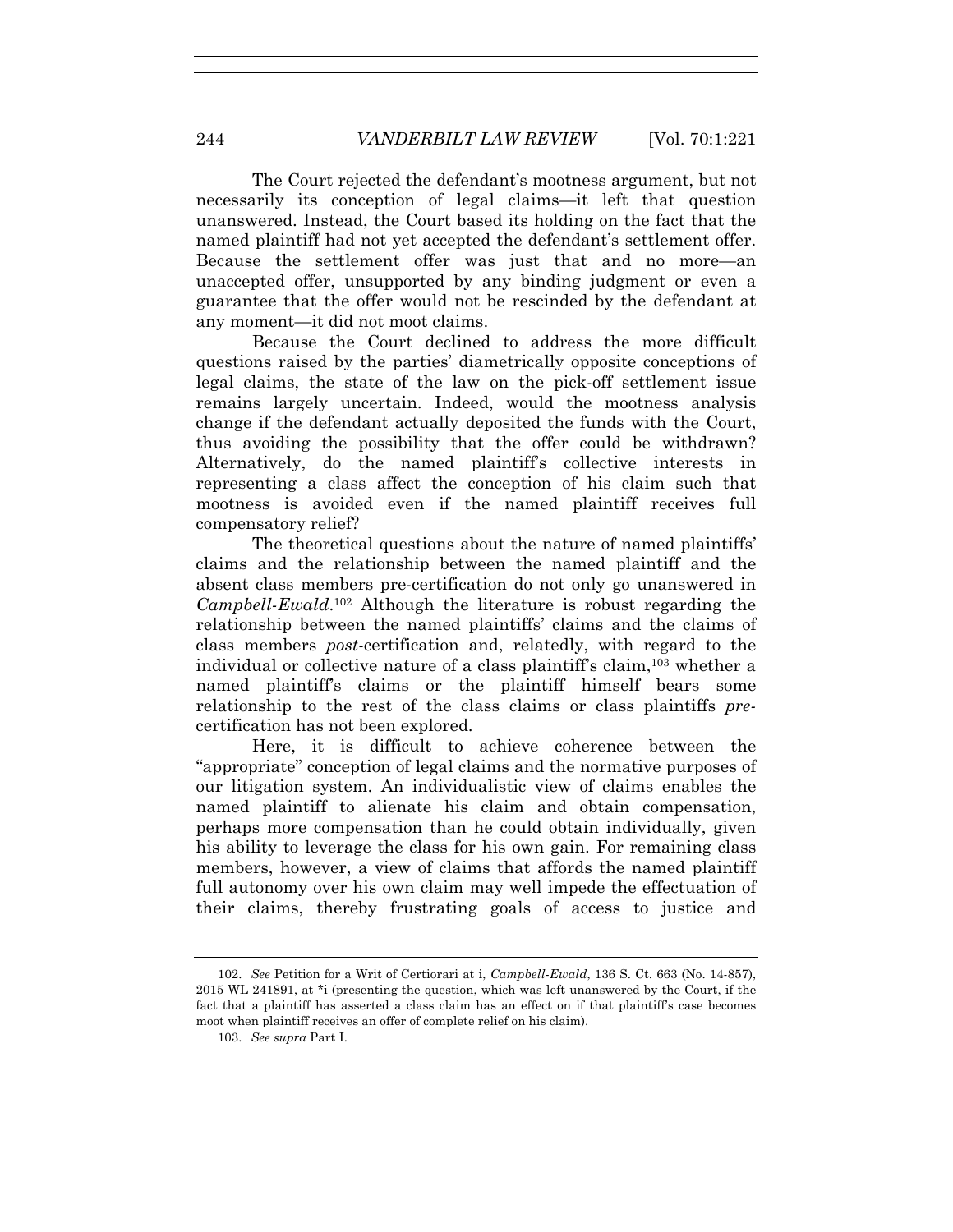The Court rejected the defendant's mootness argument, but not necessarily its conception of legal claims—it left that question unanswered. Instead, the Court based its holding on the fact that the named plaintiff had not yet accepted the defendant's settlement offer. Because the settlement offer was just that and no more—an unaccepted offer, unsupported by any binding judgment or even a guarantee that the offer would not be rescinded by the defendant at any moment—it did not moot claims.

Because the Court declined to address the more difficult questions raised by the parties' diametrically opposite conceptions of legal claims, the state of the law on the pick-off settlement issue remains largely uncertain. Indeed, would the mootness analysis change if the defendant actually deposited the funds with the Court, thus avoiding the possibility that the offer could be withdrawn? Alternatively, do the named plaintiff's collective interests in representing a class affect the conception of his claim such that mootness is avoided even if the named plaintiff receives full compensatory relief?

The theoretical questions about the nature of named plaintiffs' claims and the relationship between the named plaintiff and the absent class members pre-certification do not only go unanswered in *Campbell-Ewald*.[102] Although the literature is robust regarding the relationship between the named plaintiffs' claims and the claims of class members *post*-certification and, relatedly, with regard to the individual or collective nature of a class plaintiff's claim,[103] whether a named plaintiff's claims or the plaintiff himself bears some relationship to the rest of the class claims or class plaintiffs *pre*-certification has not been explored.

Here, it is difficult to achieve coherence between the "appropriate" conception of legal claims and the normative purposes of our litigation system. An individualistic view of claims enables the named plaintiff to alienate his claim and obtain compensation, perhaps more compensation than he could obtain individually, given his ability to leverage the class for his own gain. For remaining class members, however, a view of claims that affords the named plaintiff full autonomy over his own claim may well impede the effectuation of their claims, thereby frustrating goals of access to justice and

---

102. *See* Petition for a Writ of Certiorari at i, *Campbell-Ewald*, 136 S. Ct. 663 (No. 14-857), 2015 WL 241891, at *i (presenting the question, which was left unanswered by the Court, if the fact that a plaintiff has asserted a class claim has an effect on if that plaintiff's case becomes moot when plaintiff receives an offer of complete relief on his claim).

103. *See supra* Part I.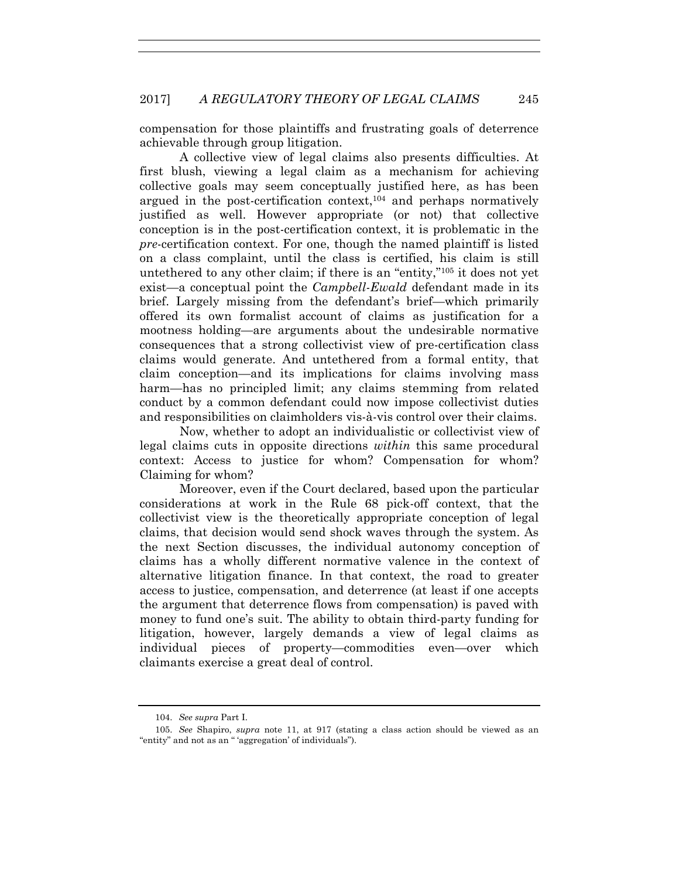compensation for those plaintiffs and frustrating goals of deterrence achievable through group litigation.

A collective view of legal claims also presents difficulties. At first blush, viewing a legal claim as a mechanism for achieving collective goals may seem conceptually justified here, as has been argued in the post-certification context,[104] and perhaps normatively justified as well. However appropriate (or not) that collective conception is in the post-certification context, it is problematic in the *pre*-certification context. For one, though the named plaintiff is listed on a class complaint, until the class is certified, his claim is still untethered to any other claim; if there is an "entity,"[105] it does not yet exist—a conceptual point the *Campbell-Ewald* defendant made in its brief. Largely missing from the defendant's brief—which primarily offered its own formalist account of claims as justification for a mootness holding—are arguments about the undesirable normative consequences that a strong collectivist view of pre-certification class claims would generate. And untethered from a formal entity, that claim conception—and its implications for claims involving mass harm—has no principled limit; any claims stemming from related conduct by a common defendant could now impose collectivist duties and responsibilities on claimholders vis-à-vis control over their claims.

Now, whether to adopt an individualistic or collectivist view of legal claims cuts in opposite directions *within* this same procedural context: Access to justice for whom? Compensation for whom? Claiming for whom?

Moreover, even if the Court declared, based upon the particular considerations at work in the Rule 68 pick-off context, that the collectivist view is the theoretically appropriate conception of legal claims, that decision would send shock waves through the system. As the next Section discusses, the individual autonomy conception of claims has a wholly different normative valence in the context of alternative litigation finance. In that context, the road to greater access to justice, compensation, and deterrence (at least if one accepts the argument that deterrence flows from compensation) is paved with money to fund one's suit. The ability to obtain third-party funding for litigation, however, largely demands a view of legal claims as individual pieces of property—commodities even—over which claimants exercise a great deal of control.

---

104. *See supra* Part I.

105. *See* Shapiro, *supra* note 11, at 917 (stating a class action should be viewed as an "entity" and not as an " 'aggregation' of individuals").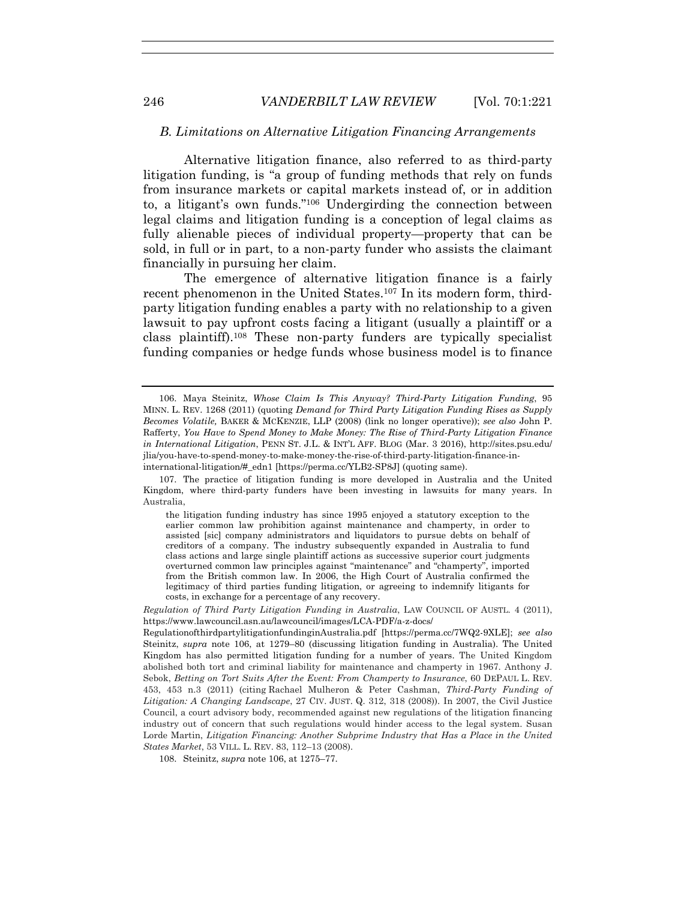### *B. Limitations on Alternative Litigation Financing Arrangements*

Alternative litigation finance, also referred to as third-party litigation funding, is "a group of funding methods that rely on funds from insurance markets or capital markets instead of, or in addition to, a litigant's own funds."[106] Undergirding the connection between legal claims and litigation funding is a conception of legal claims as fully alienable pieces of individual property—property that can be sold, in full or in part, to a non-party funder who assists the claimant financially in pursuing her claim.

The emergence of alternative litigation finance is a fairly recent phenomenon in the United States.[107] In its modern form, third-party litigation funding enables a party with no relationship to a given lawsuit to pay upfront costs facing a litigant (usually a plaintiff or a class plaintiff).[108] These non-party funders are typically specialist funding companies or hedge funds whose business model is to finance

---

106. Maya Steinitz, *Whose Claim Is This Anyway? Third-Party Litigation Funding*, 95 MINN. L. REV. 1268 (2011) (quoting *Demand for Third Party Litigation Funding Rises as Supply Becomes Volatile,* BAKER & MCKENZIE, LLP (2008) (link no longer operative)); *see also* John P. Rafferty, *You Have to Spend Money to Make Money: The Rise of Third-Party Litigation Finance in International Litigation*, PENN ST. J.L. & INT'L AFF. BLOG (Mar. 3 2016), http://sites.psu.edu/jlia/you-have-to-spend-money-to-make-money-the-rise-of-third-party-litigation-finance-in-international-litigation/#_edn1 [https://perma.cc/YLB2-SP8J] (quoting same).

107. The practice of litigation funding is more developed in Australia and the United Kingdom, where third-party funders have been investing in lawsuits for many years. In Australia,

> the litigation funding industry has since 1995 enjoyed a statutory exception to the earlier common law prohibition against maintenance and champerty, in order to assisted [sic] company administrators and liquidators to pursue debts on behalf of creditors of a company. The industry subsequently expanded in Australia to fund class actions and large single plaintiff actions as successive superior court judgments overturned common law principles against "maintenance" and "champerty", imported from the British common law. In 2006, the High Court of Australia confirmed the legitimacy of third parties funding litigation, or agreeing to indemnify litigants for costs, in exchange for a percentage of any recovery.

*Regulation of Third Party Litigation Funding in Australia*, LAW COUNCIL OF AUSTL. 4 (2011), https://www.lawcouncil.asn.au/lawcouncil/images/LCA-PDF/a-z-docs/RegulationofthirdpartylitigationfundinginAustralia.pdf [https://perma.cc/7WQ2-9XLE]; *see also* Steinitz, *supra* note 106, at 1279–80 (discussing litigation funding in Australia). The United Kingdom has also permitted litigation funding for a number of years. The United Kingdom abolished both tort and criminal liability for maintenance and champerty in 1967. Anthony J. Sebok, *Betting on Tort Suits After the Event: From Champerty to Insurance*, 60 DEPAUL L. REV. 453, 453 n.3 (2011) (citing Rachael Mulheron & Peter Cashman, *Third-Party Funding of Litigation: A Changing Landscape*, 27 CIV. JUST. Q. 312, 318 (2008)). In 2007, the Civil Justice Council, a court advisory body, recommended against new regulations of the litigation financing industry out of concern that such regulations would hinder access to the legal system. Susan Lorde Martin, *Litigation Financing: Another Subprime Industry that Has a Place in the United States Market*, 53 VILL. L. REV. 83, 112–13 (2008).

108. Steinitz, *supra* note 106, at 1275–77.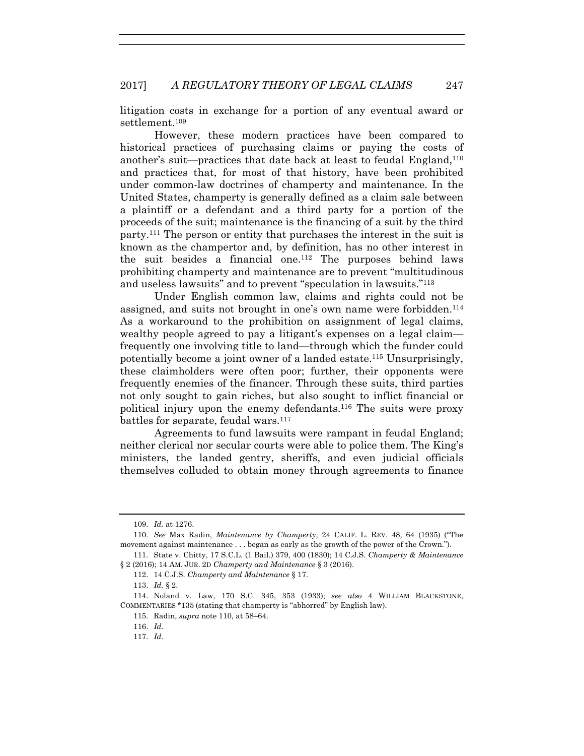litigation costs in exchange for a portion of any eventual award or settlement.[109]

However, these modern practices have been compared to historical practices of purchasing claims or paying the costs of another's suit—practices that date back at least to feudal England,[110] and practices that, for most of that history, have been prohibited under common-law doctrines of champerty and maintenance. In the United States, champerty is generally defined as a claim sale between a plaintiff or a defendant and a third party for a portion of the proceeds of the suit; maintenance is the financing of a suit by the third party.[111] The person or entity that purchases the interest in the suit is known as the champertor and, by definition, has no other interest in the suit besides a financial one.[112] The purposes behind laws prohibiting champerty and maintenance are to prevent "multitudinous and useless lawsuits" and to prevent "speculation in lawsuits."[113]

Under English common law, claims and rights could not be assigned, and suits not brought in one's own name were forbidden.[114] As a workaround to the prohibition on assignment of legal claims, wealthy people agreed to pay a litigant's expenses on a legal claim—frequently one involving title to land—through which the funder could potentially become a joint owner of a landed estate.[115] Unsurprisingly, these claimholders were often poor; further, their opponents were frequently enemies of the financer. Through these suits, third parties not only sought to gain riches, but also sought to inflict financial or political injury upon the enemy defendants.[116] The suits were proxy battles for separate, feudal wars.[117]

Agreements to fund lawsuits were rampant in feudal England; neither clerical nor secular courts were able to police them. The King's ministers, the landed gentry, sheriffs, and even judicial officials themselves colluded to obtain money through agreements to finance

---

109. *Id.* at 1276.

110. *See* Max Radin, *Maintenance by Champerty*, 24 CALIF. L. REV. 48, 64 (1935) ("The movement against maintenance . . . began as early as the growth of the power of the Crown.").

111. State v. Chitty, 17 S.C.L. (1 Bail.) 379, 400 (1830); 14 C.J.S. *Champerty & Maintenance* § 2 (2016); 14 AM. JUR. 2D *Champerty and Maintenance* § 3 (2016).

112. 14 C.J.S. *Champerty and Maintenance* § 17.

113. *Id.* § 2.

114. Noland v. Law, 170 S.C. 345, 353 (1933); *see also* 4 WILLIAM BLACKSTONE, COMMENTARIES *135 (stating that champerty is "abhorred" by English law).

115. Radin, *supra* note 110, at 58–64.

116. *Id.*

117. *Id.*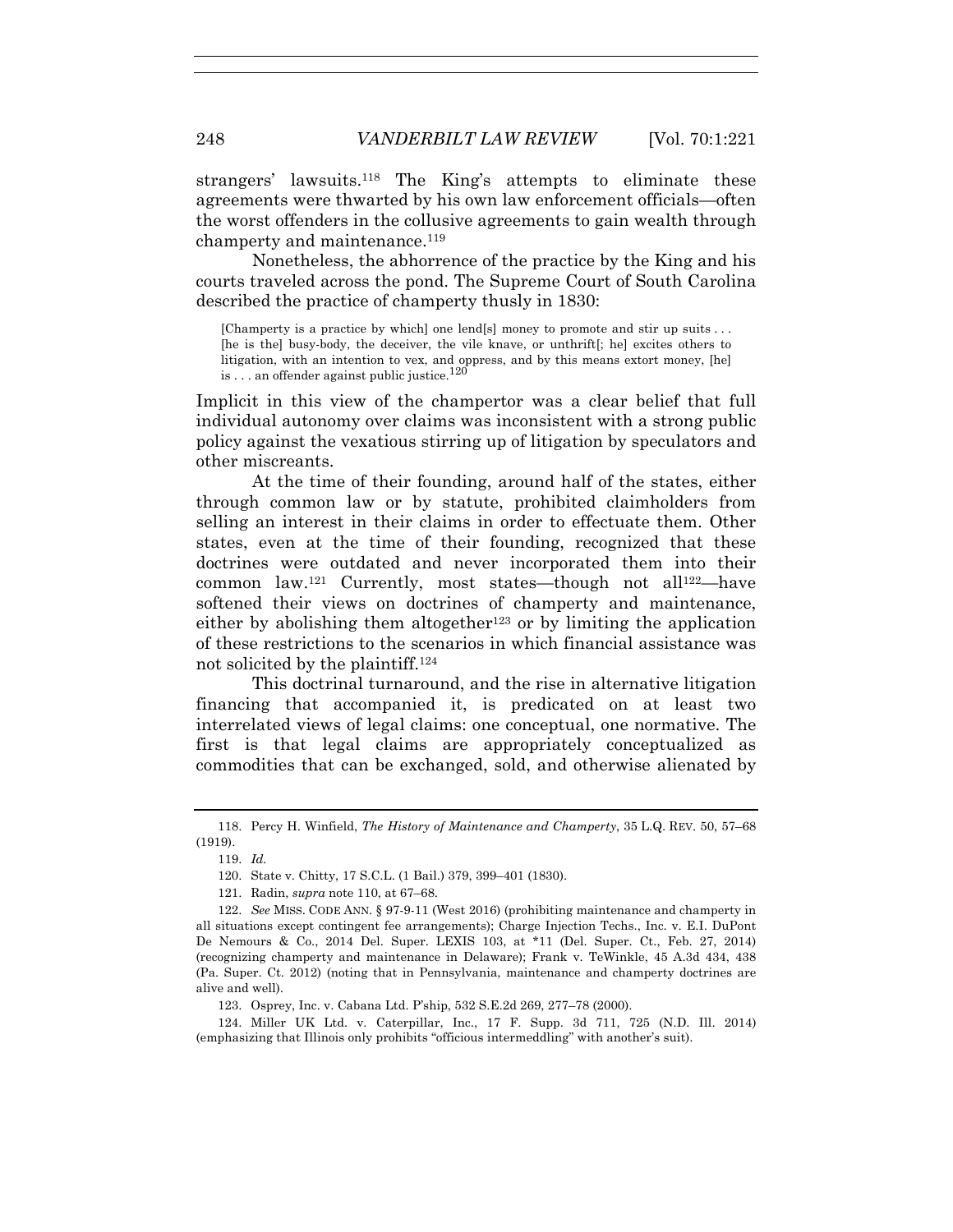strangers' lawsuits.[118] The King's attempts to eliminate these agreements were thwarted by his own law enforcement officials—often the worst offenders in the collusive agreements to gain wealth through champerty and maintenance.[119]

Nonetheless, the abhorrence of the practice by the King and his courts traveled across the pond. The Supreme Court of South Carolina described the practice of champerty thusly in 1830:

> [Champerty is a practice by which] one lend[s] money to promote and stir up suits . . . [he is the] busy-body, the deceiver, the vile knave, or unthrift[; he] excites others to litigation, with an intention to vex, and oppress, and by this means extort money, [he] is . . . an offender against public justice.[120]

Implicit in this view of the champertor was a clear belief that full individual autonomy over claims was inconsistent with a strong public policy against the vexatious stirring up of litigation by speculators and other miscreants.

At the time of their founding, around half of the states, either through common law or by statute, prohibited claimholders from selling an interest in their claims in order to effectuate them. Other states, even at the time of their founding, recognized that these doctrines were outdated and never incorporated them into their common law.[121] Currently, most states—though not all[122]—have softened their views on doctrines of champerty and maintenance, either by abolishing them altogether[123] or by limiting the application of these restrictions to the scenarios in which financial assistance was not solicited by the plaintiff.[124]

This doctrinal turnaround, and the rise in alternative litigation financing that accompanied it, is predicated on at least two interrelated views of legal claims: one conceptual, one normative. The first is that legal claims are appropriately conceptualized as commodities that can be exchanged, sold, and otherwise alienated by

---

118. Percy H. Winfield, *The History of Maintenance and Champerty*, 35 L.Q. REV. 50, 57–68 (1919).

119. *Id.*

120. State v. Chitty, 17 S.C.L. (1 Bail.) 379, 399–401 (1830).

121. Radin, *supra* note 110, at 67–68.

122. *See* MISS. CODE ANN. § 97-9-11 (West 2016) (prohibiting maintenance and champerty in all situations except contingent fee arrangements); Charge Injection Techs., Inc. v. E.I. DuPont De Nemours & Co., 2014 Del. Super. LEXIS 103, at *11 (Del. Super. Ct., Feb. 27, 2014) (recognizing champerty and maintenance in Delaware); Frank v. TeWinkle, 45 A.3d 434, 438 (Pa. Super. Ct. 2012) (noting that in Pennsylvania, maintenance and champerty doctrines are alive and well).

123. Osprey, Inc. v. Cabana Ltd. P'ship, 532 S.E.2d 269, 277–78 (2000).

124. Miller UK Ltd. v. Caterpillar, Inc., 17 F. Supp. 3d 711, 725 (N.D. Ill. 2014) (emphasizing that Illinois only prohibits "officious intermeddling" with another's suit).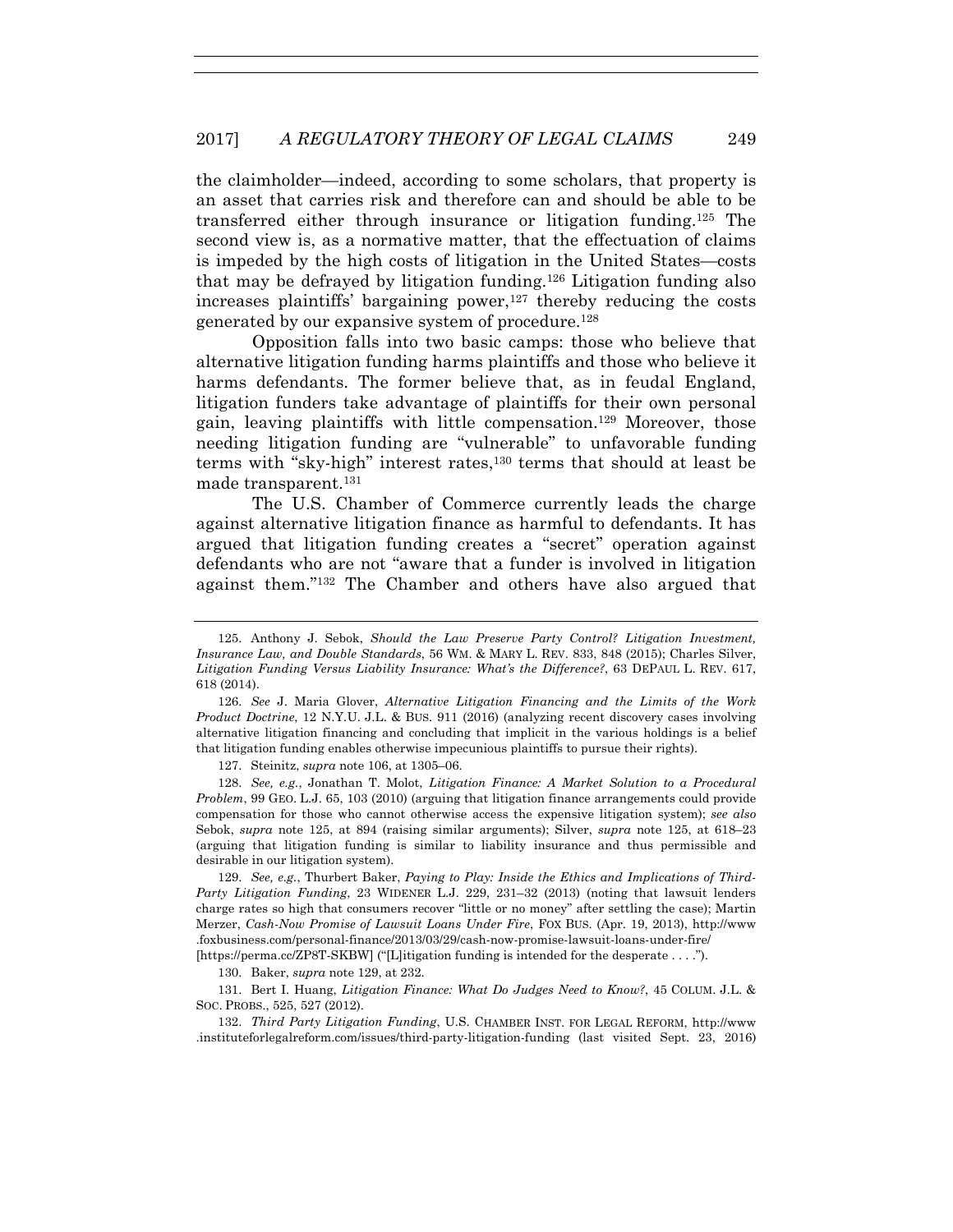the claimholder—indeed, according to some scholars, that property is an asset that carries risk and therefore can and should be able to be transferred either through insurance or litigation funding.[125] The second view is, as a normative matter, that the effectuation of claims is impeded by the high costs of litigation in the United States—costs that may be defrayed by litigation funding.[126] Litigation funding also increases plaintiffs' bargaining power,[127] thereby reducing the costs generated by our expansive system of procedure.[128]

Opposition falls into two basic camps: those who believe that alternative litigation funding harms plaintiffs and those who believe it harms defendants. The former believe that, as in feudal England, litigation funders take advantage of plaintiffs for their own personal gain, leaving plaintiffs with little compensation.[129] Moreover, those needing litigation funding are "vulnerable" to unfavorable funding terms with "sky-high" interest rates,[130] terms that should at least be made transparent.[131]

The U.S. Chamber of Commerce currently leads the charge against alternative litigation finance as harmful to defendants. It has argued that litigation funding creates a "secret" operation against defendants who are not "aware that a funder is involved in litigation against them."[132] The Chamber and others have also argued that

---

125. Anthony J. Sebok, *Should the Law Preserve Party Control? Litigation Investment, Insurance Law, and Double Standards*, 56 WM. & MARY L. REV. 833, 848 (2015); Charles Silver, *Litigation Funding Versus Liability Insurance: What's the Difference?*, 63 DEPAUL L. REV. 617, 618 (2014).

126. *See* J. Maria Glover, *Alternative Litigation Financing and the Limits of the Work Product Doctrine*, 12 N.Y.U. J.L. & BUS. 911 (2016) (analyzing recent discovery cases involving alternative litigation financing and concluding that implicit in the various holdings is a belief that litigation funding enables otherwise impecunious plaintiffs to pursue their rights).

127. Steinitz, *supra* note 106, at 1305–06.

128. *See, e.g.*, Jonathan T. Molot, *Litigation Finance: A Market Solution to a Procedural Problem*, 99 GEO. L.J. 65, 103 (2010) (arguing that litigation finance arrangements could provide compensation for those who cannot otherwise access the expensive litigation system); *see also* Sebok, *supra* note 125, at 894 (raising similar arguments); Silver, *supra* note 125, at 618–23 (arguing that litigation funding is similar to liability insurance and thus permissible and desirable in our litigation system).

129. *See, e.g.*, Thurbert Baker, *Paying to Play: Inside the Ethics and Implications of Third-Party Litigation Funding*, 23 WIDENER L.J. 229, 231–32 (2013) (noting that lawsuit lenders charge rates so high that consumers recover "little or no money" after settling the case); Martin Merzer, *Cash-Now Promise of Lawsuit Loans Under Fire*, FOX BUS. (Apr. 19, 2013), http://www.foxbusiness.com/personal-finance/2013/03/29/cash-now-promise-lawsuit-loans-under-fire/ [https://perma.cc/ZP8T-SKBW] ("[L]itigation funding is intended for the desperate . . . .").

130. Baker, *supra* note 129, at 232.

131. Bert I. Huang, *Litigation Finance: What Do Judges Need to Know?*, 45 COLUM. J.L. & SOC. PROBS., 525, 527 (2012).

132. *Third Party Litigation Funding*, U.S. CHAMBER INST. FOR LEGAL REFORM, http://www.instituteforlegalreform.com/issues/third-party-litigation-funding (last visited Sept. 23, 2016)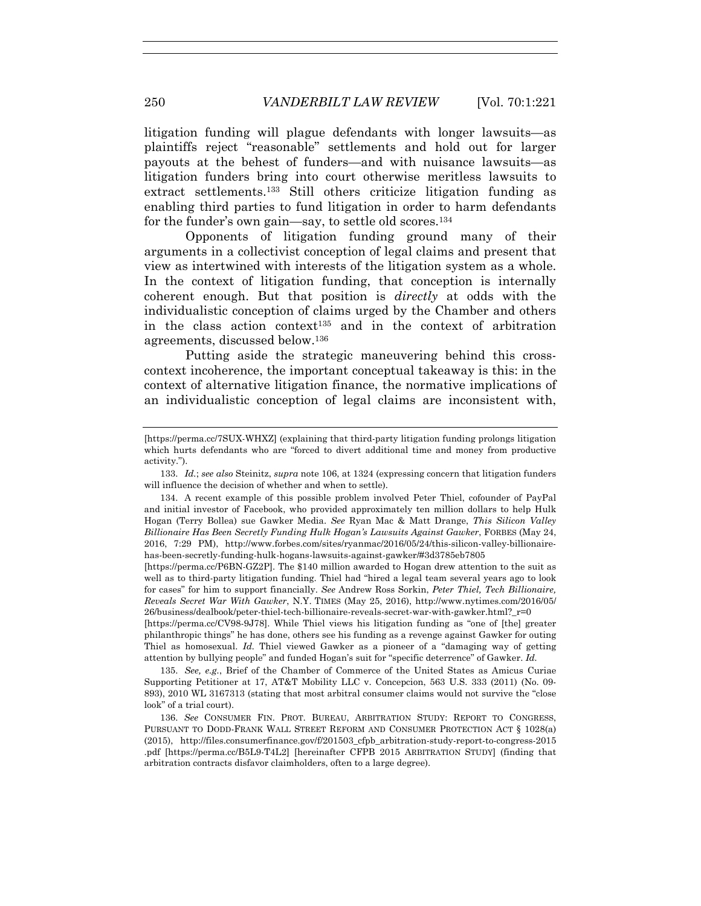litigation funding will plague defendants with longer lawsuits—as plaintiffs reject "reasonable" settlements and hold out for larger payouts at the behest of funders—and with nuisance lawsuits—as litigation funders bring into court otherwise meritless lawsuits to extract settlements.[133] Still others criticize litigation funding as enabling third parties to fund litigation in order to harm defendants for the funder's own gain—say, to settle old scores.[134]

Opponents of litigation funding ground many of their arguments in a collectivist conception of legal claims and present that view as intertwined with interests of the litigation system as a whole. In the context of litigation funding, that conception is internally coherent enough. But that position is *directly* at odds with the individualistic conception of claims urged by the Chamber and others in the class action context[135] and in the context of arbitration agreements, discussed below.[136]

Putting aside the strategic maneuvering behind this cross-context incoherence, the important conceptual takeaway is this: in the context of alternative litigation finance, the normative implications of an individualistic conception of legal claims are inconsistent with,

---

[https://perma.cc/7SUX-WHXZ] (explaining that third-party litigation funding prolongs litigation which hurts defendants who are "forced to divert additional time and money from productive activity.").

133. *Id.*; *see also* Steinitz, *supra* note 106, at 1324 (expressing concern that litigation funders will influence the decision of whether and when to settle).

134. A recent example of this possible problem involved Peter Thiel, cofounder of PayPal and initial investor of Facebook, who provided approximately ten million dollars to help Hulk Hogan (Terry Bollea) sue Gawker Media. *See* Ryan Mac & Matt Drange, *This Silicon Valley Billionaire Has Been Secretly Funding Hulk Hogan's Lawsuits Against Gawker*, FORBES (May 24, 2016, 7:29 PM), http://www.forbes.com/sites/ryanmac/2016/05/24/this-silicon-valley-billionaire-has-been-secretly-funding-hulk-hogans-lawsuits-against-gawker/#3d3785eb7805 [https://perma.cc/P6BN-GZ2P]. The $140 million awarded to Hogan drew attention to the suit as well as to third-party litigation funding. Thiel had "hired a legal team several years ago to look for cases" for him to support financially. *See* Andrew Ross Sorkin, *Peter Thiel, Tech Billionaire, Reveals Secret War With Gawker*, N.Y. TIMES (May 25, 2016), http://www.nytimes.com/2016/05/26/business/dealbook/peter-thiel-tech-billionaire-reveals-secret-war-with-gawker.html?_r=0 [https://perma.cc/CV98-9J78]. While Thiel views his litigation funding as "one of [the] greater philanthropic things" he has done, others see his funding as a revenge against Gawker for outing Thiel as homosexual. *Id.* Thiel viewed Gawker as a pioneer of a "damaging way of getting attention by bullying people" and funded Hogan's suit for "specific deterrence" of Gawker. *Id.*

135. *See, e.g.*, Brief of the Chamber of Commerce of the United States as Amicus Curiae Supporting Petitioner at 17, AT&T Mobility LLC v. Concepcion, 563 U.S. 333 (2011) (No. 09-893), 2010 WL 3167313 (stating that most arbitral consumer claims would not survive the "close look" of a trial court).

136. *See* CONSUMER FIN. PROT. BUREAU, ARBITRATION STUDY: REPORT TO CONGRESS, PURSUANT TO DODD-FRANK WALL STREET REFORM AND CONSUMER PROTECTION ACT § 1028(a) (2015), http://files.consumerfinance.gov/f/201503_cfpb_arbitration-study-report-to-congress-2015.pdf [https://perma.cc/B5L9-T4L2] [hereinafter CFPB 2015 ARBITRATION STUDY] (finding that arbitration contracts disfavor claimholders, often to a large degree).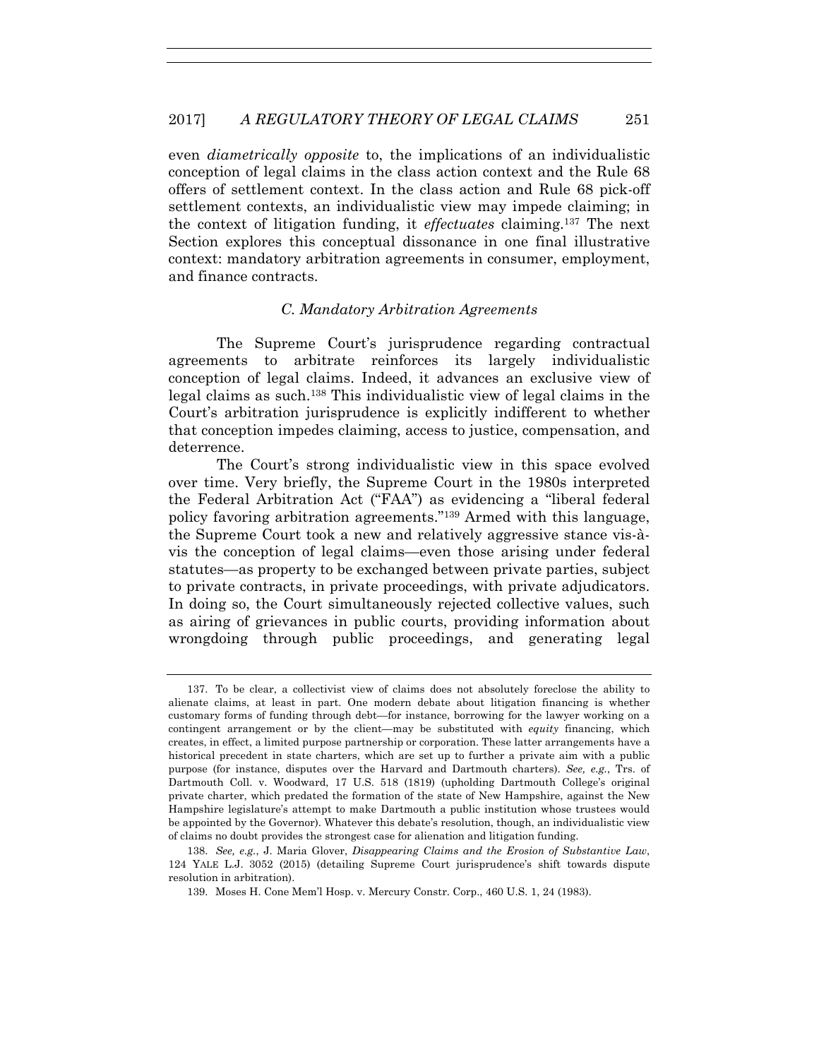even *diametrically opposite* to, the implications of an individualistic conception of legal claims in the class action context and the Rule 68 offers of settlement context. In the class action and Rule 68 pick-off settlement contexts, an individualistic view may impede claiming; in the context of litigation funding, it *effectuates* claiming.[137] The next Section explores this conceptual dissonance in one final illustrative context: mandatory arbitration agreements in consumer, employment, and finance contracts.

### *C. Mandatory Arbitration Agreements*

The Supreme Court's jurisprudence regarding contractual agreements to arbitrate reinforces its largely individualistic conception of legal claims. Indeed, it advances an exclusive view of legal claims as such.[138] This individualistic view of legal claims in the Court's arbitration jurisprudence is explicitly indifferent to whether that conception impedes claiming, access to justice, compensation, and deterrence.

The Court's strong individualistic view in this space evolved over time. Very briefly, the Supreme Court in the 1980s interpreted the Federal Arbitration Act ("FAA") as evidencing a "liberal federal policy favoring arbitration agreements."[139] Armed with this language, the Supreme Court took a new and relatively aggressive stance vis-à-vis the conception of legal claims—even those arising under federal statutes—as property to be exchanged between private parties, subject to private contracts, in private proceedings, with private adjudicators. In doing so, the Court simultaneously rejected collective values, such as airing of grievances in public courts, providing information about wrongdoing through public proceedings, and generating legal

---

137. To be clear, a collectivist view of claims does not absolutely foreclose the ability to alienate claims, at least in part. One modern debate about litigation financing is whether customary forms of funding through debt—for instance, borrowing for the lawyer working on a contingent arrangement or by the client—may be substituted with *equity* financing, which creates, in effect, a limited purpose partnership or corporation. These latter arrangements have a historical precedent in state charters, which are set up to further a private aim with a public purpose (for instance, disputes over the Harvard and Dartmouth charters). *See, e.g.*, Trs. of Dartmouth Coll. v. Woodward, 17 U.S. 518 (1819) (upholding Dartmouth College's original private charter, which predated the formation of the state of New Hampshire, against the New Hampshire legislature's attempt to make Dartmouth a public institution whose trustees would be appointed by the Governor). Whatever this debate's resolution, though, an individualistic view of claims no doubt provides the strongest case for alienation and litigation funding.

138. *See, e.g.*, J. Maria Glover, *Disappearing Claims and the Erosion of Substantive Law*, 124 YALE L.J. 3052 (2015) (detailing Supreme Court jurisprudence's shift towards dispute resolution in arbitration).

139. Moses H. Cone Mem'l Hosp. v. Mercury Constr. Corp., 460 U.S. 1, 24 (1983).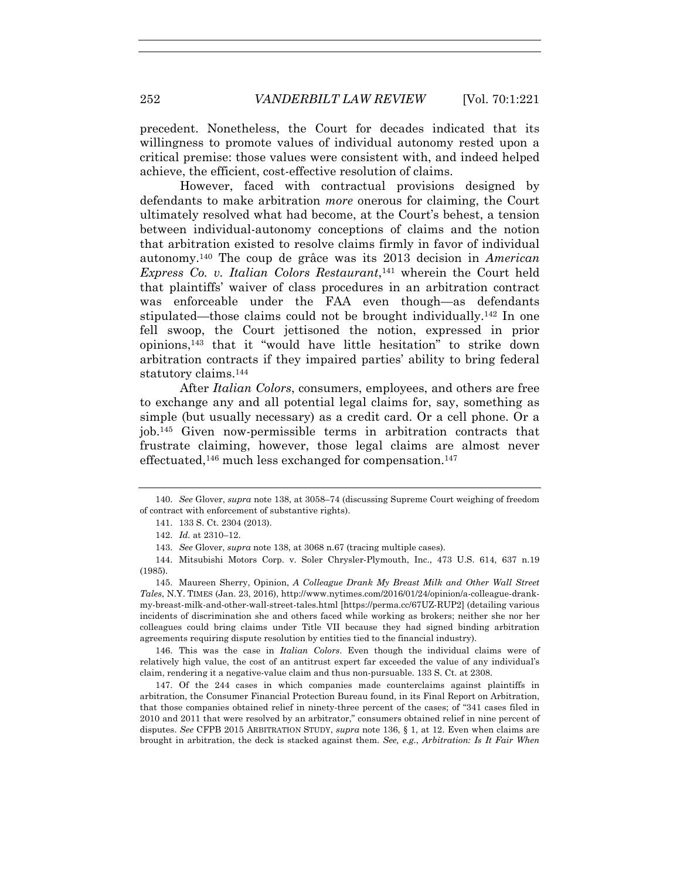precedent. Nonetheless, the Court for decades indicated that its willingness to promote values of individual autonomy rested upon a critical premise: those values were consistent with, and indeed helped achieve, the efficient, cost-effective resolution of claims.

However, faced with contractual provisions designed by defendants to make arbitration *more* onerous for claiming, the Court ultimately resolved what had become, at the Court's behest, a tension between individual-autonomy conceptions of claims and the notion that arbitration existed to resolve claims firmly in favor of individual autonomy.[140] The coup de grâce was its 2013 decision in *American Express Co. v. Italian Colors Restaurant*,[141] wherein the Court held that plaintiffs' waiver of class procedures in an arbitration contract was enforceable under the FAA even though—as defendants stipulated—those claims could not be brought individually.[142] In one fell swoop, the Court jettisoned the notion, expressed in prior opinions,[143] that it "would have little hesitation" to strike down arbitration contracts if they impaired parties' ability to bring federal statutory claims.[144]

After *Italian Colors*, consumers, employees, and others are free to exchange any and all potential legal claims for, say, something as simple (but usually necessary) as a credit card. Or a cell phone. Or a job.[145] Given now-permissible terms in arbitration contracts that frustrate claiming, however, those legal claims are almost never effectuated,[146] much less exchanged for compensation.[147]

---

140. *See* Glover, *supra* note 138, at 3058–74 (discussing Supreme Court weighing of freedom of contract with enforcement of substantive rights).

141. 133 S. Ct. 2304 (2013).

142. *Id.* at 2310–12.

143. *See* Glover, *supra* note 138, at 3068 n.67 (tracing multiple cases).

144. Mitsubishi Motors Corp. v. Soler Chrysler-Plymouth, Inc., 473 U.S. 614, 637 n.19 (1985).

145. Maureen Sherry, Opinion, *A Colleague Drank My Breast Milk and Other Wall Street Tales*, N.Y. TIMES (Jan. 23, 2016), http://www.nytimes.com/2016/01/24/opinion/a-colleague-drank-my-breast-milk-and-other-wall-street-tales.html [https://perma.cc/67UZ-RUP2] (detailing various incidents of discrimination she and others faced while working as brokers; neither she nor her colleagues could bring claims under Title VII because they had signed binding arbitration agreements requiring dispute resolution by entities tied to the financial industry).

146. This was the case in *Italian Colors*. Even though the individual claims were of relatively high value, the cost of an antitrust expert far exceeded the value of any individual's claim, rendering it a negative-value claim and thus non-pursuable. 133 S. Ct. at 2308.

147. Of the 244 cases in which companies made counterclaims against plaintiffs in arbitration, the Consumer Financial Protection Bureau found, in its Final Report on Arbitration, that those companies obtained relief in ninety-three percent of the cases; of "341 cases filed in 2010 and 2011 that were resolved by an arbitrator," consumers obtained relief in nine percent of disputes. *See* CFPB 2015 ARBITRATION STUDY, *supra* note 136, § 1, at 12. Even when claims are brought in arbitration, the deck is stacked against them. *See, e.g.*, *Arbitration: Is It Fair When*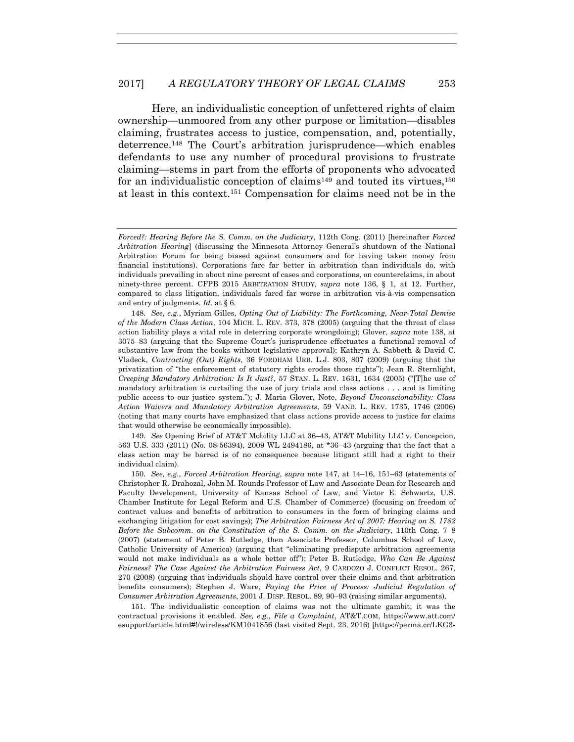Here, an individualistic conception of unfettered rights of claim ownership—unmoored from any other purpose or limitation—disables claiming, frustrates access to justice, compensation, and, potentially, deterrence.[148] The Court's arbitration jurisprudence—which enables defendants to use any number of procedural provisions to frustrate claiming—stems in part from the efforts of proponents who advocated for an individualistic conception of claims[149] and touted its virtues,[150] at least in this context.[151] Compensation for claims need not be in the

---

*Forced?: Hearing Before the S. Comm. on the Judiciary*, 112th Cong. (2011) [hereinafter *Forced Arbitration Hearing*] (discussing the Minnesota Attorney General's shutdown of the National Arbitration Forum for being biased against consumers and for having taken money from financial institutions). Corporations fare far better in arbitration than individuals do, with individuals prevailing in about nine percent of cases and corporations, on counterclaims, in about ninety-three percent. CFPB 2015 ARBITRATION STUDY, *supra* note 136, § 1, at 12. Further, compared to class litigation, individuals fared far worse in arbitration vis-à-vis compensation and entry of judgments. *Id.* at § 6.

148. *See, e.g.*, Myriam Gilles, *Opting Out of Liability: The Forthcoming, Near-Total Demise of the Modern Class Action*, 104 MICH. L. REV. 373, 378 (2005) (arguing that the threat of class action liability plays a vital role in deterring corporate wrongdoing); Glover, *supra* note 138, at 3075–83 (arguing that the Supreme Court's jurisprudence effectuates a functional removal of substantive law from the books without legislative approval); Kathryn A. Sabbeth & David C. Vladeck, *Contracting (Out) Rights*, 36 FORDHAM URB. L.J. 803, 807 (2009) (arguing that the privatization of "the enforcement of statutory rights erodes those rights"); Jean R. Sternlight, *Creeping Mandatory Arbitration: Is It Just?*, 57 STAN. L. REV. 1631, 1634 (2005) ("[T]he use of mandatory arbitration is curtailing the use of jury trials and class actions . . . and is limiting public access to our justice system."); J. Maria Glover, Note, *Beyond Unconscionability: Class Action Waivers and Mandatory Arbitration Agreements*, 59 VAND. L. REV. 1735, 1746 (2006) (noting that many courts have emphasized that class actions provide access to justice for claims that would otherwise be economically impossible).

149. *See* Opening Brief of AT&T Mobility LLC at 36–43, AT&T Mobility LLC v. Concepcion, 563 U.S. 333 (2011) (No. 08-56394), 2009 WL 2494186, at *36–43 (arguing that the fact that a class action may be barred is of no consequence because litigant still had a right to their individual claim).

150. *See, e.g.*, *Forced Arbitration Hearing*, *supra* note 147, at 14–16, 151–63 (statements of Christopher R. Drahozal, John M. Rounds Professor of Law and Associate Dean for Research and Faculty Development, University of Kansas School of Law, and Victor E. Schwartz, U.S. Chamber Institute for Legal Reform and U.S. Chamber of Commerce) (focusing on freedom of contract values and benefits of arbitration to consumers in the form of bringing claims and exchanging litigation for cost savings); *The Arbitration Fairness Act of 2007: Hearing on S. 1782 Before the Subcomm. on the Constitution of the S. Comm. on the Judiciary*, 110th Cong. 7–8 (2007) (statement of Peter B. Rutledge, then Associate Professor, Columbus School of Law, Catholic University of America) (arguing that "eliminating predispute arbitration agreements would not make individuals as a whole better off"); Peter B. Rutledge, *Who Can Be Against Fairness? The Case Against the Arbitration Fairness Act*, 9 CARDOZO J. CONFLICT RESOL. 267, 270 (2008) (arguing that individuals should have control over their claims and that arbitration benefits consumers); Stephen J. Ware, *Paying the Price of Process: Judicial Regulation of Consumer Arbitration Agreements*, 2001 J. DISP. RESOL. 89, 90–93 (raising similar arguments).

151. The individualistic conception of claims was not the ultimate gambit; it was the contractual provisions it enabled. *See, e.g.*, *File a Complaint*, AT&T.COM, https://www.att.com/esupport/article.html#!/wireless/KM1041856 (last visited Sept. 23, 2016) [https://perma.cc/LKG3-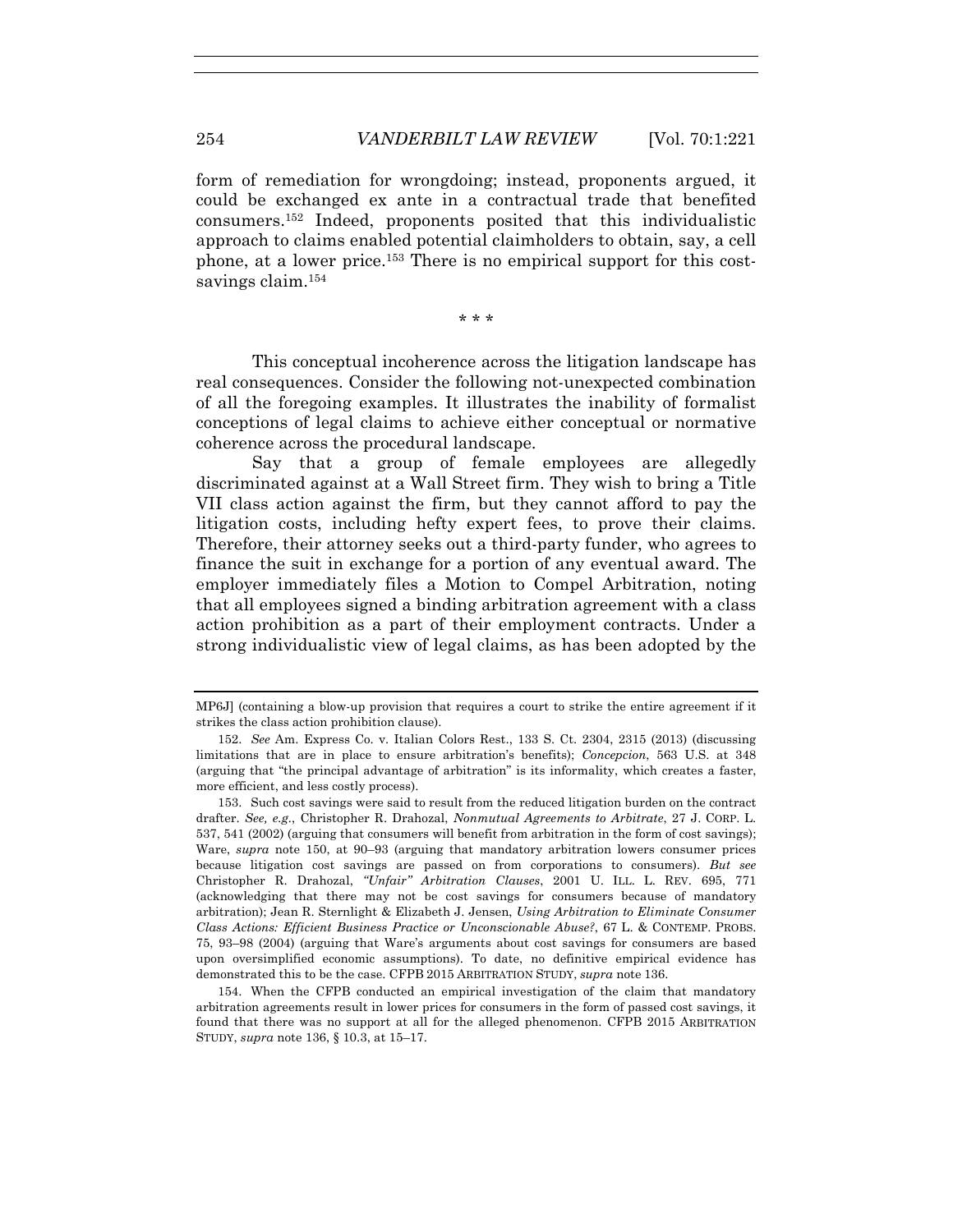form of remediation for wrongdoing; instead, proponents argued, it could be exchanged ex ante in a contractual trade that benefited consumers.[152] Indeed, proponents posited that this individualistic approach to claims enabled potential claimholders to obtain, say, a cell phone, at a lower price.[153] There is no empirical support for this cost-savings claim.[154]

\* \* \*

This conceptual incoherence across the litigation landscape has real consequences. Consider the following not-unexpected combination of all the foregoing examples. It illustrates the inability of formalist conceptions of legal claims to achieve either conceptual or normative coherence across the procedural landscape.

Say that a group of female employees are allegedly discriminated against at a Wall Street firm. They wish to bring a Title VII class action against the firm, but they cannot afford to pay the litigation costs, including hefty expert fees, to prove their claims. Therefore, their attorney seeks out a third-party funder, who agrees to finance the suit in exchange for a portion of any eventual award. The employer immediately files a Motion to Compel Arbitration, noting that all employees signed a binding arbitration agreement with a class action prohibition as a part of their employment contracts. Under a strong individualistic view of legal claims, as has been adopted by the

---

MP6J] (containing a blow-up provision that requires a court to strike the entire agreement if it strikes the class action prohibition clause).

152. *See* Am. Express Co. v. Italian Colors Rest., 133 S. Ct. 2304, 2315 (2013) (discussing limitations that are in place to ensure arbitration's benefits); *Concepcion*, 563 U.S. at 348 (arguing that "the principal advantage of arbitration" is its informality, which creates a faster, more efficient, and less costly process).

153. Such cost savings were said to result from the reduced litigation burden on the contract drafter. *See, e.g.*, Christopher R. Drahozal, *Nonmutual Agreements to Arbitrate*, 27 J. CORP. L. 537, 541 (2002) (arguing that consumers will benefit from arbitration in the form of cost savings); Ware, *supra* note 150, at 90–93 (arguing that mandatory arbitration lowers consumer prices because litigation cost savings are passed on from corporations to consumers). *But see* Christopher R. Drahozal, *"Unfair" Arbitration Clauses*, 2001 U. ILL. L. REV. 695, 771 (acknowledging that there may not be cost savings for consumers because of mandatory arbitration); Jean R. Sternlight & Elizabeth J. Jensen, *Using Arbitration to Eliminate Consumer Class Actions: Efficient Business Practice or Unconscionable Abuse?*, 67 L. & CONTEMP. PROBS. 75, 93–98 (2004) (arguing that Ware's arguments about cost savings for consumers are based upon oversimplified economic assumptions). To date, no definitive empirical evidence has demonstrated this to be the case. CFPB 2015 ARBITRATION STUDY, *supra* note 136.

154. When the CFPB conducted an empirical investigation of the claim that mandatory arbitration agreements result in lower prices for consumers in the form of passed cost savings, it found that there was no support at all for the alleged phenomenon. CFPB 2015 ARBITRATION STUDY, *supra* note 136, § 10.3, at 15–17.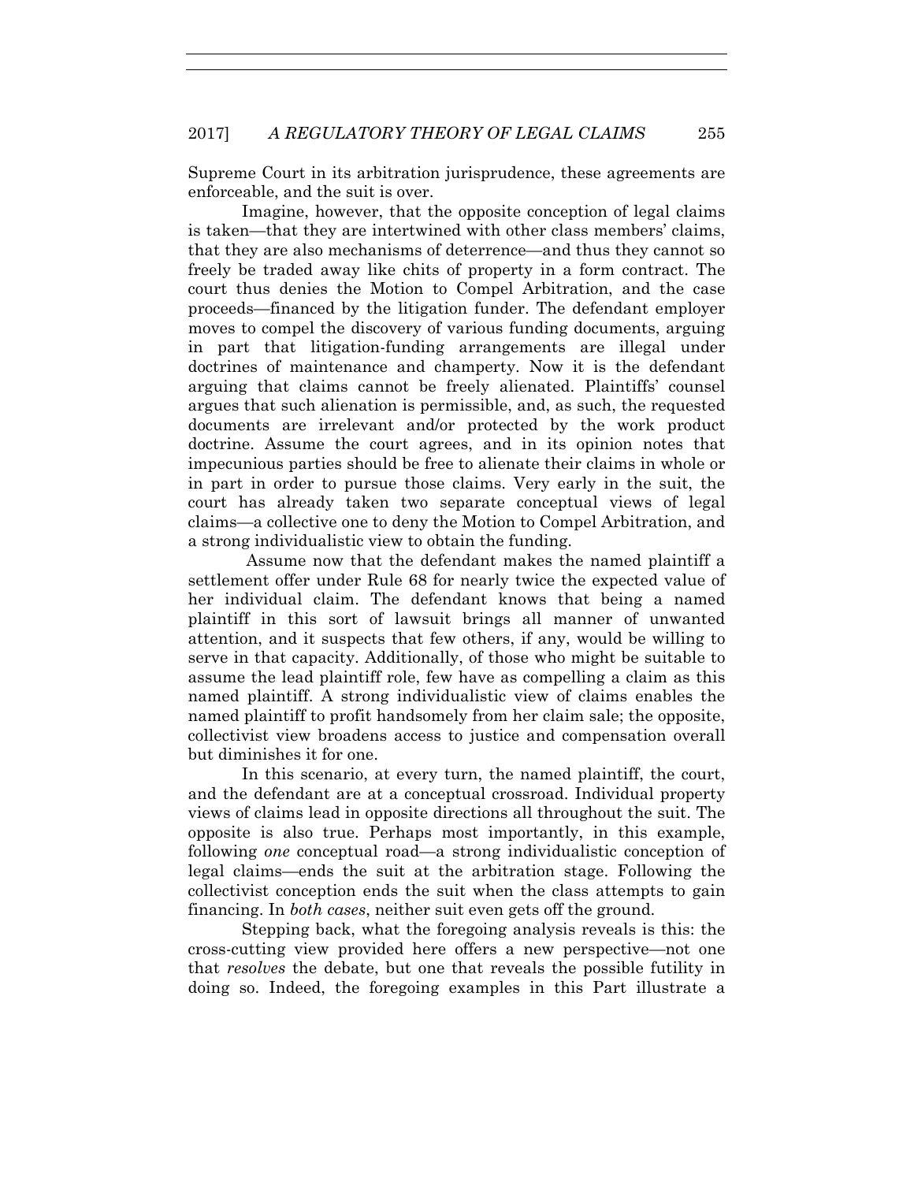Supreme Court in its arbitration jurisprudence, these agreements are enforceable, and the suit is over.

Imagine, however, that the opposite conception of legal claims is taken—that they are intertwined with other class members' claims, that they are also mechanisms of deterrence—and thus they cannot so freely be traded away like chits of property in a form contract. The court thus denies the Motion to Compel Arbitration, and the case proceeds—financed by the litigation funder. The defendant employer moves to compel the discovery of various funding documents, arguing in part that litigation-funding arrangements are illegal under doctrines of maintenance and champerty. Now it is the defendant arguing that claims cannot be freely alienated. Plaintiffs' counsel argues that such alienation is permissible, and, as such, the requested documents are irrelevant and/or protected by the work product doctrine. Assume the court agrees, and in its opinion notes that impecunious parties should be free to alienate their claims in whole or in part in order to pursue those claims. Very early in the suit, the court has already taken two separate conceptual views of legal claims—a collective one to deny the Motion to Compel Arbitration, and a strong individualistic view to obtain the funding.

Assume now that the defendant makes the named plaintiff a settlement offer under Rule 68 for nearly twice the expected value of her individual claim. The defendant knows that being a named plaintiff in this sort of lawsuit brings all manner of unwanted attention, and it suspects that few others, if any, would be willing to serve in that capacity. Additionally, of those who might be suitable to assume the lead plaintiff role, few have as compelling a claim as this named plaintiff. A strong individualistic view of claims enables the named plaintiff to profit handsomely from her claim sale; the opposite, collectivist view broadens access to justice and compensation overall but diminishes it for one.

In this scenario, at every turn, the named plaintiff, the court, and the defendant are at a conceptual crossroad. Individual property views of claims lead in opposite directions all throughout the suit. The opposite is also true. Perhaps most importantly, in this example, following *one* conceptual road—a strong individualistic conception of legal claims—ends the suit at the arbitration stage. Following the collectivist conception ends the suit when the class attempts to gain financing. In *both cases*, neither suit even gets off the ground.

Stepping back, what the foregoing analysis reveals is this: the cross-cutting view provided here offers a new perspective—not one that *resolves* the debate, but one that reveals the possible futility in doing so. Indeed, the foregoing examples in this Part illustrate a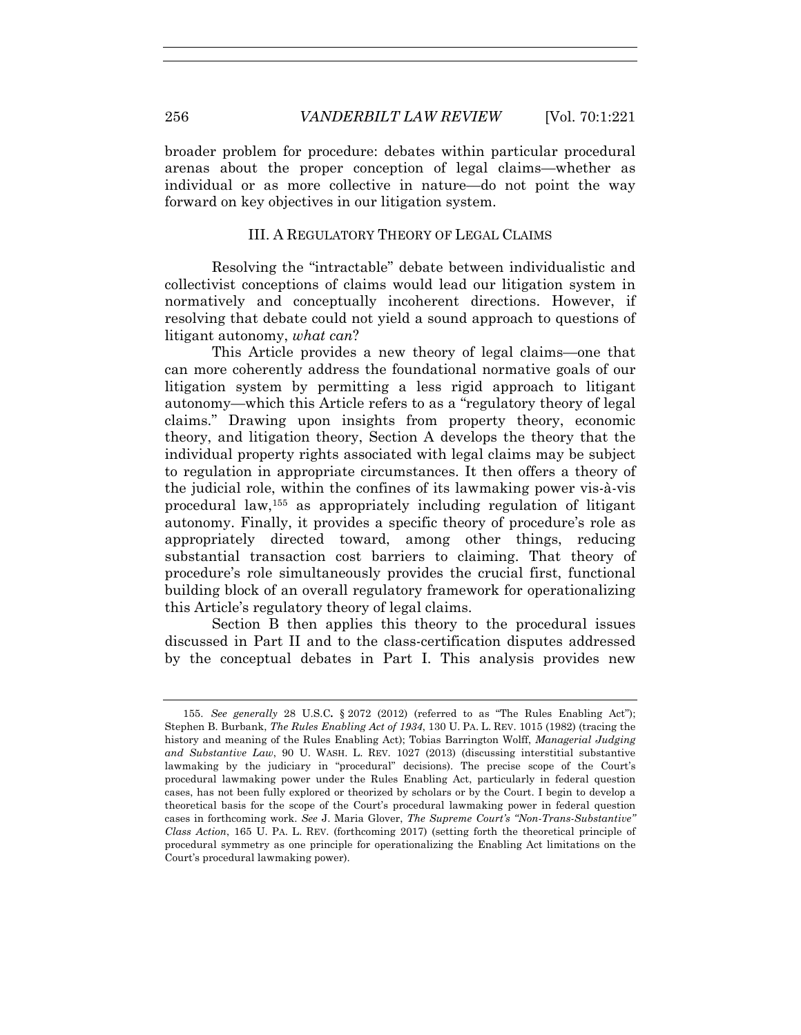broader problem for procedure: debates within particular procedural arenas about the proper conception of legal claims—whether as individual or as more collective in nature—do not point the way forward on key objectives in our litigation system.

## III. A REGULATORY THEORY OF LEGAL CLAIMS

Resolving the "intractable" debate between individualistic and collectivist conceptions of claims would lead our litigation system in normatively and conceptually incoherent directions. However, if resolving that debate could not yield a sound approach to questions of litigant autonomy, *what can*?

This Article provides a new theory of legal claims—one that can more coherently address the foundational normative goals of our litigation system by permitting a less rigid approach to litigant autonomy—which this Article refers to as a "regulatory theory of legal claims." Drawing upon insights from property theory, economic theory, and litigation theory, Section A develops the theory that the individual property rights associated with legal claims may be subject to regulation in appropriate circumstances. It then offers a theory of the judicial role, within the confines of its lawmaking power vis-à-vis procedural law,[155] as appropriately including regulation of litigant autonomy. Finally, it provides a specific theory of procedure's role as appropriately directed toward, among other things, reducing substantial transaction cost barriers to claiming. That theory of procedure's role simultaneously provides the crucial first, functional building block of an overall regulatory framework for operationalizing this Article's regulatory theory of legal claims.

Section B then applies this theory to the procedural issues discussed in Part II and to the class-certification disputes addressed by the conceptual debates in Part I. This analysis provides new

---

155. *See generally* 28 U.S.C. § 2072 (2012) (referred to as "The Rules Enabling Act"); Stephen B. Burbank, *The Rules Enabling Act of 1934*, 130 U. PA. L. REV. 1015 (1982) (tracing the history and meaning of the Rules Enabling Act); Tobias Barrington Wolff, *Managerial Judging and Substantive Law*, 90 U. WASH. L. REV. 1027 (2013) (discussing interstitial substantive lawmaking by the judiciary in "procedural" decisions). The precise scope of the Court's procedural lawmaking power under the Rules Enabling Act, particularly in federal question cases, has not been fully explored or theorized by scholars or by the Court. I begin to develop a theoretical basis for the scope of the Court's procedural lawmaking power in federal question cases in forthcoming work. *See* J. Maria Glover, *The Supreme Court's "Non-Trans-Substantive" Class Action*, 165 U. PA. L. REV. (forthcoming 2017) (setting forth the theoretical principle of procedural symmetry as one principle for operationalizing the Enabling Act limitations on the Court's procedural lawmaking power).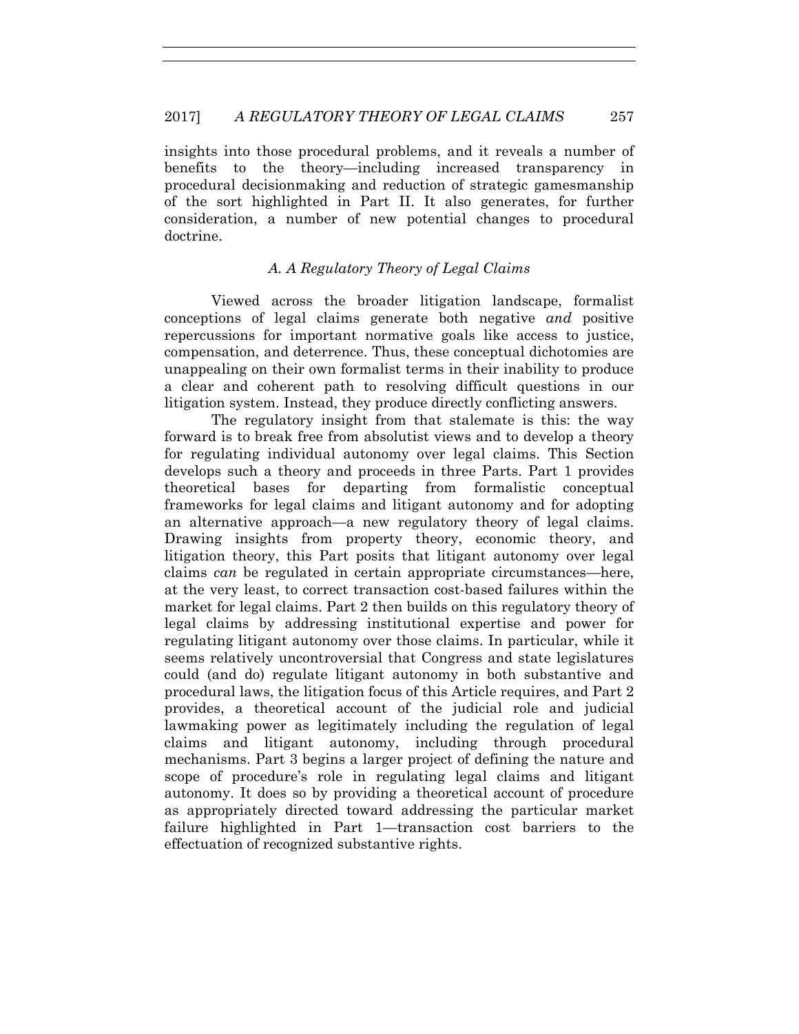insights into those procedural problems, and it reveals a number of benefits to the theory—including increased transparency in procedural decisionmaking and reduction of strategic gamesmanship of the sort highlighted in Part II. It also generates, for further consideration, a number of new potential changes to procedural doctrine.

### *A. A Regulatory Theory of Legal Claims*

Viewed across the broader litigation landscape, formalist conceptions of legal claims generate both negative *and* positive repercussions for important normative goals like access to justice, compensation, and deterrence. Thus, these conceptual dichotomies are unappealing on their own formalist terms in their inability to produce a clear and coherent path to resolving difficult questions in our litigation system. Instead, they produce directly conflicting answers.

The regulatory insight from that stalemate is this: the way forward is to break free from absolutist views and to develop a theory for regulating individual autonomy over legal claims. This Section develops such a theory and proceeds in three Parts. Part 1 provides theoretical bases for departing from formalistic conceptual frameworks for legal claims and litigant autonomy and for adopting an alternative approach—a new regulatory theory of legal claims. Drawing insights from property theory, economic theory, and litigation theory, this Part posits that litigant autonomy over legal claims *can* be regulated in certain appropriate circumstances—here, at the very least, to correct transaction cost-based failures within the market for legal claims. Part 2 then builds on this regulatory theory of legal claims by addressing institutional expertise and power for regulating litigant autonomy over those claims. In particular, while it seems relatively uncontroversial that Congress and state legislatures could (and do) regulate litigant autonomy in both substantive and procedural laws, the litigation focus of this Article requires, and Part 2 provides, a theoretical account of the judicial role and judicial lawmaking power as legitimately including the regulation of legal claims and litigant autonomy, including through procedural mechanisms. Part 3 begins a larger project of defining the nature and scope of procedure's role in regulating legal claims and litigant autonomy. It does so by providing a theoretical account of procedure as appropriately directed toward addressing the particular market failure highlighted in Part 1—transaction cost barriers to the effectuation of recognized substantive rights.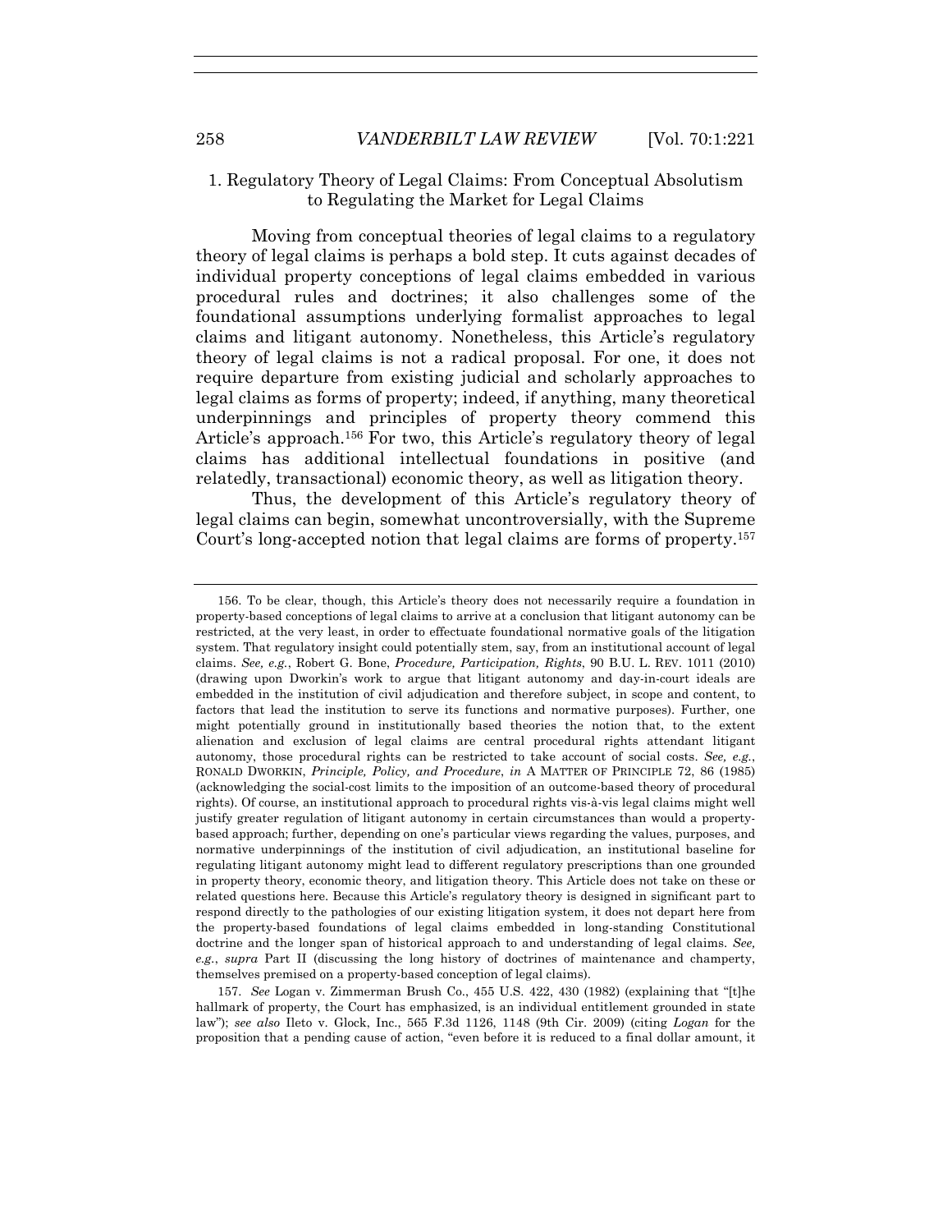### 1. Regulatory Theory of Legal Claims: From Conceptual Absolutism to Regulating the Market for Legal Claims

Moving from conceptual theories of legal claims to a regulatory theory of legal claims is perhaps a bold step. It cuts against decades of individual property conceptions of legal claims embedded in various procedural rules and doctrines; it also challenges some of the foundational assumptions underlying formalist approaches to legal claims and litigant autonomy. Nonetheless, this Article's regulatory theory of legal claims is not a radical proposal. For one, it does not require departure from existing judicial and scholarly approaches to legal claims as forms of property; indeed, if anything, many theoretical underpinnings and principles of property theory commend this Article's approach.[156] For two, this Article's regulatory theory of legal claims has additional intellectual foundations in positive (and relatedly, transactional) economic theory, as well as litigation theory.

Thus, the development of this Article's regulatory theory of legal claims can begin, somewhat uncontroversially, with the Supreme Court's long-accepted notion that legal claims are forms of property.[157]

---

156. To be clear, though, this Article's theory does not necessarily require a foundation in property-based conceptions of legal claims to arrive at a conclusion that litigant autonomy can be restricted, at the very least, in order to effectuate foundational normative goals of the litigation system. That regulatory insight could potentially stem, say, from an institutional account of legal claims. *See, e.g.*, Robert G. Bone, *Procedure, Participation, Rights*, 90 B.U. L. REV. 1011 (2010) (drawing upon Dworkin's work to argue that litigant autonomy and day-in-court ideals are embedded in the institution of civil adjudication and therefore subject, in scope and content, to factors that lead the institution to serve its functions and normative purposes). Further, one might potentially ground in institutionally based theories the notion that, to the extent alienation and exclusion of legal claims are central procedural rights attendant litigant autonomy, those procedural rights can be restricted to take account of social costs. *See, e.g.*, RONALD DWORKIN, *Principle, Policy, and Procedure*, *in* A MATTER OF PRINCIPLE 72, 86 (1985) (acknowledging the social-cost limits to the imposition of an outcome-based theory of procedural rights). Of course, an institutional approach to procedural rights vis-à-vis legal claims might well justify greater regulation of litigant autonomy in certain circumstances than would a property-based approach; further, depending on one's particular views regarding the values, purposes, and normative underpinnings of the institution of civil adjudication, an institutional baseline for regulating litigant autonomy might lead to different regulatory prescriptions than one grounded in property theory, economic theory, and litigation theory. This Article does not take on these or related questions here. Because this Article's regulatory theory is designed in significant part to respond directly to the pathologies of our existing litigation system, it does not depart here from the property-based foundations of legal claims embedded in long-standing Constitutional doctrine and the longer span of historical approach to and understanding of legal claims. *See, e.g.*, *supra* Part II (discussing the long history of doctrines of maintenance and champerty, themselves premised on a property-based conception of legal claims).

157. *See* Logan v. Zimmerman Brush Co., 455 U.S. 422, 430 (1982) (explaining that "[t]he hallmark of property, the Court has emphasized, is an individual entitlement grounded in state law"); *see also* Ileto v. Glock, Inc., 565 F.3d 1126, 1148 (9th Cir. 2009) (citing *Logan* for the proposition that a pending cause of action, "even before it is reduced to a final dollar amount, it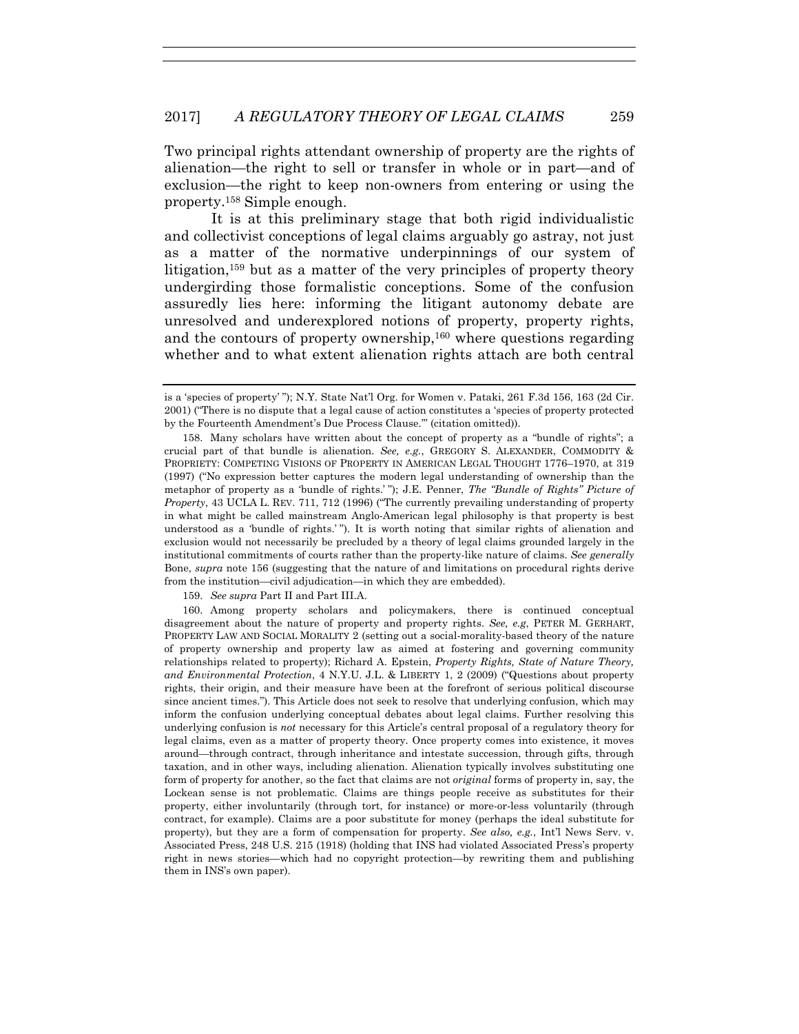Two principal rights attendant ownership of property are the rights of alienation—the right to sell or transfer in whole or in part—and of exclusion—the right to keep non-owners from entering or using the property.[158] Simple enough.

It is at this preliminary stage that both rigid individualistic and collectivist conceptions of legal claims arguably go astray, not just as a matter of the normative underpinnings of our system of litigation,[159] but as a matter of the very principles of property theory undergirding those formalistic conceptions. Some of the confusion assuredly lies here: informing the litigant autonomy debate are unresolved and underexplored notions of property, property rights, and the contours of property ownership,[160] where questions regarding whether and to what extent alienation rights attach are both central

---

is a 'species of property' "); N.Y. State Nat'l Org. for Women v. Pataki, 261 F.3d 156, 163 (2d Cir. 2001) ("There is no dispute that a legal cause of action constitutes a 'species of property protected by the Fourteenth Amendment's Due Process Clause.'" (citation omitted)).

158. Many scholars have written about the concept of property as a "bundle of rights"; a crucial part of that bundle is alienation. *See, e.g.*, GREGORY S. ALEXANDER, COMMODITY & PROPRIETY: COMPETING VISIONS OF PROPERTY IN AMERICAN LEGAL THOUGHT 1776–1970, at 319 (1997) ("No expression better captures the modern legal understanding of ownership than the metaphor of property as a 'bundle of rights.' "); J.E. Penner, *The "Bundle of Rights" Picture of Property*, 43 UCLA L. REV. 711, 712 (1996) ("The currently prevailing understanding of property in what might be called mainstream Anglo-American legal philosophy is that property is best understood as a 'bundle of rights.' "). It is worth noting that similar rights of alienation and exclusion would not necessarily be precluded by a theory of legal claims grounded largely in the institutional commitments of courts rather than the property-like nature of claims. *See generally* Bone, *supra* note 156 (suggesting that the nature of and limitations on procedural rights derive from the institution—civil adjudication—in which they are embedded).

159. *See supra* Part II and Part III.A.

160. Among property scholars and policymakers, there is continued conceptual disagreement about the nature of property and property rights. *See, e.g*, PETER M. GERHART, PROPERTY LAW AND SOCIAL MORALITY 2 (setting out a social-morality-based theory of the nature of property ownership and property law as aimed at fostering and governing community relationships related to property); Richard A. Epstein, *Property Rights, State of Nature Theory, and Environmental Protection*, 4 N.Y.U. J.L. & LIBERTY 1, 2 (2009) ("Questions about property rights, their origin, and their measure have been at the forefront of serious political discourse since ancient times."). This Article does not seek to resolve that underlying confusion, which may inform the confusion underlying conceptual debates about legal claims. Further resolving this underlying confusion is *not* necessary for this Article's central proposal of a regulatory theory for legal claims, even as a matter of property theory. Once property comes into existence, it moves around—through contract, through inheritance and intestate succession, through gifts, through taxation, and in other ways, including alienation. Alienation typically involves substituting one form of property for another, so the fact that claims are not *original* forms of property in, say, the Lockean sense is not problematic. Claims are things people receive as substitutes for their property, either involuntarily (through tort, for instance) or more-or-less voluntarily (through contract, for example). Claims are a poor substitute for money (perhaps the ideal substitute for property), but they are a form of compensation for property. *See also, e.g.*, Int'l News Serv. v. Associated Press, 248 U.S. 215 (1918) (holding that INS had violated Associated Press's property right in news stories—which had no copyright protection—by rewriting them and publishing them in INS's own paper).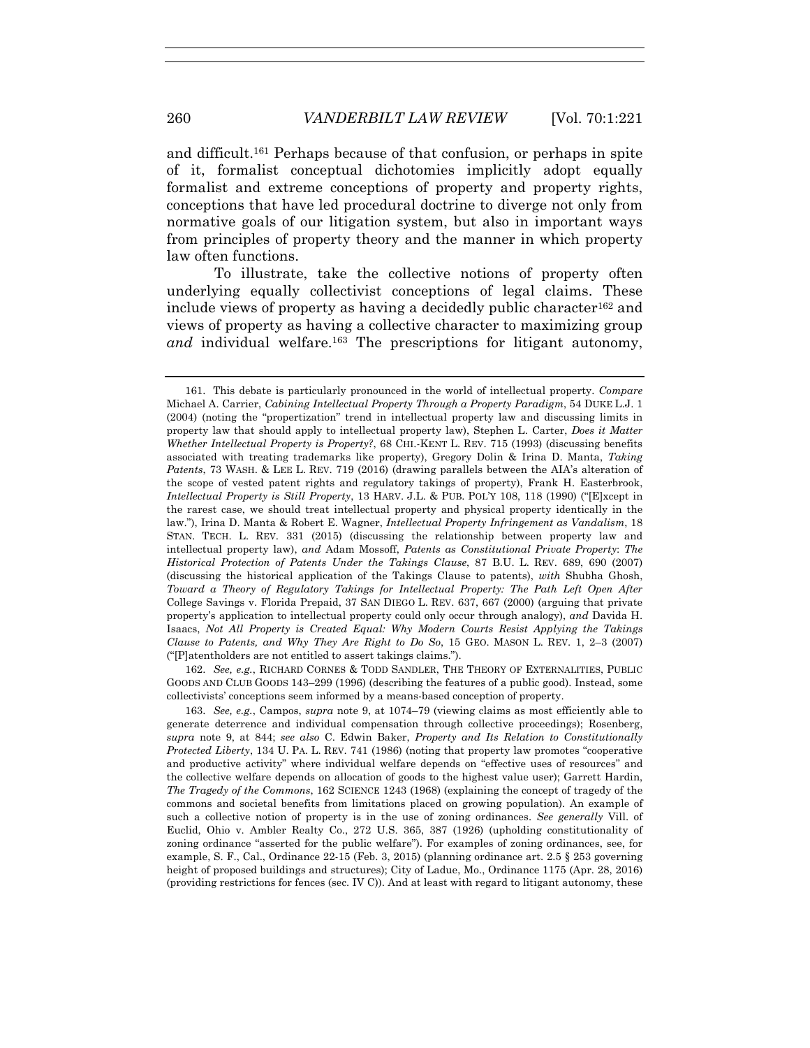and difficult.[161] Perhaps because of that confusion, or perhaps in spite of it, formalist conceptual dichotomies implicitly adopt equally formalist and extreme conceptions of property and property rights, conceptions that have led procedural doctrine to diverge not only from normative goals of our litigation system, but also in important ways from principles of property theory and the manner in which property law often functions.

To illustrate, take the collective notions of property often underlying equally collectivist conceptions of legal claims. These include views of property as having a decidedly public character[162] and views of property as having a collective character to maximizing group *and* individual welfare.[163] The prescriptions for litigant autonomy,

---

161. This debate is particularly pronounced in the world of intellectual property. *Compare* Michael A. Carrier, *Cabining Intellectual Property Through a Property Paradigm*, 54 DUKE L.J. 1 (2004) (noting the "propertization" trend in intellectual property law and discussing limits in property law that should apply to intellectual property law), Stephen L. Carter, *Does it Matter Whether Intellectual Property is Property?*, 68 CHI.-KENT L. REV. 715 (1993) (discussing benefits associated with treating trademarks like property), Gregory Dolin & Irina D. Manta, *Taking Patents*, 73 WASH. & LEE L. REV. 719 (2016) (drawing parallels between the AIA's alteration of the scope of vested patent rights and regulatory takings of property), Frank H. Easterbrook, *Intellectual Property is Still Property*, 13 HARV. J.L. & PUB. POL'Y 108, 118 (1990) ("[E]xcept in the rarest case, we should treat intellectual property and physical property identically in the law."), Irina D. Manta & Robert E. Wagner, *Intellectual Property Infringement as Vandalism*, 18 STAN. TECH. L. REV. 331 (2015) (discussing the relationship between property law and intellectual property law), *and* Adam Mossoff, *Patents as Constitutional Private Property*: *The Historical Protection of Patents Under the Takings Clause*, 87 B.U. L. REV. 689, 690 (2007) (discussing the historical application of the Takings Clause to patents), *with* Shubha Ghosh, *Toward a Theory of Regulatory Takings for Intellectual Property: The Path Left Open After* College Savings v. Florida Prepaid, 37 SAN DIEGO L. REV. 637, 667 (2000) (arguing that private property's application to intellectual property could only occur through analogy), *and* Davida H. Isaacs, *Not All Property is Created Equal: Why Modern Courts Resist Applying the Takings Clause to Patents, and Why They Are Right to Do So*, 15 GEO. MASON L. REV. 1, 2–3 (2007) ("[P]atentholders are not entitled to assert takings claims.").

162. *See, e.g.*, RICHARD CORNES & TODD SANDLER, THE THEORY OF EXTERNALITIES, PUBLIC GOODS AND CLUB GOODS 143–299 (1996) (describing the features of a public good). Instead, some collectivists' conceptions seem informed by a means-based conception of property.

163. *See, e.g.*, Campos, *supra* note 9, at 1074–79 (viewing claims as most efficiently able to generate deterrence and individual compensation through collective proceedings); Rosenberg, *supra* note 9, at 844; *see also* C. Edwin Baker, *Property and Its Relation to Constitutionally Protected Liberty*, 134 U. PA. L. REV. 741 (1986) (noting that property law promotes "cooperative and productive activity" where individual welfare depends on "effective uses of resources" and the collective welfare depends on allocation of goods to the highest value user); Garrett Hardin, *The Tragedy of the Commons*, 162 SCIENCE 1243 (1968) (explaining the concept of tragedy of the commons and societal benefits from limitations placed on growing population). An example of such a collective notion of property is in the use of zoning ordinances. *See generally* Vill. of Euclid, Ohio v. Ambler Realty Co., 272 U.S. 365, 387 (1926) (upholding constitutionality of zoning ordinance "asserted for the public welfare"). For examples of zoning ordinances, see, for example, S. F., Cal., Ordinance 22-15 (Feb. 3, 2015) (planning ordinance art. 2.5 § 253 governing height of proposed buildings and structures); City of Ladue, Mo., Ordinance 1175 (Apr. 28, 2016) (providing restrictions for fences (sec. IV C)). And at least with regard to litigant autonomy, these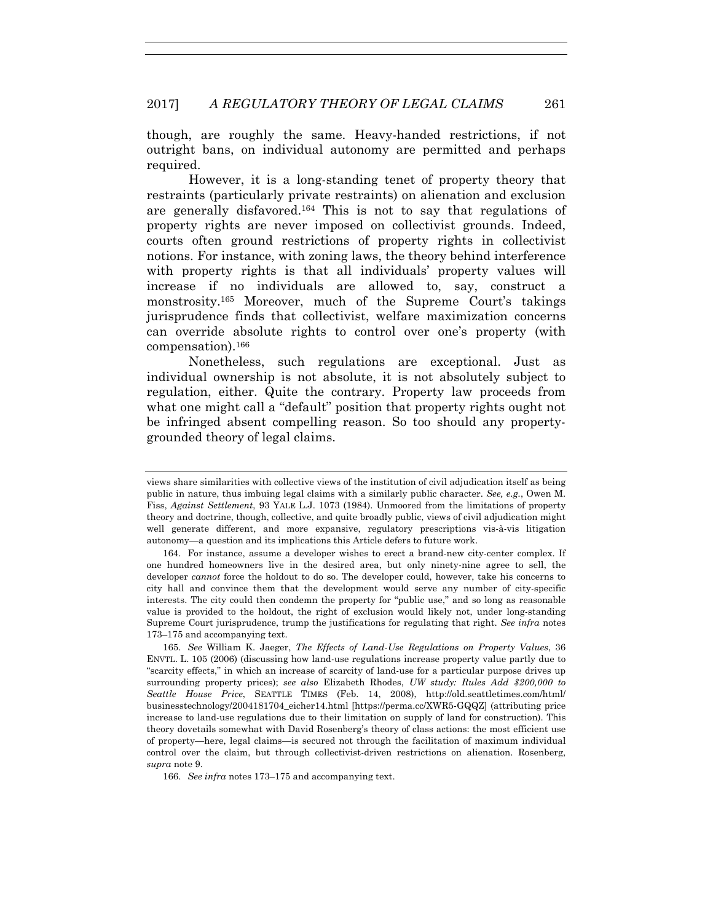though, are roughly the same. Heavy-handed restrictions, if not outright bans, on individual autonomy are permitted and perhaps required.

However, it is a long-standing tenet of property theory that restraints (particularly private restraints) on alienation and exclusion are generally disfavored.[164] This is not to say that regulations of property rights are never imposed on collectivist grounds. Indeed, courts often ground restrictions of property rights in collectivist notions. For instance, with zoning laws, the theory behind interference with property rights is that all individuals' property values will increase if no individuals are allowed to, say, construct a monstrosity.[165] Moreover, much of the Supreme Court's takings jurisprudence finds that collectivist, welfare maximization concerns can override absolute rights to control over one's property (with compensation).[166]

Nonetheless, such regulations are exceptional. Just as individual ownership is not absolute, it is not absolutely subject to regulation, either. Quite the contrary. Property law proceeds from what one might call a "default" position that property rights ought not be infringed absent compelling reason. So too should any property-grounded theory of legal claims.

---

views share similarities with collective views of the institution of civil adjudication itself as being public in nature, thus imbuing legal claims with a similarly public character. *See, e.g.*, Owen M. Fiss, *Against Settlement*, 93 YALE L.J. 1073 (1984). Unmoored from the limitations of property theory and doctrine, though, collective, and quite broadly public, views of civil adjudication might well generate different, and more expansive, regulatory prescriptions vis-à-vis litigation autonomy—a question and its implications this Article defers to future work.

164. For instance, assume a developer wishes to erect a brand-new city-center complex. If one hundred homeowners live in the desired area, but only ninety-nine agree to sell, the developer *cannot* force the holdout to do so. The developer could, however, take his concerns to city hall and convince them that the development would serve any number of city-specific interests. The city could then condemn the property for "public use," and so long as reasonable value is provided to the holdout, the right of exclusion would likely not, under long-standing Supreme Court jurisprudence, trump the justifications for regulating that right. *See infra* notes 173–175 and accompanying text.

165. *See* William K. Jaeger, *The Effects of Land-Use Regulations on Property Values*, 36 ENVTL. L. 105 (2006) (discussing how land-use regulations increase property value partly due to "scarcity effects," in which an increase of scarcity of land-use for a particular purpose drives up surrounding property prices); *see also* Elizabeth Rhodes, *UW study: Rules Add $200,000 to Seattle House Price*, SEATTLE TIMES (Feb. 14, 2008), http://old.seattletimes.com/html/businesstechnology/2004181704_eicher14.html [https://perma.cc/XWR5-GQQZ] (attributing price increase to land-use regulations due to their limitation on supply of land for construction). This theory dovetails somewhat with David Rosenberg's theory of class actions: the most efficient use of property—here, legal claims—is secured not through the facilitation of maximum individual control over the claim, but through collectivist-driven restrictions on alienation. Rosenberg, *supra* note 9.

166. *See infra* notes 173–175 and accompanying text.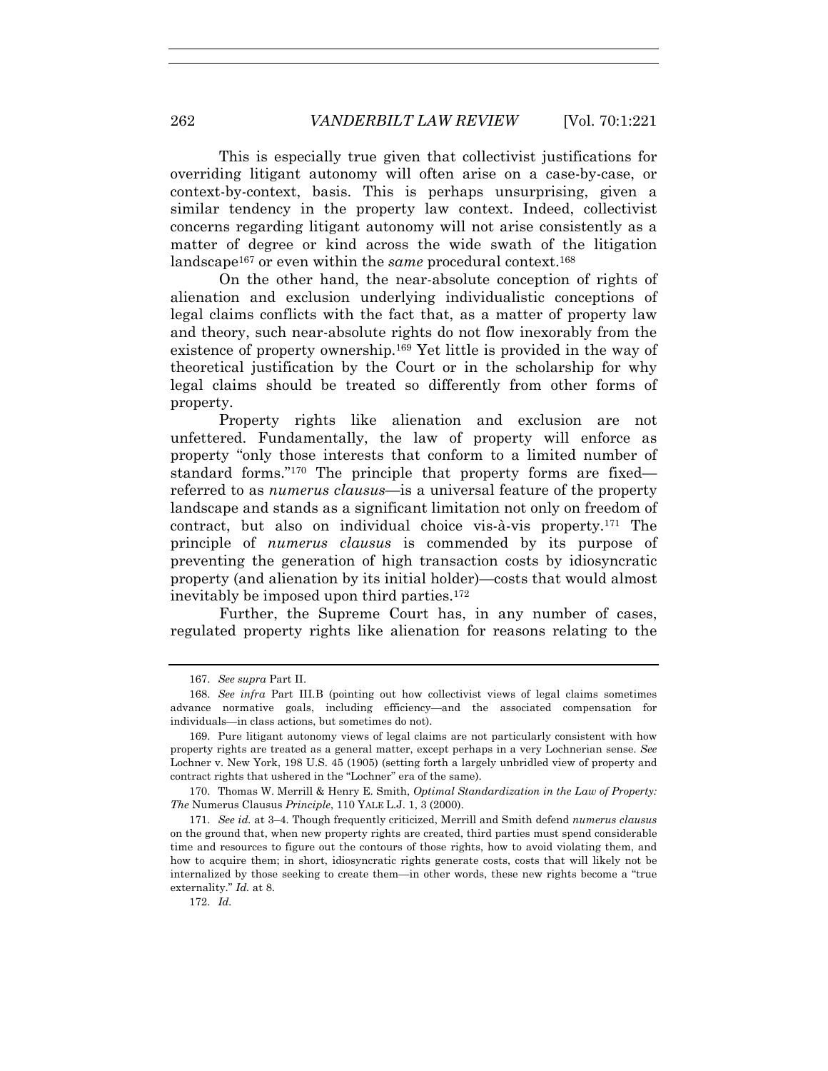This is especially true given that collectivist justifications for overriding litigant autonomy will often arise on a case-by-case, or context-by-context, basis. This is perhaps unsurprising, given a similar tendency in the property law context. Indeed, collectivist concerns regarding litigant autonomy will not arise consistently as a matter of degree or kind across the wide swath of the litigation landscape[167] or even within the *same* procedural context.[168]

On the other hand, the near-absolute conception of rights of alienation and exclusion underlying individualistic conceptions of legal claims conflicts with the fact that, as a matter of property law and theory, such near-absolute rights do not flow inexorably from the existence of property ownership.[169] Yet little is provided in the way of theoretical justification by the Court or in the scholarship for why legal claims should be treated so differently from other forms of property.

Property rights like alienation and exclusion are not unfettered. Fundamentally, the law of property will enforce as property "only those interests that conform to a limited number of standard forms."[170] The principle that property forms are fixed—referred to as *numerus clausus*—is a universal feature of the property landscape and stands as a significant limitation not only on freedom of contract, but also on individual choice vis-à-vis property.[171] The principle of *numerus clausus* is commended by its purpose of preventing the generation of high transaction costs by idiosyncratic property (and alienation by its initial holder)—costs that would almost inevitably be imposed upon third parties.[172]

Further, the Supreme Court has, in any number of cases, regulated property rights like alienation for reasons relating to the

---

167. *See supra* Part II.

168. *See infra* Part III.B (pointing out how collectivist views of legal claims sometimes advance normative goals, including efficiency—and the associated compensation for individuals—in class actions, but sometimes do not).

169. Pure litigant autonomy views of legal claims are not particularly consistent with how property rights are treated as a general matter, except perhaps in a very Lochnerian sense. *See* Lochner v. New York, 198 U.S. 45 (1905) (setting forth a largely unbridled view of property and contract rights that ushered in the "Lochner" era of the same).

170. Thomas W. Merrill & Henry E. Smith, *Optimal Standardization in the Law of Property: The* Numerus Clausus *Principle*, 110 YALE L.J. 1, 3 (2000).

171. *See id.* at 3–4. Though frequently criticized, Merrill and Smith defend *numerus clausus* on the ground that, when new property rights are created, third parties must spend considerable time and resources to figure out the contours of those rights, how to avoid violating them, and how to acquire them; in short, idiosyncratic rights generate costs, costs that will likely not be internalized by those seeking to create them—in other words, these new rights become a "true externality." *Id.* at 8.

172. *Id.*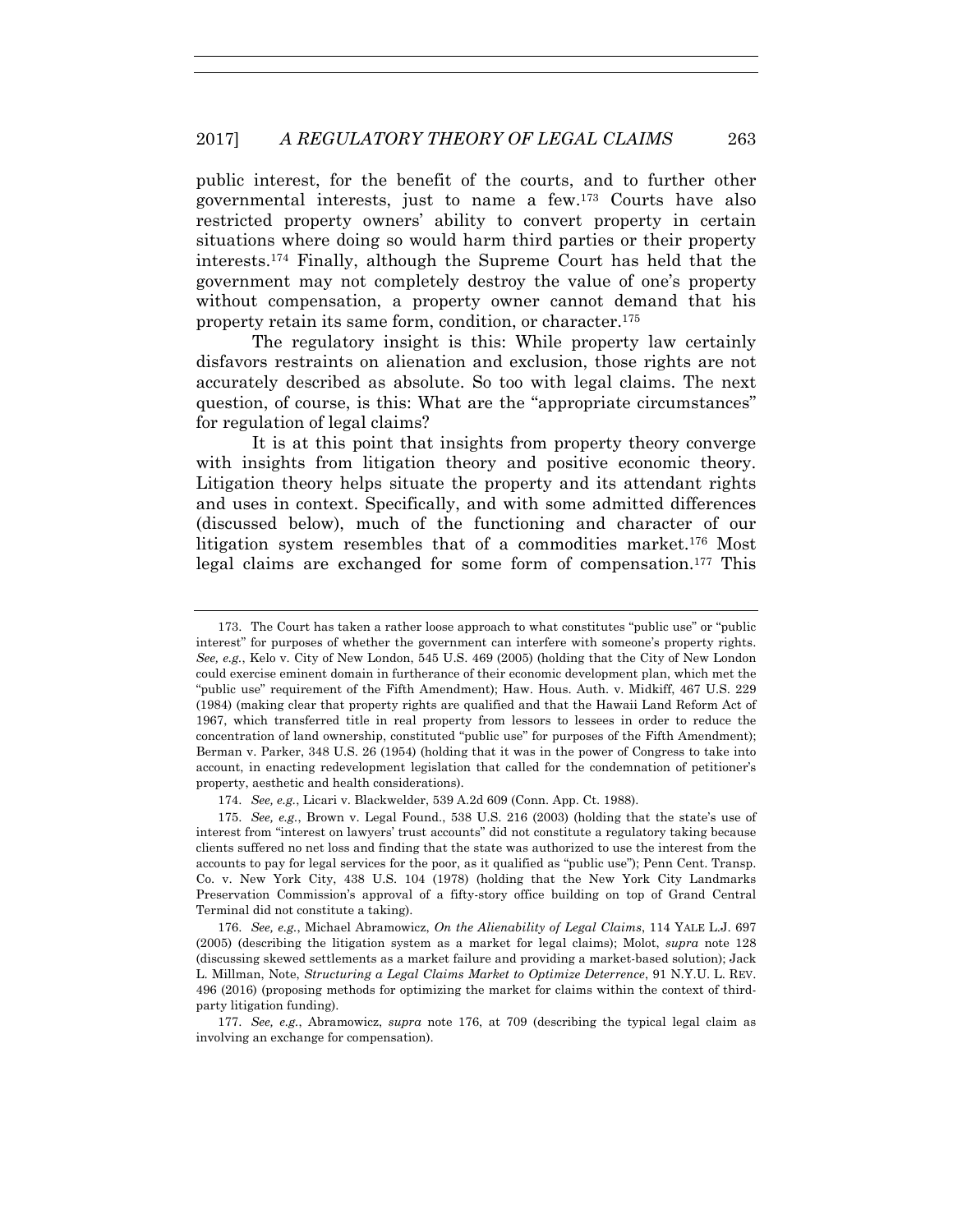public interest, for the benefit of the courts, and to further other governmental interests, just to name a few.[173] Courts have also restricted property owners' ability to convert property in certain situations where doing so would harm third parties or their property interests.[174] Finally, although the Supreme Court has held that the government may not completely destroy the value of one's property without compensation, a property owner cannot demand that his property retain its same form, condition, or character.[175]

The regulatory insight is this: While property law certainly disfavors restraints on alienation and exclusion, those rights are not accurately described as absolute. So too with legal claims. The next question, of course, is this: What are the "appropriate circumstances" for regulation of legal claims?

It is at this point that insights from property theory converge with insights from litigation theory and positive economic theory. Litigation theory helps situate the property and its attendant rights and uses in context. Specifically, and with some admitted differences (discussed below), much of the functioning and character of our litigation system resembles that of a commodities market.[176] Most legal claims are exchanged for some form of compensation.[177] This

---

173. The Court has taken a rather loose approach to what constitutes "public use" or "public interest" for purposes of whether the government can interfere with someone's property rights. *See, e.g.*, Kelo v. City of New London, 545 U.S. 469 (2005) (holding that the City of New London could exercise eminent domain in furtherance of their economic development plan, which met the "public use" requirement of the Fifth Amendment); Haw. Hous. Auth. v. Midkiff, 467 U.S. 229 (1984) (making clear that property rights are qualified and that the Hawaii Land Reform Act of 1967, which transferred title in real property from lessors to lessees in order to reduce the concentration of land ownership, constituted "public use" for purposes of the Fifth Amendment); Berman v. Parker, 348 U.S. 26 (1954) (holding that it was in the power of Congress to take into account, in enacting redevelopment legislation that called for the condemnation of petitioner's property, aesthetic and health considerations).

174. *See, e.g.*, Licari v. Blackwelder, 539 A.2d 609 (Conn. App. Ct. 1988).

175. *See, e.g.*, Brown v. Legal Found., 538 U.S. 216 (2003) (holding that the state's use of interest from "interest on lawyers' trust accounts" did not constitute a regulatory taking because clients suffered no net loss and finding that the state was authorized to use the interest from the accounts to pay for legal services for the poor, as it qualified as "public use"); Penn Cent. Transp. Co. v. New York City, 438 U.S. 104 (1978) (holding that the New York City Landmarks Preservation Commission's approval of a fifty-story office building on top of Grand Central Terminal did not constitute a taking).

176. *See, e.g.*, Michael Abramowicz, *On the Alienability of Legal Claims*, 114 YALE L.J. 697 (2005) (describing the litigation system as a market for legal claims); Molot, *supra* note 128 (discussing skewed settlements as a market failure and providing a market-based solution); Jack L. Millman, Note, *Structuring a Legal Claims Market to Optimize Deterrence*, 91 N.Y.U. L. REV. 496 (2016) (proposing methods for optimizing the market for claims within the context of third-party litigation funding).

177. *See, e.g.*, Abramowicz, *supra* note 176, at 709 (describing the typical legal claim as involving an exchange for compensation).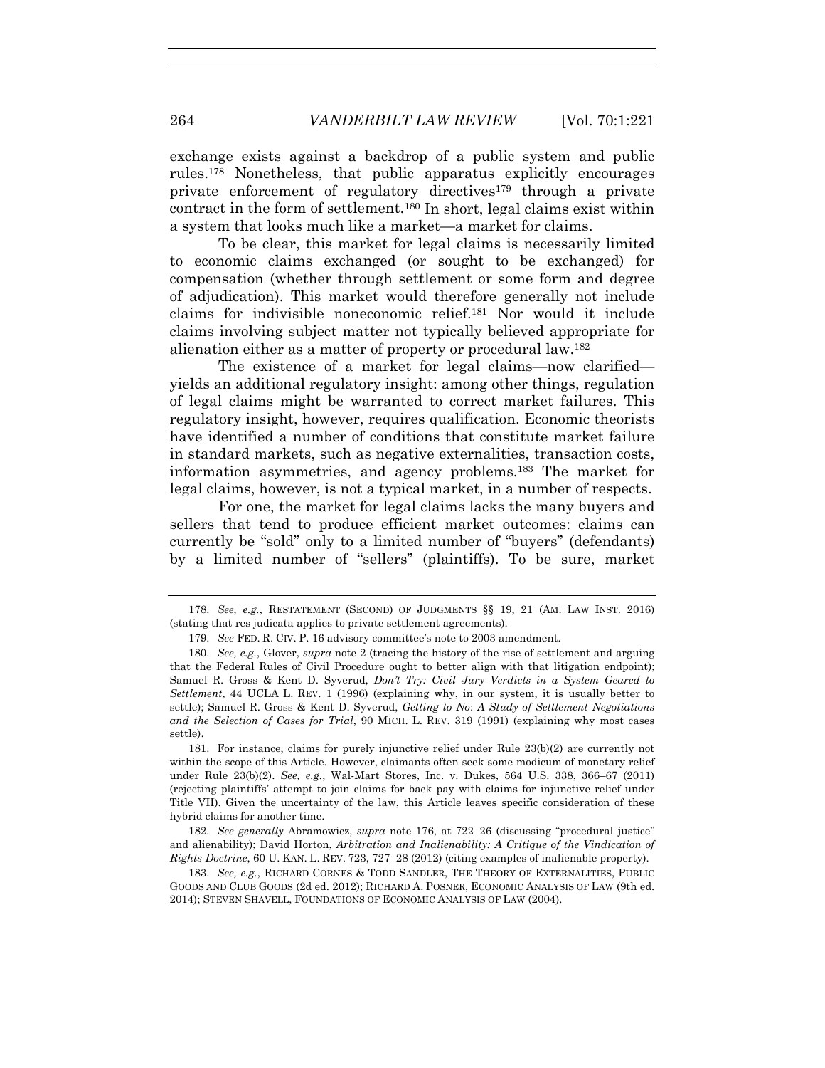exchange exists against a backdrop of a public system and public rules.[178] Nonetheless, that public apparatus explicitly encourages private enforcement of regulatory directives[179] through a private contract in the form of settlement.[180] In short, legal claims exist within a system that looks much like a market—a market for claims.

To be clear, this market for legal claims is necessarily limited to economic claims exchanged (or sought to be exchanged) for compensation (whether through settlement or some form and degree of adjudication). This market would therefore generally not include claims for indivisible noneconomic relief.[181] Nor would it include claims involving subject matter not typically believed appropriate for alienation either as a matter of property or procedural law.[182]

The existence of a market for legal claims—now clarified—yields an additional regulatory insight: among other things, regulation of legal claims might be warranted to correct market failures. This regulatory insight, however, requires qualification. Economic theorists have identified a number of conditions that constitute market failure in standard markets, such as negative externalities, transaction costs, information asymmetries, and agency problems.[183] The market for legal claims, however, is not a typical market, in a number of respects.

For one, the market for legal claims lacks the many buyers and sellers that tend to produce efficient market outcomes: claims can currently be "sold" only to a limited number of "buyers" (defendants) by a limited number of "sellers" (plaintiffs). To be sure, market

---

178. *See, e.g.*, RESTATEMENT (SECOND) OF JUDGMENTS §§ 19, 21 (AM. LAW INST. 2016) (stating that res judicata applies to private settlement agreements).

179. *See* FED. R. CIV. P. 16 advisory committee's note to 2003 amendment.

180. *See, e.g.*, Glover, *supra* note 2 (tracing the history of the rise of settlement and arguing that the Federal Rules of Civil Procedure ought to better align with that litigation endpoint); Samuel R. Gross & Kent D. Syverud, *Don't Try: Civil Jury Verdicts in a System Geared to Settlement*, 44 UCLA L. REV. 1 (1996) (explaining why, in our system, it is usually better to settle); Samuel R. Gross & Kent D. Syverud, *Getting to No*: *A Study of Settlement Negotiations and the Selection of Cases for Trial*, 90 MICH. L. REV. 319 (1991) (explaining why most cases settle).

181. For instance, claims for purely injunctive relief under Rule 23(b)(2) are currently not within the scope of this Article. However, claimants often seek some modicum of monetary relief under Rule 23(b)(2). *See, e.g.*, Wal-Mart Stores, Inc. v. Dukes, 564 U.S. 338, 366–67 (2011) (rejecting plaintiffs' attempt to join claims for back pay with claims for injunctive relief under Title VII). Given the uncertainty of the law, this Article leaves specific consideration of these hybrid claims for another time.

182. *See generally* Abramowicz, *supra* note 176, at 722–26 (discussing "procedural justice" and alienability); David Horton, *Arbitration and Inalienability: A Critique of the Vindication of Rights Doctrine*, 60 U. KAN. L. REV. 723, 727–28 (2012) (citing examples of inalienable property).

183. *See, e.g.*, RICHARD CORNES & TODD SANDLER, THE THEORY OF EXTERNALITIES, PUBLIC GOODS AND CLUB GOODS (2d ed. 2012); RICHARD A. POSNER, ECONOMIC ANALYSIS OF LAW (9th ed. 2014); STEVEN SHAVELL, FOUNDATIONS OF ECONOMIC ANALYSIS OF LAW (2004).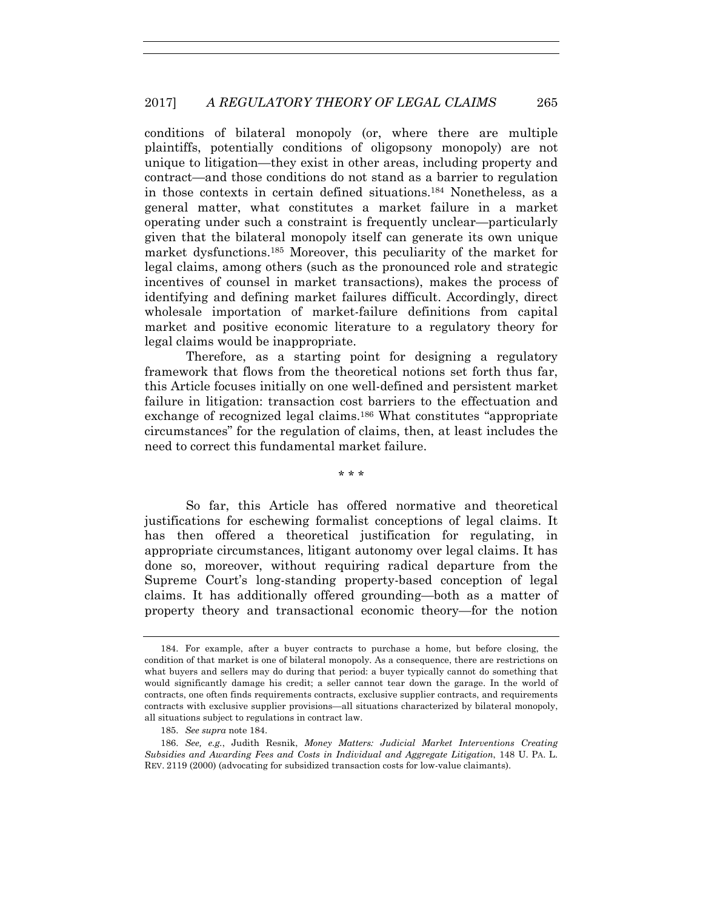conditions of bilateral monopoly (or, where there are multiple plaintiffs, potentially conditions of oligopsony monopoly) are not unique to litigation—they exist in other areas, including property and contract—and those conditions do not stand as a barrier to regulation in those contexts in certain defined situations.[184] Nonetheless, as a general matter, what constitutes a market failure in a market operating under such a constraint is frequently unclear—particularly given that the bilateral monopoly itself can generate its own unique market dysfunctions.[185] Moreover, this peculiarity of the market for legal claims, among others (such as the pronounced role and strategic incentives of counsel in market transactions), makes the process of identifying and defining market failures difficult. Accordingly, direct wholesale importation of market-failure definitions from capital market and positive economic literature to a regulatory theory for legal claims would be inappropriate.

Therefore, as a starting point for designing a regulatory framework that flows from the theoretical notions set forth thus far, this Article focuses initially on one well-defined and persistent market failure in litigation: transaction cost barriers to the effectuation and exchange of recognized legal claims.[186] What constitutes "appropriate circumstances" for the regulation of claims, then, at least includes the need to correct this fundamental market failure.

\* \* \*

So far, this Article has offered normative and theoretical justifications for eschewing formalist conceptions of legal claims. It has then offered a theoretical justification for regulating, in appropriate circumstances, litigant autonomy over legal claims. It has done so, moreover, without requiring radical departure from the Supreme Court's long-standing property-based conception of legal claims. It has additionally offered grounding—both as a matter of property theory and transactional economic theory—for the notion

---

184. For example, after a buyer contracts to purchase a home, but before closing, the condition of that market is one of bilateral monopoly. As a consequence, there are restrictions on what buyers and sellers may do during that period: a buyer typically cannot do something that would significantly damage his credit; a seller cannot tear down the garage. In the world of contracts, one often finds requirements contracts, exclusive supplier contracts, and requirements contracts with exclusive supplier provisions—all situations characterized by bilateral monopoly, all situations subject to regulations in contract law.

185. *See supra* note 184.

186. *See, e.g.*, Judith Resnik, *Money Matters: Judicial Market Interventions Creating Subsidies and Awarding Fees and Costs in Individual and Aggregate Litigation*, 148 U. PA. L. REV. 2119 (2000) (advocating for subsidized transaction costs for low-value claimants).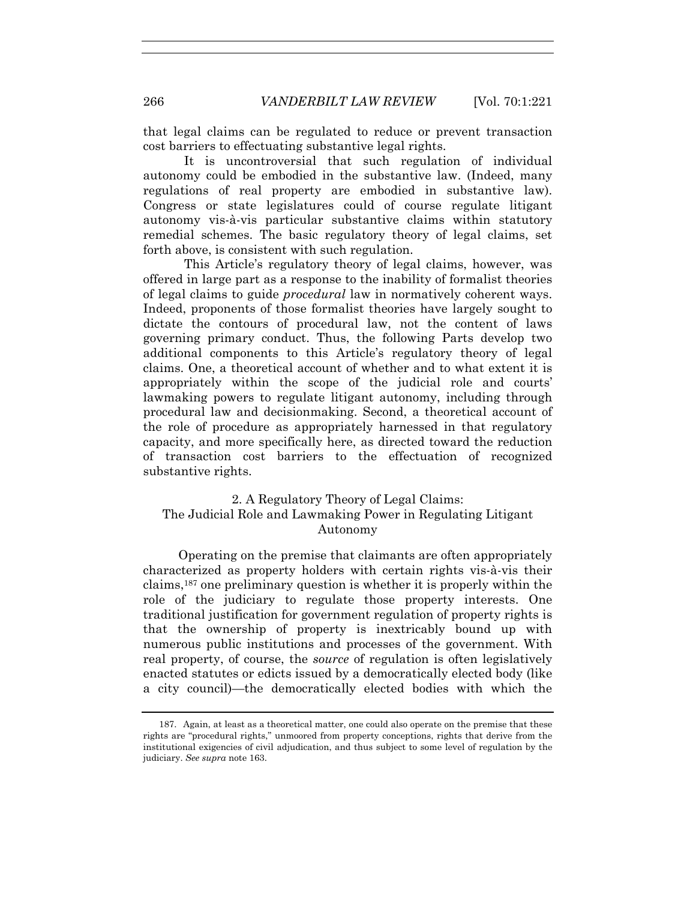that legal claims can be regulated to reduce or prevent transaction cost barriers to effectuating substantive legal rights.

It is uncontroversial that such regulation of individual autonomy could be embodied in the substantive law. (Indeed, many regulations of real property are embodied in substantive law). Congress or state legislatures could of course regulate litigant autonomy vis-à-vis particular substantive claims within statutory remedial schemes. The basic regulatory theory of legal claims, set forth above, is consistent with such regulation.

This Article's regulatory theory of legal claims, however, was offered in large part as a response to the inability of formalist theories of legal claims to guide *procedural* law in normatively coherent ways. Indeed, proponents of those formalist theories have largely sought to dictate the contours of procedural law, not the content of laws governing primary conduct. Thus, the following Parts develop two additional components to this Article's regulatory theory of legal claims. One, a theoretical account of whether and to what extent it is appropriately within the scope of the judicial role and courts' lawmaking powers to regulate litigant autonomy, including through procedural law and decisionmaking. Second, a theoretical account of the role of procedure as appropriately harnessed in that regulatory capacity, and more specifically here, as directed toward the reduction of transaction cost barriers to the effectuation of recognized substantive rights.

### 2. A Regulatory Theory of Legal Claims: The Judicial Role and Lawmaking Power in Regulating Litigant Autonomy

Operating on the premise that claimants are often appropriately characterized as property holders with certain rights vis-à-vis their claims,[187] one preliminary question is whether it is properly within the role of the judiciary to regulate those property interests. One traditional justification for government regulation of property rights is that the ownership of property is inextricably bound up with numerous public institutions and processes of the government. With real property, of course, the *source* of regulation is often legislatively enacted statutes or edicts issued by a democratically elected body (like a city council)—the democratically elected bodies with which the

---

187. Again, at least as a theoretical matter, one could also operate on the premise that these rights are "procedural rights," unmoored from property conceptions, rights that derive from the institutional exigencies of civil adjudication, and thus subject to some level of regulation by the judiciary. *See supra* note 163.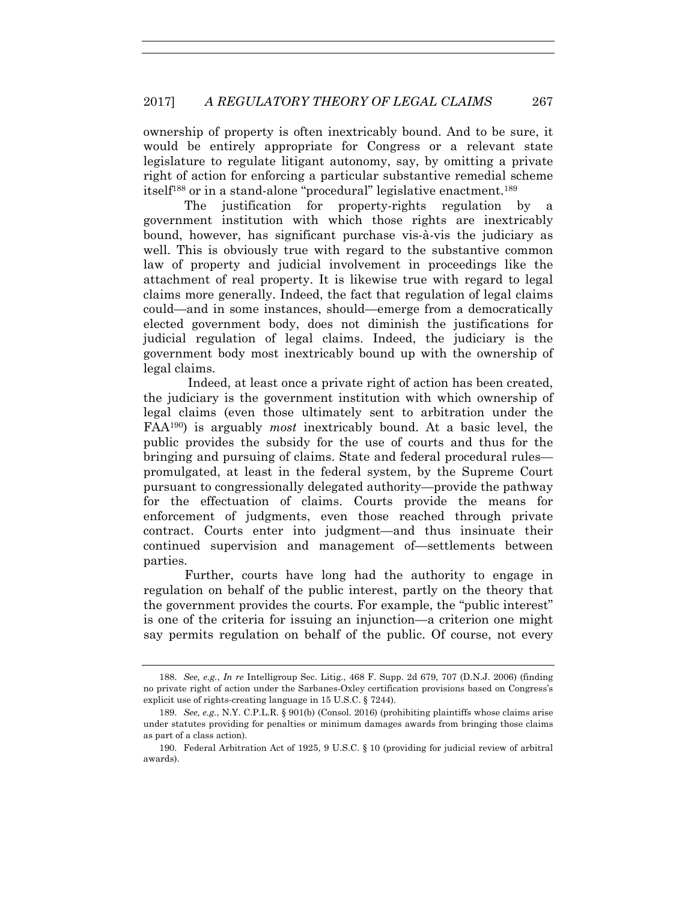ownership of property is often inextricably bound. And to be sure, it would be entirely appropriate for Congress or a relevant state legislature to regulate litigant autonomy, say, by omitting a private right of action for enforcing a particular substantive remedial scheme itself[188] or in a stand-alone "procedural" legislative enactment.[189]

The justification for property-rights regulation by a government institution with which those rights are inextricably bound, however, has significant purchase vis-à-vis the judiciary as well. This is obviously true with regard to the substantive common law of property and judicial involvement in proceedings like the attachment of real property. It is likewise true with regard to legal claims more generally. Indeed, the fact that regulation of legal claims could—and in some instances, should—emerge from a democratically elected government body, does not diminish the justifications for judicial regulation of legal claims. Indeed, the judiciary is the government body most inextricably bound up with the ownership of legal claims.

Indeed, at least once a private right of action has been created, the judiciary is the government institution with which ownership of legal claims (even those ultimately sent to arbitration under the FAA[190]) is arguably *most* inextricably bound. At a basic level, the public provides the subsidy for the use of courts and thus for the bringing and pursuing of claims. State and federal procedural rules—promulgated, at least in the federal system, by the Supreme Court pursuant to congressionally delegated authority—provide the pathway for the effectuation of claims. Courts provide the means for enforcement of judgments, even those reached through private contract. Courts enter into judgment—and thus insinuate their continued supervision and management of—settlements between parties.

Further, courts have long had the authority to engage in regulation on behalf of the public interest, partly on the theory that the government provides the courts. For example, the "public interest" is one of the criteria for issuing an injunction—a criterion one might say permits regulation on behalf of the public. Of course, not every

---

188. *See, e.g.*, *In re* Intelligroup Sec. Litig., 468 F. Supp. 2d 679, 707 (D.N.J. 2006) (finding no private right of action under the Sarbanes-Oxley certification provisions based on Congress's explicit use of rights-creating language in 15 U.S.C. § 7244).

189. *See, e.g.*, N.Y. C.P.L.R. § 901(b) (Consol. 2016) (prohibiting plaintiffs whose claims arise under statutes providing for penalties or minimum damages awards from bringing those claims as part of a class action).

190. Federal Arbitration Act of 1925, 9 U.S.C. § 10 (providing for judicial review of arbitral awards).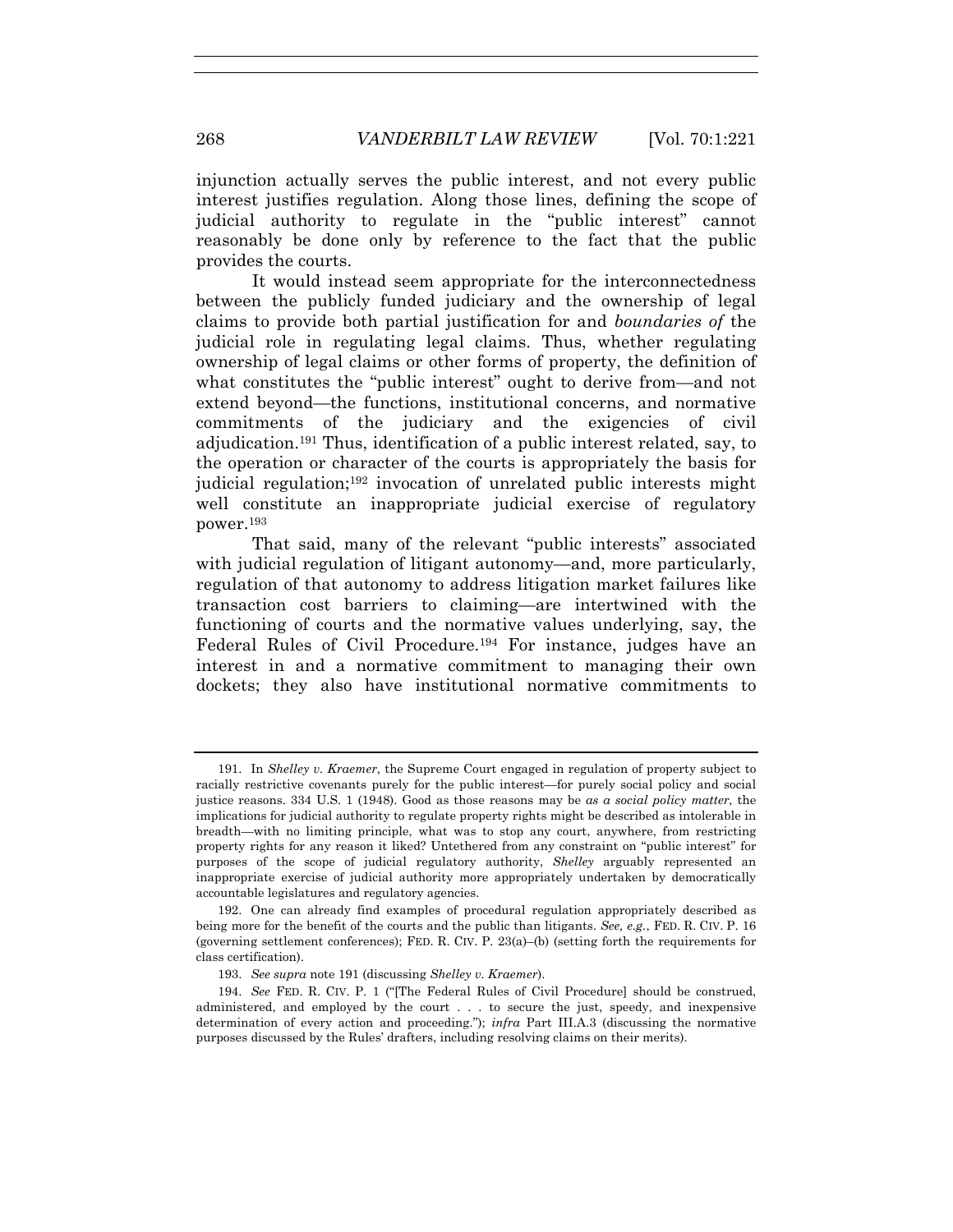injunction actually serves the public interest, and not every public interest justifies regulation. Along those lines, defining the scope of judicial authority to regulate in the "public interest" cannot reasonably be done only by reference to the fact that the public provides the courts.

It would instead seem appropriate for the interconnectedness between the publicly funded judiciary and the ownership of legal claims to provide both partial justification for and *boundaries of* the judicial role in regulating legal claims. Thus, whether regulating ownership of legal claims or other forms of property, the definition of what constitutes the "public interest" ought to derive from—and not extend beyond—the functions, institutional concerns, and normative commitments of the judiciary and the exigencies of civil adjudication.[191] Thus, identification of a public interest related, say, to the operation or character of the courts is appropriately the basis for judicial regulation;[192] invocation of unrelated public interests might well constitute an inappropriate judicial exercise of regulatory power.[193]

That said, many of the relevant "public interests" associated with judicial regulation of litigant autonomy—and, more particularly, regulation of that autonomy to address litigation market failures like transaction cost barriers to claiming—are intertwined with the functioning of courts and the normative values underlying, say, the Federal Rules of Civil Procedure.[194] For instance, judges have an interest in and a normative commitment to managing their own dockets; they also have institutional normative commitments to

---

191. In *Shelley v. Kraemer*, the Supreme Court engaged in regulation of property subject to racially restrictive covenants purely for the public interest—for purely social policy and social justice reasons. 334 U.S. 1 (1948). Good as those reasons may be *as a social policy matter*, the implications for judicial authority to regulate property rights might be described as intolerable in breadth—with no limiting principle, what was to stop any court, anywhere, from restricting property rights for any reason it liked? Untethered from any constraint on "public interest" for purposes of the scope of judicial regulatory authority, *Shelley* arguably represented an inappropriate exercise of judicial authority more appropriately undertaken by democratically accountable legislatures and regulatory agencies.

192. One can already find examples of procedural regulation appropriately described as being more for the benefit of the courts and the public than litigants. *See, e.g.*, FED. R. CIV. P. 16 (governing settlement conferences); FED. R. CIV. P. 23(a)–(b) (setting forth the requirements for class certification).

193. *See supra* note 191 (discussing *Shelley v. Kraemer*).

194. *See* FED. R. CIV. P. 1 ("[The Federal Rules of Civil Procedure] should be construed, administered, and employed by the court . . . to secure the just, speedy, and inexpensive determination of every action and proceeding."); *infra* Part III.A.3 (discussing the normative purposes discussed by the Rules' drafters, including resolving claims on their merits).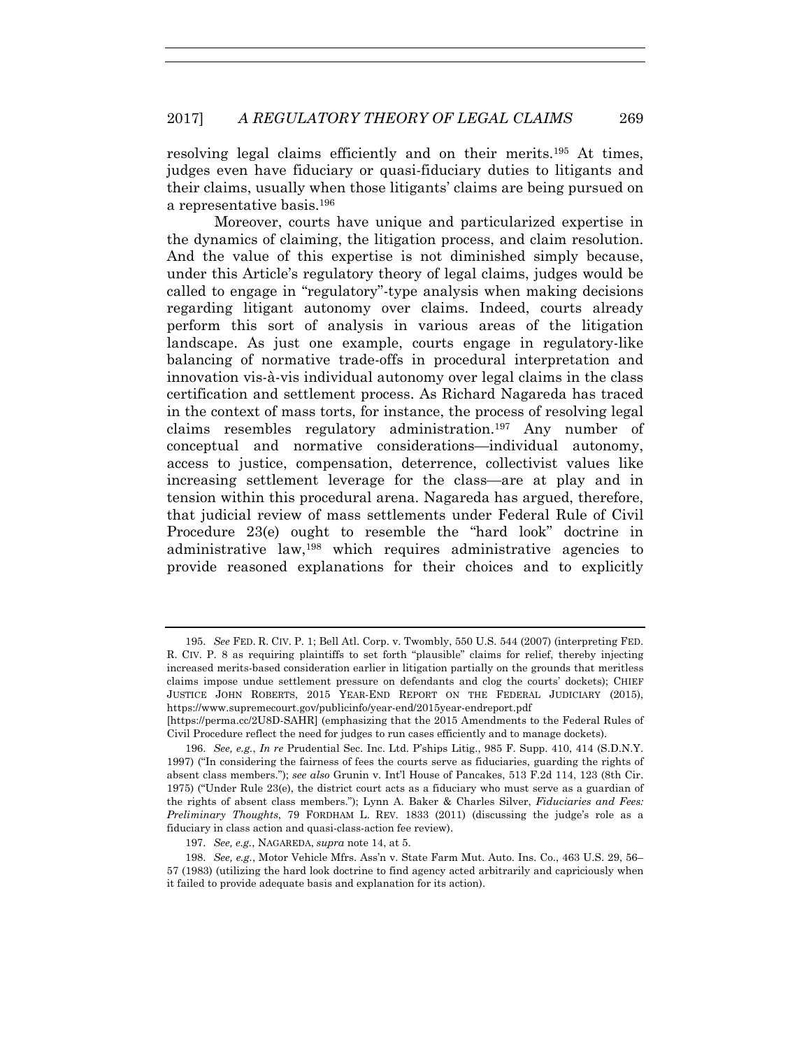resolving legal claims efficiently and on their merits.[195] At times, judges even have fiduciary or quasi-fiduciary duties to litigants and their claims, usually when those litigants' claims are being pursued on a representative basis.[196]

Moreover, courts have unique and particularized expertise in the dynamics of claiming, the litigation process, and claim resolution. And the value of this expertise is not diminished simply because, under this Article's regulatory theory of legal claims, judges would be called to engage in "regulatory"-type analysis when making decisions regarding litigant autonomy over claims. Indeed, courts already perform this sort of analysis in various areas of the litigation landscape. As just one example, courts engage in regulatory-like balancing of normative trade-offs in procedural interpretation and innovation vis-à-vis individual autonomy over legal claims in the class certification and settlement process. As Richard Nagareda has traced in the context of mass torts, for instance, the process of resolving legal claims resembles regulatory administration.[197] Any number of conceptual and normative considerations—individual autonomy, access to justice, compensation, deterrence, collectivist values like increasing settlement leverage for the class—are at play and in tension within this procedural arena. Nagareda has argued, therefore, that judicial review of mass settlements under Federal Rule of Civil Procedure 23(e) ought to resemble the "hard look" doctrine in administrative law,[198] which requires administrative agencies to provide reasoned explanations for their choices and to explicitly

---

195. *See* FED. R. CIV. P. 1; Bell Atl. Corp. v. Twombly, 550 U.S. 544 (2007) (interpreting FED. R. CIV. P. 8 as requiring plaintiffs to set forth "plausible" claims for relief, thereby injecting increased merits-based consideration earlier in litigation partially on the grounds that meritless claims impose undue settlement pressure on defendants and clog the courts' dockets); CHIEF JUSTICE JOHN ROBERTS, 2015 YEAR-END REPORT ON THE FEDERAL JUDICIARY (2015), https://www.supremecourt.gov/publicinfo/year-end/2015year-endreport.pdf [https://perma.cc/2U8D-SAHR] (emphasizing that the 2015 Amendments to the Federal Rules of Civil Procedure reflect the need for judges to run cases efficiently and to manage dockets).

196. *See, e.g.*, *In re* Prudential Sec. Inc. Ltd. P'ships Litig., 985 F. Supp. 410, 414 (S.D.N.Y. 1997) ("In considering the fairness of fees the courts serve as fiduciaries, guarding the rights of absent class members."); *see also* Grunin v. Int'l House of Pancakes, 513 F.2d 114, 123 (8th Cir. 1975) ("Under Rule 23(e), the district court acts as a fiduciary who must serve as a guardian of the rights of absent class members."); Lynn A. Baker & Charles Silver, *Fiduciaries and Fees: Preliminary Thoughts*, 79 FORDHAM L. REV. 1833 (2011) (discussing the judge's role as a fiduciary in class action and quasi-class-action fee review).

197. *See, e.g.*, NAGAREDA, *supra* note 14, at 5.

198. *See, e.g.*, Motor Vehicle Mfrs. Ass'n v. State Farm Mut. Auto. Ins. Co., 463 U.S. 29, 56–57 (1983) (utilizing the hard look doctrine to find agency acted arbitrarily and capriciously when it failed to provide adequate basis and explanation for its action).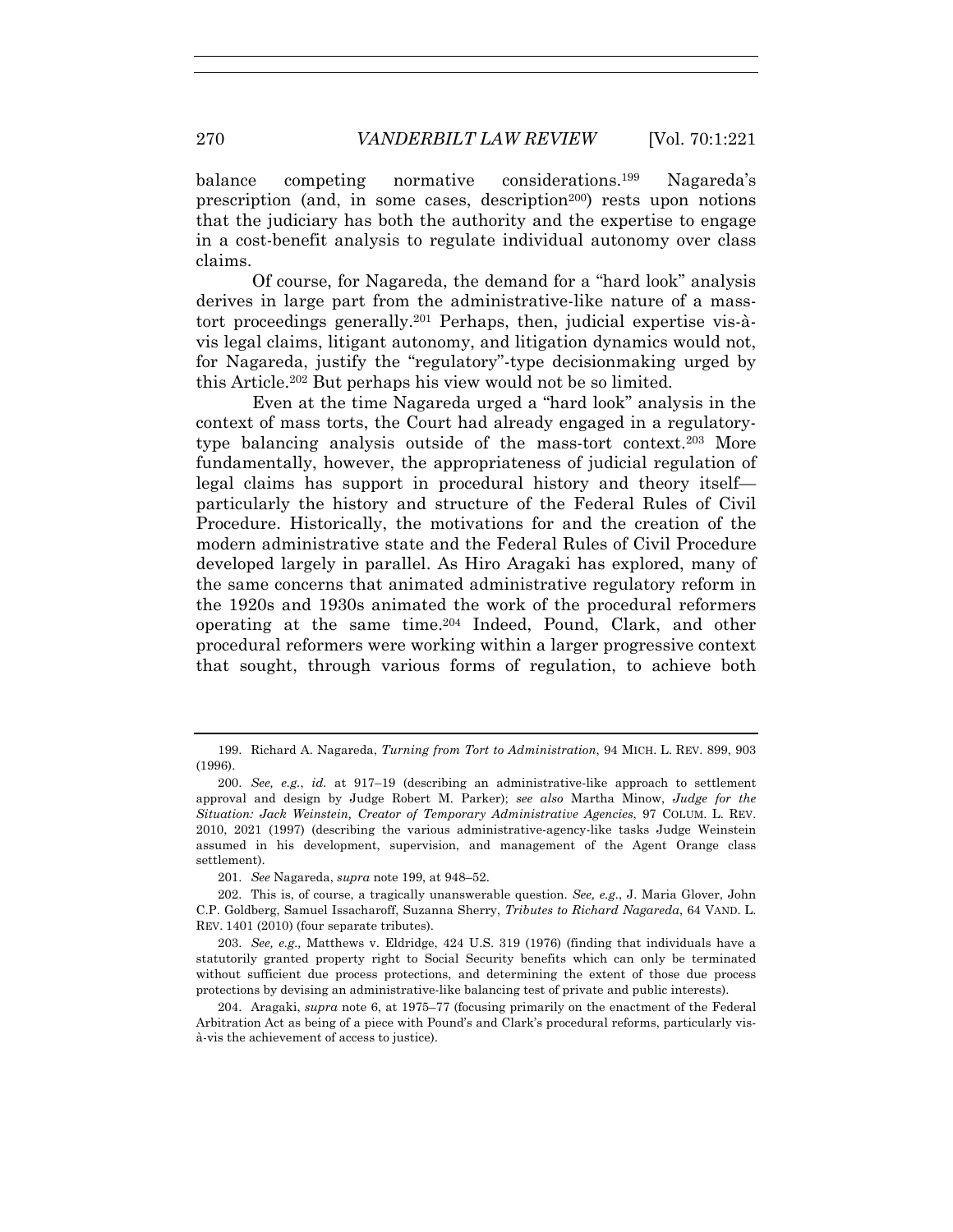balance competing normative considerations.[199] Nagareda's prescription (and, in some cases, description[200]) rests upon notions that the judiciary has both the authority and the expertise to engage in a cost-benefit analysis to regulate individual autonomy over class claims.

Of course, for Nagareda, the demand for a "hard look" analysis derives in large part from the administrative-like nature of a mass-tort proceedings generally.[201] Perhaps, then, judicial expertise vis-à-vis legal claims, litigant autonomy, and litigation dynamics would not, for Nagareda, justify the "regulatory"-type decisionmaking urged by this Article.[202] But perhaps his view would not be so limited.

Even at the time Nagareda urged a "hard look" analysis in the context of mass torts, the Court had already engaged in a regulatory-type balancing analysis outside of the mass-tort context.[203] More fundamentally, however, the appropriateness of judicial regulation of legal claims has support in procedural history and theory itself—particularly the history and structure of the Federal Rules of Civil Procedure. Historically, the motivations for and the creation of the modern administrative state and the Federal Rules of Civil Procedure developed largely in parallel. As Hiro Aragaki has explored, many of the same concerns that animated administrative regulatory reform in the 1920s and 1930s animated the work of the procedural reformers operating at the same time.[204] Indeed, Pound, Clark, and other procedural reformers were working within a larger progressive context that sought, through various forms of regulation, to achieve both

---

199. Richard A. Nagareda, *Turning from Tort to Administration*, 94 MICH. L. REV. 899, 903 (1996).

200. *See, e.g.*, *id.* at 917–19 (describing an administrative-like approach to settlement approval and design by Judge Robert M. Parker); *see also* Martha Minow, *Judge for the Situation: Jack Weinstein, Creator of Temporary Administrative Agencies*, 97 COLUM. L. REV. 2010, 2021 (1997) (describing the various administrative-agency-like tasks Judge Weinstein assumed in his development, supervision, and management of the Agent Orange class settlement).

201. *See* Nagareda, *supra* note 199, at 948–52.

202. This is, of course, a tragically unanswerable question. *See, e.g.*, J. Maria Glover, John C.P. Goldberg, Samuel Issacharoff, Suzanna Sherry, *Tributes to Richard Nagareda*, 64 VAND. L. REV. 1401 (2010) (four separate tributes).

203. *See, e.g.,* Matthews v. Eldridge, 424 U.S. 319 (1976) (finding that individuals have a statutorily granted property right to Social Security benefits which can only be terminated without sufficient due process protections, and determining the extent of those due process protections by devising an administrative-like balancing test of private and public interests).

204. Aragaki, *supra* note 6, at 1975–77 (focusing primarily on the enactment of the Federal Arbitration Act as being of a piece with Pound's and Clark's procedural reforms, particularly vis-à-vis the achievement of access to justice).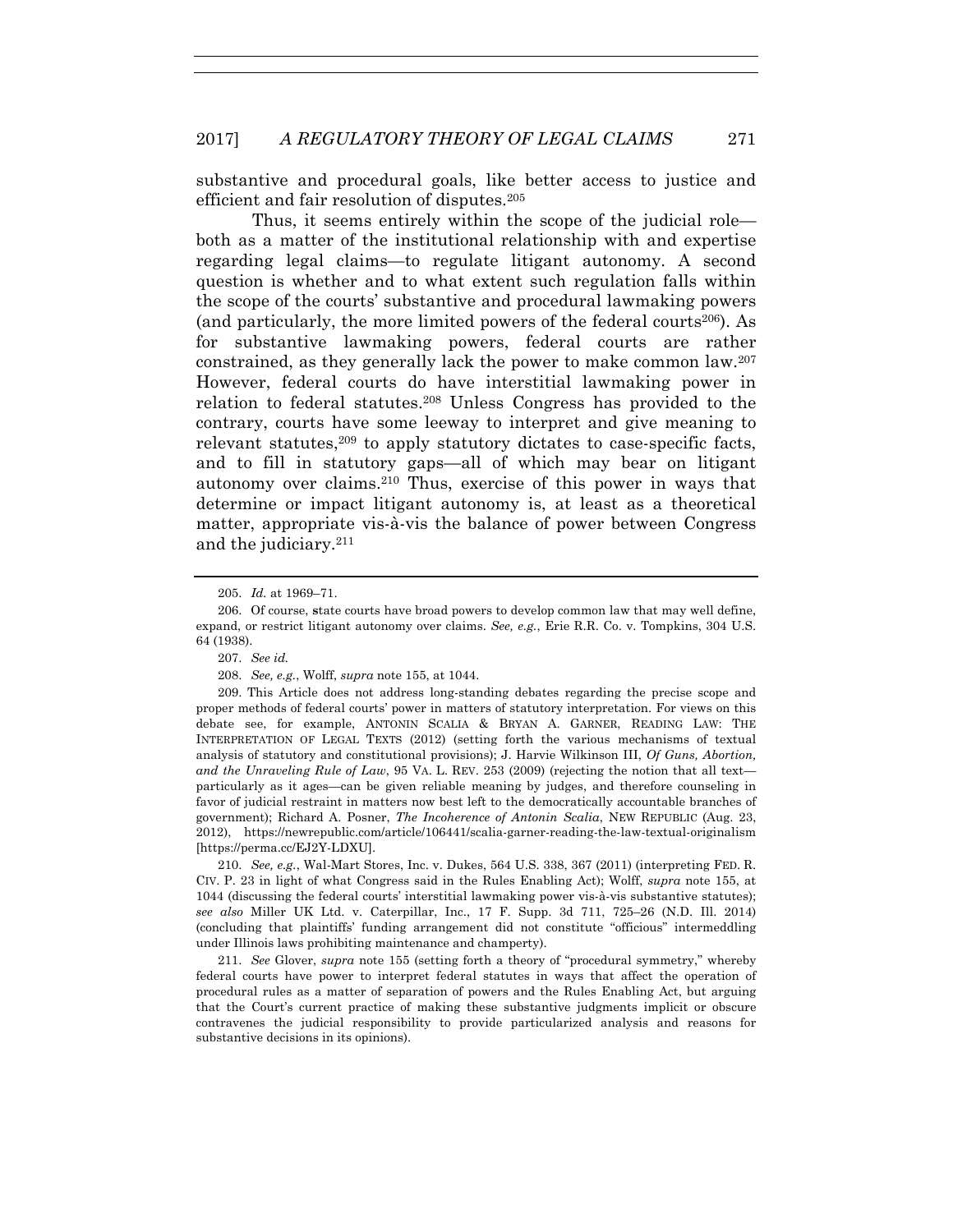substantive and procedural goals, like better access to justice and efficient and fair resolution of disputes.[205]

Thus, it seems entirely within the scope of the judicial role—both as a matter of the institutional relationship with and expertise regarding legal claims—to regulate litigant autonomy. A second question is whether and to what extent such regulation falls within the scope of the courts' substantive and procedural lawmaking powers (and particularly, the more limited powers of the federal courts[206]). As for substantive lawmaking powers, federal courts are rather constrained, as they generally lack the power to make common law.[207] However, federal courts do have interstitial lawmaking power in relation to federal statutes.[208] Unless Congress has provided to the contrary, courts have some leeway to interpret and give meaning to relevant statutes,[209] to apply statutory dictates to case-specific facts, and to fill in statutory gaps—all of which may bear on litigant autonomy over claims.[210] Thus, exercise of this power in ways that determine or impact litigant autonomy is, at least as a theoretical matter, appropriate vis-à-vis the balance of power between Congress and the judiciary.[211]

---

205. *Id.* at 1969–71.

206. Of course, state courts have broad powers to develop common law that may well define, expand, or restrict litigant autonomy over claims. *See, e.g.*, Erie R.R. Co. v. Tompkins, 304 U.S. 64 (1938).

207. *See id.*

208. *See, e.g.*, Wolff, *supra* note 155, at 1044.

209. This Article does not address long-standing debates regarding the precise scope and proper methods of federal courts' power in matters of statutory interpretation. For views on this debate see, for example, ANTONIN SCALIA & BRYAN A. GARNER, READING LAW: THE INTERPRETATION OF LEGAL TEXTS (2012) (setting forth the various mechanisms of textual analysis of statutory and constitutional provisions); J. Harvie Wilkinson III, *Of Guns, Abortion, and the Unraveling Rule of Law*, 95 VA. L. REV. 253 (2009) (rejecting the notion that all text—particularly as it ages—can be given reliable meaning by judges, and therefore counseling in favor of judicial restraint in matters now best left to the democratically accountable branches of government); Richard A. Posner, *The Incoherence of Antonin Scalia*, NEW REPUBLIC (Aug. 23, 2012), https://newrepublic.com/article/106441/scalia-garner-reading-the-law-textual-originalism [https://perma.cc/EJ2Y-LDXU].

210. *See, e.g.*, Wal-Mart Stores, Inc. v. Dukes, 564 U.S. 338, 367 (2011) (interpreting FED. R. CIV. P. 23 in light of what Congress said in the Rules Enabling Act); Wolff, *supra* note 155, at 1044 (discussing the federal courts' interstitial lawmaking power vis-à-vis substantive statutes); *see also* Miller UK Ltd. v. Caterpillar, Inc., 17 F. Supp. 3d 711, 725–26 (N.D. Ill. 2014) (concluding that plaintiffs' funding arrangement did not constitute "officious" intermeddling under Illinois laws prohibiting maintenance and champerty).

211. *See* Glover, *supra* note 155 (setting forth a theory of "procedural symmetry," whereby federal courts have power to interpret federal statutes in ways that affect the operation of procedural rules as a matter of separation of powers and the Rules Enabling Act, but arguing that the Court's current practice of making these substantive judgments implicit or obscure contravenes the judicial responsibility to provide particularized analysis and reasons for substantive decisions in its opinions).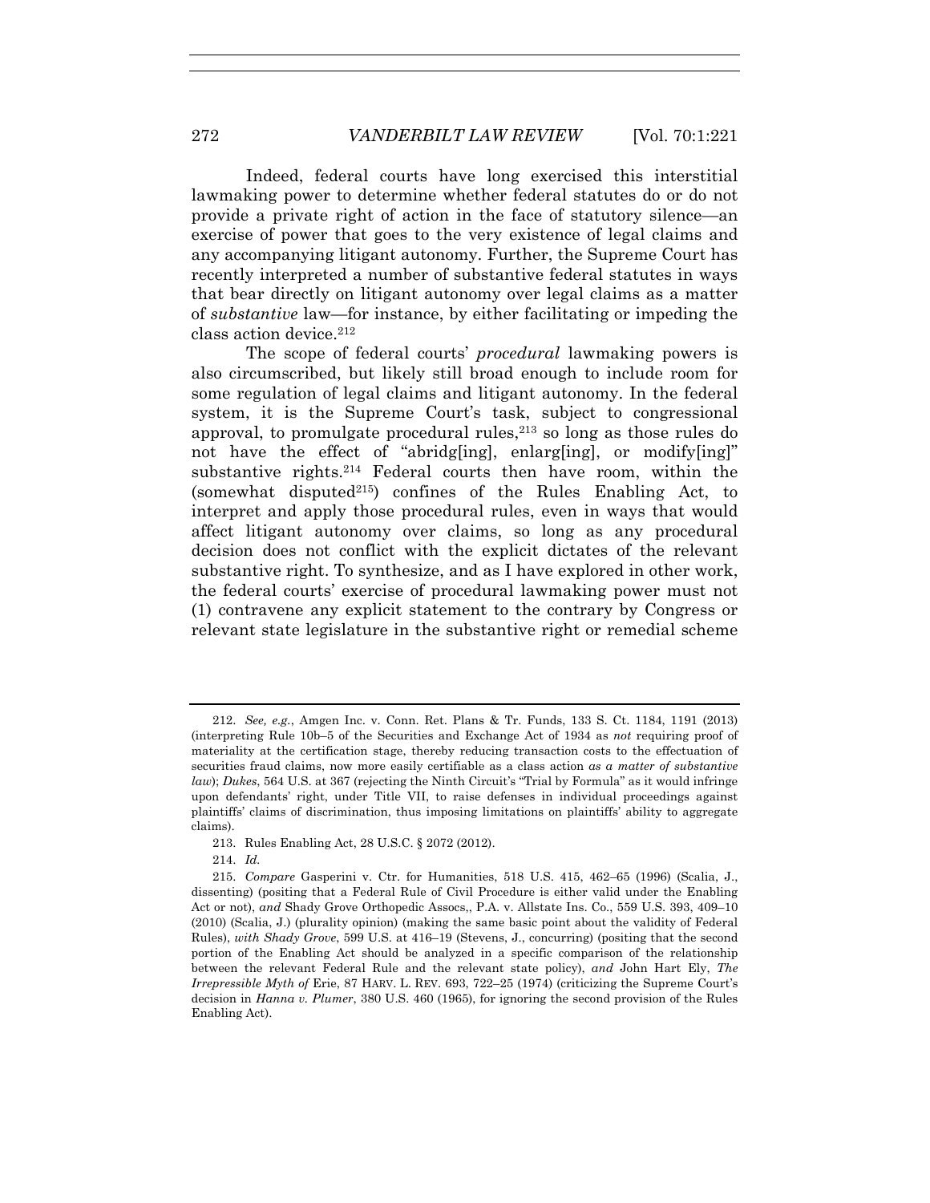Indeed, federal courts have long exercised this interstitial lawmaking power to determine whether federal statutes do or do not provide a private right of action in the face of statutory silence—an exercise of power that goes to the very existence of legal claims and any accompanying litigant autonomy. Further, the Supreme Court has recently interpreted a number of substantive federal statutes in ways that bear directly on litigant autonomy over legal claims as a matter of *substantive* law—for instance, by either facilitating or impeding the class action device.[212]

The scope of federal courts' *procedural* lawmaking powers is also circumscribed, but likely still broad enough to include room for some regulation of legal claims and litigant autonomy. In the federal system, it is the Supreme Court's task, subject to congressional approval, to promulgate procedural rules,[213] so long as those rules do not have the effect of "abridg[ing], enlarg[ing], or modify[ing]" substantive rights.[214] Federal courts then have room, within the (somewhat disputed[215]) confines of the Rules Enabling Act, to interpret and apply those procedural rules, even in ways that would affect litigant autonomy over claims, so long as any procedural decision does not conflict with the explicit dictates of the relevant substantive right. To synthesize, and as I have explored in other work, the federal courts' exercise of procedural lawmaking power must not (1) contravene any explicit statement to the contrary by Congress or relevant state legislature in the substantive right or remedial scheme

---

212. *See, e.g.*, Amgen Inc. v. Conn. Ret. Plans & Tr. Funds, 133 S. Ct. 1184, 1191 (2013) (interpreting Rule 10b–5 of the Securities and Exchange Act of 1934 as *not* requiring proof of materiality at the certification stage, thereby reducing transaction costs to the effectuation of securities fraud claims, now more easily certifiable as a class action *as a matter of substantive law*); *Dukes*, 564 U.S. at 367 (rejecting the Ninth Circuit's "Trial by Formula" as it would infringe upon defendants' right, under Title VII, to raise defenses in individual proceedings against plaintiffs' claims of discrimination, thus imposing limitations on plaintiffs' ability to aggregate claims).

213. Rules Enabling Act, 28 U.S.C. § 2072 (2012).

214. *Id.*

215. *Compare* Gasperini v. Ctr. for Humanities, 518 U.S. 415, 462–65 (1996) (Scalia, J., dissenting) (positing that a Federal Rule of Civil Procedure is either valid under the Enabling Act or not), *and* Shady Grove Orthopedic Assocs,, P.A. v. Allstate Ins. Co., 559 U.S. 393, 409–10 (2010) (Scalia, J.) (plurality opinion) (making the same basic point about the validity of Federal Rules), *with Shady Grove*, 599 U.S. at 416–19 (Stevens, J., concurring) (positing that the second portion of the Enabling Act should be analyzed in a specific comparison of the relationship between the relevant Federal Rule and the relevant state policy), *and* John Hart Ely, *The Irrepressible Myth of* Erie, 87 HARV. L. REV. 693, 722–25 (1974) (criticizing the Supreme Court's decision in *Hanna v. Plumer*, 380 U.S. 460 (1965), for ignoring the second provision of the Rules Enabling Act).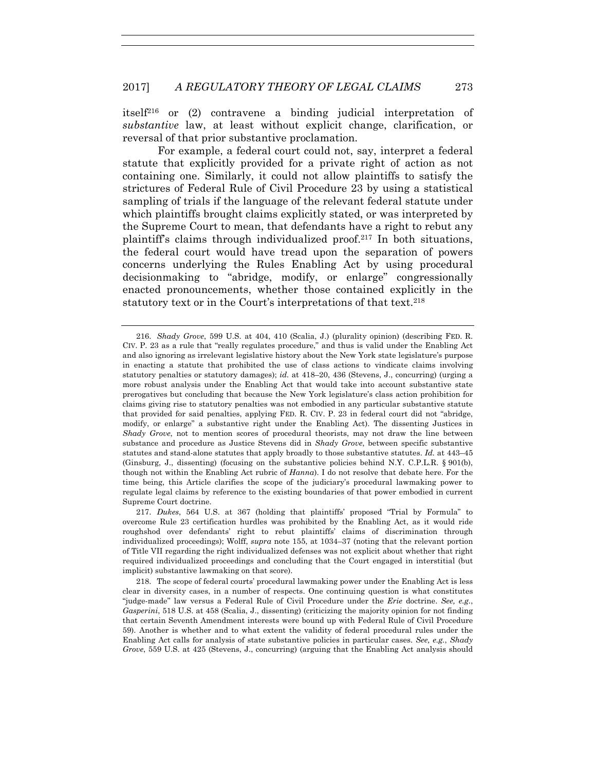itself[216] or (2) contravene a binding judicial interpretation of *substantive* law, at least without explicit change, clarification, or reversal of that prior substantive proclamation.

For example, a federal court could not, say, interpret a federal statute that explicitly provided for a private right of action as not containing one. Similarly, it could not allow plaintiffs to satisfy the strictures of Federal Rule of Civil Procedure 23 by using a statistical sampling of trials if the language of the relevant federal statute under which plaintiffs brought claims explicitly stated, or was interpreted by the Supreme Court to mean, that defendants have a right to rebut any plaintiff's claims through individualized proof.[217] In both situations, the federal court would have tread upon the separation of powers concerns underlying the Rules Enabling Act by using procedural decisionmaking to "abridge, modify, or enlarge" congressionally enacted pronouncements, whether those contained explicitly in the statutory text or in the Court's interpretations of that text.[218]

---

216. *Shady Grove*, 599 U.S. at 404, 410 (Scalia, J.) (plurality opinion) (describing FED. R. CIV. P. 23 as a rule that "really regulates procedure," and thus is valid under the Enabling Act and also ignoring as irrelevant legislative history about the New York state legislature's purpose in enacting a statute that prohibited the use of class actions to vindicate claims involving statutory penalties or statutory damages); *id.* at 418–20, 436 (Stevens, J., concurring) (urging a more robust analysis under the Enabling Act that would take into account substantive state prerogatives but concluding that because the New York legislature's class action prohibition for claims giving rise to statutory penalties was not embodied in any particular substantive statute that provided for said penalties, applying FED. R. CIV. P. 23 in federal court did not "abridge, modify, or enlarge" a substantive right under the Enabling Act). The dissenting Justices in *Shady Grove*, not to mention scores of procedural theorists, may not draw the line between substance and procedure as Justice Stevens did in *Shady Grove*, between specific substantive statutes and stand-alone statutes that apply broadly to those substantive statutes. *Id.* at 443–45 (Ginsburg, J., dissenting) (focusing on the substantive policies behind N.Y. C.P.L.R. § 901(b), though not within the Enabling Act rubric of *Hanna*). I do not resolve that debate here. For the time being, this Article clarifies the scope of the judiciary's procedural lawmaking power to regulate legal claims by reference to the existing boundaries of that power embodied in current Supreme Court doctrine.

217. *Dukes*, 564 U.S. at 367 (holding that plaintiffs' proposed "Trial by Formula" to overcome Rule 23 certification hurdles was prohibited by the Enabling Act, as it would ride roughshod over defendants' right to rebut plaintiffs' claims of discrimination through individualized proceedings); Wolff, *supra* note 155, at 1034–37 (noting that the relevant portion of Title VII regarding the right individualized defenses was not explicit about whether that right required individualized proceedings and concluding that the Court engaged in interstitial (but implicit) substantive lawmaking on that score).

218. The scope of federal courts' procedural lawmaking power under the Enabling Act is less clear in diversity cases, in a number of respects. One continuing question is what constitutes "judge-made" law versus a Federal Rule of Civil Procedure under the *Erie* doctrine. *See, e.g.*, *Gasperini*, 518 U.S. at 458 (Scalia, J., dissenting) (criticizing the majority opinion for not finding that certain Seventh Amendment interests were bound up with Federal Rule of Civil Procedure 59). Another is whether and to what extent the validity of federal procedural rules under the Enabling Act calls for analysis of state substantive policies in particular cases. *See, e.g.*, *Shady Grove*, 559 U.S. at 425 (Stevens, J., concurring) (arguing that the Enabling Act analysis should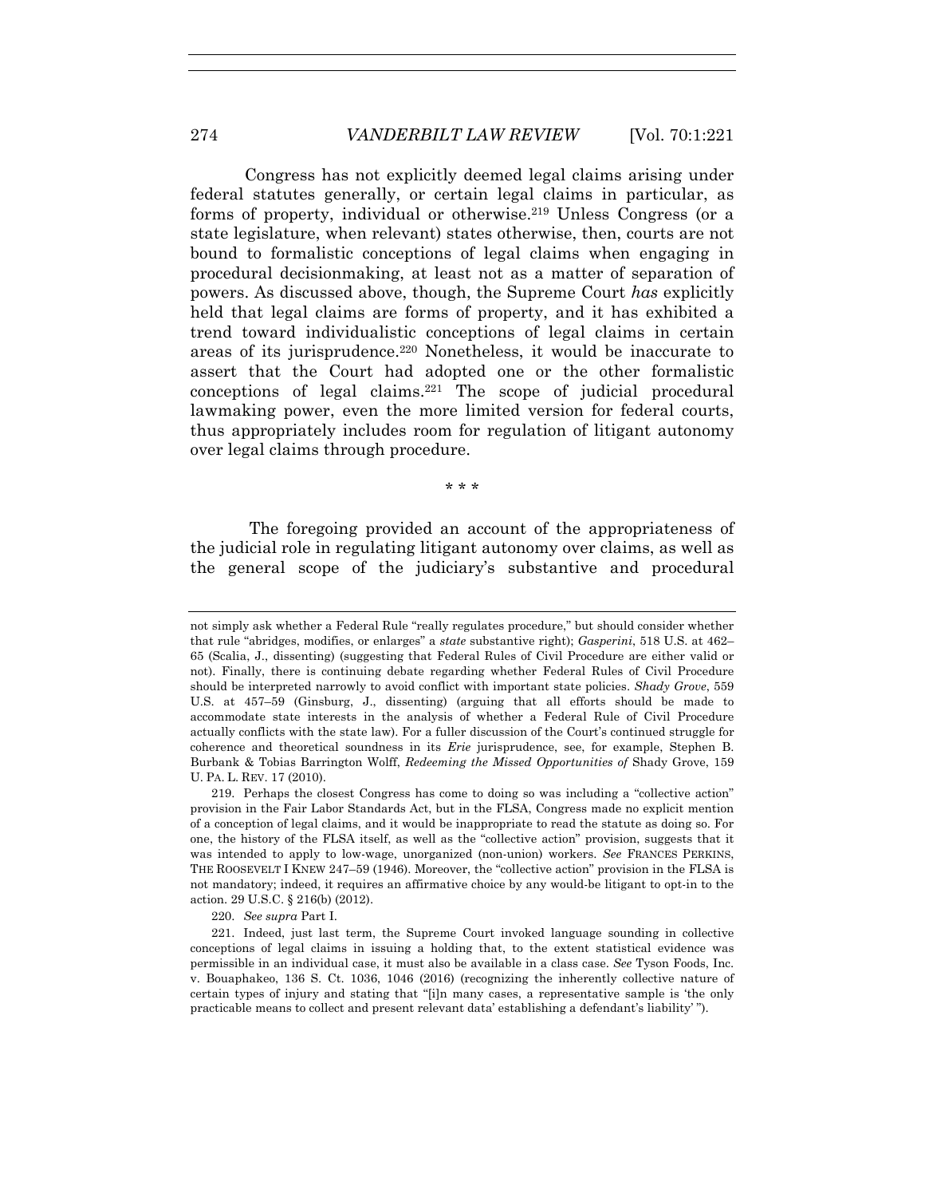Congress has not explicitly deemed legal claims arising under federal statutes generally, or certain legal claims in particular, as forms of property, individual or otherwise.[219] Unless Congress (or a state legislature, when relevant) states otherwise, then, courts are not bound to formalistic conceptions of legal claims when engaging in procedural decisionmaking, at least not as a matter of separation of powers. As discussed above, though, the Supreme Court *has* explicitly held that legal claims are forms of property, and it has exhibited a trend toward individualistic conceptions of legal claims in certain areas of its jurisprudence.[220] Nonetheless, it would be inaccurate to assert that the Court had adopted one or the other formalistic conceptions of legal claims.[221] The scope of judicial procedural lawmaking power, even the more limited version for federal courts, thus appropriately includes room for regulation of litigant autonomy over legal claims through procedure.

\* \* \*

The foregoing provided an account of the appropriateness of the judicial role in regulating litigant autonomy over claims, as well as the general scope of the judiciary's substantive and procedural

---

not simply ask whether a Federal Rule "really regulates procedure," but should consider whether that rule "abridges, modifies, or enlarges" a *state* substantive right); *Gasperini*, 518 U.S. at 462–65 (Scalia, J., dissenting) (suggesting that Federal Rules of Civil Procedure are either valid or not). Finally, there is continuing debate regarding whether Federal Rules of Civil Procedure should be interpreted narrowly to avoid conflict with important state policies. *Shady Grove*, 559 U.S. at 457–59 (Ginsburg, J., dissenting) (arguing that all efforts should be made to accommodate state interests in the analysis of whether a Federal Rule of Civil Procedure actually conflicts with the state law). For a fuller discussion of the Court's continued struggle for coherence and theoretical soundness in its *Erie* jurisprudence, see, for example, Stephen B. Burbank & Tobias Barrington Wolff, *Redeeming the Missed Opportunities of* Shady Grove, 159 U. PA. L. REV. 17 (2010).

219. Perhaps the closest Congress has come to doing so was including a "collective action" provision in the Fair Labor Standards Act, but in the FLSA, Congress made no explicit mention of a conception of legal claims, and it would be inappropriate to read the statute as doing so. For one, the history of the FLSA itself, as well as the "collective action" provision, suggests that it was intended to apply to low-wage, unorganized (non-union) workers. *See* FRANCES PERKINS, THE ROOSEVELT I KNEW 247–59 (1946). Moreover, the "collective action" provision in the FLSA is not mandatory; indeed, it requires an affirmative choice by any would-be litigant to opt-in to the action. 29 U.S.C. § 216(b) (2012).

220. *See supra* Part I.

221. Indeed, just last term, the Supreme Court invoked language sounding in collective conceptions of legal claims in issuing a holding that, to the extent statistical evidence was permissible in an individual case, it must also be available in a class case. *See* Tyson Foods, Inc. v. Bouaphakeo, 136 S. Ct. 1036, 1046 (2016) (recognizing the inherently collective nature of certain types of injury and stating that "[i]n many cases, a representative sample is 'the only practicable means to collect and present relevant data' establishing a defendant's liability' ").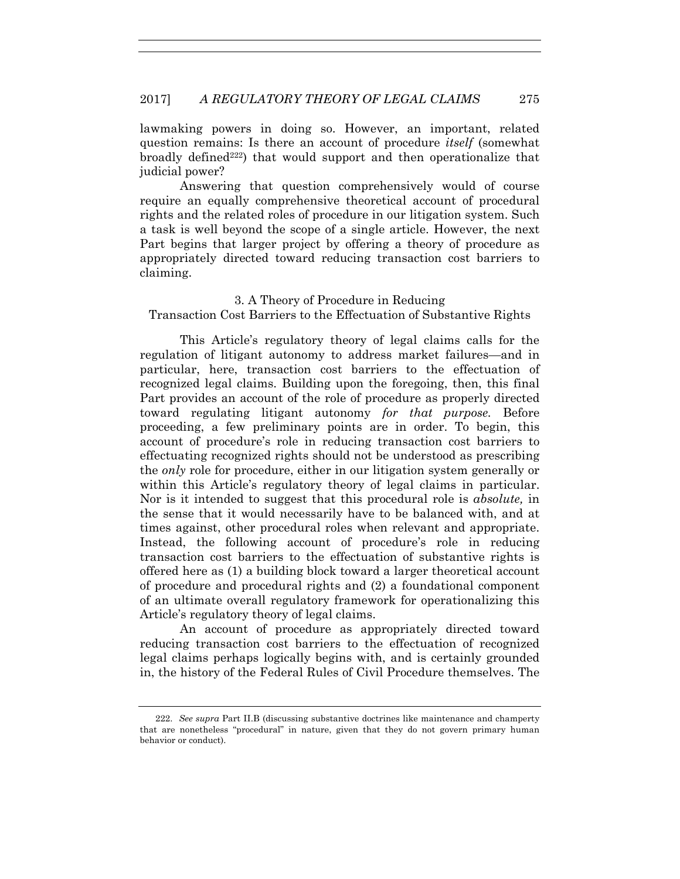lawmaking powers in doing so. However, an important, related question remains: Is there an account of procedure *itself* (somewhat broadly defined[222]) that would support and then operationalize that judicial power?

Answering that question comprehensively would of course require an equally comprehensive theoretical account of procedural rights and the related roles of procedure in our litigation system. Such a task is well beyond the scope of a single article. However, the next Part begins that larger project by offering a theory of procedure as appropriately directed toward reducing transaction cost barriers to claiming.

### 3. A Theory of Procedure in Reducing Transaction Cost Barriers to the Effectuation of Substantive Rights

This Article's regulatory theory of legal claims calls for the regulation of litigant autonomy to address market failures—and in particular, here, transaction cost barriers to the effectuation of recognized legal claims. Building upon the foregoing, then, this final Part provides an account of the role of procedure as properly directed toward regulating litigant autonomy *for that purpose.* Before proceeding, a few preliminary points are in order. To begin, this account of procedure's role in reducing transaction cost barriers to effectuating recognized rights should not be understood as prescribing the *only* role for procedure, either in our litigation system generally or within this Article's regulatory theory of legal claims in particular. Nor is it intended to suggest that this procedural role is *absolute,* in the sense that it would necessarily have to be balanced with, and at times against, other procedural roles when relevant and appropriate. Instead, the following account of procedure's role in reducing transaction cost barriers to the effectuation of substantive rights is offered here as (1) a building block toward a larger theoretical account of procedure and procedural rights and (2) a foundational component of an ultimate overall regulatory framework for operationalizing this Article's regulatory theory of legal claims.

An account of procedure as appropriately directed toward reducing transaction cost barriers to the effectuation of recognized legal claims perhaps logically begins with, and is certainly grounded in, the history of the Federal Rules of Civil Procedure themselves. The

---

222. *See supra* Part II.B (discussing substantive doctrines like maintenance and champerty that are nonetheless "procedural" in nature, given that they do not govern primary human behavior or conduct).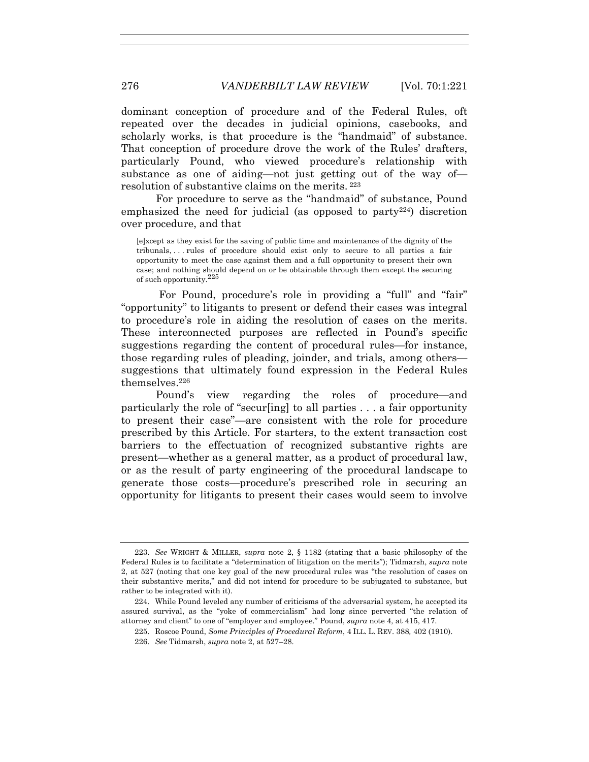dominant conception of procedure and of the Federal Rules, oft repeated over the decades in judicial opinions, casebooks, and scholarly works, is that procedure is the "handmaid" of substance. That conception of procedure drove the work of the Rules' drafters, particularly Pound, who viewed procedure's relationship with substance as one of aiding—not just getting out of the way of—resolution of substantive claims on the merits.[223]

For procedure to serve as the "handmaid" of substance, Pound emphasized the need for judicial (as opposed to party[224]) discretion over procedure, and that

> [e]xcept as they exist for the saving of public time and maintenance of the dignity of the tribunals, . . . rules of procedure should exist only to secure to all parties a fair opportunity to meet the case against them and a full opportunity to present their own case; and nothing should depend on or be obtainable through them except the securing of such opportunity.[225]

For Pound, procedure's role in providing a "full" and "fair" "opportunity" to litigants to present or defend their cases was integral to procedure's role in aiding the resolution of cases on the merits. These interconnected purposes are reflected in Pound's specific suggestions regarding the content of procedural rules—for instance, those regarding rules of pleading, joinder, and trials, among others—suggestions that ultimately found expression in the Federal Rules themselves.[226]

Pound's view regarding the roles of procedure—and particularly the role of "secur[ing] to all parties . . . a fair opportunity to present their case"—are consistent with the role for procedure prescribed by this Article. For starters, to the extent transaction cost barriers to the effectuation of recognized substantive rights are present—whether as a general matter, as a product of procedural law, or as the result of party engineering of the procedural landscape to generate those costs—procedure's prescribed role in securing an opportunity for litigants to present their cases would seem to involve

---

223. *See* WRIGHT & MILLER, *supra* note 2, § 1182 (stating that a basic philosophy of the Federal Rules is to facilitate a "determination of litigation on the merits"); Tidmarsh, *supra* note 2, at 527 (noting that one key goal of the new procedural rules was "the resolution of cases on their substantive merits," and did not intend for procedure to be subjugated to substance, but rather to be integrated with it).

224. While Pound leveled any number of criticisms of the adversarial system, he accepted its assured survival, as the "yoke of commercialism" had long since perverted "the relation of attorney and client" to one of "employer and employee." Pound, *supra* note 4, at 415, 417.

225. Roscoe Pound, *Some Principles of Procedural Reform*, 4 ILL. L. REV. 388, 402 (1910).

226. *See* Tidmarsh, *supra* note 2, at 527–28.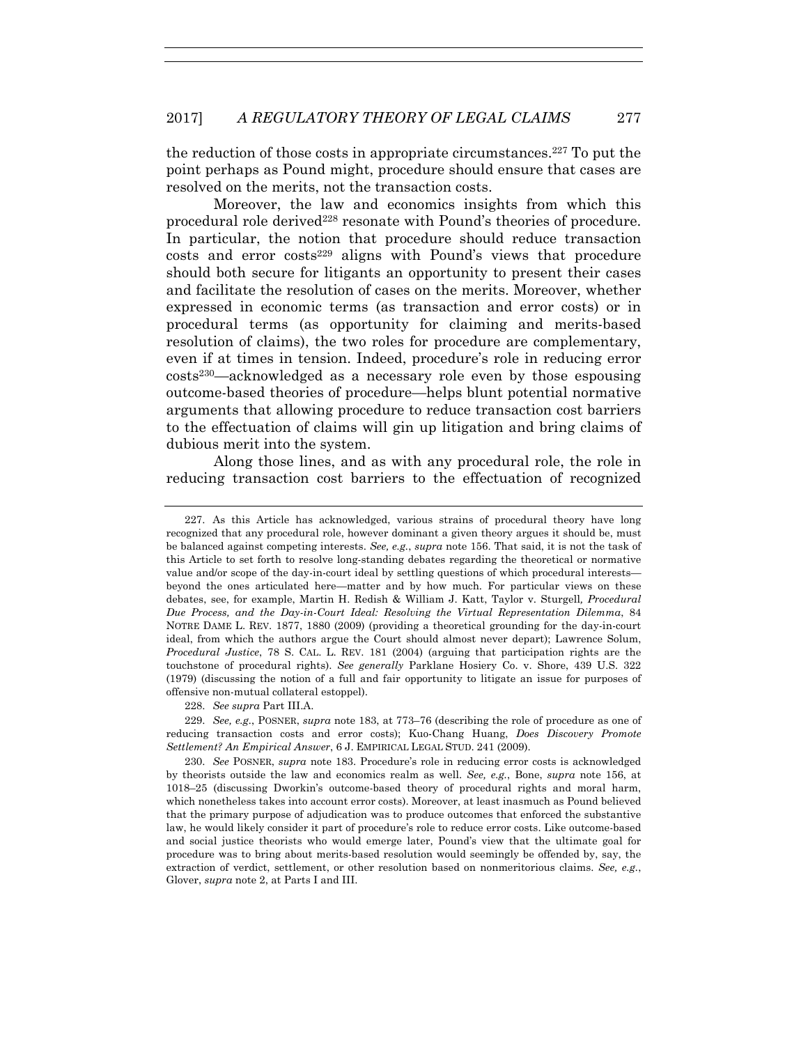the reduction of those costs in appropriate circumstances.[227] To put the point perhaps as Pound might, procedure should ensure that cases are resolved on the merits, not the transaction costs.

Moreover, the law and economics insights from which this procedural role derived[228] resonate with Pound's theories of procedure. In particular, the notion that procedure should reduce transaction costs and error costs[229] aligns with Pound's views that procedure should both secure for litigants an opportunity to present their cases and facilitate the resolution of cases on the merits. Moreover, whether expressed in economic terms (as transaction and error costs) or in procedural terms (as opportunity for claiming and merits-based resolution of claims), the two roles for procedure are complementary, even if at times in tension. Indeed, procedure's role in reducing error costs[230]—acknowledged as a necessary role even by those espousing outcome-based theories of procedure—helps blunt potential normative arguments that allowing procedure to reduce transaction cost barriers to the effectuation of claims will gin up litigation and bring claims of dubious merit into the system.

Along those lines, and as with any procedural role, the role in reducing transaction cost barriers to the effectuation of recognized

---

227. As this Article has acknowledged, various strains of procedural theory have long recognized that any procedural role, however dominant a given theory argues it should be, must be balanced against competing interests. *See, e.g.*, *supra* note 156. That said, it is not the task of this Article to set forth to resolve long-standing debates regarding the theoretical or normative value and/or scope of the day-in-court ideal by settling questions of which procedural interests—beyond the ones articulated here—matter and by how much. For particular views on these debates, see, for example, Martin H. Redish & William J. Katt, Taylor v. Sturgell*, Procedural Due Process, and the Day-in-Court Ideal: Resolving the Virtual Representation Dilemma*, 84 NOTRE DAME L. REV. 1877, 1880 (2009) (providing a theoretical grounding for the day-in-court ideal, from which the authors argue the Court should almost never depart); Lawrence Solum, *Procedural Justice*, 78 S. CAL. L. REV. 181 (2004) (arguing that participation rights are the touchstone of procedural rights). *See generally* Parklane Hosiery Co. v. Shore, 439 U.S. 322 (1979) (discussing the notion of a full and fair opportunity to litigate an issue for purposes of offensive non-mutual collateral estoppel).

228. *See supra* Part III.A.

229. *See, e.g.*, POSNER, *supra* note 183, at 773–76 (describing the role of procedure as one of reducing transaction costs and error costs); Kuo-Chang Huang, *Does Discovery Promote Settlement? An Empirical Answer*, 6 J. EMPIRICAL LEGAL STUD. 241 (2009).

230. *See* POSNER, *supra* note 183. Procedure's role in reducing error costs is acknowledged by theorists outside the law and economics realm as well. *See, e.g.*, Bone, *supra* note 156, at 1018–25 (discussing Dworkin's outcome-based theory of procedural rights and moral harm, which nonetheless takes into account error costs). Moreover, at least inasmuch as Pound believed that the primary purpose of adjudication was to produce outcomes that enforced the substantive law, he would likely consider it part of procedure's role to reduce error costs. Like outcome-based and social justice theorists who would emerge later, Pound's view that the ultimate goal for procedure was to bring about merits-based resolution would seemingly be offended by, say, the extraction of verdict, settlement, or other resolution based on nonmeritorious claims. *See, e.g.*, Glover, *supra* note 2, at Parts I and III.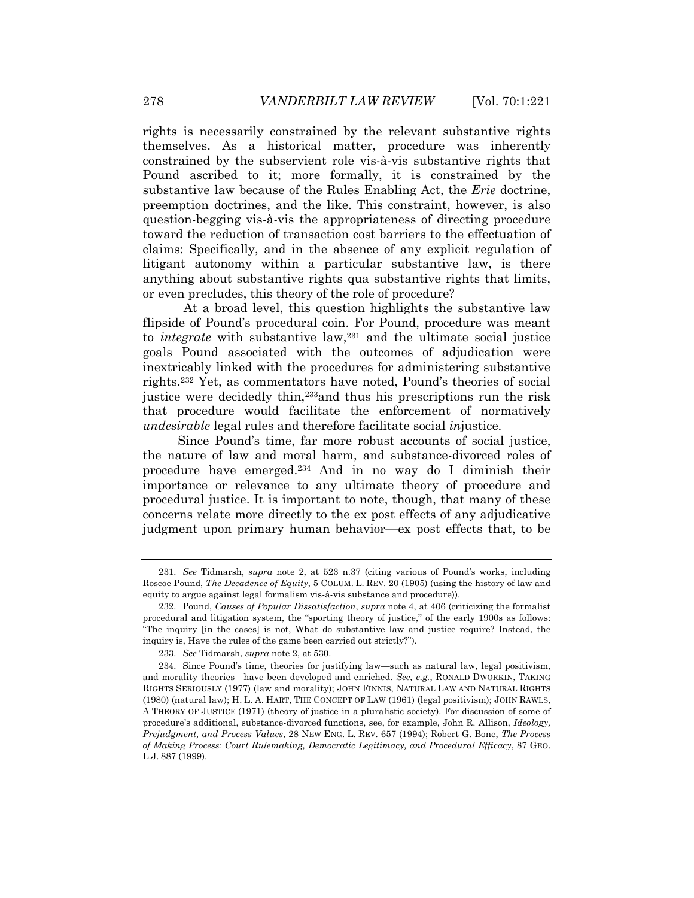rights is necessarily constrained by the relevant substantive rights themselves. As a historical matter, procedure was inherently constrained by the subservient role vis-à-vis substantive rights that Pound ascribed to it; more formally, it is constrained by the substantive law because of the Rules Enabling Act, the *Erie* doctrine, preemption doctrines, and the like. This constraint, however, is also question-begging vis-à-vis the appropriateness of directing procedure toward the reduction of transaction cost barriers to the effectuation of claims: Specifically, and in the absence of any explicit regulation of litigant autonomy within a particular substantive law, is there anything about substantive rights qua substantive rights that limits, or even precludes, this theory of the role of procedure?

At a broad level, this question highlights the substantive law flipside of Pound's procedural coin. For Pound, procedure was meant to *integrate* with substantive law,[231] and the ultimate social justice goals Pound associated with the outcomes of adjudication were inextricably linked with the procedures for administering substantive rights.[232] Yet, as commentators have noted, Pound's theories of social justice were decidedly thin,[233]and thus his prescriptions run the risk that procedure would facilitate the enforcement of normatively *undesirable* legal rules and therefore facilitate social *in*justice.

Since Pound's time, far more robust accounts of social justice, the nature of law and moral harm, and substance-divorced roles of procedure have emerged.[234] And in no way do I diminish their importance or relevance to any ultimate theory of procedure and procedural justice. It is important to note, though, that many of these concerns relate more directly to the ex post effects of any adjudicative judgment upon primary human behavior—ex post effects that, to be

231. *See* Tidmarsh, *supra* note 2, at 523 n.37 (citing various of Pound's works, including Roscoe Pound, *The Decadence of Equity*, 5 COLUM. L. REV. 20 (1905) (using the history of law and equity to argue against legal formalism vis-à-vis substance and procedure)).

232. Pound, *Causes of Popular Dissatisfaction*, *supra* note 4, at 406 (criticizing the formalist procedural and litigation system, the "sporting theory of justice," of the early 1900s as follows: "The inquiry [in the cases] is not, What do substantive law and justice require? Instead, the inquiry is, Have the rules of the game been carried out strictly?").

233. *See* Tidmarsh, *supra* note 2, at 530.

234. Since Pound's time, theories for justifying law—such as natural law, legal positivism, and morality theories—have been developed and enriched. *See, e.g.*, RONALD DWORKIN, TAKING RIGHTS SERIOUSLY (1977) (law and morality); JOHN FINNIS, NATURAL LAW AND NATURAL RIGHTS (1980) (natural law); H. L. A. HART, THE CONCEPT OF LAW (1961) (legal positivism); JOHN RAWLS, A THEORY OF JUSTICE (1971) (theory of justice in a pluralistic society). For discussion of some of procedure's additional, substance-divorced functions, see, for example, John R. Allison, *Ideology, Prejudgment, and Process Values*, 28 NEW ENG. L. REV. 657 (1994); Robert G. Bone, *The Process of Making Process: Court Rulemaking, Democratic Legitimacy, and Procedural Efficacy*, 87 GEO. L.J. 887 (1999).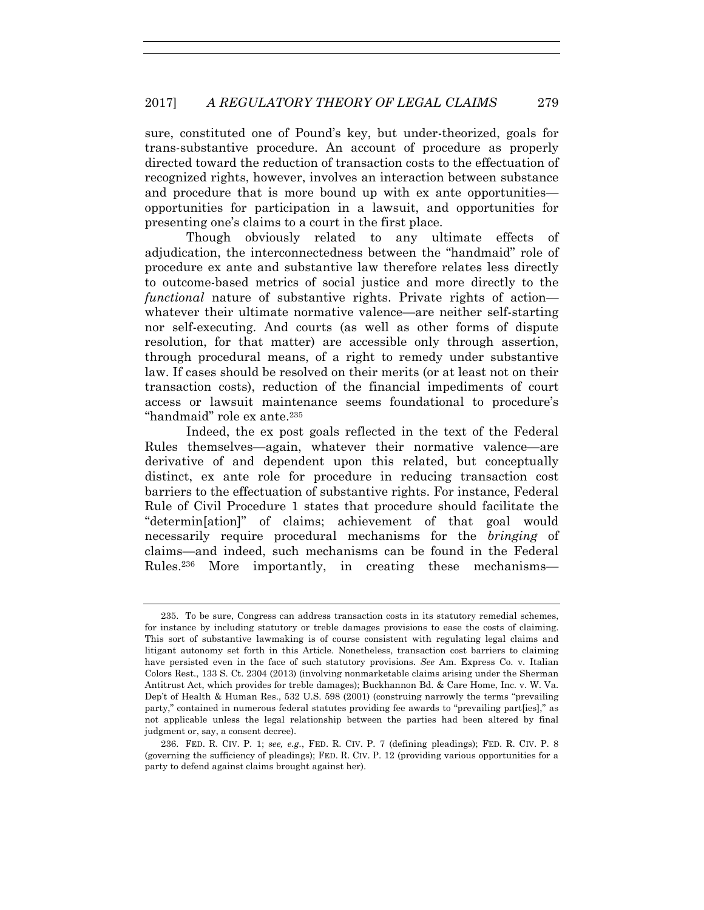sure, constituted one of Pound's key, but under-theorized, goals for trans-substantive procedure. An account of procedure as properly directed toward the reduction of transaction costs to the effectuation of recognized rights, however, involves an interaction between substance and procedure that is more bound up with ex ante opportunities—opportunities for participation in a lawsuit, and opportunities for presenting one's claims to a court in the first place.

Though obviously related to any ultimate effects of adjudication, the interconnectedness between the "handmaid" role of procedure ex ante and substantive law therefore relates less directly to outcome-based metrics of social justice and more directly to the *functional* nature of substantive rights. Private rights of action—whatever their ultimate normative valence—are neither self-starting nor self-executing. And courts (as well as other forms of dispute resolution, for that matter) are accessible only through assertion, through procedural means, of a right to remedy under substantive law. If cases should be resolved on their merits (or at least not on their transaction costs), reduction of the financial impediments of court access or lawsuit maintenance seems foundational to procedure's "handmaid" role ex ante.[235]

Indeed, the ex post goals reflected in the text of the Federal Rules themselves—again, whatever their normative valence—are derivative of and dependent upon this related, but conceptually distinct, ex ante role for procedure in reducing transaction cost barriers to the effectuation of substantive rights. For instance, Federal Rule of Civil Procedure 1 states that procedure should facilitate the "determin[ation]" of claims; achievement of that goal would necessarily require procedural mechanisms for the *bringing* of claims—and indeed, such mechanisms can be found in the Federal Rules.[236] More importantly, in creating these mechanisms—

---

235. To be sure, Congress can address transaction costs in its statutory remedial schemes, for instance by including statutory or treble damages provisions to ease the costs of claiming. This sort of substantive lawmaking is of course consistent with regulating legal claims and litigant autonomy set forth in this Article. Nonetheless, transaction cost barriers to claiming have persisted even in the face of such statutory provisions. *See* Am. Express Co. v. Italian Colors Rest., 133 S. Ct. 2304 (2013) (involving nonmarketable claims arising under the Sherman Antitrust Act, which provides for treble damages); Buckhannon Bd. & Care Home, Inc. v. W. Va. Dep't of Health & Human Res., 532 U.S. 598 (2001) (construing narrowly the terms "prevailing party," contained in numerous federal statutes providing fee awards to "prevailing part[ies]," as not applicable unless the legal relationship between the parties had been altered by final judgment or, say, a consent decree).

236. FED. R. CIV. P. 1; *see, e.g.*, FED. R. CIV. P. 7 (defining pleadings); FED. R. CIV. P. 8 (governing the sufficiency of pleadings); FED. R. CIV. P. 12 (providing various opportunities for a party to defend against claims brought against her).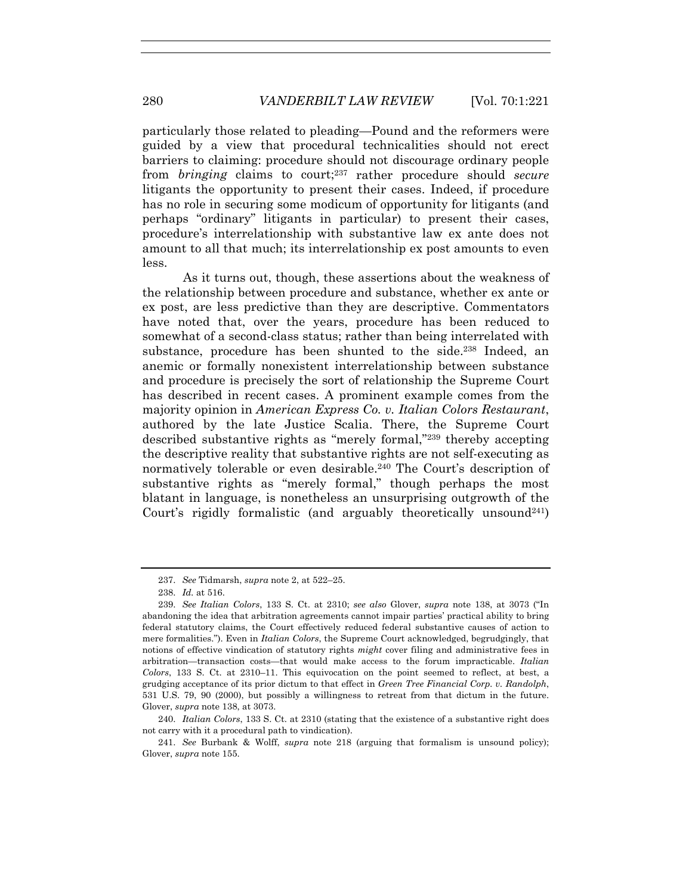particularly those related to pleading—Pound and the reformers were guided by a view that procedural technicalities should not erect barriers to claiming: procedure should not discourage ordinary people from *bringing* claims to court;[237] rather procedure should *secure* litigants the opportunity to present their cases. Indeed, if procedure has no role in securing some modicum of opportunity for litigants (and perhaps "ordinary" litigants in particular) to present their cases, procedure's interrelationship with substantive law ex ante does not amount to all that much; its interrelationship ex post amounts to even less.

As it turns out, though, these assertions about the weakness of the relationship between procedure and substance, whether ex ante or ex post, are less predictive than they are descriptive. Commentators have noted that, over the years, procedure has been reduced to somewhat of a second-class status; rather than being interrelated with substance, procedure has been shunted to the side.[238] Indeed, an anemic or formally nonexistent interrelationship between substance and procedure is precisely the sort of relationship the Supreme Court has described in recent cases. A prominent example comes from the majority opinion in *American Express Co. v. Italian Colors Restaurant*, authored by the late Justice Scalia. There, the Supreme Court described substantive rights as "merely formal,"[239] thereby accepting the descriptive reality that substantive rights are not self-executing as normatively tolerable or even desirable.[240] The Court's description of substantive rights as "merely formal," though perhaps the most blatant in language, is nonetheless an unsurprising outgrowth of the Court's rigidly formalistic (and arguably theoretically unsound[241])

237. *See* Tidmarsh, *supra* note 2, at 522–25.

238. *Id.* at 516.

239. *See Italian Colors*, 133 S. Ct. at 2310; *see also* Glover, *supra* note 138, at 3073 ("In abandoning the idea that arbitration agreements cannot impair parties' practical ability to bring federal statutory claims, the Court effectively reduced federal substantive causes of action to mere formalities."). Even in *Italian Colors*, the Supreme Court acknowledged, begrudgingly, that notions of effective vindication of statutory rights *might* cover filing and administrative fees in arbitration—transaction costs—that would make access to the forum impracticable. *Italian Colors*, 133 S. Ct. at 2310–11. This equivocation on the point seemed to reflect, at best, a grudging acceptance of its prior dictum to that effect in *Green Tree Financial Corp. v. Randolph*, 531 U.S. 79, 90 (2000), but possibly a willingness to retreat from that dictum in the future. Glover, *supra* note 138, at 3073.

240. *Italian Colors*, 133 S. Ct. at 2310 (stating that the existence of a substantive right does not carry with it a procedural path to vindication).

241. *See* Burbank & Wolff, *supra* note 218 (arguing that formalism is unsound policy); Glover, *supra* note 155.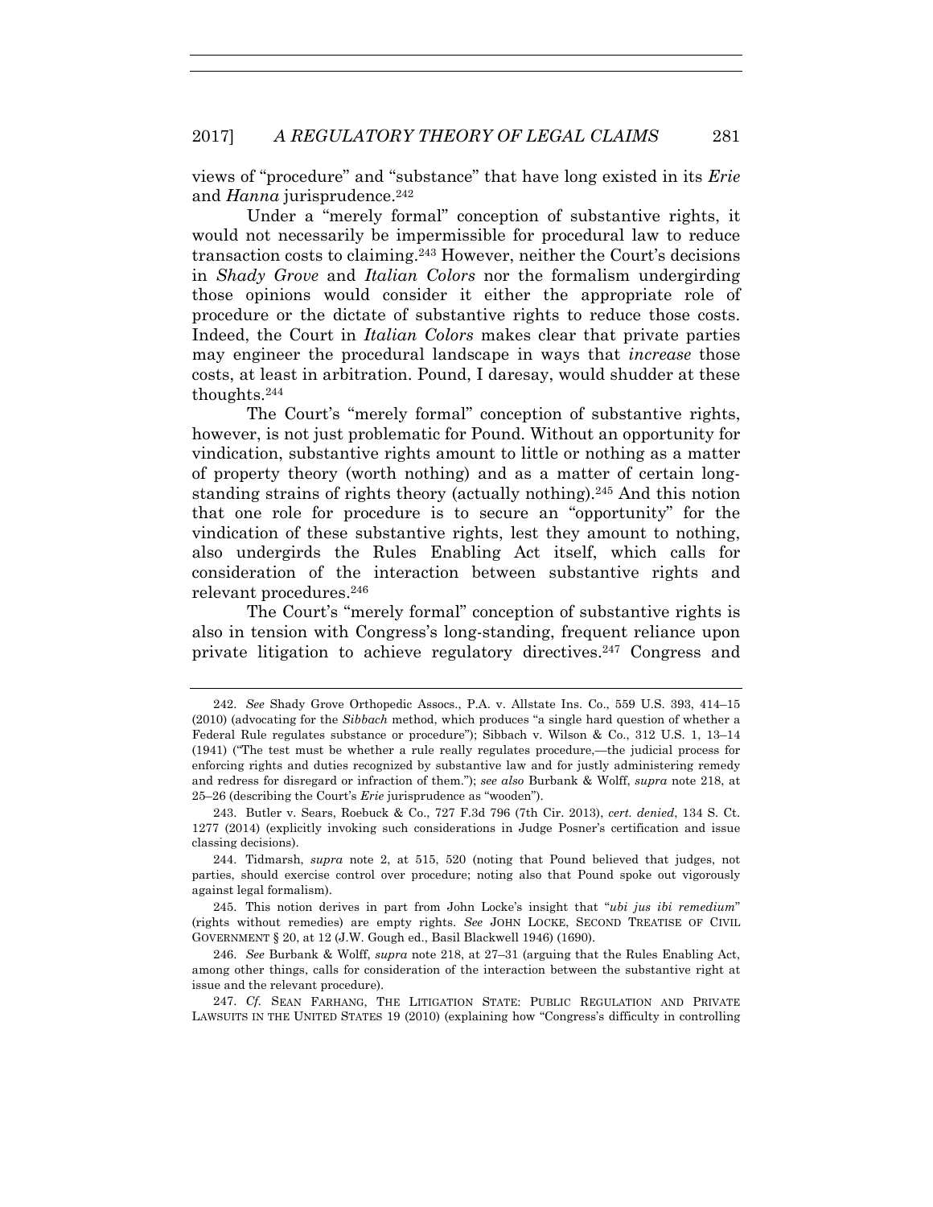views of "procedure" and "substance" that have long existed in its *Erie* and *Hanna* jurisprudence.[242]

Under a "merely formal" conception of substantive rights, it would not necessarily be impermissible for procedural law to reduce transaction costs to claiming.[243] However, neither the Court's decisions in *Shady Grove* and *Italian Colors* nor the formalism undergirding those opinions would consider it either the appropriate role of procedure or the dictate of substantive rights to reduce those costs. Indeed, the Court in *Italian Colors* makes clear that private parties may engineer the procedural landscape in ways that *increase* those costs, at least in arbitration. Pound, I daresay, would shudder at these thoughts.[244]

The Court's "merely formal" conception of substantive rights, however, is not just problematic for Pound. Without an opportunity for vindication, substantive rights amount to little or nothing as a matter of property theory (worth nothing) and as a matter of certain long-standing strains of rights theory (actually nothing).[245] And this notion that one role for procedure is to secure an "opportunity" for the vindication of these substantive rights, lest they amount to nothing, also undergirds the Rules Enabling Act itself, which calls for consideration of the interaction between substantive rights and relevant procedures.[246]

The Court's "merely formal" conception of substantive rights is also in tension with Congress's long-standing, frequent reliance upon private litigation to achieve regulatory directives.[247] Congress and

---

242. *See* Shady Grove Orthopedic Assocs., P.A. v. Allstate Ins. Co., 559 U.S. 393, 414–15 (2010) (advocating for the *Sibbach* method, which produces "a single hard question of whether a Federal Rule regulates substance or procedure"); Sibbach v. Wilson & Co., 312 U.S. 1, 13–14 (1941) ("The test must be whether a rule really regulates procedure,—the judicial process for enforcing rights and duties recognized by substantive law and for justly administering remedy and redress for disregard or infraction of them."); *see also* Burbank & Wolff, *supra* note 218, at 25–26 (describing the Court's *Erie* jurisprudence as "wooden").

243. Butler v. Sears, Roebuck & Co., 727 F.3d 796 (7th Cir. 2013), *cert. denied*, 134 S. Ct. 1277 (2014) (explicitly invoking such considerations in Judge Posner's certification and issue classing decisions).

244. Tidmarsh, *supra* note 2, at 515, 520 (noting that Pound believed that judges, not parties, should exercise control over procedure; noting also that Pound spoke out vigorously against legal formalism).

245. This notion derives in part from John Locke's insight that "*ubi jus ibi remedium*" (rights without remedies) are empty rights. *See* JOHN LOCKE, SECOND TREATISE OF CIVIL GOVERNMENT § 20, at 12 (J.W. Gough ed., Basil Blackwell 1946) (1690).

246. *See* Burbank & Wolff, *supra* note 218, at 27–31 (arguing that the Rules Enabling Act, among other things, calls for consideration of the interaction between the substantive right at issue and the relevant procedure).

247. *Cf.* SEAN FARHANG, THE LITIGATION STATE: PUBLIC REGULATION AND PRIVATE LAWSUITS IN THE UNITED STATES 19 (2010) (explaining how "Congress's difficulty in controlling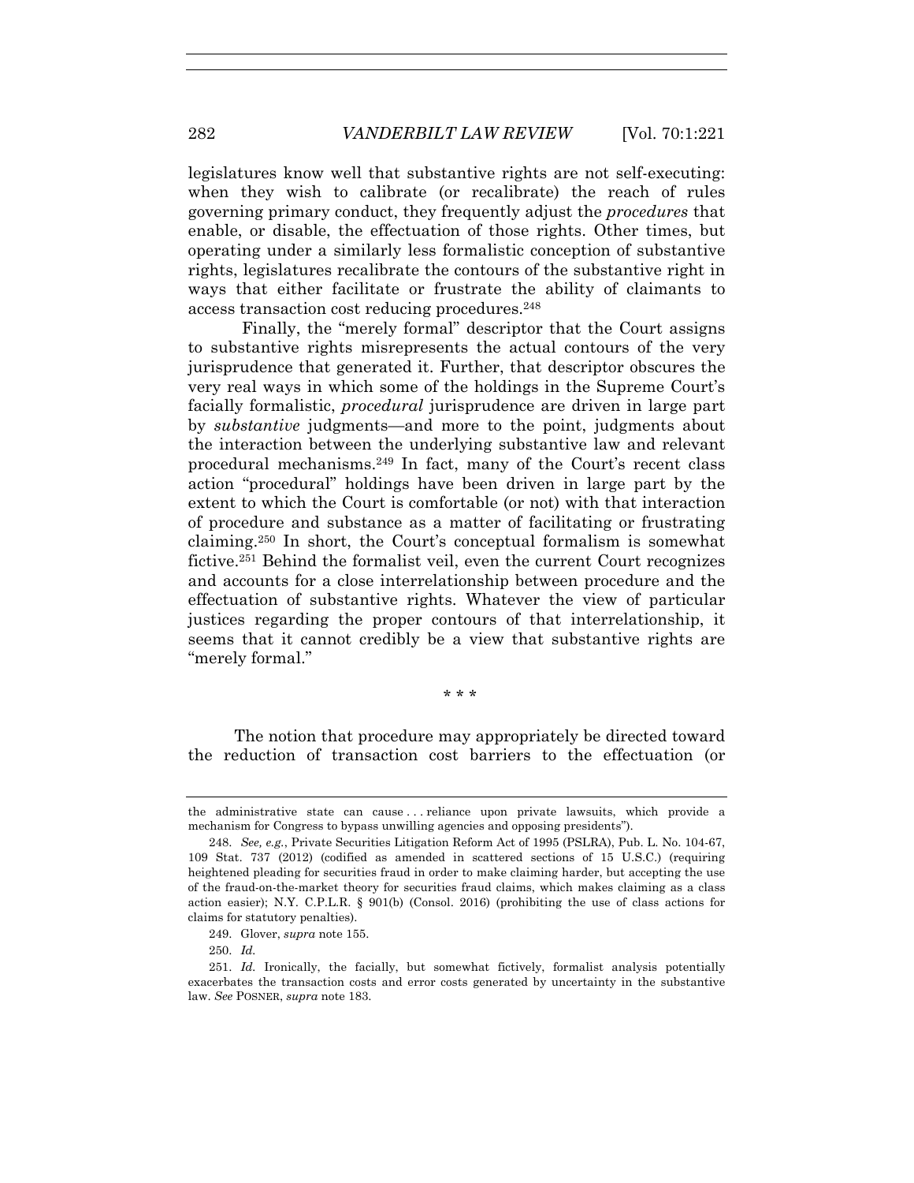legislatures know well that substantive rights are not self-executing: when they wish to calibrate (or recalibrate) the reach of rules governing primary conduct, they frequently adjust the *procedures* that enable, or disable, the effectuation of those rights. Other times, but operating under a similarly less formalistic conception of substantive rights, legislatures recalibrate the contours of the substantive right in ways that either facilitate or frustrate the ability of claimants to access transaction cost reducing procedures.[248]

Finally, the "merely formal" descriptor that the Court assigns to substantive rights misrepresents the actual contours of the very jurisprudence that generated it. Further, that descriptor obscures the very real ways in which some of the holdings in the Supreme Court's facially formalistic, *procedural* jurisprudence are driven in large part by *substantive* judgments—and more to the point, judgments about the interaction between the underlying substantive law and relevant procedural mechanisms.[249] In fact, many of the Court's recent class action "procedural" holdings have been driven in large part by the extent to which the Court is comfortable (or not) with that interaction of procedure and substance as a matter of facilitating or frustrating claiming.[250] In short, the Court's conceptual formalism is somewhat fictive.[251] Behind the formalist veil, even the current Court recognizes and accounts for a close interrelationship between procedure and the effectuation of substantive rights. Whatever the view of particular justices regarding the proper contours of that interrelationship, it seems that it cannot credibly be a view that substantive rights are "merely formal."

\* \* \*

The notion that procedure may appropriately be directed toward the reduction of transaction cost barriers to the effectuation (or

---

the administrative state can cause . . . reliance upon private lawsuits, which provide a mechanism for Congress to bypass unwilling agencies and opposing presidents").

248. *See, e.g.*, Private Securities Litigation Reform Act of 1995 (PSLRA), Pub. L. No. 104-67, 109 Stat. 737 (2012) (codified as amended in scattered sections of 15 U.S.C.) (requiring heightened pleading for securities fraud in order to make claiming harder, but accepting the use of the fraud-on-the-market theory for securities fraud claims, which makes claiming as a class action easier); N.Y. C.P.L.R. § 901(b) (Consol. 2016) (prohibiting the use of class actions for claims for statutory penalties).

249. Glover, *supra* note 155.

250. *Id.*

251. *Id.* Ironically, the facially, but somewhat fictively, formalist analysis potentially exacerbates the transaction costs and error costs generated by uncertainty in the substantive law. *See* POSNER, *supra* note 183.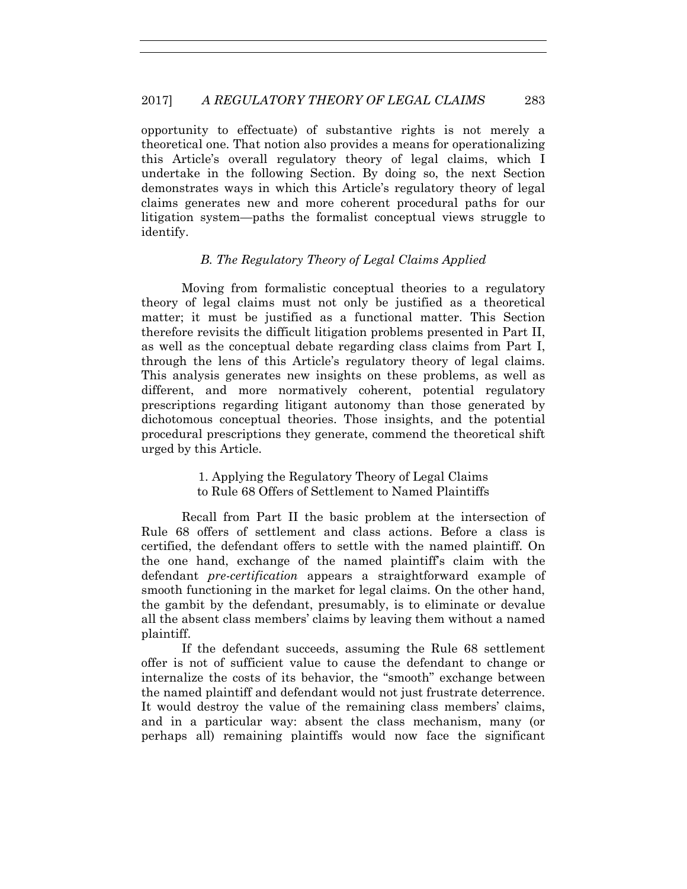opportunity to effectuate) of substantive rights is not merely a theoretical one. That notion also provides a means for operationalizing this Article's overall regulatory theory of legal claims, which I undertake in the following Section. By doing so, the next Section demonstrates ways in which this Article's regulatory theory of legal claims generates new and more coherent procedural paths for our litigation system—paths the formalist conceptual views struggle to identify.

### *B. The Regulatory Theory of Legal Claims Applied*

Moving from formalistic conceptual theories to a regulatory theory of legal claims must not only be justified as a theoretical matter; it must be justified as a functional matter. This Section therefore revisits the difficult litigation problems presented in Part II, as well as the conceptual debate regarding class claims from Part I, through the lens of this Article's regulatory theory of legal claims. This analysis generates new insights on these problems, as well as different, and more normatively coherent, potential regulatory prescriptions regarding litigant autonomy than those generated by dichotomous conceptual theories. Those insights, and the potential procedural prescriptions they generate, commend the theoretical shift urged by this Article.

#### 1. Applying the Regulatory Theory of Legal Claims to Rule 68 Offers of Settlement to Named Plaintiffs

Recall from Part II the basic problem at the intersection of Rule 68 offers of settlement and class actions. Before a class is certified, the defendant offers to settle with the named plaintiff. On the one hand, exchange of the named plaintiff's claim with the defendant *pre-certification* appears a straightforward example of smooth functioning in the market for legal claims. On the other hand, the gambit by the defendant, presumably, is to eliminate or devalue all the absent class members' claims by leaving them without a named plaintiff.

If the defendant succeeds, assuming the Rule 68 settlement offer is not of sufficient value to cause the defendant to change or internalize the costs of its behavior, the "smooth" exchange between the named plaintiff and defendant would not just frustrate deterrence. It would destroy the value of the remaining class members' claims, and in a particular way: absent the class mechanism, many (or perhaps all) remaining plaintiffs would now face the significant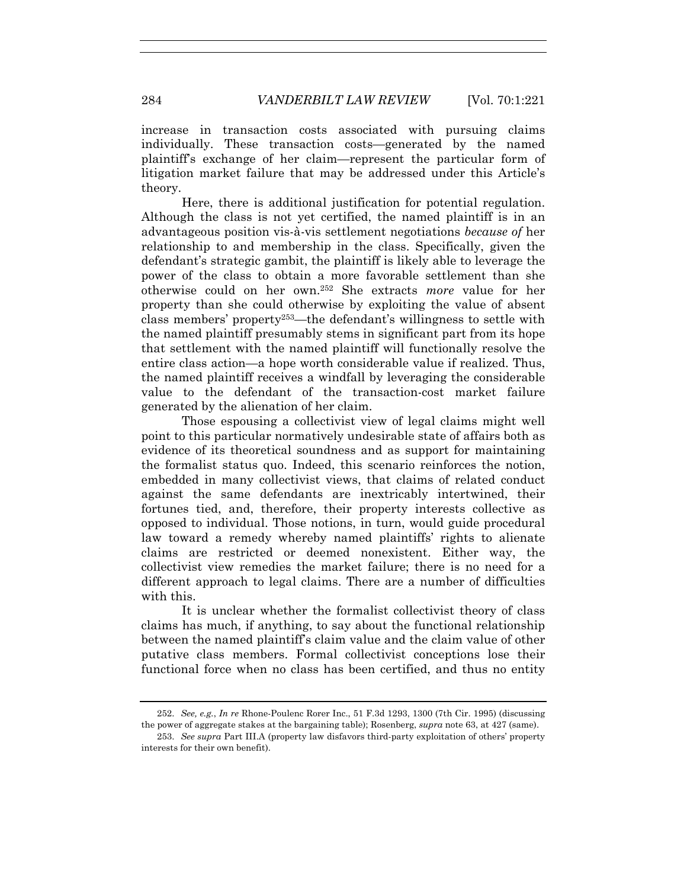increase in transaction costs associated with pursuing claims individually. These transaction costs—generated by the named plaintiff's exchange of her claim—represent the particular form of litigation market failure that may be addressed under this Article's theory.

Here, there is additional justification for potential regulation. Although the class is not yet certified, the named plaintiff is in an advantageous position vis-à-vis settlement negotiations *because of* her relationship to and membership in the class. Specifically, given the defendant's strategic gambit, the plaintiff is likely able to leverage the power of the class to obtain a more favorable settlement than she otherwise could on her own.[252] She extracts *more* value for her property than she could otherwise by exploiting the value of absent class members' property[253]—the defendant's willingness to settle with the named plaintiff presumably stems in significant part from its hope that settlement with the named plaintiff will functionally resolve the entire class action—a hope worth considerable value if realized. Thus, the named plaintiff receives a windfall by leveraging the considerable value to the defendant of the transaction-cost market failure generated by the alienation of her claim.

Those espousing a collectivist view of legal claims might well point to this particular normatively undesirable state of affairs both as evidence of its theoretical soundness and as support for maintaining the formalist status quo. Indeed, this scenario reinforces the notion, embedded in many collectivist views, that claims of related conduct against the same defendants are inextricably intertwined, their fortunes tied, and, therefore, their property interests collective as opposed to individual. Those notions, in turn, would guide procedural law toward a remedy whereby named plaintiffs' rights to alienate claims are restricted or deemed nonexistent. Either way, the collectivist view remedies the market failure; there is no need for a different approach to legal claims. There are a number of difficulties with this.

It is unclear whether the formalist collectivist theory of class claims has much, if anything, to say about the functional relationship between the named plaintiff's claim value and the claim value of other putative class members. Formal collectivist conceptions lose their functional force when no class has been certified, and thus no entity

---

252. *See, e.g.*, *In re* Rhone-Poulenc Rorer Inc., 51 F.3d 1293, 1300 (7th Cir. 1995) (discussing the power of aggregate stakes at the bargaining table); Rosenberg, *supra* note 63, at 427 (same).

253. *See supra* Part III.A (property law disfavors third-party exploitation of others' property interests for their own benefit).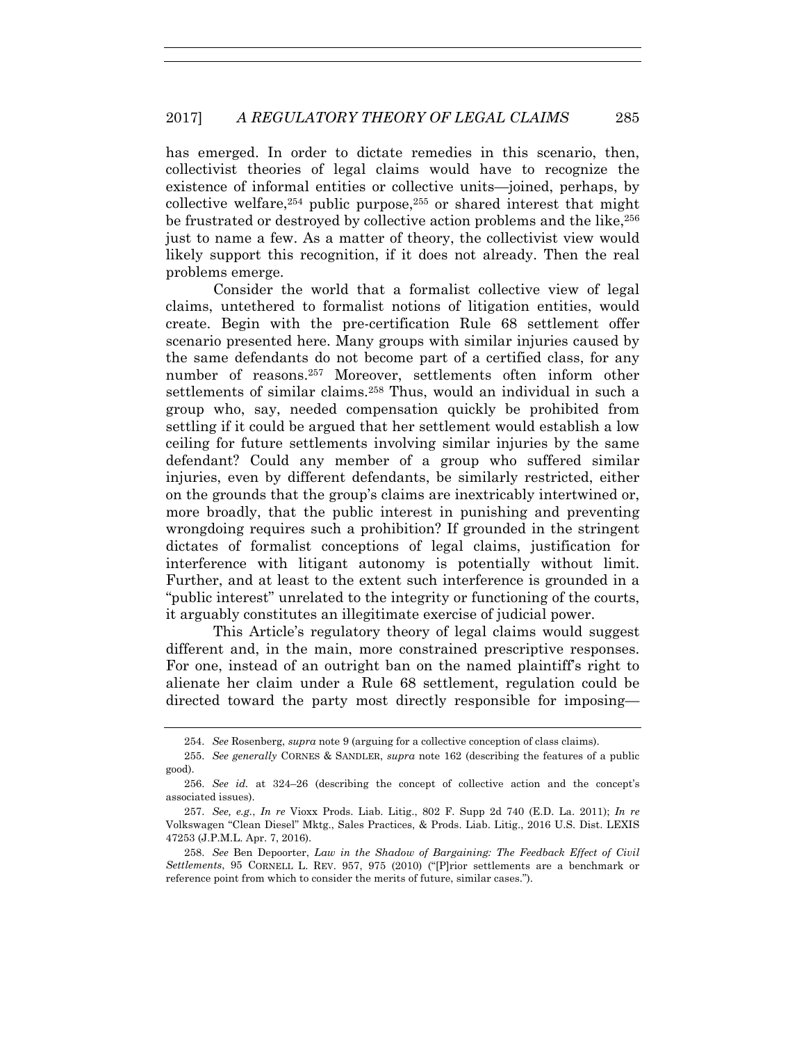has emerged. In order to dictate remedies in this scenario, then, collectivist theories of legal claims would have to recognize the existence of informal entities or collective units—joined, perhaps, by collective welfare,[254] public purpose,[255] or shared interest that might be frustrated or destroyed by collective action problems and the like,[256] just to name a few. As a matter of theory, the collectivist view would likely support this recognition, if it does not already. Then the real problems emerge.

Consider the world that a formalist collective view of legal claims, untethered to formalist notions of litigation entities, would create. Begin with the pre-certification Rule 68 settlement offer scenario presented here. Many groups with similar injuries caused by the same defendants do not become part of a certified class, for any number of reasons.[257] Moreover, settlements often inform other settlements of similar claims.[258] Thus, would an individual in such a group who, say, needed compensation quickly be prohibited from settling if it could be argued that her settlement would establish a low ceiling for future settlements involving similar injuries by the same defendant? Could any member of a group who suffered similar injuries, even by different defendants, be similarly restricted, either on the grounds that the group's claims are inextricably intertwined or, more broadly, that the public interest in punishing and preventing wrongdoing requires such a prohibition? If grounded in the stringent dictates of formalist conceptions of legal claims, justification for interference with litigant autonomy is potentially without limit. Further, and at least to the extent such interference is grounded in a "public interest" unrelated to the integrity or functioning of the courts, it arguably constitutes an illegitimate exercise of judicial power.

This Article's regulatory theory of legal claims would suggest different and, in the main, more constrained prescriptive responses. For one, instead of an outright ban on the named plaintiff's right to alienate her claim under a Rule 68 settlement, regulation could be directed toward the party most directly responsible for imposing—

---

254. *See* Rosenberg, *supra* note 9 (arguing for a collective conception of class claims).

255. *See generally* CORNES & SANDLER, *supra* note 162 (describing the features of a public good).

256. *See id.* at 324–26 (describing the concept of collective action and the concept's associated issues).

257. *See, e.g.*, *In re* Vioxx Prods. Liab. Litig., 802 F. Supp 2d 740 (E.D. La. 2011); *In re* Volkswagen "Clean Diesel" Mktg., Sales Practices, & Prods. Liab. Litig., 2016 U.S. Dist. LEXIS 47253 (J.P.M.L. Apr. 7, 2016).

258. *See* Ben Depoorter, *Law in the Shadow of Bargaining: The Feedback Effect of Civil Settlements*, 95 CORNELL L. REV. 957, 975 (2010) ("[P]rior settlements are a benchmark or reference point from which to consider the merits of future, similar cases.").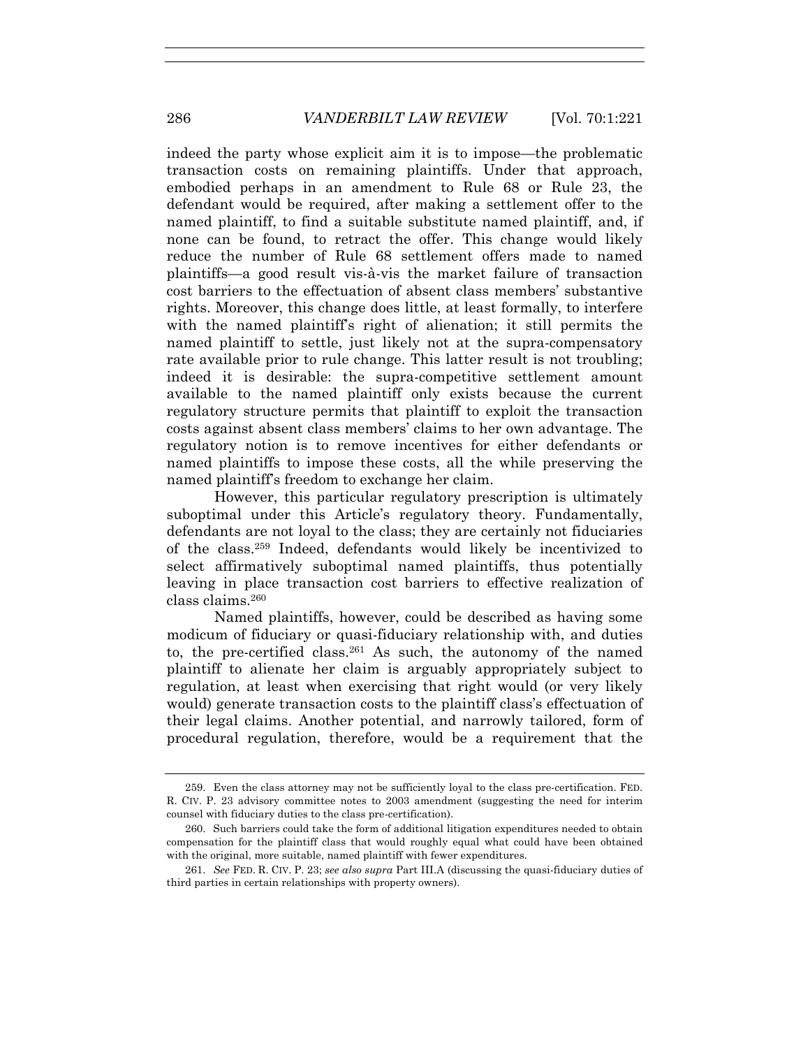indeed the party whose explicit aim it is to impose—the problematic transaction costs on remaining plaintiffs. Under that approach, embodied perhaps in an amendment to Rule 68 or Rule 23, the defendant would be required, after making a settlement offer to the named plaintiff, to find a suitable substitute named plaintiff, and, if none can be found, to retract the offer. This change would likely reduce the number of Rule 68 settlement offers made to named plaintiffs—a good result vis-à-vis the market failure of transaction cost barriers to the effectuation of absent class members' substantive rights. Moreover, this change does little, at least formally, to interfere with the named plaintiff's right of alienation; it still permits the named plaintiff to settle, just likely not at the supra-compensatory rate available prior to rule change. This latter result is not troubling; indeed it is desirable: the supra-competitive settlement amount available to the named plaintiff only exists because the current regulatory structure permits that plaintiff to exploit the transaction costs against absent class members' claims to her own advantage. The regulatory notion is to remove incentives for either defendants or named plaintiffs to impose these costs, all the while preserving the named plaintiff's freedom to exchange her claim.

However, this particular regulatory prescription is ultimately suboptimal under this Article's regulatory theory. Fundamentally, defendants are not loyal to the class; they are certainly not fiduciaries of the class.[259] Indeed, defendants would likely be incentivized to select affirmatively suboptimal named plaintiffs, thus potentially leaving in place transaction cost barriers to effective realization of class claims.[260]

Named plaintiffs, however, could be described as having some modicum of fiduciary or quasi-fiduciary relationship with, and duties to, the pre-certified class.[261] As such, the autonomy of the named plaintiff to alienate her claim is arguably appropriately subject to regulation, at least when exercising that right would (or very likely would) generate transaction costs to the plaintiff class's effectuation of their legal claims. Another potential, and narrowly tailored, form of procedural regulation, therefore, would be a requirement that the

---

259. Even the class attorney may not be sufficiently loyal to the class pre-certification. FED. R. CIV. P. 23 advisory committee notes to 2003 amendment (suggesting the need for interim counsel with fiduciary duties to the class pre-certification).

260. Such barriers could take the form of additional litigation expenditures needed to obtain compensation for the plaintiff class that would roughly equal what could have been obtained with the original, more suitable, named plaintiff with fewer expenditures.

261. *See* FED. R. CIV. P. 23; *see also supra* Part III.A (discussing the quasi-fiduciary duties of third parties in certain relationships with property owners).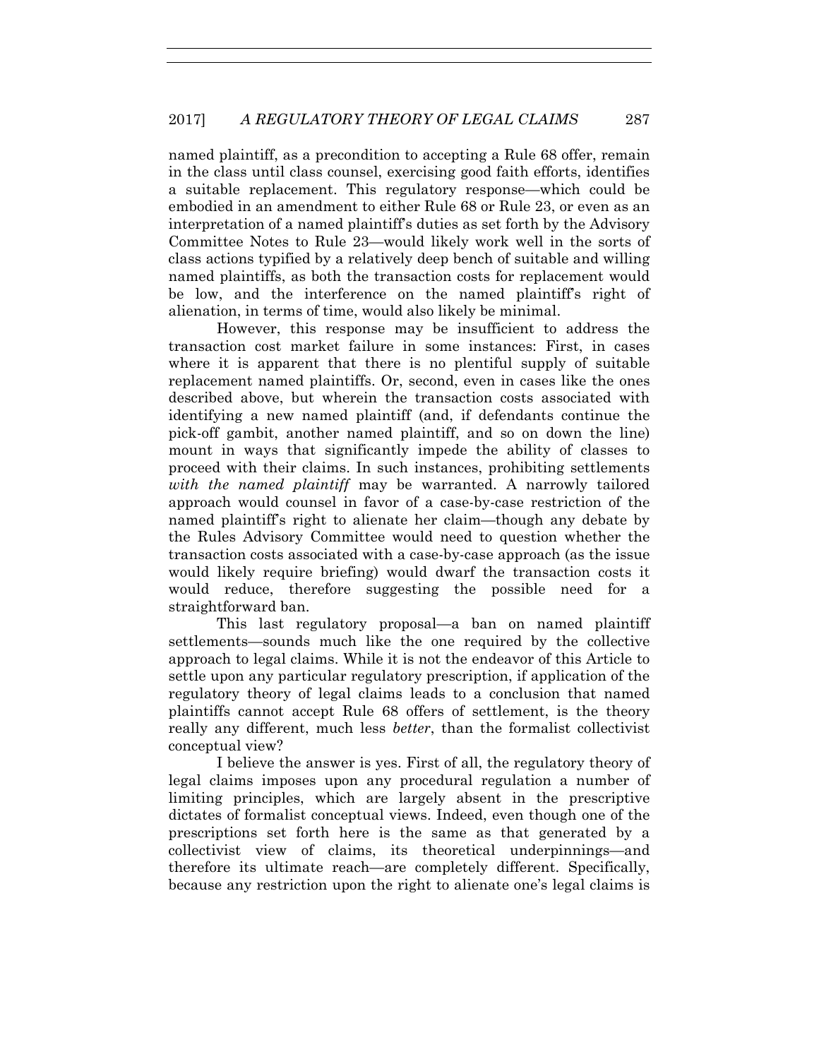named plaintiff, as a precondition to accepting a Rule 68 offer, remain in the class until class counsel, exercising good faith efforts, identifies a suitable replacement. This regulatory response—which could be embodied in an amendment to either Rule 68 or Rule 23, or even as an interpretation of a named plaintiff's duties as set forth by the Advisory Committee Notes to Rule 23—would likely work well in the sorts of class actions typified by a relatively deep bench of suitable and willing named plaintiffs, as both the transaction costs for replacement would be low, and the interference on the named plaintiff's right of alienation, in terms of time, would also likely be minimal.

However, this response may be insufficient to address the transaction cost market failure in some instances: First, in cases where it is apparent that there is no plentiful supply of suitable replacement named plaintiffs. Or, second, even in cases like the ones described above, but wherein the transaction costs associated with identifying a new named plaintiff (and, if defendants continue the pick-off gambit, another named plaintiff, and so on down the line) mount in ways that significantly impede the ability of classes to proceed with their claims. In such instances, prohibiting settlements *with the named plaintiff* may be warranted. A narrowly tailored approach would counsel in favor of a case-by-case restriction of the named plaintiff's right to alienate her claim—though any debate by the Rules Advisory Committee would need to question whether the transaction costs associated with a case-by-case approach (as the issue would likely require briefing) would dwarf the transaction costs it would reduce, therefore suggesting the possible need for a straightforward ban.

This last regulatory proposal—a ban on named plaintiff settlements—sounds much like the one required by the collective approach to legal claims. While it is not the endeavor of this Article to settle upon any particular regulatory prescription, if application of the regulatory theory of legal claims leads to a conclusion that named plaintiffs cannot accept Rule 68 offers of settlement, is the theory really any different, much less *better*, than the formalist collectivist conceptual view?

I believe the answer is yes. First of all, the regulatory theory of legal claims imposes upon any procedural regulation a number of limiting principles, which are largely absent in the prescriptive dictates of formalist conceptual views. Indeed, even though one of the prescriptions set forth here is the same as that generated by a collectivist view of claims, its theoretical underpinnings—and therefore its ultimate reach—are completely different. Specifically, because any restriction upon the right to alienate one's legal claims is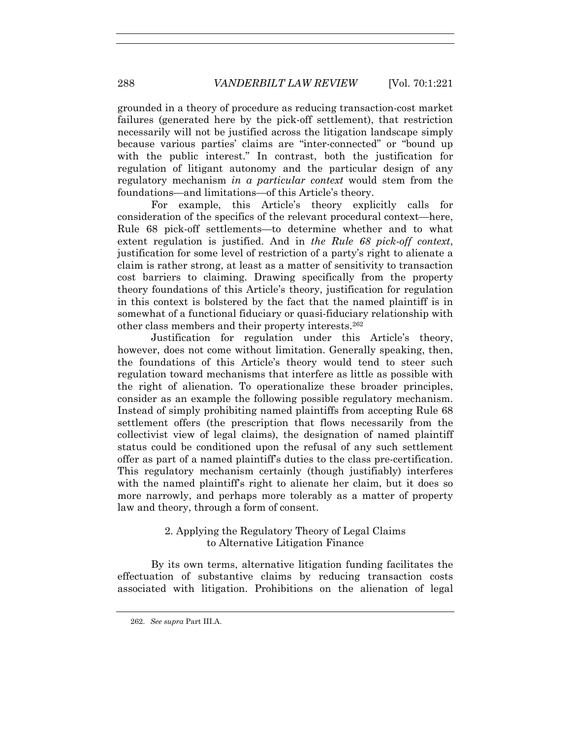grounded in a theory of procedure as reducing transaction-cost market failures (generated here by the pick-off settlement), that restriction necessarily will not be justified across the litigation landscape simply because various parties' claims are "inter-connected" or "bound up with the public interest." In contrast, both the justification for regulation of litigant autonomy and the particular design of any regulatory mechanism *in a particular context* would stem from the foundations—and limitations—of this Article's theory.

For example, this Article's theory explicitly calls for consideration of the specifics of the relevant procedural context—here, Rule 68 pick-off settlements—to determine whether and to what extent regulation is justified. And in *the Rule 68 pick-off context*, justification for some level of restriction of a party's right to alienate a claim is rather strong, at least as a matter of sensitivity to transaction cost barriers to claiming. Drawing specifically from the property theory foundations of this Article's theory, justification for regulation in this context is bolstered by the fact that the named plaintiff is in somewhat of a functional fiduciary or quasi-fiduciary relationship with other class members and their property interests.[262]

Justification for regulation under this Article's theory, however, does not come without limitation. Generally speaking, then, the foundations of this Article's theory would tend to steer such regulation toward mechanisms that interfere as little as possible with the right of alienation. To operationalize these broader principles, consider as an example the following possible regulatory mechanism. Instead of simply prohibiting named plaintiffs from accepting Rule 68 settlement offers (the prescription that flows necessarily from the collectivist view of legal claims), the designation of named plaintiff status could be conditioned upon the refusal of any such settlement offer as part of a named plaintiff's duties to the class pre-certification. This regulatory mechanism certainly (though justifiably) interferes with the named plaintiff's right to alienate her claim, but it does so more narrowly, and perhaps more tolerably as a matter of property law and theory, through a form of consent.

### 2. Applying the Regulatory Theory of Legal Claims to Alternative Litigation Finance

By its own terms, alternative litigation funding facilitates the effectuation of substantive claims by reducing transaction costs associated with litigation. Prohibitions on the alienation of legal

262. *See supra* Part III.A.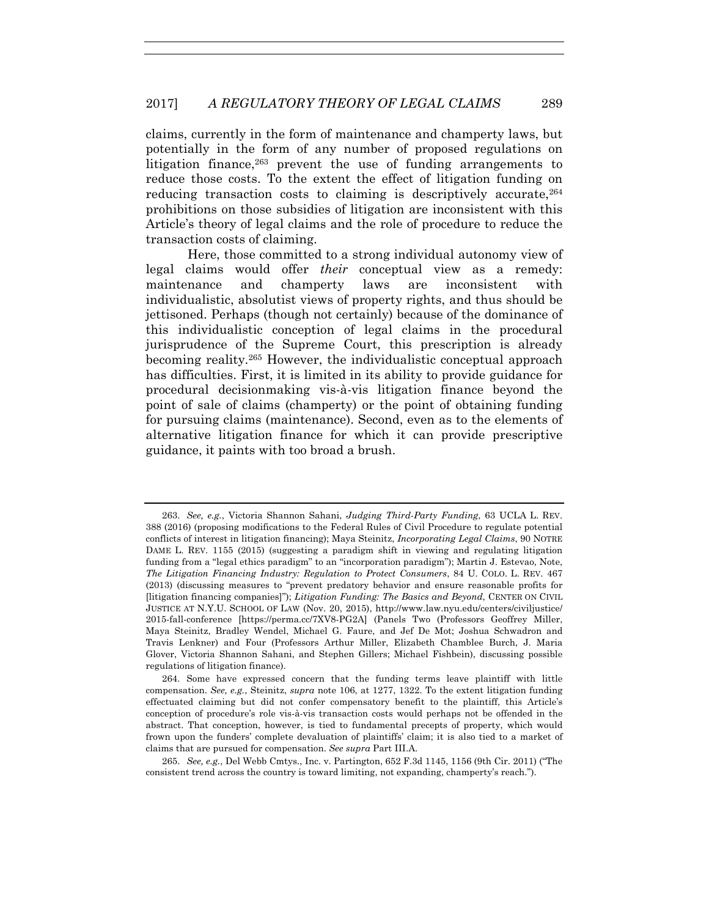claims, currently in the form of maintenance and champerty laws, but potentially in the form of any number of proposed regulations on litigation finance,[263] prevent the use of funding arrangements to reduce those costs. To the extent the effect of litigation funding on reducing transaction costs to claiming is descriptively accurate,[264] prohibitions on those subsidies of litigation are inconsistent with this Article's theory of legal claims and the role of procedure to reduce the transaction costs of claiming.

Here, those committed to a strong individual autonomy view of legal claims would offer *their* conceptual view as a remedy: maintenance and champerty laws are inconsistent with individualistic, absolutist views of property rights, and thus should be jettisoned. Perhaps (though not certainly) because of the dominance of this individualistic conception of legal claims in the procedural jurisprudence of the Supreme Court, this prescription is already becoming reality.[265] However, the individualistic conceptual approach has difficulties. First, it is limited in its ability to provide guidance for procedural decisionmaking vis-à-vis litigation finance beyond the point of sale of claims (champerty) or the point of obtaining funding for pursuing claims (maintenance). Second, even as to the elements of alternative litigation finance for which it can provide prescriptive guidance, it paints with too broad a brush.

---

263. *See, e.g.*, Victoria Shannon Sahani, *Judging Third-Party Funding*, 63 UCLA L. REV. 388 (2016) (proposing modifications to the Federal Rules of Civil Procedure to regulate potential conflicts of interest in litigation financing); Maya Steinitz, *Incorporating Legal Claims*, 90 NOTRE DAME L. REV. 1155 (2015) (suggesting a paradigm shift in viewing and regulating litigation funding from a "legal ethics paradigm" to an "incorporation paradigm"); Martin J. Estevao, Note, *The Litigation Financing Industry: Regulation to Protect Consumers*, 84 U. COLO. L. REV. 467 (2013) (discussing measures to "prevent predatory behavior and ensure reasonable profits for [litigation financing companies]"); *Litigation Funding: The Basics and Beyond*, CENTER ON CIVIL JUSTICE AT N.Y.U. SCHOOL OF LAW (Nov. 20, 2015), http://www.law.nyu.edu/centers/civiljustice/2015-fall-conference [https://perma.cc/7XV8-PG2A] (Panels Two (Professors Geoffrey Miller, Maya Steinitz, Bradley Wendel, Michael G. Faure, and Jef De Mot; Joshua Schwadron and Travis Lenkner) and Four (Professors Arthur Miller, Elizabeth Chamblee Burch, J. Maria Glover, Victoria Shannon Sahani, and Stephen Gillers; Michael Fishbein), discussing possible regulations of litigation finance).

264. Some have expressed concern that the funding terms leave plaintiff with little compensation. *See, e.g.*, Steinitz, *supra* note 106, at 1277, 1322. To the extent litigation funding effectuated claiming but did not confer compensatory benefit to the plaintiff, this Article's conception of procedure's role vis-à-vis transaction costs would perhaps not be offended in the abstract. That conception, however, is tied to fundamental precepts of property, which would frown upon the funders' complete devaluation of plaintiffs' claim; it is also tied to a market of claims that are pursued for compensation. *See supra* Part III.A.

265. *See, e.g.*, Del Webb Cmtys., Inc. v. Partington, 652 F.3d 1145, 1156 (9th Cir. 2011) ("The consistent trend across the country is toward limiting, not expanding, champerty's reach.").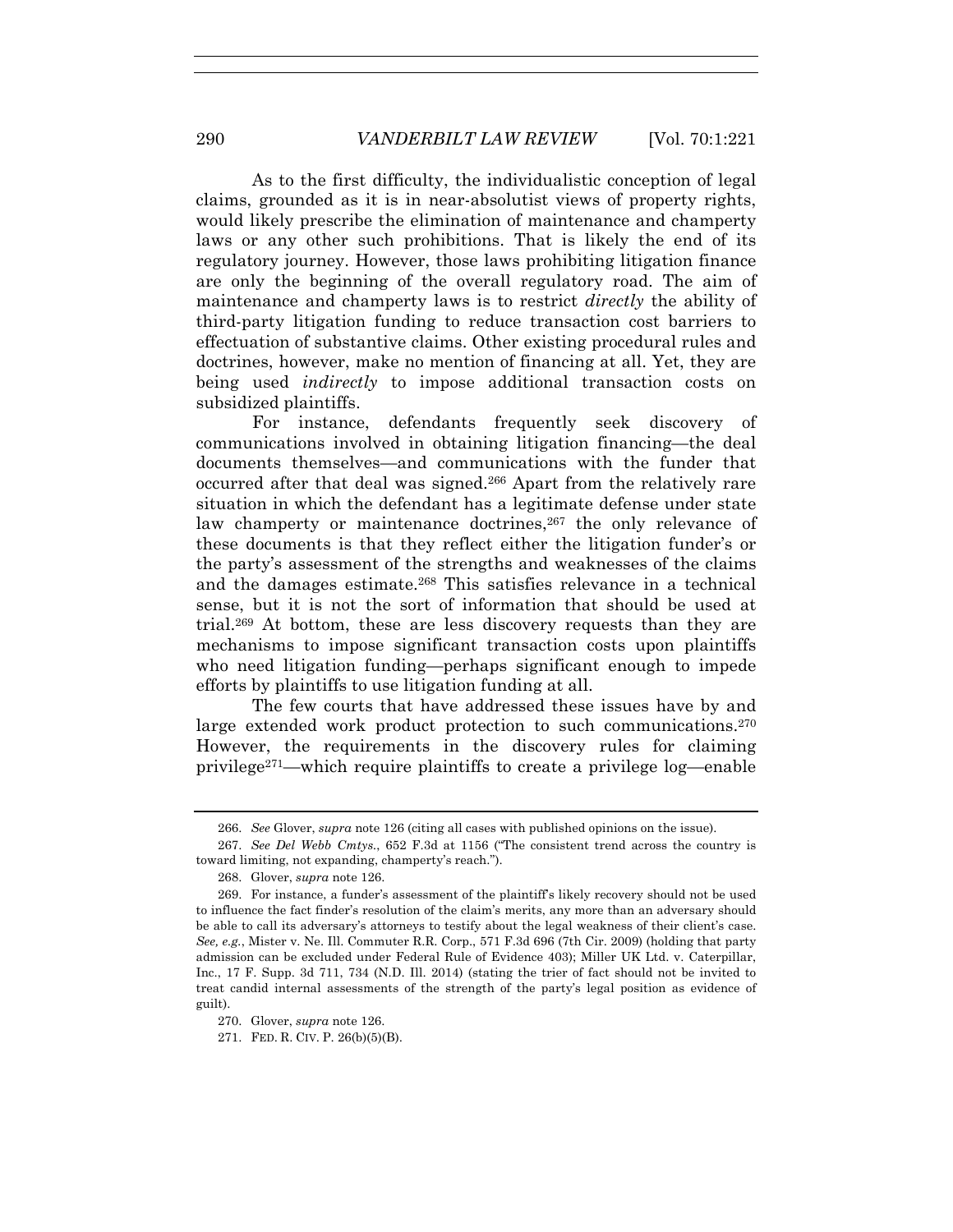As to the first difficulty, the individualistic conception of legal claims, grounded as it is in near-absolutist views of property rights, would likely prescribe the elimination of maintenance and champerty laws or any other such prohibitions. That is likely the end of its regulatory journey. However, those laws prohibiting litigation finance are only the beginning of the overall regulatory road. The aim of maintenance and champerty laws is to restrict *directly* the ability of third-party litigation funding to reduce transaction cost barriers to effectuation of substantive claims. Other existing procedural rules and doctrines, however, make no mention of financing at all. Yet, they are being used *indirectly* to impose additional transaction costs on subsidized plaintiffs.

For instance, defendants frequently seek discovery of communications involved in obtaining litigation financing—the deal documents themselves—and communications with the funder that occurred after that deal was signed.[266] Apart from the relatively rare situation in which the defendant has a legitimate defense under state law champerty or maintenance doctrines,[267] the only relevance of these documents is that they reflect either the litigation funder's or the party's assessment of the strengths and weaknesses of the claims and the damages estimate.[268] This satisfies relevance in a technical sense, but it is not the sort of information that should be used at trial.[269] At bottom, these are less discovery requests than they are mechanisms to impose significant transaction costs upon plaintiffs who need litigation funding—perhaps significant enough to impede efforts by plaintiffs to use litigation funding at all.

The few courts that have addressed these issues have by and large extended work product protection to such communications.[270] However, the requirements in the discovery rules for claiming privilege[271]—which require plaintiffs to create a privilege log—enable

---

266. *See* Glover, *supra* note 126 (citing all cases with published opinions on the issue).

267. *See Del Webb Cmtys.*, 652 F.3d at 1156 ("The consistent trend across the country is toward limiting, not expanding, champerty's reach.").

268. Glover, *supra* note 126.

269. For instance, a funder's assessment of the plaintiff's likely recovery should not be used to influence the fact finder's resolution of the claim's merits, any more than an adversary should be able to call its adversary's attorneys to testify about the legal weakness of their client's case. *See, e.g.*, Mister v. Ne. Ill. Commuter R.R. Corp., 571 F.3d 696 (7th Cir. 2009) (holding that party admission can be excluded under Federal Rule of Evidence 403); Miller UK Ltd. v. Caterpillar, Inc., 17 F. Supp. 3d 711, 734 (N.D. Ill. 2014) (stating the trier of fact should not be invited to treat candid internal assessments of the strength of the party's legal position as evidence of guilt).

270. Glover, *supra* note 126.

271. FED. R. CIV. P. 26(b)(5)(B).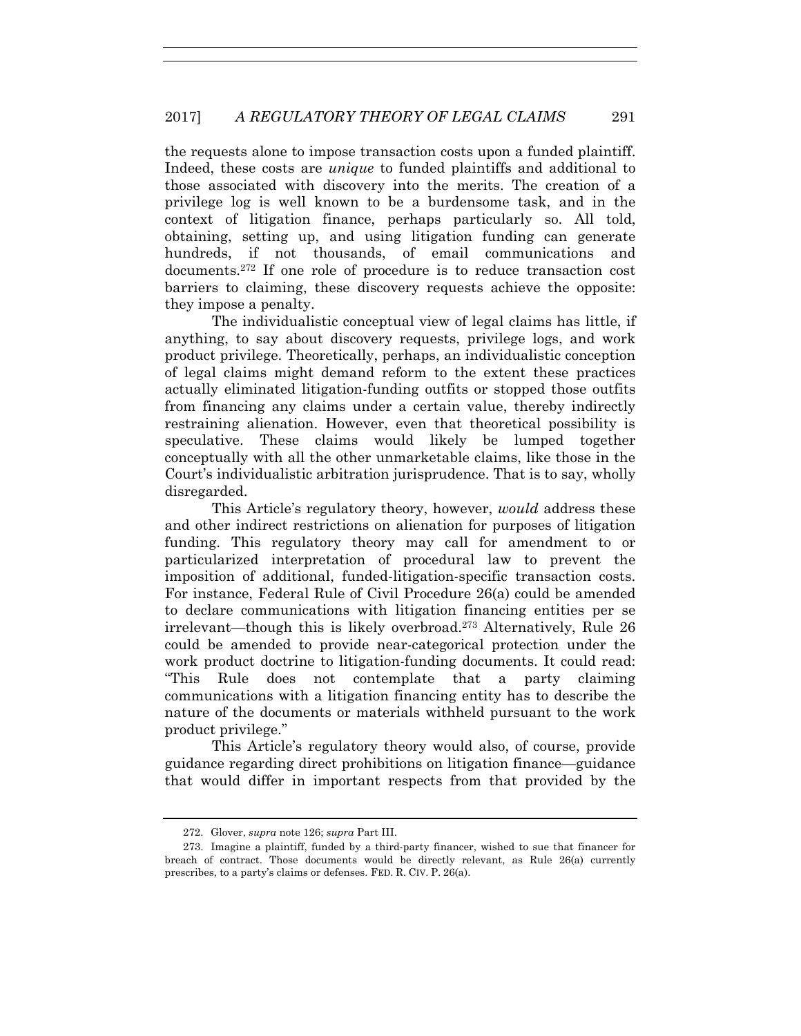the requests alone to impose transaction costs upon a funded plaintiff. Indeed, these costs are *unique* to funded plaintiffs and additional to those associated with discovery into the merits. The creation of a privilege log is well known to be a burdensome task, and in the context of litigation finance, perhaps particularly so. All told, obtaining, setting up, and using litigation funding can generate hundreds, if not thousands, of email communications and documents.[272] If one role of procedure is to reduce transaction cost barriers to claiming, these discovery requests achieve the opposite: they impose a penalty.

The individualistic conceptual view of legal claims has little, if anything, to say about discovery requests, privilege logs, and work product privilege. Theoretically, perhaps, an individualistic conception of legal claims might demand reform to the extent these practices actually eliminated litigation-funding outfits or stopped those outfits from financing any claims under a certain value, thereby indirectly restraining alienation. However, even that theoretical possibility is speculative. These claims would likely be lumped together conceptually with all the other unmarketable claims, like those in the Court's individualistic arbitration jurisprudence. That is to say, wholly disregarded.

This Article's regulatory theory, however, *would* address these and other indirect restrictions on alienation for purposes of litigation funding. This regulatory theory may call for amendment to or particularized interpretation of procedural law to prevent the imposition of additional, funded-litigation-specific transaction costs. For instance, Federal Rule of Civil Procedure 26(a) could be amended to declare communications with litigation financing entities per se irrelevant—though this is likely overbroad.[273] Alternatively, Rule 26 could be amended to provide near-categorical protection under the work product doctrine to litigation-funding documents. It could read: "This Rule does not contemplate that a party claiming communications with a litigation financing entity has to describe the nature of the documents or materials withheld pursuant to the work product privilege."

This Article's regulatory theory would also, of course, provide guidance regarding direct prohibitions on litigation finance—guidance that would differ in important respects from that provided by the

---

272. Glover, *supra* note 126; *supra* Part III.

273. Imagine a plaintiff, funded by a third-party financer, wished to sue that financer for breach of contract. Those documents would be directly relevant, as Rule 26(a) currently prescribes, to a party's claims or defenses. FED. R. CIV. P. 26(a).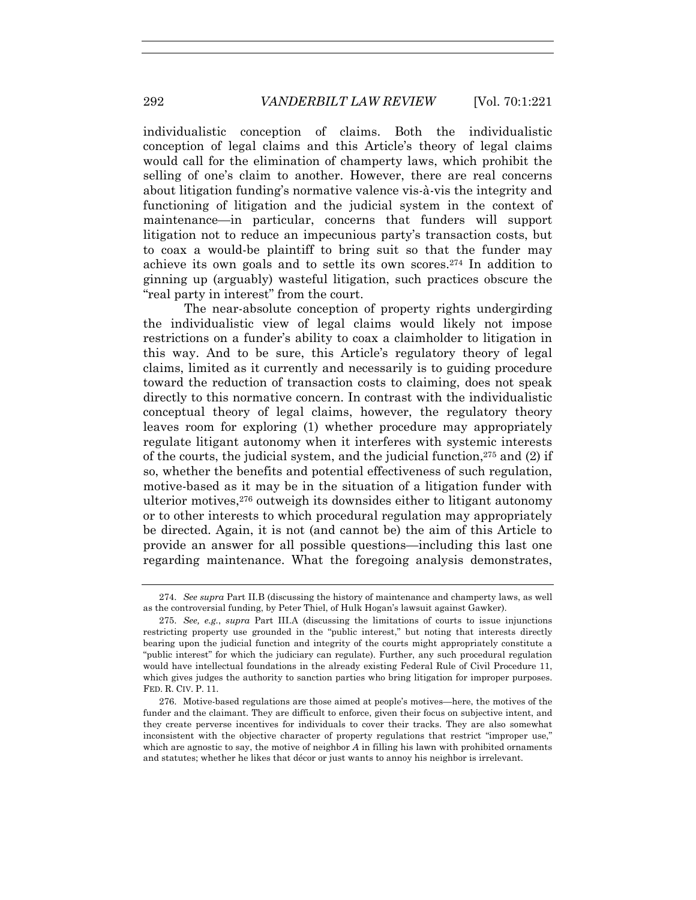individualistic conception of claims. Both the individualistic conception of legal claims and this Article's theory of legal claims would call for the elimination of champerty laws, which prohibit the selling of one's claim to another. However, there are real concerns about litigation funding's normative valence vis-à-vis the integrity and functioning of litigation and the judicial system in the context of maintenance—in particular, concerns that funders will support litigation not to reduce an impecunious party's transaction costs, but to coax a would-be plaintiff to bring suit so that the funder may achieve its own goals and to settle its own scores.[274] In addition to ginning up (arguably) wasteful litigation, such practices obscure the "real party in interest" from the court.

The near-absolute conception of property rights undergirding the individualistic view of legal claims would likely not impose restrictions on a funder's ability to coax a claimholder to litigation in this way. And to be sure, this Article's regulatory theory of legal claims, limited as it currently and necessarily is to guiding procedure toward the reduction of transaction costs to claiming, does not speak directly to this normative concern. In contrast with the individualistic conceptual theory of legal claims, however, the regulatory theory leaves room for exploring (1) whether procedure may appropriately regulate litigant autonomy when it interferes with systemic interests of the courts, the judicial system, and the judicial function,[275] and (2) if so, whether the benefits and potential effectiveness of such regulation, motive-based as it may be in the situation of a litigation funder with ulterior motives,[276] outweigh its downsides either to litigant autonomy or to other interests to which procedural regulation may appropriately be directed. Again, it is not (and cannot be) the aim of this Article to provide an answer for all possible questions—including this last one regarding maintenance. What the foregoing analysis demonstrates,

---

274. *See supra* Part II.B (discussing the history of maintenance and champerty laws, as well as the controversial funding, by Peter Thiel, of Hulk Hogan's lawsuit against Gawker).

275. *See, e.g.*, *supra* Part III.A (discussing the limitations of courts to issue injunctions restricting property use grounded in the "public interest," but noting that interests directly bearing upon the judicial function and integrity of the courts might appropriately constitute a "public interest" for which the judiciary can regulate). Further, any such procedural regulation would have intellectual foundations in the already existing Federal Rule of Civil Procedure 11, which gives judges the authority to sanction parties who bring litigation for improper purposes. FED. R. CIV. P. 11.

276. Motive-based regulations are those aimed at people's motives—here, the motives of the funder and the claimant. They are difficult to enforce, given their focus on subjective intent, and they create perverse incentives for individuals to cover their tracks. They are also somewhat inconsistent with the objective character of property regulations that restrict "improper use," which are agnostic to say, the motive of neighbor *A* in filling his lawn with prohibited ornaments and statutes; whether he likes that décor or just wants to annoy his neighbor is irrelevant.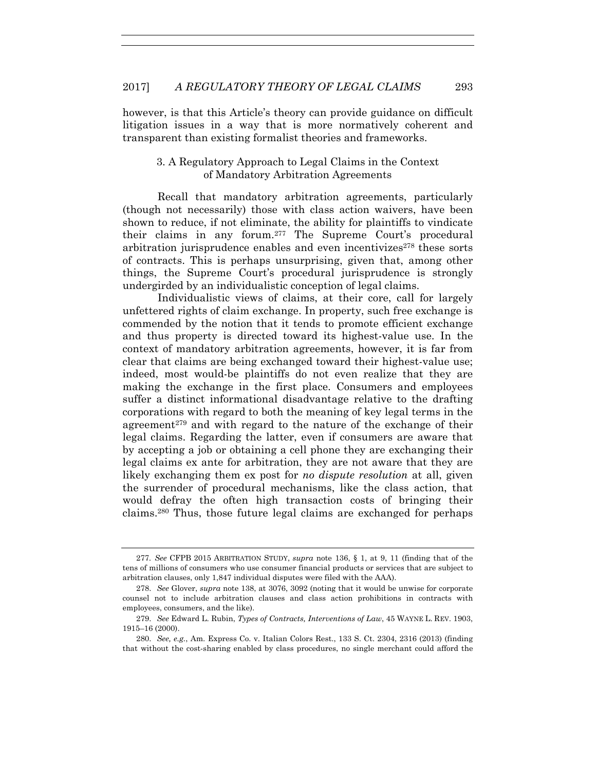however, is that this Article's theory can provide guidance on difficult litigation issues in a way that is more normatively coherent and transparent than existing formalist theories and frameworks.

### 3. A Regulatory Approach to Legal Claims in the Context of Mandatory Arbitration Agreements

Recall that mandatory arbitration agreements, particularly (though not necessarily) those with class action waivers, have been shown to reduce, if not eliminate, the ability for plaintiffs to vindicate their claims in any forum.[277] The Supreme Court's procedural arbitration jurisprudence enables and even incentivizes[278] these sorts of contracts. This is perhaps unsurprising, given that, among other things, the Supreme Court's procedural jurisprudence is strongly undergirded by an individualistic conception of legal claims.

Individualistic views of claims, at their core, call for largely unfettered rights of claim exchange. In property, such free exchange is commended by the notion that it tends to promote efficient exchange and thus property is directed toward its highest-value use. In the context of mandatory arbitration agreements, however, it is far from clear that claims are being exchanged toward their highest-value use; indeed, most would-be plaintiffs do not even realize that they are making the exchange in the first place. Consumers and employees suffer a distinct informational disadvantage relative to the drafting corporations with regard to both the meaning of key legal terms in the agreement[279] and with regard to the nature of the exchange of their legal claims. Regarding the latter, even if consumers are aware that by accepting a job or obtaining a cell phone they are exchanging their legal claims ex ante for arbitration, they are not aware that they are likely exchanging them ex post for *no dispute resolution* at all, given the surrender of procedural mechanisms, like the class action, that would defray the often high transaction costs of bringing their claims.[280] Thus, those future legal claims are exchanged for perhaps

---

277. *See* CFPB 2015 ARBITRATION STUDY, *supra* note 136, § 1, at 9, 11 (finding that of the tens of millions of consumers who use consumer financial products or services that are subject to arbitration clauses, only 1,847 individual disputes were filed with the AAA).

278. *See* Glover, *supra* note 138, at 3076, 3092 (noting that it would be unwise for corporate counsel not to include arbitration clauses and class action prohibitions in contracts with employees, consumers, and the like).

279. *See* Edward L. Rubin, *Types of Contracts, Interventions of Law*, 45 WAYNE L. REV. 1903, 1915–16 (2000).

280. *See, e.g.*, Am. Express Co. v. Italian Colors Rest., 133 S. Ct. 2304, 2316 (2013) (finding that without the cost-sharing enabled by class procedures, no single merchant could afford the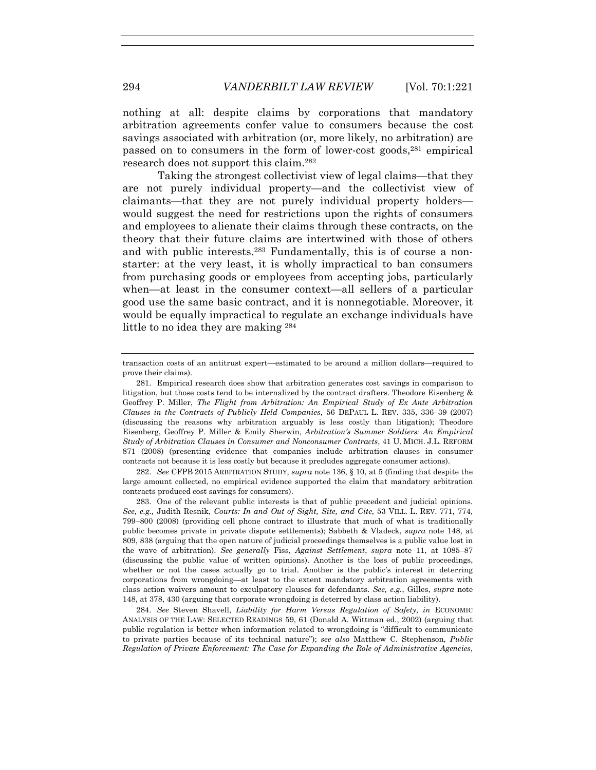nothing at all: despite claims by corporations that mandatory arbitration agreements confer value to consumers because the cost savings associated with arbitration (or, more likely, no arbitration) are passed on to consumers in the form of lower-cost goods,[281] empirical research does not support this claim.[282]

Taking the strongest collectivist view of legal claims—that they are not purely individual property—and the collectivist view of claimants—that they are not purely individual property holders—would suggest the need for restrictions upon the rights of consumers and employees to alienate their claims through these contracts, on the theory that their future claims are intertwined with those of others and with public interests.[283] Fundamentally, this is of course a non-starter: at the very least, it is wholly impractical to ban consumers from purchasing goods or employees from accepting jobs, particularly when—at least in the consumer context—all sellers of a particular good use the same basic contract, and it is nonnegotiable. Moreover, it would be equally impractical to regulate an exchange individuals have little to no idea they are making [284]

---

transaction costs of an antitrust expert—estimated to be around a million dollars—required to prove their claims).

281. Empirical research does show that arbitration generates cost savings in comparison to litigation, but those costs tend to be internalized by the contract drafters. Theodore Eisenberg & Geoffrey P. Miller, *The Flight from Arbitration: An Empirical Study of Ex Ante Arbitration Clauses in the Contracts of Publicly Held Companies*, 56 DEPAUL L. REV. 335, 336–39 (2007) (discussing the reasons why arbitration arguably is less costly than litigation); Theodore Eisenberg, Geoffrey P. Miller & Emily Sherwin, *Arbitration's Summer Soldiers: An Empirical Study of Arbitration Clauses in Consumer and Nonconsumer Contracts*, 41 U. MICH. J.L. REFORM 871 (2008) (presenting evidence that companies include arbitration clauses in consumer contracts not because it is less costly but because it precludes aggregate consumer actions).

282. *See* CFPB 2015 ARBITRATION STUDY, *supra* note 136, § 10, at 5 (finding that despite the large amount collected, no empirical evidence supported the claim that mandatory arbitration contracts produced cost savings for consumers).

283. One of the relevant public interests is that of public precedent and judicial opinions. *See, e.g.,* Judith Resnik, *Courts: In and Out of Sight, Site, and Cite*, 53 VILL. L. REV. 771, 774, 799–800 (2008) (providing cell phone contract to illustrate that much of what is traditionally public becomes private in private dispute settlements); Sabbeth & Vladeck, *supra* note 148, at 809, 838 (arguing that the open nature of judicial proceedings themselves is a public value lost in the wave of arbitration). *See generally* Fiss, *Against Settlement*, *supra* note 11, at 1085–87 (discussing the public value of written opinions). Another is the loss of public proceedings, whether or not the cases actually go to trial. Another is the public's interest in deterring corporations from wrongdoing—at least to the extent mandatory arbitration agreements with class action waivers amount to exculpatory clauses for defendants. *See, e.g.*, Gilles, *supra* note 148, at 378, 430 (arguing that corporate wrongdoing is deterred by class action liability).

284. *See* Steven Shavell, *Liability for Harm Versus Regulation of Safety, in* ECONOMIC ANALYSIS OF THE LAW: SELECTED READINGS 59, 61 (Donald A. Wittman ed., 2002) (arguing that public regulation is better when information related to wrongdoing is "difficult to communicate to private parties because of its technical nature"); *see also* Matthew C. Stephenson, *Public Regulation of Private Enforcement: The Case for Expanding the Role of Administrative Agencies*,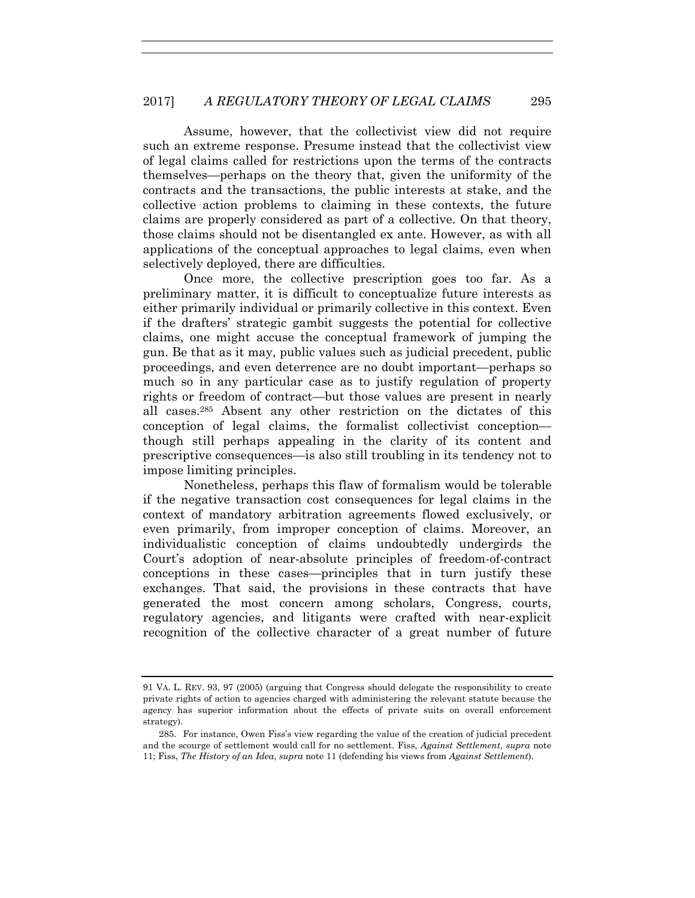Assume, however, that the collectivist view did not require such an extreme response. Presume instead that the collectivist view of legal claims called for restrictions upon the terms of the contracts themselves—perhaps on the theory that, given the uniformity of the contracts and the transactions, the public interests at stake, and the collective action problems to claiming in these contexts, the future claims are properly considered as part of a collective. On that theory, those claims should not be disentangled ex ante. However, as with all applications of the conceptual approaches to legal claims, even when selectively deployed, there are difficulties.

Once more, the collective prescription goes too far. As a preliminary matter, it is difficult to conceptualize future interests as either primarily individual or primarily collective in this context. Even if the drafters' strategic gambit suggests the potential for collective claims, one might accuse the conceptual framework of jumping the gun. Be that as it may, public values such as judicial precedent, public proceedings, and even deterrence are no doubt important—perhaps so much so in any particular case as to justify regulation of property rights or freedom of contract—but those values are present in nearly all cases.[285] Absent any other restriction on the dictates of this conception of legal claims, the formalist collectivist conception—though still perhaps appealing in the clarity of its content and prescriptive consequences—is also still troubling in its tendency not to impose limiting principles.

Nonetheless, perhaps this flaw of formalism would be tolerable if the negative transaction cost consequences for legal claims in the context of mandatory arbitration agreements flowed exclusively, or even primarily, from improper conception of claims. Moreover, an individualistic conception of claims undoubtedly undergirds the Court's adoption of near-absolute principles of freedom-of-contract conceptions in these cases—principles that in turn justify these exchanges. That said, the provisions in these contracts that have generated the most concern among scholars, Congress, courts, regulatory agencies, and litigants were crafted with near-explicit recognition of the collective character of a great number of future

---

91 VA. L. REV. 93, 97 (2005) (arguing that Congress should delegate the responsibility to create private rights of action to agencies charged with administering the relevant statute because the agency has superior information about the effects of private suits on overall enforcement strategy).

285. For instance, Owen Fiss's view regarding the value of the creation of judicial precedent and the scourge of settlement would call for no settlement. Fiss, *Against Settlement*, *supra* note 11; Fiss, *The History of an Idea*, *supra* note 11 (defending his views from *Against Settlement*).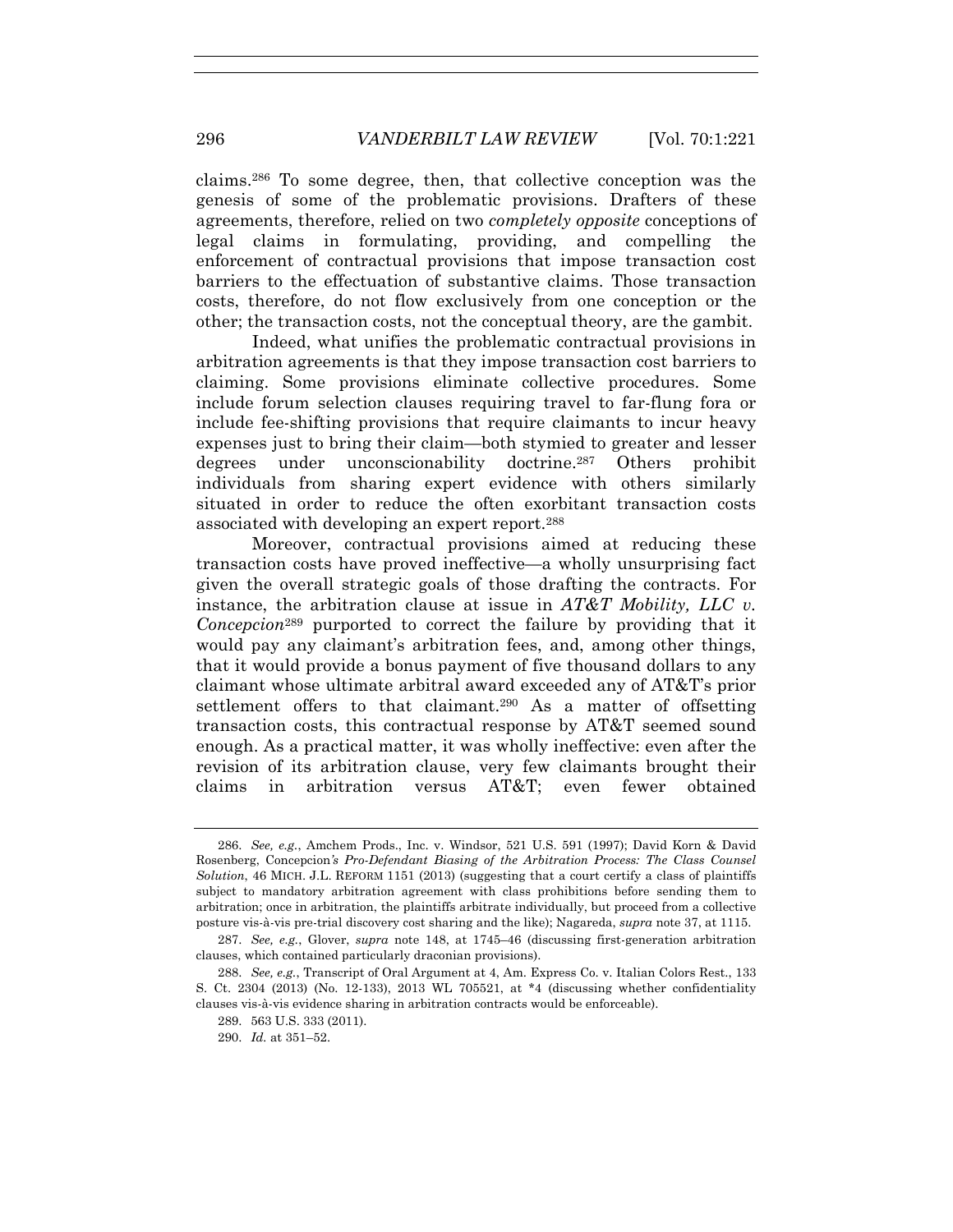claims.[286] To some degree, then, that collective conception was the genesis of some of the problematic provisions. Drafters of these agreements, therefore, relied on two *completely opposite* conceptions of legal claims in formulating, providing, and compelling the enforcement of contractual provisions that impose transaction cost barriers to the effectuation of substantive claims. Those transaction costs, therefore, do not flow exclusively from one conception or the other; the transaction costs, not the conceptual theory, are the gambit.

Indeed, what unifies the problematic contractual provisions in arbitration agreements is that they impose transaction cost barriers to claiming. Some provisions eliminate collective procedures. Some include forum selection clauses requiring travel to far-flung fora or include fee-shifting provisions that require claimants to incur heavy expenses just to bring their claim—both stymied to greater and lesser degrees under unconscionability doctrine.[287] Others prohibit individuals from sharing expert evidence with others similarly situated in order to reduce the often exorbitant transaction costs associated with developing an expert report.[288]

Moreover, contractual provisions aimed at reducing these transaction costs have proved ineffective—a wholly unsurprising fact given the overall strategic goals of those drafting the contracts. For instance, the arbitration clause at issue in *AT&T Mobility, LLC v. Concepcion*[289] purported to correct the failure by providing that it would pay any claimant's arbitration fees, and, among other things, that it would provide a bonus payment of five thousand dollars to any claimant whose ultimate arbitral award exceeded any of AT&T's prior settlement offers to that claimant.[290] As a matter of offsetting transaction costs, this contractual response by AT&T seemed sound enough. As a practical matter, it was wholly ineffective: even after the revision of its arbitration clause, very few claimants brought their claims in arbitration versus AT&T; even fewer obtained

---

286. *See, e.g.*, Amchem Prods., Inc. v. Windsor, 521 U.S. 591 (1997); David Korn & David Rosenberg, Concepcion*'s Pro-Defendant Biasing of the Arbitration Process: The Class Counsel Solution*, 46 MICH. J.L. REFORM 1151 (2013) (suggesting that a court certify a class of plaintiffs subject to mandatory arbitration agreement with class prohibitions before sending them to arbitration; once in arbitration, the plaintiffs arbitrate individually, but proceed from a collective posture vis-à-vis pre-trial discovery cost sharing and the like); Nagareda, *supra* note 37, at 1115.

287. *See, e.g.*, Glover, *supra* note 148, at 1745–46 (discussing first-generation arbitration clauses, which contained particularly draconian provisions).

288. *See, e.g.*, Transcript of Oral Argument at 4, Am. Express Co. v. Italian Colors Rest., 133 S. Ct. 2304 (2013) (No. 12-133), 2013 WL 705521, at *4 (discussing whether confidentiality clauses vis-à-vis evidence sharing in arbitration contracts would be enforceable).

289. 563 U.S. 333 (2011).

290. *Id.* at 351–52.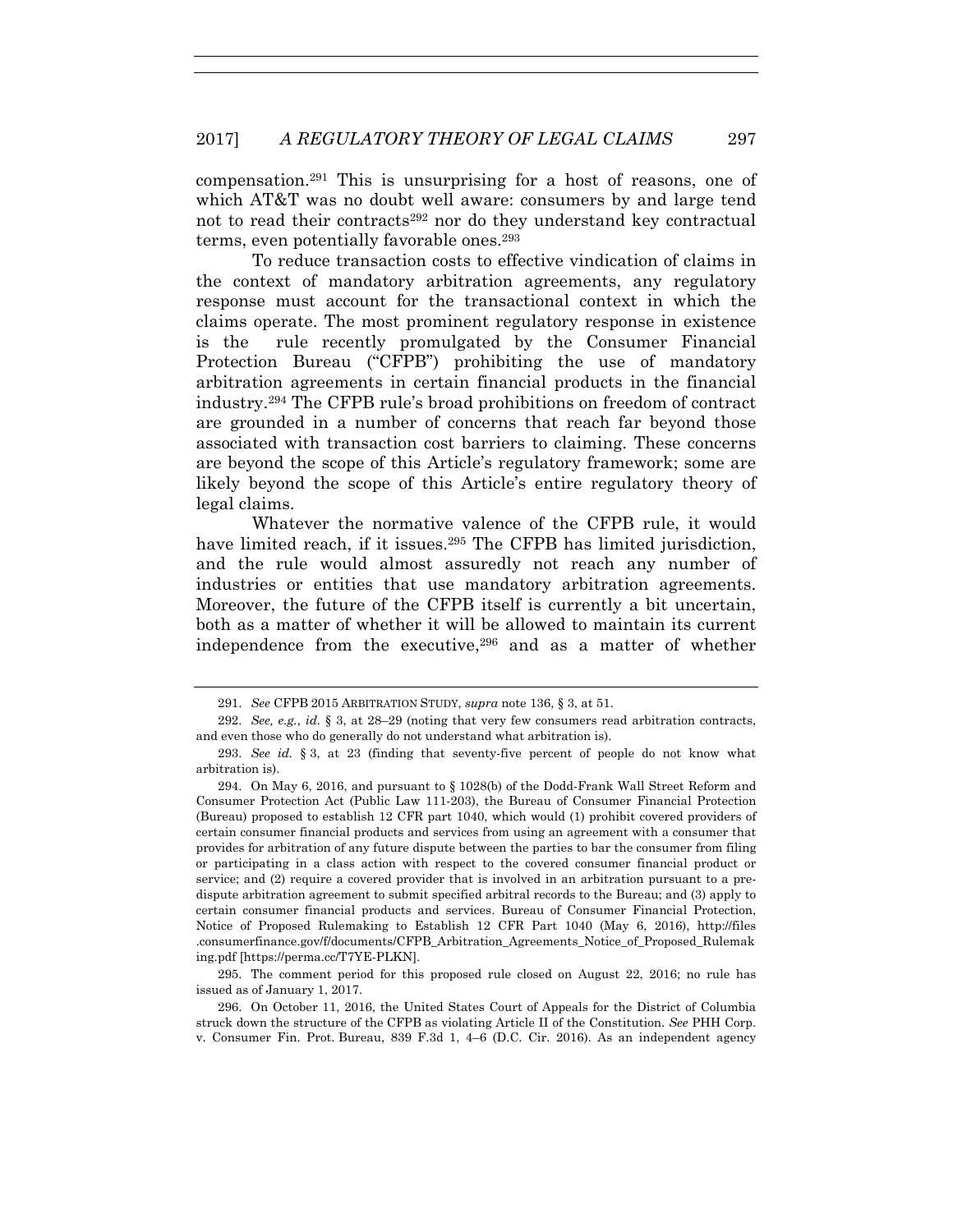compensation.[291] This is unsurprising for a host of reasons, one of which AT&T was no doubt well aware: consumers by and large tend not to read their contracts[292] nor do they understand key contractual terms, even potentially favorable ones.[293]

To reduce transaction costs to effective vindication of claims in the context of mandatory arbitration agreements, any regulatory response must account for the transactional context in which the claims operate. The most prominent regulatory response in existence is the rule recently promulgated by the Consumer Financial Protection Bureau ("CFPB") prohibiting the use of mandatory arbitration agreements in certain financial products in the financial industry.[294] The CFPB rule's broad prohibitions on freedom of contract are grounded in a number of concerns that reach far beyond those associated with transaction cost barriers to claiming. These concerns are beyond the scope of this Article's regulatory framework; some are likely beyond the scope of this Article's entire regulatory theory of legal claims.

Whatever the normative valence of the CFPB rule, it would have limited reach, if it issues.[295] The CFPB has limited jurisdiction, and the rule would almost assuredly not reach any number of industries or entities that use mandatory arbitration agreements. Moreover, the future of the CFPB itself is currently a bit uncertain, both as a matter of whether it will be allowed to maintain its current independence from the executive,[296] and as a matter of whether

---

291. *See* CFPB 2015 ARBITRATION STUDY, *supra* note 136, § 3, at 51.

292. *See, e.g.*, *id.* § 3, at 28–29 (noting that very few consumers read arbitration contracts, and even those who do generally do not understand what arbitration is).

293. *See id.* § 3, at 23 (finding that seventy-five percent of people do not know what arbitration is).

294. On May 6, 2016, and pursuant to § 1028(b) of the Dodd-Frank Wall Street Reform and Consumer Protection Act (Public Law 111-203), the Bureau of Consumer Financial Protection (Bureau) proposed to establish 12 CFR part 1040, which would (1) prohibit covered providers of certain consumer financial products and services from using an agreement with a consumer that provides for arbitration of any future dispute between the parties to bar the consumer from filing or participating in a class action with respect to the covered consumer financial product or service; and (2) require a covered provider that is involved in an arbitration pursuant to a pre-dispute arbitration agreement to submit specified arbitral records to the Bureau; and (3) apply to certain consumer financial products and services. Bureau of Consumer Financial Protection, Notice of Proposed Rulemaking to Establish 12 CFR Part 1040 (May 6, 2016), http://files.consumerfinance.gov/f/documents/CFPB_Arbitration_Agreements_Notice_of_Proposed_Rulemaking.pdf [https://perma.cc/T7YE-PLKN].

295. The comment period for this proposed rule closed on August 22, 2016; no rule has issued as of January 1, 2017.

296. On October 11, 2016, the United States Court of Appeals for the District of Columbia struck down the structure of the CFPB as violating Article II of the Constitution. *See* PHH Corp. v. Consumer Fin. Prot. Bureau, 839 F.3d 1, 4–6 (D.C. Cir. 2016). As an independent agency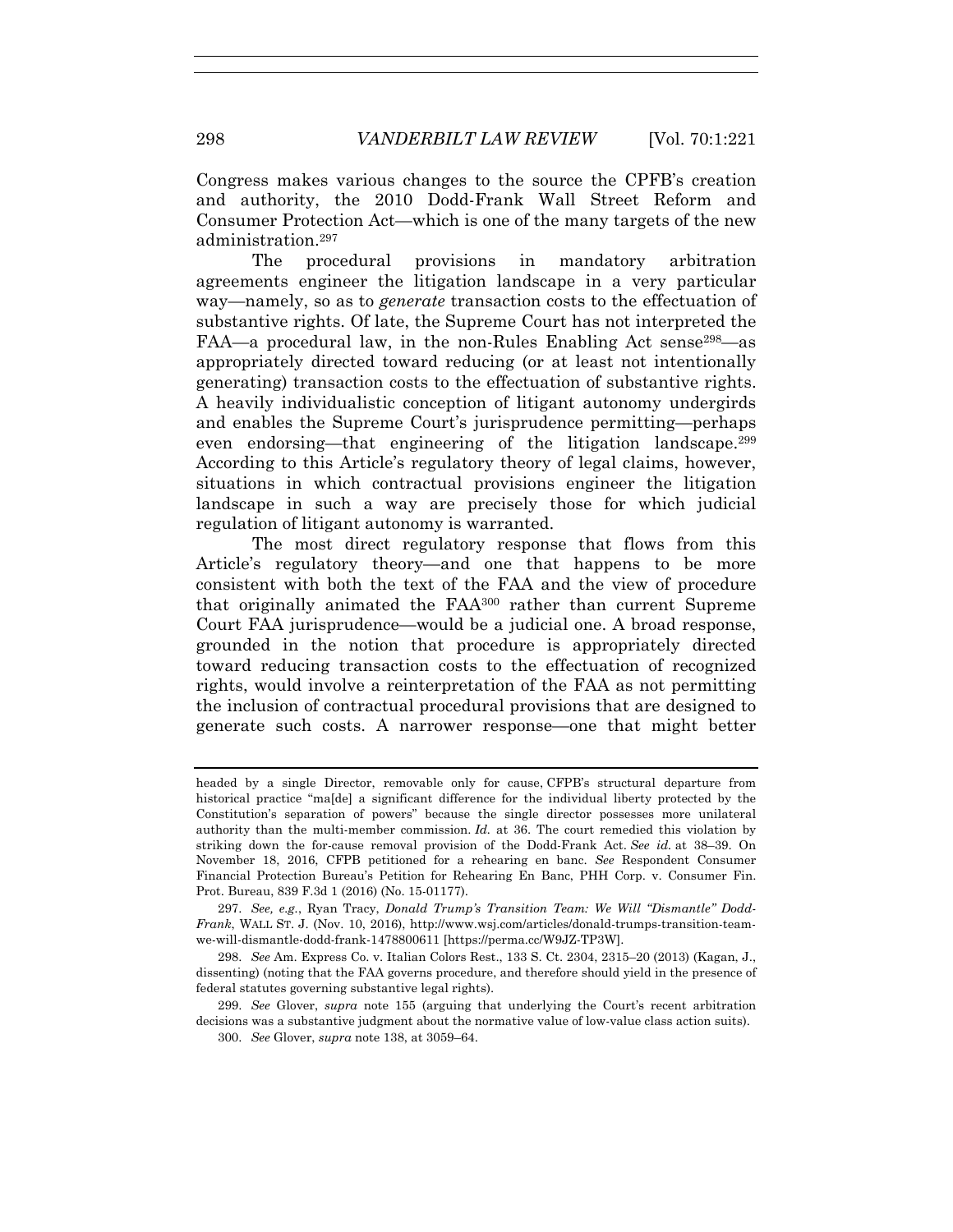Congress makes various changes to the source the CPFB's creation and authority, the 2010 Dodd-Frank Wall Street Reform and Consumer Protection Act—which is one of the many targets of the new administration.[297]

The procedural provisions in mandatory arbitration agreements engineer the litigation landscape in a very particular way—namely, so as to *generate* transaction costs to the effectuation of substantive rights. Of late, the Supreme Court has not interpreted the FAA—a procedural law, in the non-Rules Enabling Act sense[298]—as appropriately directed toward reducing (or at least not intentionally generating) transaction costs to the effectuation of substantive rights. A heavily individualistic conception of litigant autonomy undergirds and enables the Supreme Court's jurisprudence permitting—perhaps even endorsing—that engineering of the litigation landscape.[299] According to this Article's regulatory theory of legal claims, however, situations in which contractual provisions engineer the litigation landscape in such a way are precisely those for which judicial regulation of litigant autonomy is warranted.

The most direct regulatory response that flows from this Article's regulatory theory—and one that happens to be more consistent with both the text of the FAA and the view of procedure that originally animated the FAA[300] rather than current Supreme Court FAA jurisprudence—would be a judicial one. A broad response, grounded in the notion that procedure is appropriately directed toward reducing transaction costs to the effectuation of recognized rights, would involve a reinterpretation of the FAA as not permitting the inclusion of contractual procedural provisions that are designed to generate such costs. A narrower response—one that might better

---

headed by a single Director, removable only for cause, CFPB's structural departure from historical practice "ma[de] a significant difference for the individual liberty protected by the Constitution's separation of powers" because the single director possesses more unilateral authority than the multi-member commission. *Id.* at 36. The court remedied this violation by striking down the for-cause removal provision of the Dodd-Frank Act. *See id.* at 38–39. On November 18, 2016, CFPB petitioned for a rehearing en banc. *See* Respondent Consumer Financial Protection Bureau's Petition for Rehearing En Banc, PHH Corp. v. Consumer Fin. Prot. Bureau, 839 F.3d 1 (2016) (No. 15-01177).

297. *See, e.g.*, Ryan Tracy, *Donald Trump's Transition Team: We Will "Dismantle" Dodd-Frank*, WALL ST. J. (Nov. 10, 2016), http://www.wsj.com/articles/donald-trumps-transition-team-we-will-dismantle-dodd-frank-1478800611 [https://perma.cc/W9JZ-TP3W].

298. *See* Am. Express Co. v. Italian Colors Rest., 133 S. Ct. 2304, 2315–20 (2013) (Kagan, J., dissenting) (noting that the FAA governs procedure, and therefore should yield in the presence of federal statutes governing substantive legal rights).

299. *See* Glover, *supra* note 155 (arguing that underlying the Court's recent arbitration decisions was a substantive judgment about the normative value of low-value class action suits).

300. *See* Glover, *supra* note 138, at 3059–64.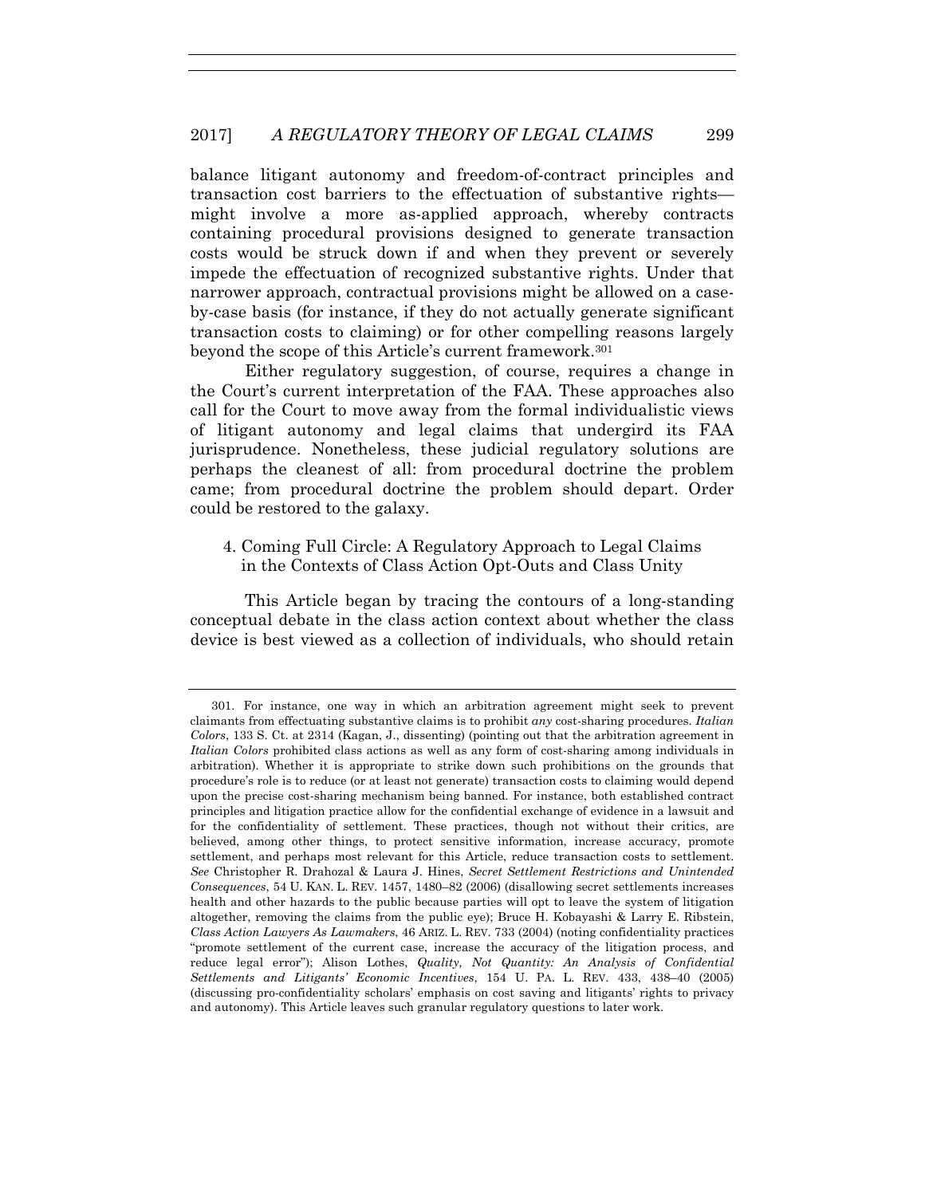balance litigant autonomy and freedom-of-contract principles and transaction cost barriers to the effectuation of substantive rights—might involve a more as-applied approach, whereby contracts containing procedural provisions designed to generate transaction costs would be struck down if and when they prevent or severely impede the effectuation of recognized substantive rights. Under that narrower approach, contractual provisions might be allowed on a case-by-case basis (for instance, if they do not actually generate significant transaction costs to claiming) or for other compelling reasons largely beyond the scope of this Article's current framework.[301]

Either regulatory suggestion, of course, requires a change in the Court's current interpretation of the FAA. These approaches also call for the Court to move away from the formal individualistic views of litigant autonomy and legal claims that undergird its FAA jurisprudence. Nonetheless, these judicial regulatory solutions are perhaps the cleanest of all: from procedural doctrine the problem came; from procedural doctrine the problem should depart. Order could be restored to the galaxy.

#### 4. Coming Full Circle: A Regulatory Approach to Legal Claims in the Contexts of Class Action Opt-Outs and Class Unity

This Article began by tracing the contours of a long-standing conceptual debate in the class action context about whether the class device is best viewed as a collection of individuals, who should retain

---

301. For instance, one way in which an arbitration agreement might seek to prevent claimants from effectuating substantive claims is to prohibit *any* cost-sharing procedures. *Italian Colors*, 133 S. Ct. at 2314 (Kagan, J., dissenting) (pointing out that the arbitration agreement in *Italian Colors* prohibited class actions as well as any form of cost-sharing among individuals in arbitration). Whether it is appropriate to strike down such prohibitions on the grounds that procedure's role is to reduce (or at least not generate) transaction costs to claiming would depend upon the precise cost-sharing mechanism being banned. For instance, both established contract principles and litigation practice allow for the confidential exchange of evidence in a lawsuit and for the confidentiality of settlement. These practices, though not without their critics, are believed, among other things, to protect sensitive information, increase accuracy, promote settlement, and perhaps most relevant for this Article, reduce transaction costs to settlement. *See* Christopher R. Drahozal & Laura J. Hines, *Secret Settlement Restrictions and Unintended Consequences*, 54 U. KAN. L. REV. 1457, 1480–82 (2006) (disallowing secret settlements increases health and other hazards to the public because parties will opt to leave the system of litigation altogether, removing the claims from the public eye); Bruce H. Kobayashi & Larry E. Ribstein, *Class Action Lawyers As Lawmakers*, 46 ARIZ. L. REV. 733 (2004) (noting confidentiality practices "promote settlement of the current case, increase the accuracy of the litigation process, and reduce legal error"); Alison Lothes, *Quality, Not Quantity: An Analysis of Confidential Settlements and Litigants' Economic Incentives*, 154 U. PA. L. REV. 433, 438–40 (2005) (discussing pro-confidentiality scholars' emphasis on cost saving and litigants' rights to privacy and autonomy). This Article leaves such granular regulatory questions to later work.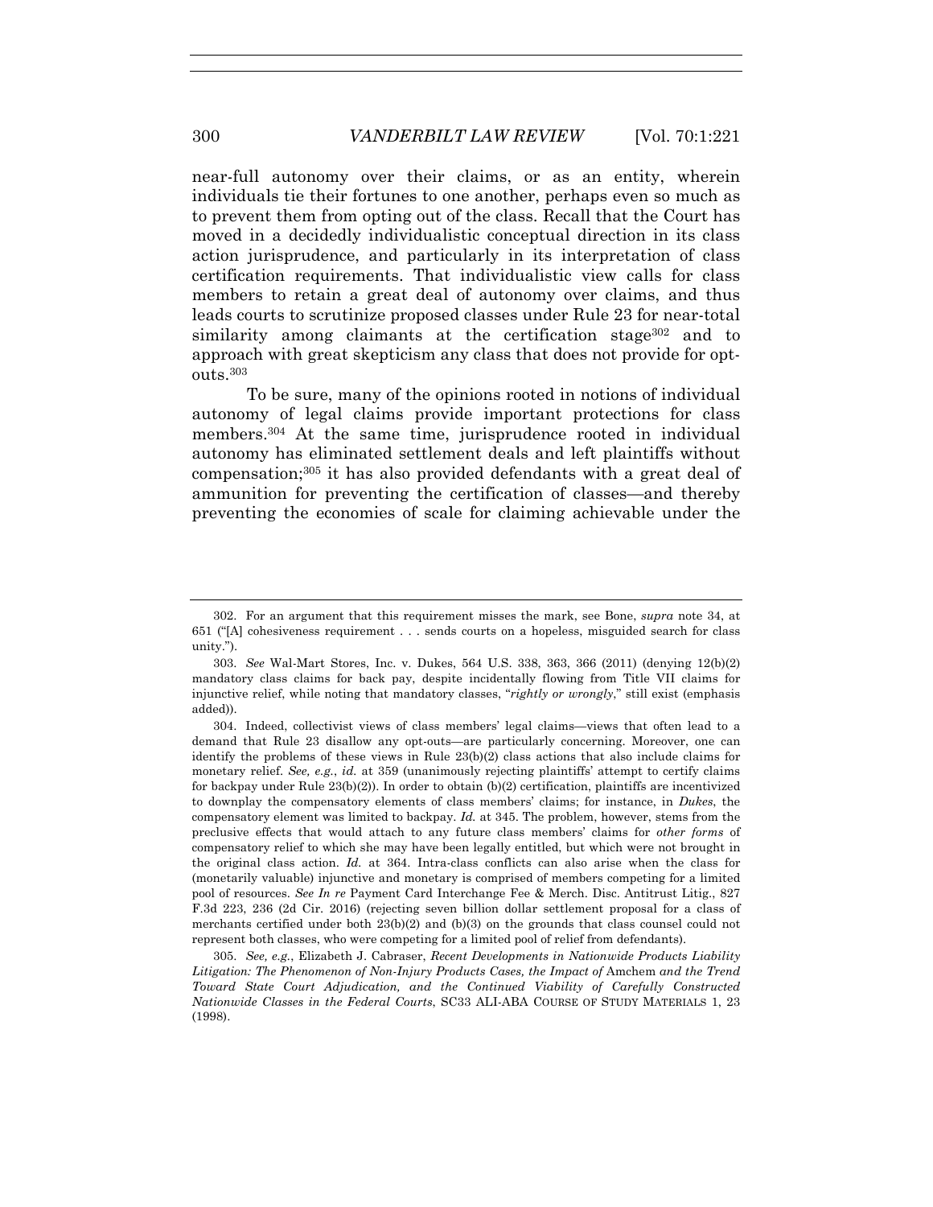near-full autonomy over their claims, or as an entity, wherein individuals tie their fortunes to one another, perhaps even so much as to prevent them from opting out of the class. Recall that the Court has moved in a decidedly individualistic conceptual direction in its class action jurisprudence, and particularly in its interpretation of class certification requirements. That individualistic view calls for class members to retain a great deal of autonomy over claims, and thus leads courts to scrutinize proposed classes under Rule 23 for near-total similarity among claimants at the certification stage[302] and to approach with great skepticism any class that does not provide for opt-outs.[303]

To be sure, many of the opinions rooted in notions of individual autonomy of legal claims provide important protections for class members.[304] At the same time, jurisprudence rooted in individual autonomy has eliminated settlement deals and left plaintiffs without compensation;[305] it has also provided defendants with a great deal of ammunition for preventing the certification of classes—and thereby preventing the economies of scale for claiming achievable under the

---

302. For an argument that this requirement misses the mark, see Bone, *supra* note 34, at 651 ("[A] cohesiveness requirement . . . sends courts on a hopeless, misguided search for class unity.").

303. *See* Wal-Mart Stores, Inc. v. Dukes, 564 U.S. 338, 363, 366 (2011) (denying 12(b)(2) mandatory class claims for back pay, despite incidentally flowing from Title VII claims for injunctive relief, while noting that mandatory classes, "*rightly or wrongly*," still exist (emphasis added)).

304. Indeed, collectivist views of class members' legal claims—views that often lead to a demand that Rule 23 disallow any opt-outs—are particularly concerning. Moreover, one can identify the problems of these views in Rule 23(b)(2) class actions that also include claims for monetary relief. *See, e.g.*, *id.* at 359 (unanimously rejecting plaintiffs' attempt to certify claims for backpay under Rule 23(b)(2)). In order to obtain (b)(2) certification, plaintiffs are incentivized to downplay the compensatory elements of class members' claims; for instance, in *Dukes*, the compensatory element was limited to backpay. *Id.* at 345. The problem, however, stems from the preclusive effects that would attach to any future class members' claims for *other forms* of compensatory relief to which she may have been legally entitled, but which were not brought in the original class action. *Id.* at 364. Intra-class conflicts can also arise when the class for (monetarily valuable) injunctive and monetary is comprised of members competing for a limited pool of resources. *See In re* Payment Card Interchange Fee & Merch. Disc. Antitrust Litig., 827 F.3d 223, 236 (2d Cir. 2016) (rejecting seven billion dollar settlement proposal for a class of merchants certified under both 23(b)(2) and (b)(3) on the grounds that class counsel could not represent both classes, who were competing for a limited pool of relief from defendants).

305. *See, e.g.*, Elizabeth J. Cabraser, *Recent Developments in Nationwide Products Liability Litigation: The Phenomenon of Non-Injury Products Cases, the Impact of* Amchem *and the Trend Toward State Court Adjudication, and the Continued Viability of Carefully Constructed Nationwide Classes in the Federal Courts*, SC33 ALI-ABA COURSE OF STUDY MATERIALS 1, 23 (1998).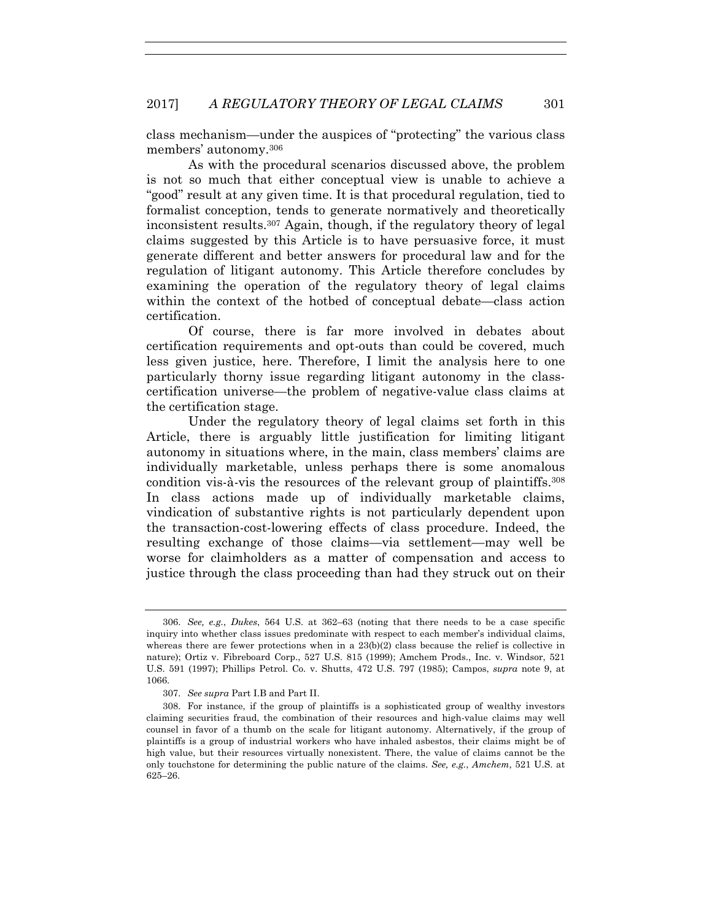class mechanism—under the auspices of "protecting" the various class members' autonomy.[306]

As with the procedural scenarios discussed above, the problem is not so much that either conceptual view is unable to achieve a "good" result at any given time. It is that procedural regulation, tied to formalist conception, tends to generate normatively and theoretically inconsistent results.[307] Again, though, if the regulatory theory of legal claims suggested by this Article is to have persuasive force, it must generate different and better answers for procedural law and for the regulation of litigant autonomy. This Article therefore concludes by examining the operation of the regulatory theory of legal claims within the context of the hotbed of conceptual debate—class action certification.

Of course, there is far more involved in debates about certification requirements and opt-outs than could be covered, much less given justice, here. Therefore, I limit the analysis here to one particularly thorny issue regarding litigant autonomy in the class-certification universe—the problem of negative-value class claims at the certification stage.

Under the regulatory theory of legal claims set forth in this Article, there is arguably little justification for limiting litigant autonomy in situations where, in the main, class members' claims are individually marketable, unless perhaps there is some anomalous condition vis-à-vis the resources of the relevant group of plaintiffs.[308] In class actions made up of individually marketable claims, vindication of substantive rights is not particularly dependent upon the transaction-cost-lowering effects of class procedure. Indeed, the resulting exchange of those claims—via settlement—may well be worse for claimholders as a matter of compensation and access to justice through the class proceeding than had they struck out on their

---

306. *See, e.g.*, *Dukes*, 564 U.S. at 362–63 (noting that there needs to be a case specific inquiry into whether class issues predominate with respect to each member's individual claims, whereas there are fewer protections when in a 23(b)(2) class because the relief is collective in nature); Ortiz v. Fibreboard Corp., 527 U.S. 815 (1999); Amchem Prods., Inc. v. Windsor, 521 U.S. 591 (1997); Phillips Petrol. Co. v. Shutts, 472 U.S. 797 (1985); Campos, *supra* note 9, at 1066.

307. *See supra* Part I.B and Part II.

308. For instance, if the group of plaintiffs is a sophisticated group of wealthy investors claiming securities fraud, the combination of their resources and high-value claims may well counsel in favor of a thumb on the scale for litigant autonomy. Alternatively, if the group of plaintiffs is a group of industrial workers who have inhaled asbestos, their claims might be of high value, but their resources virtually nonexistent. There, the value of claims cannot be the only touchstone for determining the public nature of the claims. *See, e.g.*, *Amchem*, 521 U.S. at 625–26.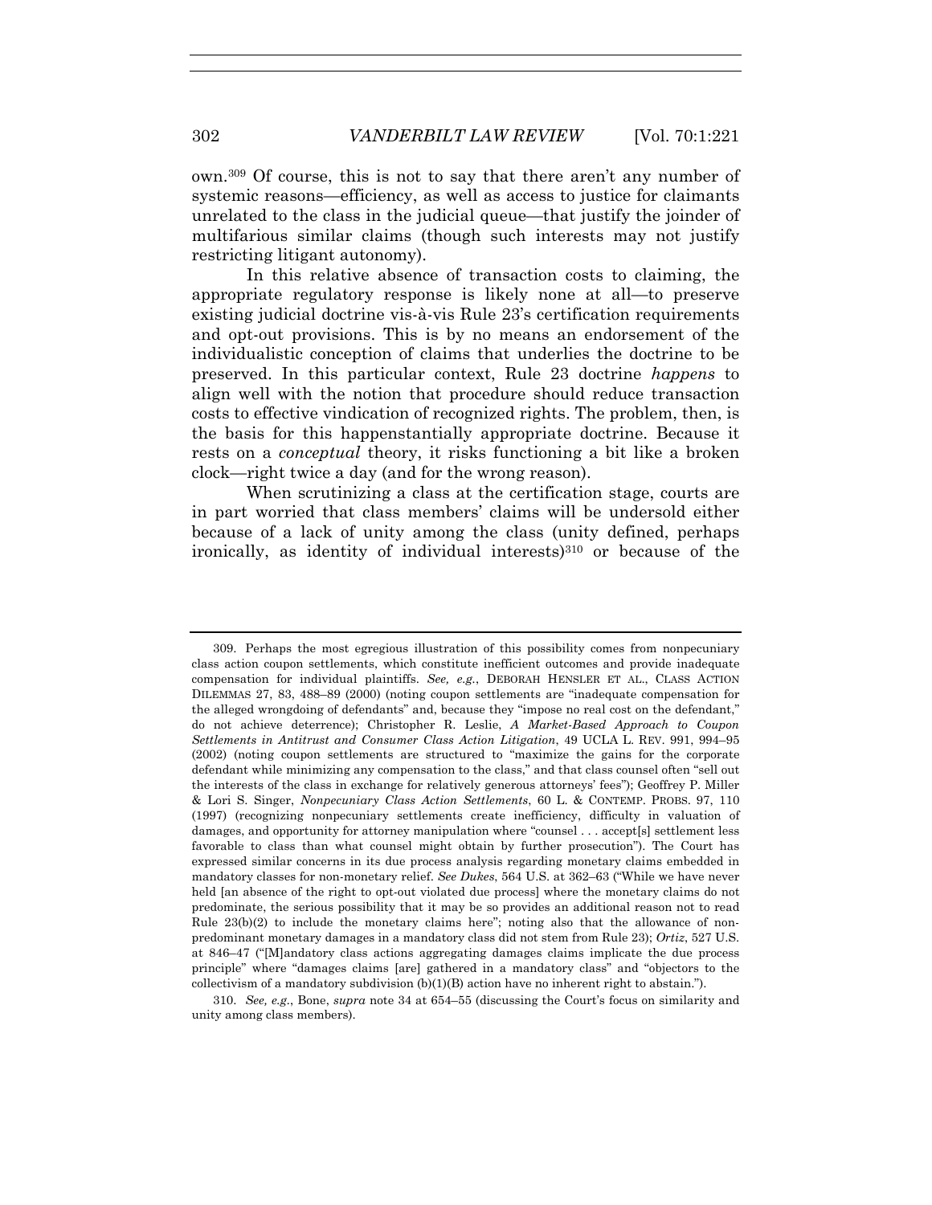own.[309] Of course, this is not to say that there aren't any number of systemic reasons—efficiency, as well as access to justice for claimants unrelated to the class in the judicial queue—that justify the joinder of multifarious similar claims (though such interests may not justify restricting litigant autonomy).

In this relative absence of transaction costs to claiming, the appropriate regulatory response is likely none at all—to preserve existing judicial doctrine vis-à-vis Rule 23's certification requirements and opt-out provisions. This is by no means an endorsement of the individualistic conception of claims that underlies the doctrine to be preserved. In this particular context, Rule 23 doctrine *happens* to align well with the notion that procedure should reduce transaction costs to effective vindication of recognized rights. The problem, then, is the basis for this happenstantially appropriate doctrine. Because it rests on a *conceptual* theory, it risks functioning a bit like a broken clock—right twice a day (and for the wrong reason).

When scrutinizing a class at the certification stage, courts are in part worried that class members' claims will be undersold either because of a lack of unity among the class (unity defined, perhaps ironically, as identity of individual interests)[310] or because of the

---

309. Perhaps the most egregious illustration of this possibility comes from nonpecuniary class action coupon settlements, which constitute inefficient outcomes and provide inadequate compensation for individual plaintiffs. *See, e.g.*, DEBORAH HENSLER ET AL., CLASS ACTION DILEMMAS 27, 83, 488–89 (2000) (noting coupon settlements are "inadequate compensation for the alleged wrongdoing of defendants" and, because they "impose no real cost on the defendant," do not achieve deterrence); Christopher R. Leslie, *A Market-Based Approach to Coupon Settlements in Antitrust and Consumer Class Action Litigation*, 49 UCLA L. REV. 991, 994–95 (2002) (noting coupon settlements are structured to "maximize the gains for the corporate defendant while minimizing any compensation to the class," and that class counsel often "sell out the interests of the class in exchange for relatively generous attorneys' fees"); Geoffrey P. Miller & Lori S. Singer, *Nonpecuniary Class Action Settlements*, 60 L. & CONTEMP. PROBS. 97, 110 (1997) (recognizing nonpecuniary settlements create inefficiency, difficulty in valuation of damages, and opportunity for attorney manipulation where "counsel . . . accept[s] settlement less favorable to class than what counsel might obtain by further prosecution"). The Court has expressed similar concerns in its due process analysis regarding monetary claims embedded in mandatory classes for non-monetary relief. *See Dukes*, 564 U.S. at 362–63 ("While we have never held [an absence of the right to opt-out violated due process] where the monetary claims do not predominate, the serious possibility that it may be so provides an additional reason not to read Rule 23(b)(2) to include the monetary claims here"; noting also that the allowance of non-predominant monetary damages in a mandatory class did not stem from Rule 23); *Ortiz*, 527 U.S. at 846–47 ("[M]andatory class actions aggregating damages claims implicate the due process principle" where "damages claims [are] gathered in a mandatory class" and "objectors to the collectivism of a mandatory subdivision (b)(1)(B) action have no inherent right to abstain.").

310. *See, e.g.*, Bone, *supra* note 34 at 654–55 (discussing the Court's focus on similarity and unity among class members).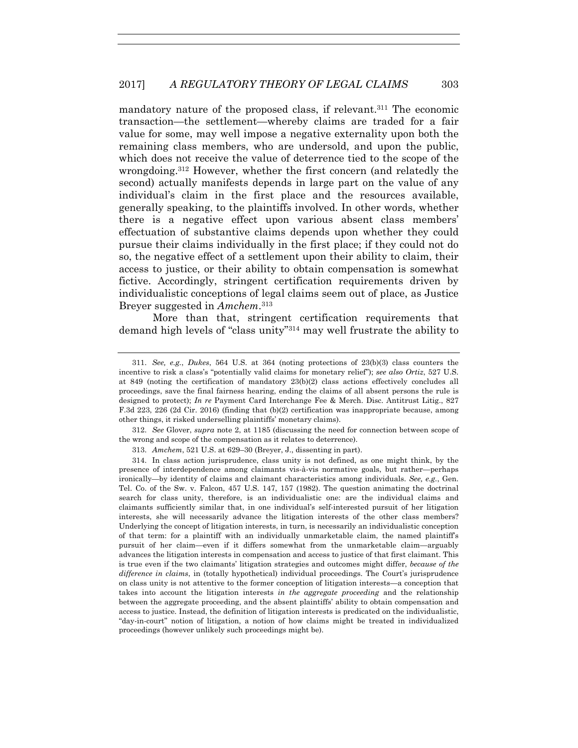mandatory nature of the proposed class, if relevant.[311] The economic transaction—the settlement—whereby claims are traded for a fair value for some, may well impose a negative externality upon both the remaining class members, who are undersold, and upon the public, which does not receive the value of deterrence tied to the scope of the wrongdoing.[312] However, whether the first concern (and relatedly the second) actually manifests depends in large part on the value of any individual's claim in the first place and the resources available, generally speaking, to the plaintiffs involved. In other words, whether there is a negative effect upon various absent class members' effectuation of substantive claims depends upon whether they could pursue their claims individually in the first place; if they could not do so, the negative effect of a settlement upon their ability to claim, their access to justice, or their ability to obtain compensation is somewhat fictive. Accordingly, stringent certification requirements driven by individualistic conceptions of legal claims seem out of place, as Justice Breyer suggested in *Amchem*.[313]

More than that, stringent certification requirements that demand high levels of "class unity"[314] may well frustrate the ability to

---

311. *See, e.g.*, *Dukes*, 564 U.S. at 364 (noting protections of 23(b)(3) class counters the incentive to risk a class's "potentially valid claims for monetary relief"); *see also Ortiz*, 527 U.S. at 849 (noting the certification of mandatory 23(b)(2) class actions effectively concludes all proceedings, save the final fairness hearing, ending the claims of all absent persons the rule is designed to protect); *In re* Payment Card Interchange Fee & Merch. Disc. Antitrust Litig., 827 F.3d 223, 226 (2d Cir. 2016) (finding that (b)(2) certification was inappropriate because, among other things, it risked underselling plaintiffs' monetary claims).

312. *See* Glover, *supra* note 2, at 1185 (discussing the need for connection between scope of the wrong and scope of the compensation as it relates to deterrence).

313. *Amchem*, 521 U.S. at 629–30 (Breyer, J., dissenting in part).

314. In class action jurisprudence, class unity is not defined, as one might think, by the presence of interdependence among claimants vis-à-vis normative goals, but rather—perhaps ironically—by identity of claims and claimant characteristics among individuals. *See, e.g.*, Gen. Tel. Co. of the Sw. v. Falcon, 457 U.S. 147, 157 (1982). The question animating the doctrinal search for class unity, therefore, is an individualistic one: are the individual claims and claimants sufficiently similar that, in one individual's self-interested pursuit of her litigation interests, she will necessarily advance the litigation interests of the other class members? Underlying the concept of litigation interests, in turn, is necessarily an individualistic conception of that term: for a plaintiff with an individually unmarketable claim, the named plaintiff's pursuit of her claim—even if it differs somewhat from the unmarketable claim—arguably advances the litigation interests in compensation and access to justice of that first claimant. This is true even if the two claimants' litigation strategies and outcomes might differ, *because of the difference in claims*, in (totally hypothetical) individual proceedings. The Court's jurisprudence on class unity is not attentive to the former conception of litigation interests—a conception that takes into account the litigation interests *in the aggregate proceeding* and the relationship between the aggregate proceeding, and the absent plaintiffs' ability to obtain compensation and access to justice. Instead, the definition of litigation interests is predicated on the individualistic, "day-in-court" notion of litigation, a notion of how claims might be treated in individualized proceedings (however unlikely such proceedings might be).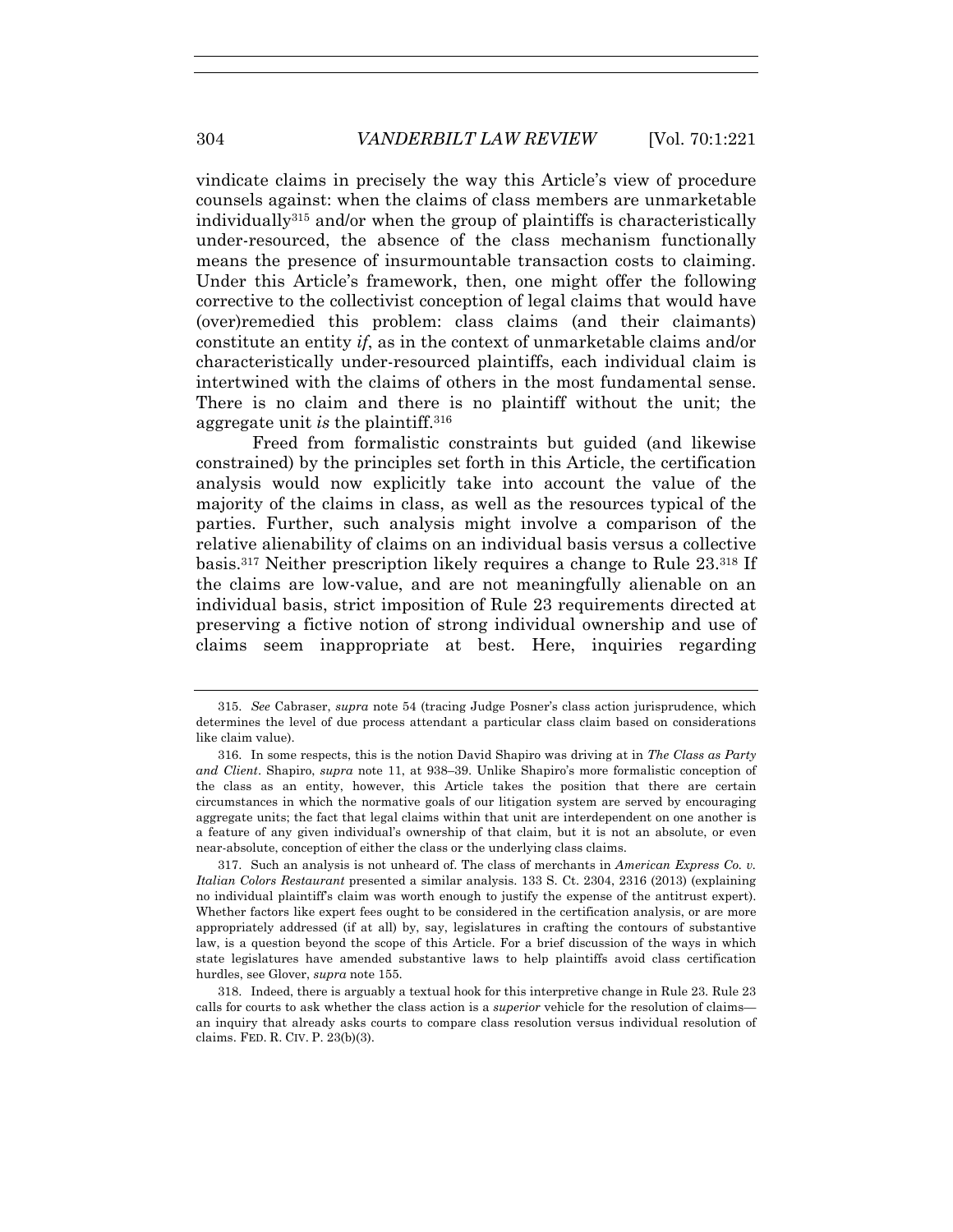vindicate claims in precisely the way this Article's view of procedure counsels against: when the claims of class members are unmarketable individually[315] and/or when the group of plaintiffs is characteristically under-resourced, the absence of the class mechanism functionally means the presence of insurmountable transaction costs to claiming. Under this Article's framework, then, one might offer the following corrective to the collectivist conception of legal claims that would have (over)remedied this problem: class claims (and their claimants) constitute an entity *if*, as in the context of unmarketable claims and/or characteristically under-resourced plaintiffs, each individual claim is intertwined with the claims of others in the most fundamental sense. There is no claim and there is no plaintiff without the unit; the aggregate unit *is* the plaintiff.[316]

Freed from formalistic constraints but guided (and likewise constrained) by the principles set forth in this Article, the certification analysis would now explicitly take into account the value of the majority of the claims in class, as well as the resources typical of the parties. Further, such analysis might involve a comparison of the relative alienability of claims on an individual basis versus a collective basis.[317] Neither prescription likely requires a change to Rule 23.[318] If the claims are low-value, and are not meaningfully alienable on an individual basis, strict imposition of Rule 23 requirements directed at preserving a fictive notion of strong individual ownership and use of claims seem inappropriate at best. Here, inquiries regarding

---

315. *See* Cabraser, *supra* note 54 (tracing Judge Posner's class action jurisprudence, which determines the level of due process attendant a particular class claim based on considerations like claim value).

316. In some respects, this is the notion David Shapiro was driving at in *The Class as Party and Client*. Shapiro, *supra* note 11, at 938–39. Unlike Shapiro's more formalistic conception of the class as an entity, however, this Article takes the position that there are certain circumstances in which the normative goals of our litigation system are served by encouraging aggregate units; the fact that legal claims within that unit are interdependent on one another is a feature of any given individual's ownership of that claim, but it is not an absolute, or even near-absolute, conception of either the class or the underlying class claims.

317. Such an analysis is not unheard of. The class of merchants in *American Express Co. v. Italian Colors Restaurant* presented a similar analysis. 133 S. Ct. 2304, 2316 (2013) (explaining no individual plaintiff's claim was worth enough to justify the expense of the antitrust expert). Whether factors like expert fees ought to be considered in the certification analysis, or are more appropriately addressed (if at all) by, say, legislatures in crafting the contours of substantive law, is a question beyond the scope of this Article. For a brief discussion of the ways in which state legislatures have amended substantive laws to help plaintiffs avoid class certification hurdles, see Glover, *supra* note 155.

318. Indeed, there is arguably a textual hook for this interpretive change in Rule 23. Rule 23 calls for courts to ask whether the class action is a *superior* vehicle for the resolution of claims—an inquiry that already asks courts to compare class resolution versus individual resolution of claims. FED. R. CIV. P. 23(b)(3).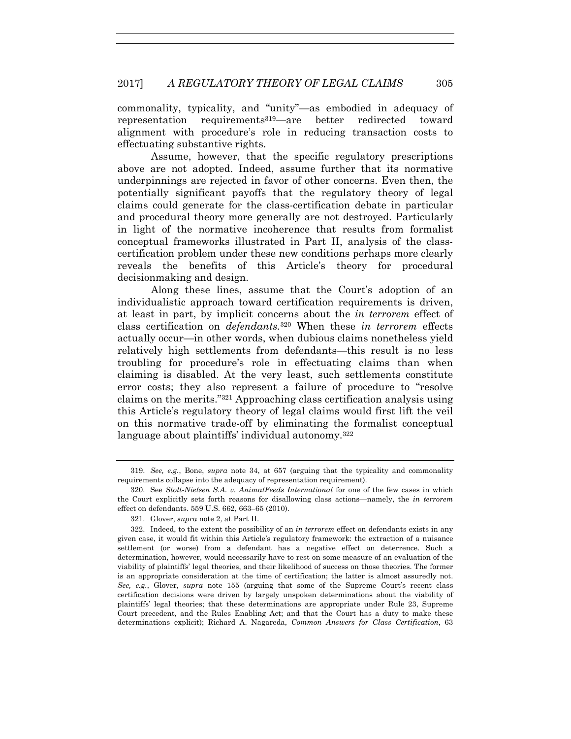commonality, typicality, and "unity"—as embodied in adequacy of representation requirements[319]—are better redirected toward alignment with procedure's role in reducing transaction costs to effectuating substantive rights.

Assume, however, that the specific regulatory prescriptions above are not adopted. Indeed, assume further that its normative underpinnings are rejected in favor of other concerns. Even then, the potentially significant payoffs that the regulatory theory of legal claims could generate for the class-certification debate in particular and procedural theory more generally are not destroyed. Particularly in light of the normative incoherence that results from formalist conceptual frameworks illustrated in Part II, analysis of the class-certification problem under these new conditions perhaps more clearly reveals the benefits of this Article's theory for procedural decisionmaking and design.

Along these lines, assume that the Court's adoption of an individualistic approach toward certification requirements is driven, at least in part, by implicit concerns about the *in terrorem* effect of class certification on *defendants*.[320] When these *in terrorem* effects actually occur—in other words, when dubious claims nonetheless yield relatively high settlements from defendants—this result is no less troubling for procedure's role in effectuating claims than when claiming is disabled. At the very least, such settlements constitute error costs; they also represent a failure of procedure to "resolve claims on the merits."[321] Approaching class certification analysis using this Article's regulatory theory of legal claims would first lift the veil on this normative trade-off by eliminating the formalist conceptual language about plaintiffs' individual autonomy.[322]

---

319. *See, e.g.*, Bone, *supra* note 34, at 657 (arguing that the typicality and commonality requirements collapse into the adequacy of representation requirement).

320. See *Stolt-Nielsen S.A. v. AnimalFeeds International* for one of the few cases in which the Court explicitly sets forth reasons for disallowing class actions—namely, the *in terrorem* effect on defendants. 559 U.S. 662, 663–65 (2010).

321. Glover, *supra* note 2, at Part II.

322. Indeed, to the extent the possibility of an *in terrorem* effect on defendants exists in any given case, it would fit within this Article's regulatory framework: the extraction of a nuisance settlement (or worse) from a defendant has a negative effect on deterrence. Such a determination, however, would necessarily have to rest on some measure of an evaluation of the viability of plaintiffs' legal theories, and their likelihood of success on those theories. The former is an appropriate consideration at the time of certification; the latter is almost assuredly not. *See, e.g.*, Glover, *supra* note 155 (arguing that some of the Supreme Court's recent class certification decisions were driven by largely unspoken determinations about the viability of plaintiffs' legal theories; that these determinations are appropriate under Rule 23, Supreme Court precedent, and the Rules Enabling Act; and that the Court has a duty to make these determinations explicit); Richard A. Nagareda, *Common Answers for Class Certification*, 63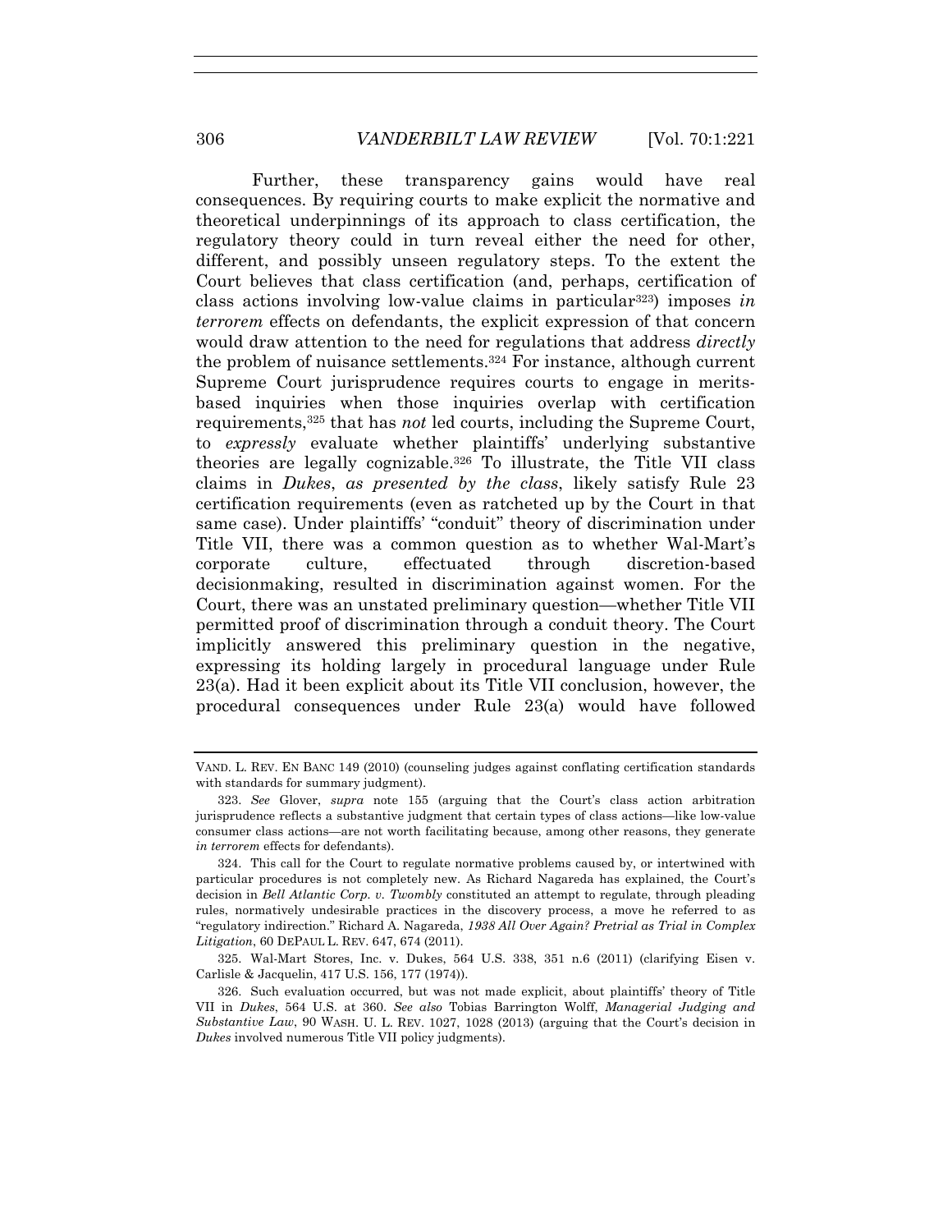Further, these transparency gains would have real consequences. By requiring courts to make explicit the normative and theoretical underpinnings of its approach to class certification, the regulatory theory could in turn reveal either the need for other, different, and possibly unseen regulatory steps. To the extent the Court believes that class certification (and, perhaps, certification of class actions involving low-value claims in particular[323]) imposes *in terrorem* effects on defendants, the explicit expression of that concern would draw attention to the need for regulations that address *directly* the problem of nuisance settlements.[324] For instance, although current Supreme Court jurisprudence requires courts to engage in merits-based inquiries when those inquiries overlap with certification requirements,[325] that has *not* led courts, including the Supreme Court, to *expressly* evaluate whether plaintiffs' underlying substantive theories are legally cognizable.[326] To illustrate, the Title VII class claims in *Dukes*, *as presented by the class*, likely satisfy Rule 23 certification requirements (even as ratcheted up by the Court in that same case). Under plaintiffs' "conduit" theory of discrimination under Title VII, there was a common question as to whether Wal-Mart's corporate culture, effectuated through discretion-based decisionmaking, resulted in discrimination against women. For the Court, there was an unstated preliminary question—whether Title VII permitted proof of discrimination through a conduit theory. The Court implicitly answered this preliminary question in the negative, expressing its holding largely in procedural language under Rule 23(a). Had it been explicit about its Title VII conclusion, however, the procedural consequences under Rule 23(a) would have followed

---

VAND. L. REV. EN BANC 149 (2010) (counseling judges against conflating certification standards with standards for summary judgment).

323. *See* Glover, *supra* note 155 (arguing that the Court's class action arbitration jurisprudence reflects a substantive judgment that certain types of class actions—like low-value consumer class actions—are not worth facilitating because, among other reasons, they generate *in terrorem* effects for defendants).

324. This call for the Court to regulate normative problems caused by, or intertwined with particular procedures is not completely new. As Richard Nagareda has explained, the Court's decision in *Bell Atlantic Corp. v. Twombly* constituted an attempt to regulate, through pleading rules, normatively undesirable practices in the discovery process, a move he referred to as "regulatory indirection." Richard A. Nagareda, *1938 All Over Again? Pretrial as Trial in Complex Litigation*, 60 DEPAUL L. REV. 647, 674 (2011).

325. Wal-Mart Stores, Inc. v. Dukes, 564 U.S. 338, 351 n.6 (2011) (clarifying Eisen v. Carlisle & Jacquelin, 417 U.S. 156, 177 (1974)).

326. Such evaluation occurred, but was not made explicit, about plaintiffs' theory of Title VII in *Dukes*, 564 U.S. at 360. *See also* Tobias Barrington Wolff, *Managerial Judging and Substantive Law*, 90 WASH. U. L. REV. 1027, 1028 (2013) (arguing that the Court's decision in *Dukes* involved numerous Title VII policy judgments).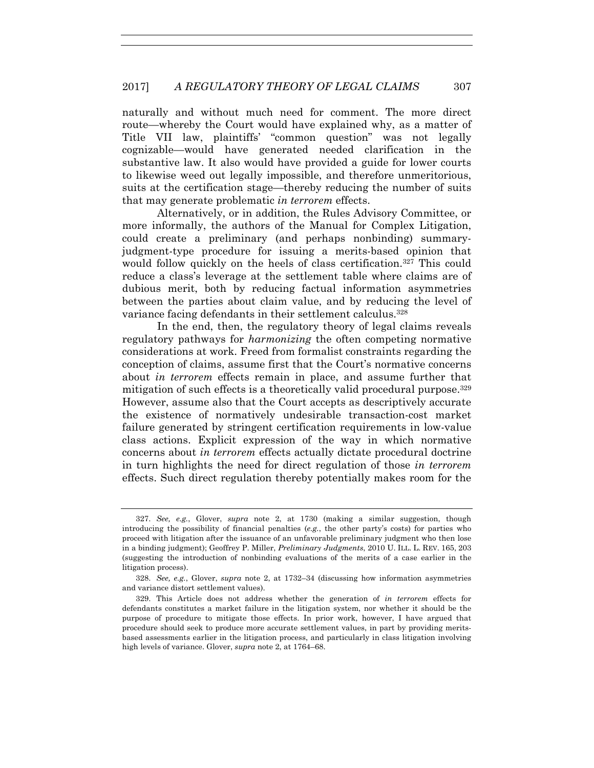naturally and without much need for comment. The more direct route—whereby the Court would have explained why, as a matter of Title VII law, plaintiffs' "common question" was not legally cognizable—would have generated needed clarification in the substantive law. It also would have provided a guide for lower courts to likewise weed out legally impossible, and therefore unmeritorious, suits at the certification stage—thereby reducing the number of suits that may generate problematic *in terrorem* effects.

Alternatively, or in addition, the Rules Advisory Committee, or more informally, the authors of the Manual for Complex Litigation, could create a preliminary (and perhaps nonbinding) summary-judgment-type procedure for issuing a merits-based opinion that would follow quickly on the heels of class certification.[327] This could reduce a class's leverage at the settlement table where claims are of dubious merit, both by reducing factual information asymmetries between the parties about claim value, and by reducing the level of variance facing defendants in their settlement calculus.[328]

In the end, then, the regulatory theory of legal claims reveals regulatory pathways for *harmonizing* the often competing normative considerations at work. Freed from formalist constraints regarding the conception of claims, assume first that the Court's normative concerns about *in terrorem* effects remain in place, and assume further that mitigation of such effects is a theoretically valid procedural purpose.[329] However, assume also that the Court accepts as descriptively accurate the existence of normatively undesirable transaction-cost market failure generated by stringent certification requirements in low-value class actions. Explicit expression of the way in which normative concerns about *in terrorem* effects actually dictate procedural doctrine in turn highlights the need for direct regulation of those *in terrorem* effects. Such direct regulation thereby potentially makes room for the

---

327. *See, e.g.*, Glover, *supra* note 2, at 1730 (making a similar suggestion, though introducing the possibility of financial penalties (*e.g.*, the other party's costs) for parties who proceed with litigation after the issuance of an unfavorable preliminary judgment who then lose in a binding judgment); Geoffrey P. Miller, *Preliminary Judgments*, 2010 U. ILL. L. REV. 165, 203 (suggesting the introduction of nonbinding evaluations of the merits of a case earlier in the litigation process).

328. *See, e.g.*, Glover, *supra* note 2, at 1732–34 (discussing how information asymmetries and variance distort settlement values).

329. This Article does not address whether the generation of *in terrorem* effects for defendants constitutes a market failure in the litigation system, nor whether it should be the purpose of procedure to mitigate those effects. In prior work, however, I have argued that procedure should seek to produce more accurate settlement values, in part by providing merits-based assessments earlier in the litigation process, and particularly in class litigation involving high levels of variance. Glover, *supra* note 2, at 1764–68.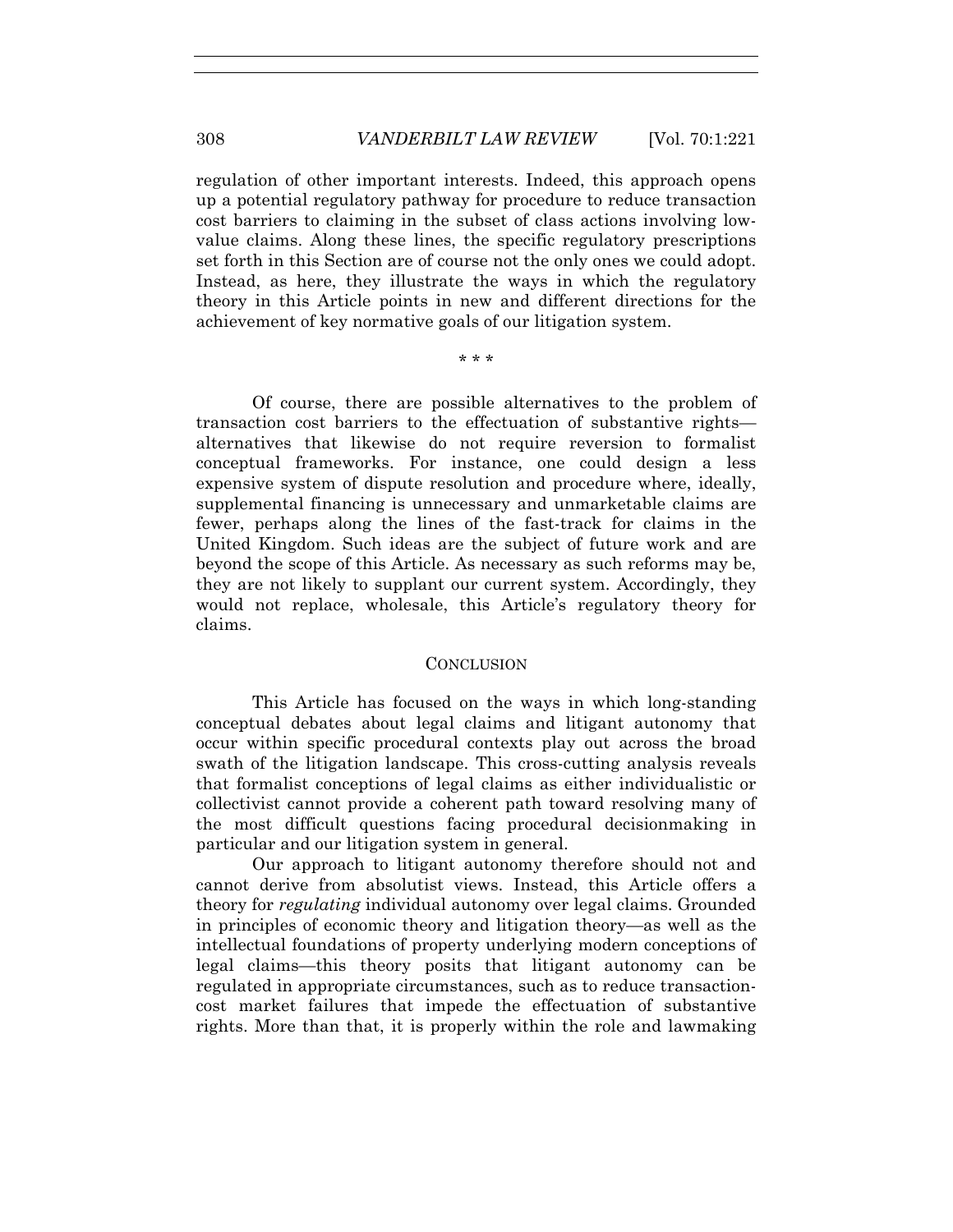regulation of other important interests. Indeed, this approach opens up a potential regulatory pathway for procedure to reduce transaction cost barriers to claiming in the subset of class actions involving low-value claims. Along these lines, the specific regulatory prescriptions set forth in this Section are of course not the only ones we could adopt. Instead, as here, they illustrate the ways in which the regulatory theory in this Article points in new and different directions for the achievement of key normative goals of our litigation system.

\* \* \*

Of course, there are possible alternatives to the problem of transaction cost barriers to the effectuation of substantive rights—alternatives that likewise do not require reversion to formalist conceptual frameworks. For instance, one could design a less expensive system of dispute resolution and procedure where, ideally, supplemental financing is unnecessary and unmarketable claims are fewer, perhaps along the lines of the fast-track for claims in the United Kingdom. Such ideas are the subject of future work and are beyond the scope of this Article. As necessary as such reforms may be, they are not likely to supplant our current system. Accordingly, they would not replace, wholesale, this Article's regulatory theory for claims.

## CONCLUSION

This Article has focused on the ways in which long-standing conceptual debates about legal claims and litigant autonomy that occur within specific procedural contexts play out across the broad swath of the litigation landscape. This cross-cutting analysis reveals that formalist conceptions of legal claims as either individualistic or collectivist cannot provide a coherent path toward resolving many of the most difficult questions facing procedural decisionmaking in particular and our litigation system in general.

Our approach to litigant autonomy therefore should not and cannot derive from absolutist views. Instead, this Article offers a theory for *regulating* individual autonomy over legal claims. Grounded in principles of economic theory and litigation theory—as well as the intellectual foundations of property underlying modern conceptions of legal claims—this theory posits that litigant autonomy can be regulated in appropriate circumstances, such as to reduce transaction-cost market failures that impede the effectuation of substantive rights. More than that, it is properly within the role and lawmaking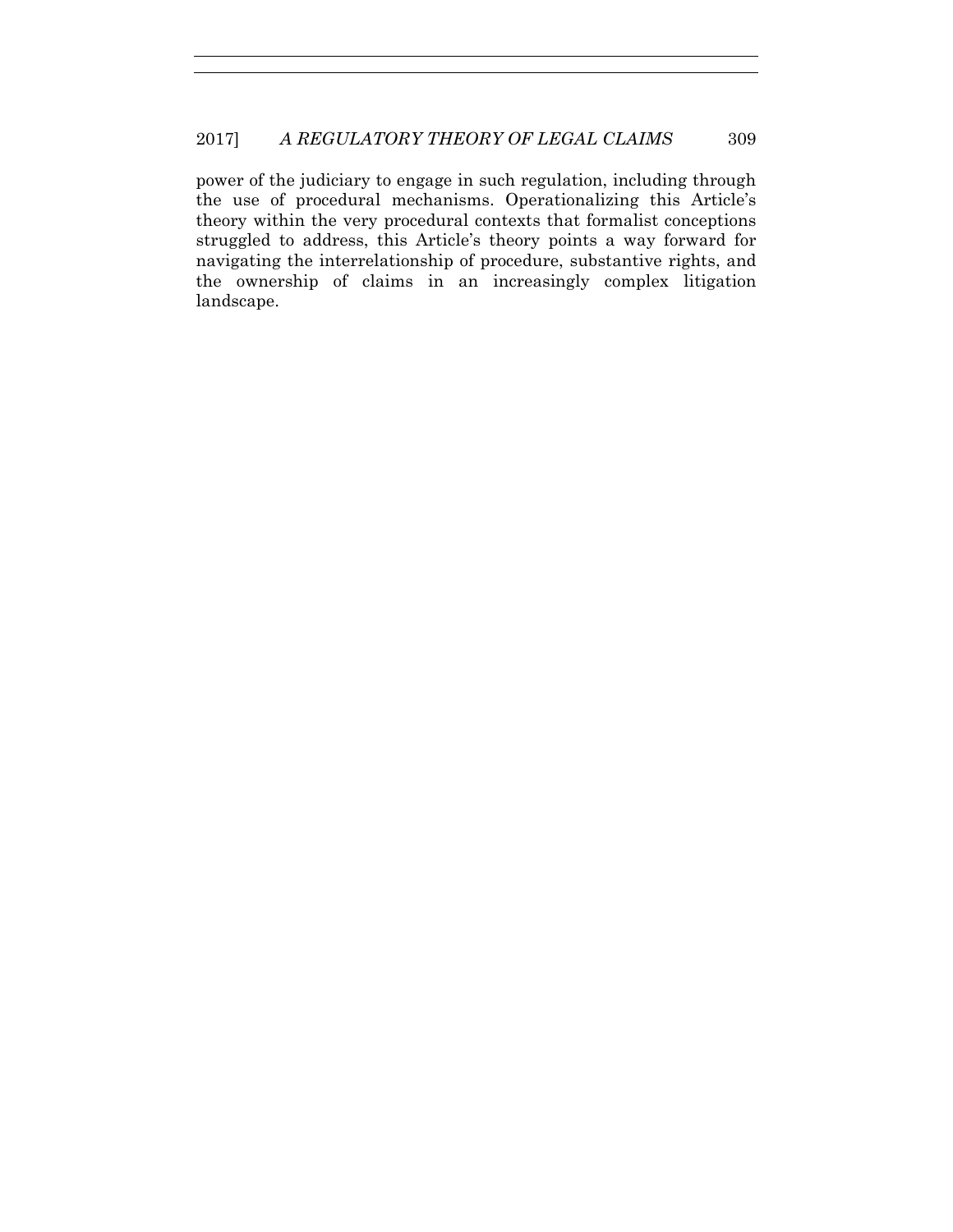power of the judiciary to engage in such regulation, including through the use of procedural mechanisms. Operationalizing this Article's theory within the very procedural contexts that formalist conceptions struggled to address, this Article's theory points a way forward for navigating the interrelationship of procedure, substantive rights, and the ownership of claims in an increasingly complex litigation landscape.